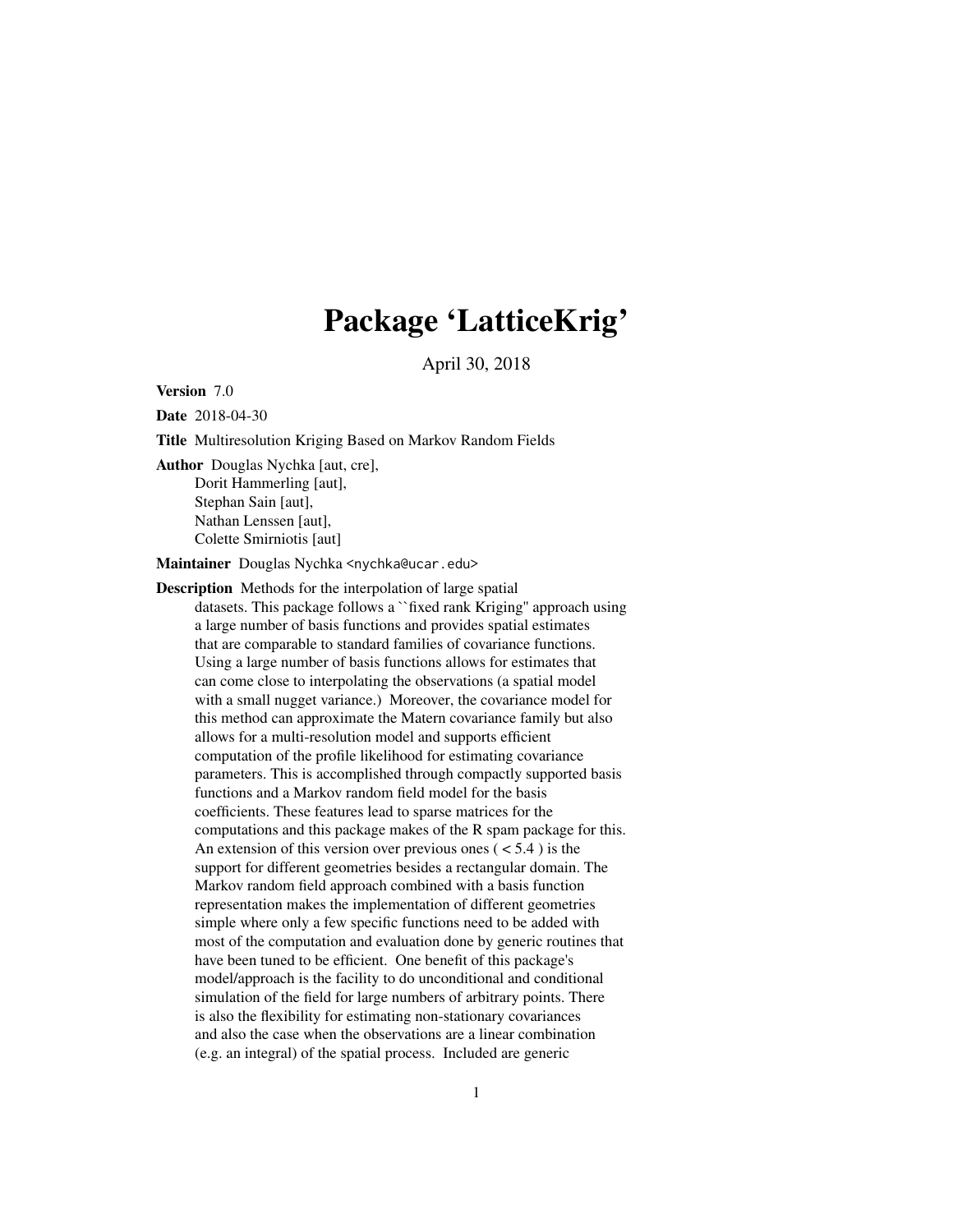# Package 'LatticeKrig'

April 30, 2018

**Version** 7.0

**Date** 2018-04-30

**Title** Multiresolution Kriging Based on Markov Random Fields

**Author** Douglas Nychka [aut, cre], Dorit Hammerling [aut], Stephan Sain [aut], Nathan Lenssen [aut], Colette Smirniotis [aut]

**Maintainer** Douglas Nychka <nychka@ucar.edu>

**Description** Methods for the interpolation of large spatial datasets. This package follows a ``fixed rank Kriging'' approach using a large number of basis functions and provides spatial estimates that are comparable to standard families of covariance functions. Using a large number of basis functions allows for estimates that can come close to interpolating the observations (a spatial model with a small nugget variance.) Moreover, the covariance model for this method can approximate the Matern covariance family but also allows for a multi-resolution model and supports efficient computation of the profile likelihood for estimating covariance parameters. This is accomplished through compactly supported basis functions and a Markov random field model for the basis coefficients. These features lead to sparse matrices for the computations and this package makes of the R spam package for this. An extension of this version over previous ones ( < 5.4 ) is the support for different geometries besides a rectangular domain. The Markov random field approach combined with a basis function representation makes the implementation of different geometries simple where only a few specific functions need to be added with most of the computation and evaluation done by generic routines that have been tuned to be efficient. One benefit of this package's model/approach is the facility to do unconditional and conditional simulation of the field for large numbers of arbitrary points. There is also the flexibility for estimating non-stationary covariances and also the case when the observations are a linear combination (e.g. an integral) of the spatial process. Included are generic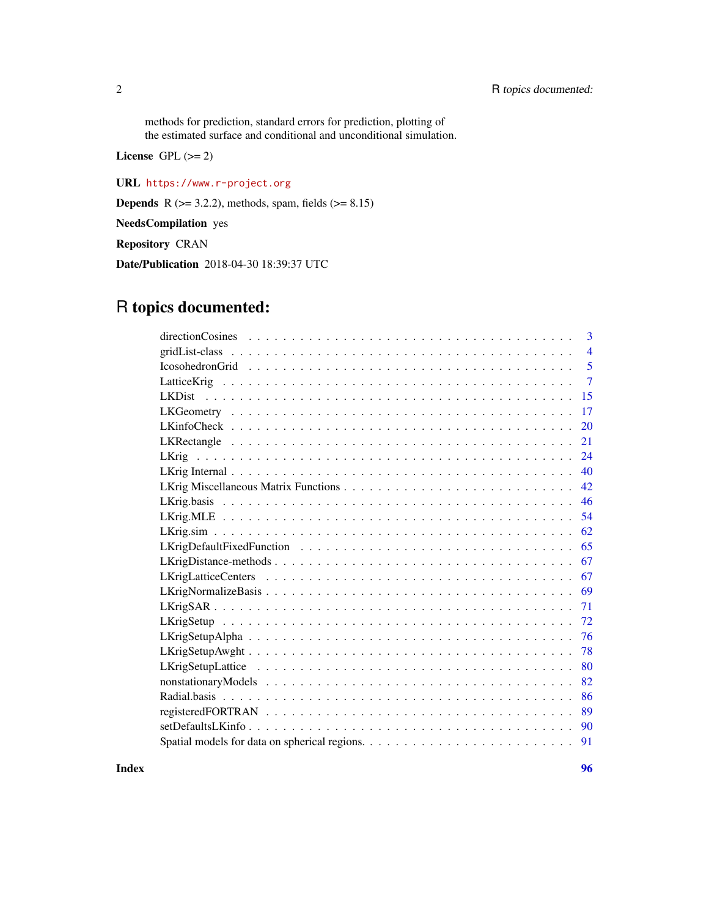methods for prediction, standard errors for prediction, plotting of the estimated surface and conditional and unconditional simulation.

**License** GPL (>= 2)

**URL** https://www.r-project.org

**Depends** R (>= 3.2.2), methods, spam, fields (>= 8.15)

**NeedsCompilation** yes

**Repository** CRAN

**Date/Publication** 2018-04-30 18:39:37 UTC

# R topics documented:

| | |
|---|---|
| directionCosines | 3 |
| gridList-class | 4 |
| IcosohedronGrid | 5 |
| LatticeKrig | 7 |
| LKDist | 15 |
| LKGeometry | 17 |
| LKinfoCheck | 20 |
| LKRectangle | 21 |
| LKrig | 24 |
| LKrig Internal | 40 |
| LKrig Miscellaneous Matrix Functions | 42 |
| LKrig.basis | 46 |
| LKrig.MLE | 54 |
| LKrig.sim | 62 |
| LKrigDefaultFixedFunction | 65 |
| LKrigDistance-methods | 67 |
| LKrigLatticeCenters | 67 |
| LKrigNormalizeBasis | 69 |
| LKrigSAR | 71 |
| LKrigSetup | 72 |
| LKrigSetupAlpha | 76 |
| LKrigSetupAwght | 78 |
| LKrigSetupLattice | 80 |
| nonstationaryModels | 82 |
| Radial.basis | 86 |
| registeredFORTRAN | 89 |
| setDefaultsLKinfo | 90 |
| Spatial models for data on spherical regions. | 91 |
| **Index** | **96** |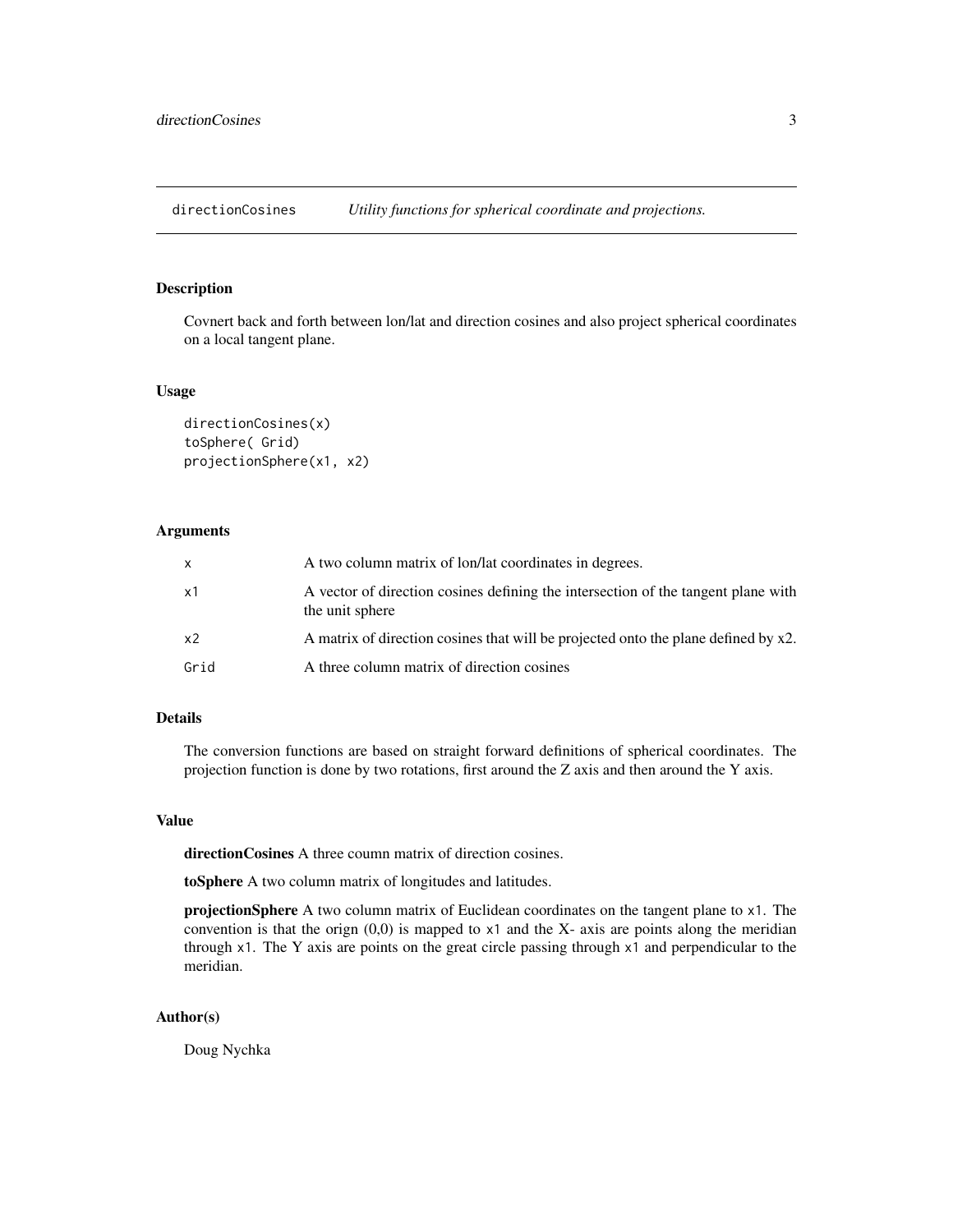## directionCosines — *Utility functions for spherical coordinate and projections.*

### Description

Covnert back and forth between lon/lat and direction cosines and also project spherical coordinates on a local tangent plane.

### Usage

```
directionCosines(x)
toSphere( Grid)
projectionSphere(x1, x2)
```

### Arguments

| | |
|---|---|
| `x` | A two column matrix of lon/lat coordinates in degrees. |
| `x1` | A vector of direction cosines defining the intersection of the tangent plane with the unit sphere |
| `x2` | A matrix of direction cosines that will be projected onto the plane defined by x2. |
| `Grid` | A three column matrix of direction cosines |

### Details

The conversion functions are based on straight forward definitions of spherical coordinates. The projection function is done by two rotations, first around the Z axis and then around the Y axis.

### Value

**directionCosines** A three coumn matrix of direction cosines.

**toSphere** A two column matrix of longitudes and latitudes.

**projectionSphere** A two column matrix of Euclidean coordinates on the tangent plane to `x1`. The convention is that the orign (0,0) is mapped to `x1` and the X- axis are points along the meridian through `x1`. The Y axis are points on the great circle passing through `x1` and perpendicular to the meridian.

### Author(s)

Doug Nychka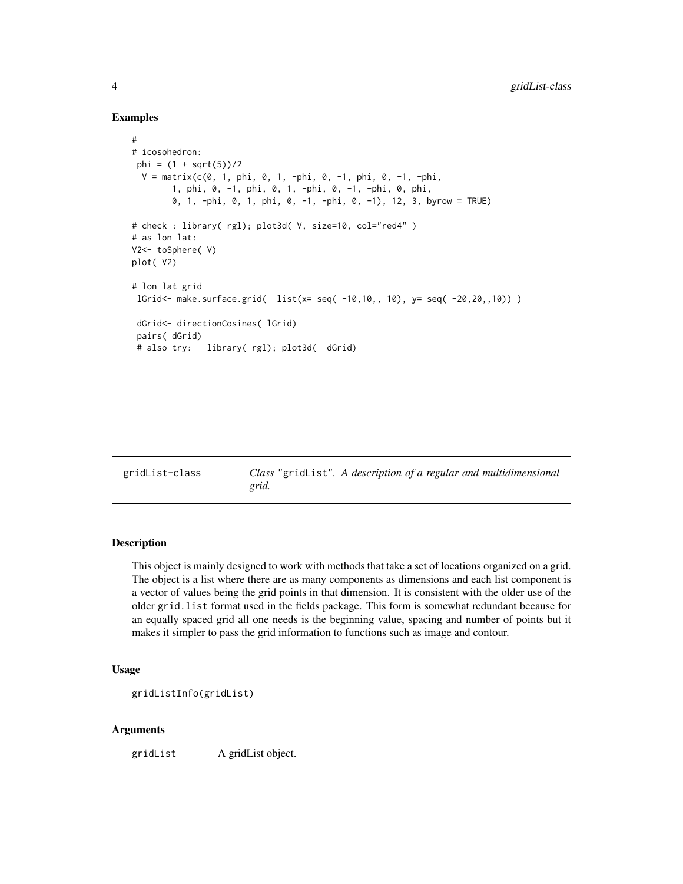### Examples

```
#
# icosohedron:
 phi = (1 + sqrt(5))/2
  V = matrix(c(0, 1, phi, 0, 1, -phi, 0, -1, phi, 0, -1, -phi,
        1, phi, 0, -1, phi, 0, 1, -phi, 0, -1, -phi, 0, phi,
        0, 1, -phi, 0, 1, phi, 0, -1, -phi, 0, -1), 12, 3, byrow = TRUE)

# check : library( rgl); plot3d( V, size=10, col="red4" )
# as lon lat:
V2<- toSphere( V)
plot( V2)

# lon lat grid
 lGrid<- make.surface.grid(  list(x= seq( -10,10,, 10), y= seq( -20,20,,10)) )

 dGrid<- directionCosines( lGrid)
 pairs( dGrid)
 # also try:   library( rgl); plot3d(  dGrid)
```

---

## gridList-class    *Class* "gridList". *A description of a regular and multidimensional grid.*

### Description

This object is mainly designed to work with methods that take a set of locations organized on a grid. The object is a list where there are as many components as dimensions and each list component is a vector of values being the grid points in that dimension. It is consistent with the older use of the older `grid.list` format used in the fields package. This form is somewhat redundant because for an equally spaced grid all one needs is the beginning value, spacing and number of points but it makes it simpler to pass the grid information to functions such as image and contour.

### Usage

```
gridListInfo(gridList)
```

### Arguments

| | |
|---|---|
| `gridList` | A gridList object. |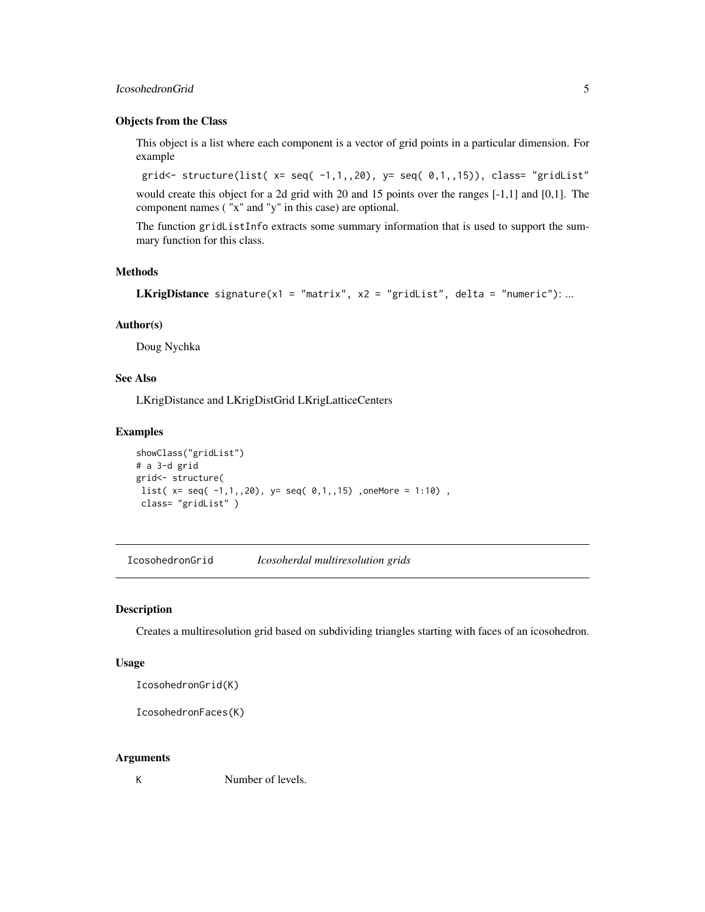### Objects from the Class

This object is a list where each component is a vector of grid points in a particular dimension. For example

```
grid<- structure(list( x= seq( -1,1,,20), y= seq( 0,1,,15)), class= "gridList"
```

would create this object for a 2d grid with 20 and 15 points over the ranges [-1,1] and [0,1]. The component names ( "x" and "y" in this case) are optional.

The function `gridListInfo` extracts some summary information that is used to support the summary function for this class.

### Methods

**LKrigDistance** `signature(x1 = "matrix", x2 = "gridList", delta = "numeric")`: ...

### Author(s)

Doug Nychka

### See Also

LKrigDistance and LKrigDistGrid LKrigLatticeCenters

### Examples

```
showClass("gridList")
# a 3-d grid
grid<- structure(
 list( x= seq( -1,1,,20), y= seq( 0,1,,15) ,oneMore = 1:10) ,
 class= "gridList" )
```

---

## IcosohedronGrid    *Icosoherdal multiresolution grids*

### Description

Creates a multiresolution grid based on subdividing triangles starting with faces of an icosohedron.

### Usage

```
IcosohedronGrid(K)

IcosohedronFaces(K)
```

### Arguments

| | |
|---|---|
| `K` | Number of levels. |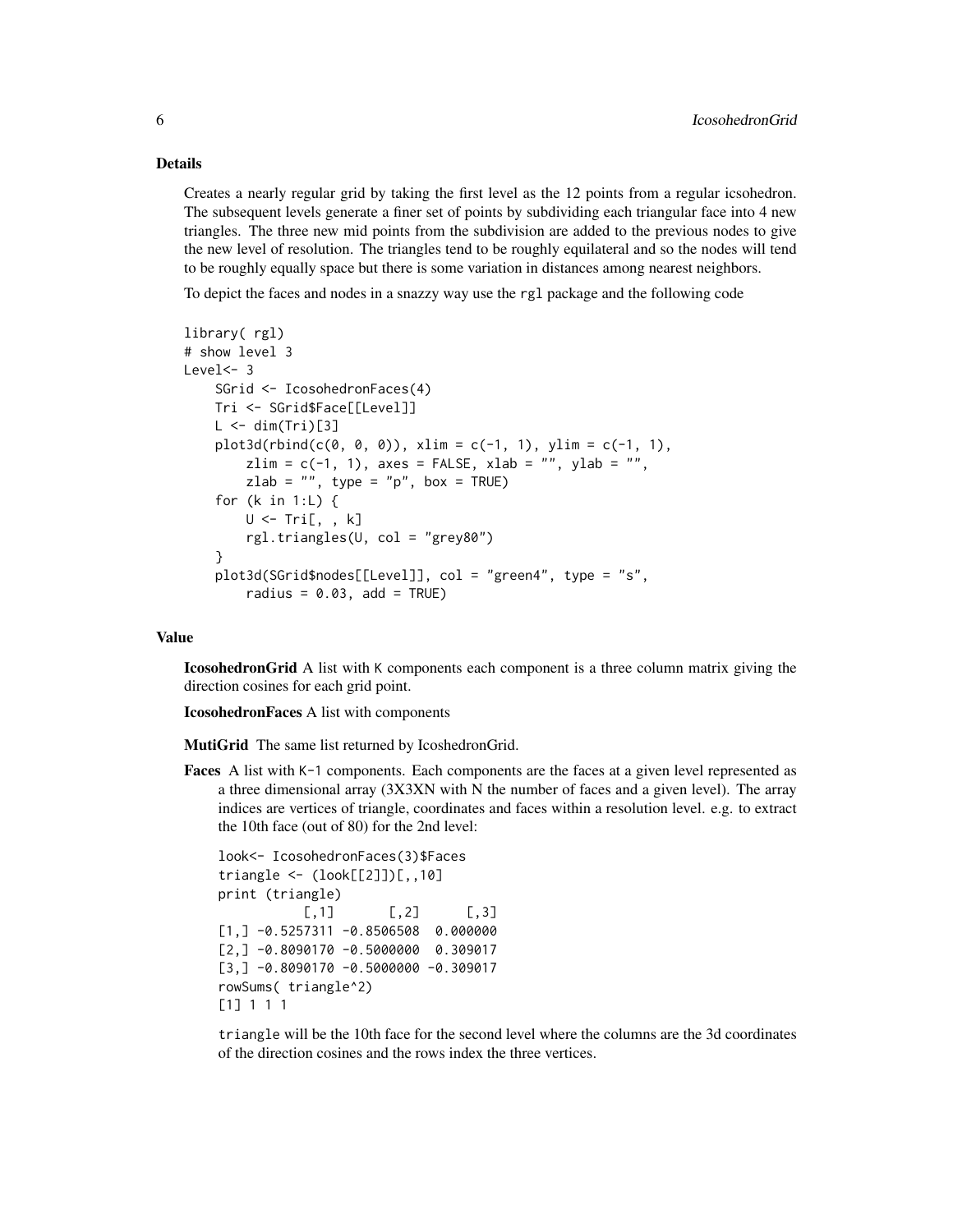## Details

Creates a nearly regular grid by taking the first level as the 12 points from a regular icsohedron. The subsequent levels generate a finer set of points by subdividing each triangular face into 4 new triangles. The three new mid points from the subdivision are added to the previous nodes to give the new level of resolution. The triangles tend to be roughly equilateral and so the nodes will tend to be roughly equally space but there is some variation in distances among nearest neighbors.

To depict the faces and nodes in a snazzy way use the `rgl` package and the following code

```
library( rgl)
# show level 3
Level<- 3
    SGrid <- IcosohedronFaces(4)
    Tri <- SGrid$Face[[Level]]
    L <- dim(Tri)[3]
    plot3d(rbind(c(0, 0, 0)), xlim = c(-1, 1), ylim = c(-1, 1),
        zlim = c(-1, 1), axes = FALSE, xlab = "", ylab = "",
        zlab = "", type = "p", box = TRUE)
    for (k in 1:L) {
        U <- Tri[, , k]
        rgl.triangles(U, col = "grey80")
    }
    plot3d(SGrid$nodes[[Level]], col = "green4", type = "s",
        radius = 0.03, add = TRUE)
```

## Value

**IcosohedronGrid** A list with `K` components each component is a three column matrix giving the direction cosines for each grid point.

**IcosohedronFaces** A list with components

**MutiGrid** The same list returned by IcoshedronGrid.

**Faces** A list with `K-1` components. Each components are the faces at a given level represented as a three dimensional array (3X3XN with N the number of faces and a given level). The array indices are vertices of triangle, coordinates and faces within a resolution level. e.g. to extract the 10th face (out of 80) for the 2nd level:

```
look<- IcosohedronFaces(3)$Faces
triangle <- (look[[2]])[,,10]
print (triangle)
           [,1]       [,2]      [,3]
[1,] -0.5257311 -0.8506508  0.000000
[2,] -0.8090170 -0.5000000  0.309017
[3,] -0.8090170 -0.5000000 -0.309017
rowSums( triangle^2)
[1] 1 1 1
```

`triangle` will be the 10th face for the second level where the columns are the 3d coordinates of the direction cosines and the rows index the three vertices.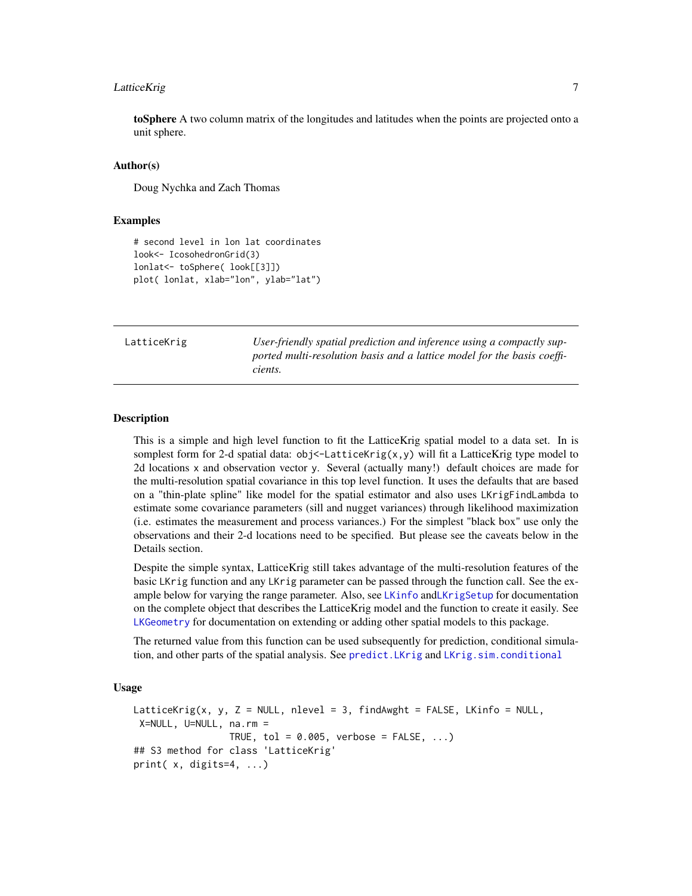**toSphere** A two column matrix of the longitudes and latitudes when the points are projected onto a unit sphere.

### Author(s)

Doug Nychka and Zach Thomas

### Examples

```
# second level in lon lat coordinates
look<- IcosohedronGrid(3)
lonlat<- toSphere( look[[3]])
plot( lonlat, xlab="lon", ylab="lat")
```

---

## LatticeKrig

*User-friendly spatial prediction and inference using a compactly supported multi-resolution basis and a lattice model for the basis coefficients.*

---

### Description

This is a simple and high level function to fit the LatticeKrig spatial model to a data set. In is somplest form for 2-d spatial data: `obj<-LatticeKrig(x,y)` will fit a LatticeKrig type model to 2d locations `x` and observation vector `y`. Several (actually many!) default choices are made for the multi-resolution spatial covariance in this top level function. It uses the defaults that are based on a "thin-plate spline" like model for the spatial estimator and also uses `LKrigFindLambda` to estimate some covariance parameters (sill and nugget variances) through likelihood maximization (i.e. estimates the measurement and process variances.) For the simplest "black box" use only the observations and their 2-d locations need to be specified. But please see the caveats below in the Details section.

Despite the simple syntax, LatticeKrig still takes advantage of the multi-resolution features of the basic `LKrig` function and any `LKrig` parameter can be passed through the function call. See the example below for varying the range parameter. Also, see `LKinfo` and`LKrigSetup` for documentation on the complete object that describes the LatticeKrig model and the function to create it easily. See `LKGeometry` for documentation on extending or adding other spatial models to this package.

The returned value from this function can be used subsequently for prediction, conditional simulation, and other parts of the spatial analysis. See `predict.LKrig` and `LKrig.sim.conditional`

### Usage

```
LatticeKrig(x, y, Z = NULL, nlevel = 3, findAwght = FALSE, LKinfo = NULL,
 X=NULL, U=NULL, na.rm =
                 TRUE, tol = 0.005, verbose = FALSE, ...)
## S3 method for class 'LatticeKrig'
print( x, digits=4, ...)
```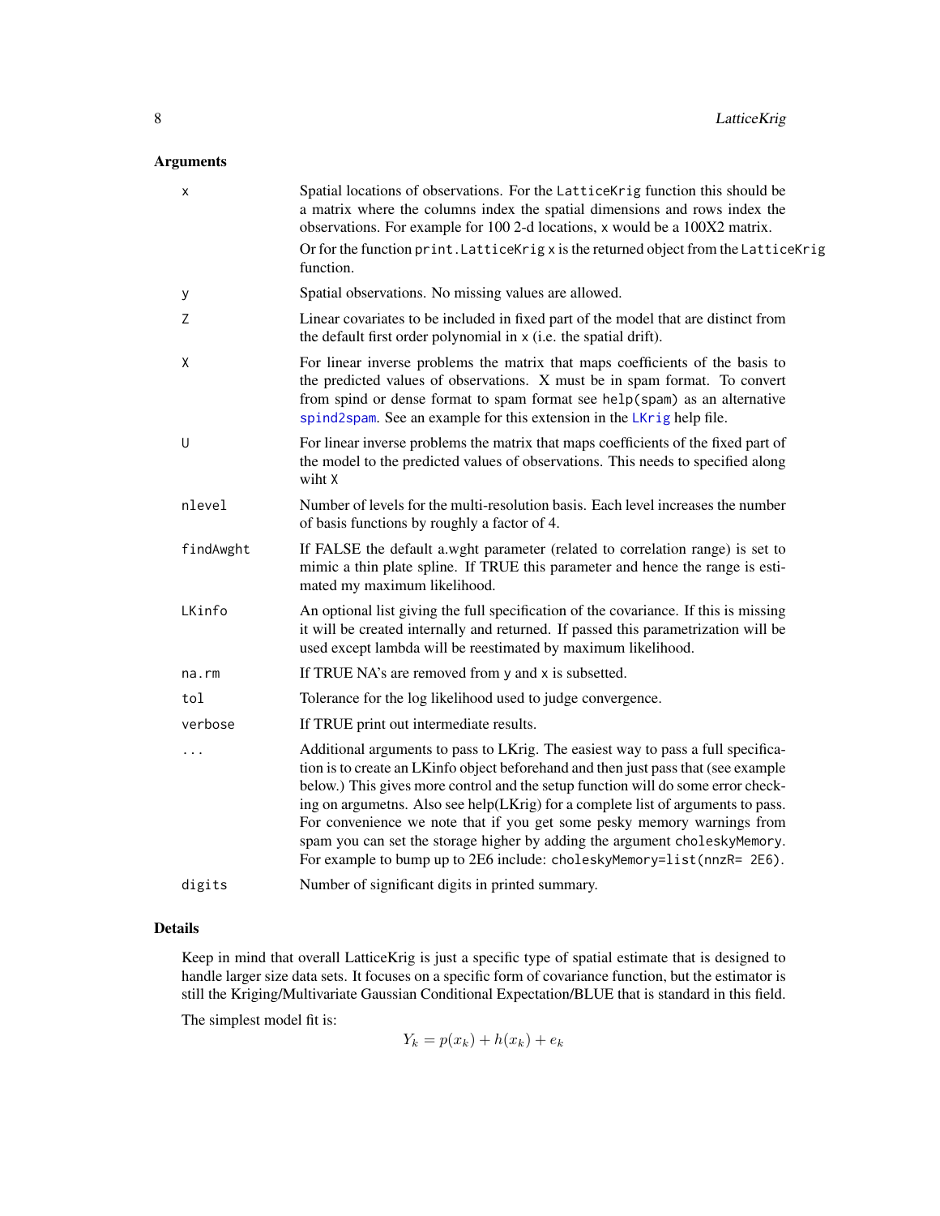### Arguments

| | |
|---|---|
| `x` | Spatial locations of observations. For the `LatticeKrig` function this should be a matrix where the columns index the spatial dimensions and rows index the observations. For example for 100 2-d locations, `x` would be a 100X2 matrix. Or for the function `print.LatticeKrig` `x` is the returned object from the `LatticeKrig` function. |
| `y` | Spatial observations. No missing values are allowed. |
| `Z` | Linear covariates to be included in fixed part of the model that are distinct from the default first order polynomial in `x` (i.e. the spatial drift). |
| `X` | For linear inverse problems the matrix that maps coefficients of the basis to the predicted values of observations. X must be in spam format. To convert from spind or dense format to spam format see `help(spam)` as an alternative `spind2spam`. See an example for this extension in the `LKrig` help file. |
| `U` | For linear inverse problems the matrix that maps coefficients of the fixed part of the model to the predicted values of observations. This needs to specified along wiht `X` |
| `nlevel` | Number of levels for the multi-resolution basis. Each level increases the number of basis functions by roughly a factor of 4. |
| `findAwght` | If FALSE the default a.wght parameter (related to correlation range) is set to mimic a thin plate spline. If TRUE this parameter and hence the range is estimated my maximum likelihood. |
| `LKinfo` | An optional list giving the full specification of the covariance. If this is missing it will be created internally and returned. If passed this parametrization will be used except lambda will be reestimated by maximum likelihood. |
| `na.rm` | If TRUE NA's are removed from `y` and `x` is subsetted. |
| `tol` | Tolerance for the log likelihood used to judge convergence. |
| `verbose` | If TRUE print out intermediate results. |
| `...` | Additional arguments to pass to LKrig. The easiest way to pass a full specification is to create an LKinfo object beforehand and then just pass that (see example below.) This gives more control and the setup function will do some error checking on argumetns. Also see help(LKrig) for a complete list of arguments to pass. For convenience we note that if you get some pesky memory warnings from spam you can set the storage higher by adding the argument `choleskyMemory`. For example to bump up to 2E6 include: `choleskyMemory=list(nnzR= 2E6)`. |
| `digits` | Number of significant digits in printed summary. |

### Details

Keep in mind that overall LatticeKrig is just a specific type of spatial estimate that is designed to handle larger size data sets. It focuses on a specific form of covariance function, but the estimator is still the Kriging/Multivariate Gaussian Conditional Expectation/BLUE that is standard in this field.

The simplest model fit is:

$$Y_k = p(x_k) + h(x_k) + e_k$$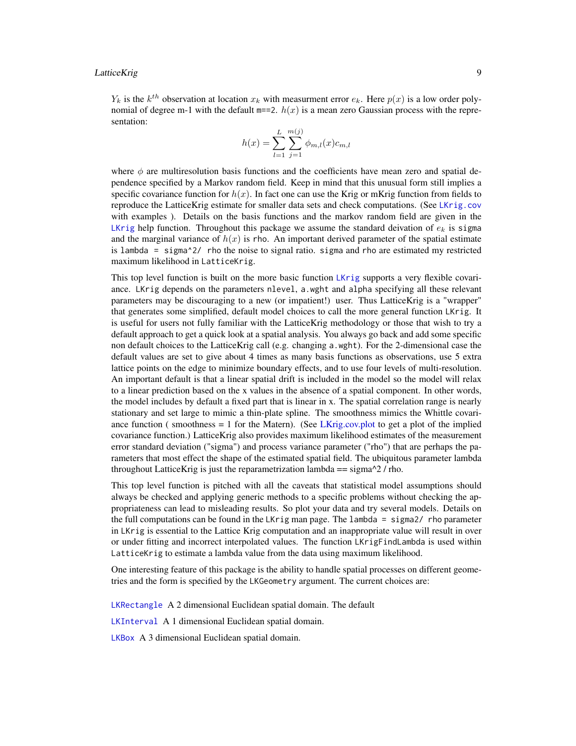$Y_k$ is the $k^{th}$ observation at location $x_k$ with measurment error $e_k$. Here $p(x)$ is a low order polynomial of degree m-1 with the default `m==2`. $h(x)$ is a mean zero Gaussian process with the representation:

$$h(x) = \sum_{l=1}^{L} \sum_{j=1}^{m(j)} \phi_{m,l}(x) c_{m,l}$$

where $\phi$ are multiresolution basis functions and the coefficients have mean zero and spatial dependence specified by a Markov random field. Keep in mind that this unusual form still implies a specific covariance function for $h(x)$. In fact one can use the Krig or mKrig function from fields to reproduce the LatticeKrig estimate for smaller data sets and check computations. (See `LKrig.cov` with examples ). Details on the basis functions and the markov random field are given in the `LKrig` help function. Throughout this package we assume the standard deivation of $e_k$ is `sigma` and the marginal variance of $h(x)$ is `rho`. An important derived parameter of the spatial estimate is `lambda = sigma^2/ rho` the noise to signal ratio. `sigma` and `rho` are estimated my restricted maximum likelihood in `LatticeKrig`.

This top level function is built on the more basic function `LKrig` supports a very flexible covariance. `LKrig` depends on the parameters `nlevel`, `a.wght` and `alpha` specifying all these relevant parameters may be discouraging to a new (or impatient!) user. Thus LatticeKrig is a "wrapper" that generates some simplified, default model choices to call the more general function `LKrig`. It is useful for users not fully familiar with the LatticeKrig methodology or those that wish to try a default approach to get a quick look at a spatial analysis. You always go back and add some specific non default choices to the LatticeKrig call (e.g. changing `a.wght`). For the 2-dimensional case the default values are set to give about 4 times as many basis functions as observations, use 5 extra lattice points on the edge to minimize boundary effects, and to use four levels of multi-resolution. An important default is that a linear spatial drift is included in the model so the model will relax to a linear prediction based on the x values in the absence of a spatial component. In other words, the model includes by default a fixed part that is linear in x. The spatial correlation range is nearly stationary and set large to mimic a thin-plate spline. The smoothness mimics the Whittle covariance function ( smoothness = 1 for the Matern). (See LKrig.cov.plot to get a plot of the implied covariance function.) LatticeKrig also provides maximum likelihood estimates of the measurement error standard deviation ("sigma") and process variance parameter ("rho") that are perhaps the parameters that most effect the shape of the estimated spatial field. The ubiquitous parameter lambda throughout LatticeKrig is just the reparametrization lambda == sigma^2 / rho.

This top level function is pitched with all the caveats that statistical model assumptions should always be checked and applying generic methods to a specific problems without checking the appropriateness can lead to misleading results. So plot your data and try several models. Details on the full computations can be found in the `LKrig` man page. The `lambda = sigma2/ rho` parameter in `LKrig` is essential to the Lattice Krig computation and an inappropriate value will result in over or under fitting and incorrect interpolated values. The function `LKrigFindLambda` is used within `LatticeKrig` to estimate a lambda value from the data using maximum likelihood.

One interesting feature of this package is the ability to handle spatial processes on different geometries and the form is specified by the `LKGeometry` argument. The current choices are:

`LKRectangle` A 2 dimensional Euclidean spatial domain. The default

`LKInterval` A 1 dimensional Euclidean spatial domain.

`LKBox` A 3 dimensional Euclidean spatial domain.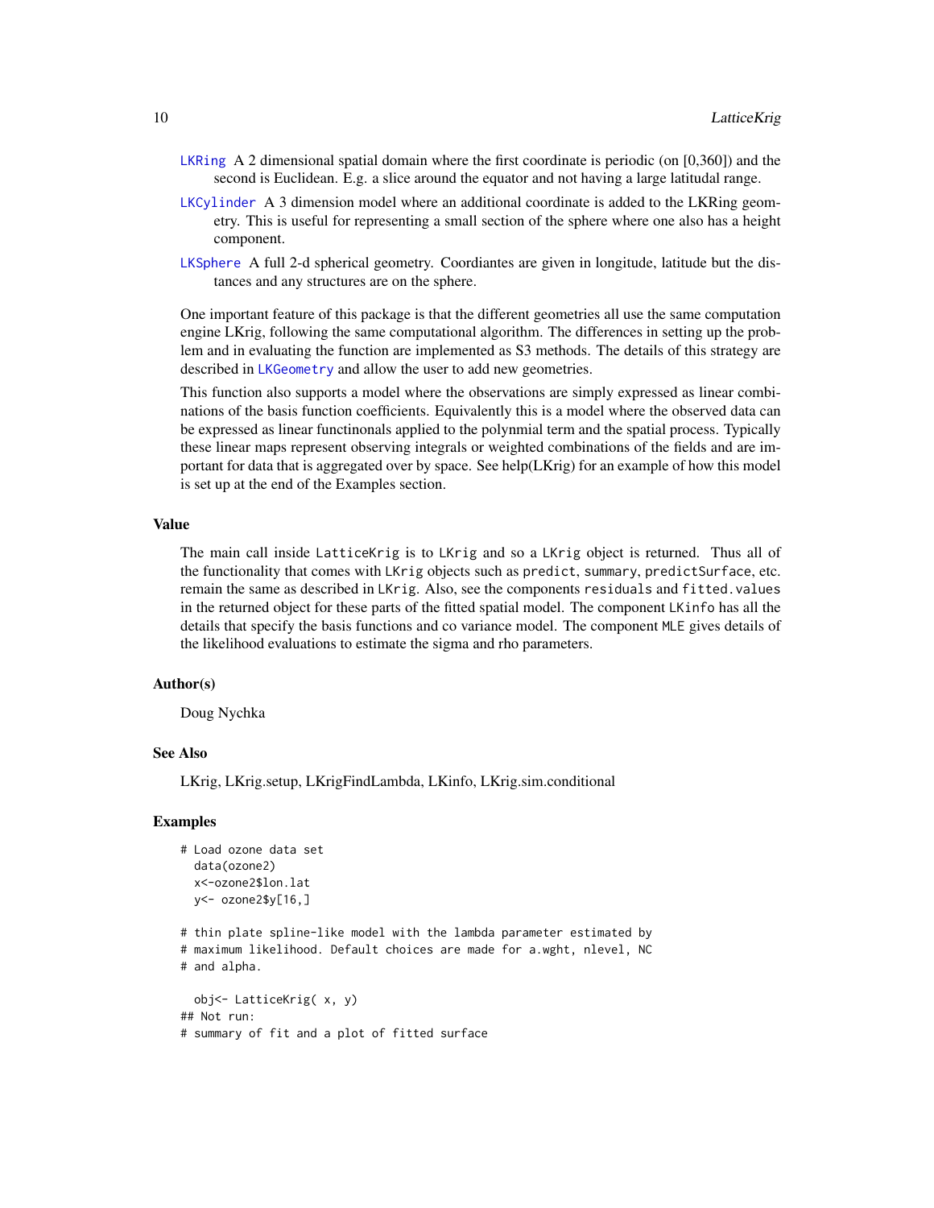**LKRing** A 2 dimensional spatial domain where the first coordinate is periodic (on [0,360]) and the second is Euclidean. E.g. a slice around the equator and not having a large latitudal range.

**LKCylinder** A 3 dimension model where an additional coordinate is added to the LKRing geometry. This is useful for representing a small section of the sphere where one also has a height component.

**LKSphere** A full 2-d spherical geometry. Coordiantes are given in longitude, latitude but the distances and any structures are on the sphere.

One important feature of this package is that the different geometries all use the same computation engine LKrig, following the same computational algorithm. The differences in setting up the problem and in evaluating the function are implemented as S3 methods. The details of this strategy are described in `LKGeometry` and allow the user to add new geometries.

This function also supports a model where the observations are simply expressed as linear combinations of the basis function coefficients. Equivalently this is a model where the observed data can be expressed as linear functinonals applied to the polynmial term and the spatial process. Typically these linear maps represent observing integrals or weighted combinations of the fields and are important for data that is aggregated over by space. See help(LKrig) for an example of how this model is set up at the end of the Examples section.

## Value

The main call inside `LatticeKrig` is to `LKrig` and so a `LKrig` object is returned. Thus all of the functionality that comes with `LKrig` objects such as `predict`, `summary`, `predictSurface`, etc. remain the same as described in `LKrig`. Also, see the components `residuals` and `fitted.values` in the returned object for these parts of the fitted spatial model. The component `LKinfo` has all the details that specify the basis functions and co variance model. The component `MLE` gives details of the likelihood evaluations to estimate the sigma and rho parameters.

## Author(s)

Doug Nychka

## See Also

LKrig, LKrig.setup, LKrigFindLambda, LKinfo, LKrig.sim.conditional

## Examples

```
# Load ozone data set
  data(ozone2)
  x<-ozone2$lon.lat
  y<- ozone2$y[16,]

# thin plate spline-like model with the lambda parameter estimated by
# maximum likelihood. Default choices are made for a.wght, nlevel, NC
# and alpha.

  obj<- LatticeKrig( x, y)
## Not run:
# summary of fit and a plot of fitted surface
```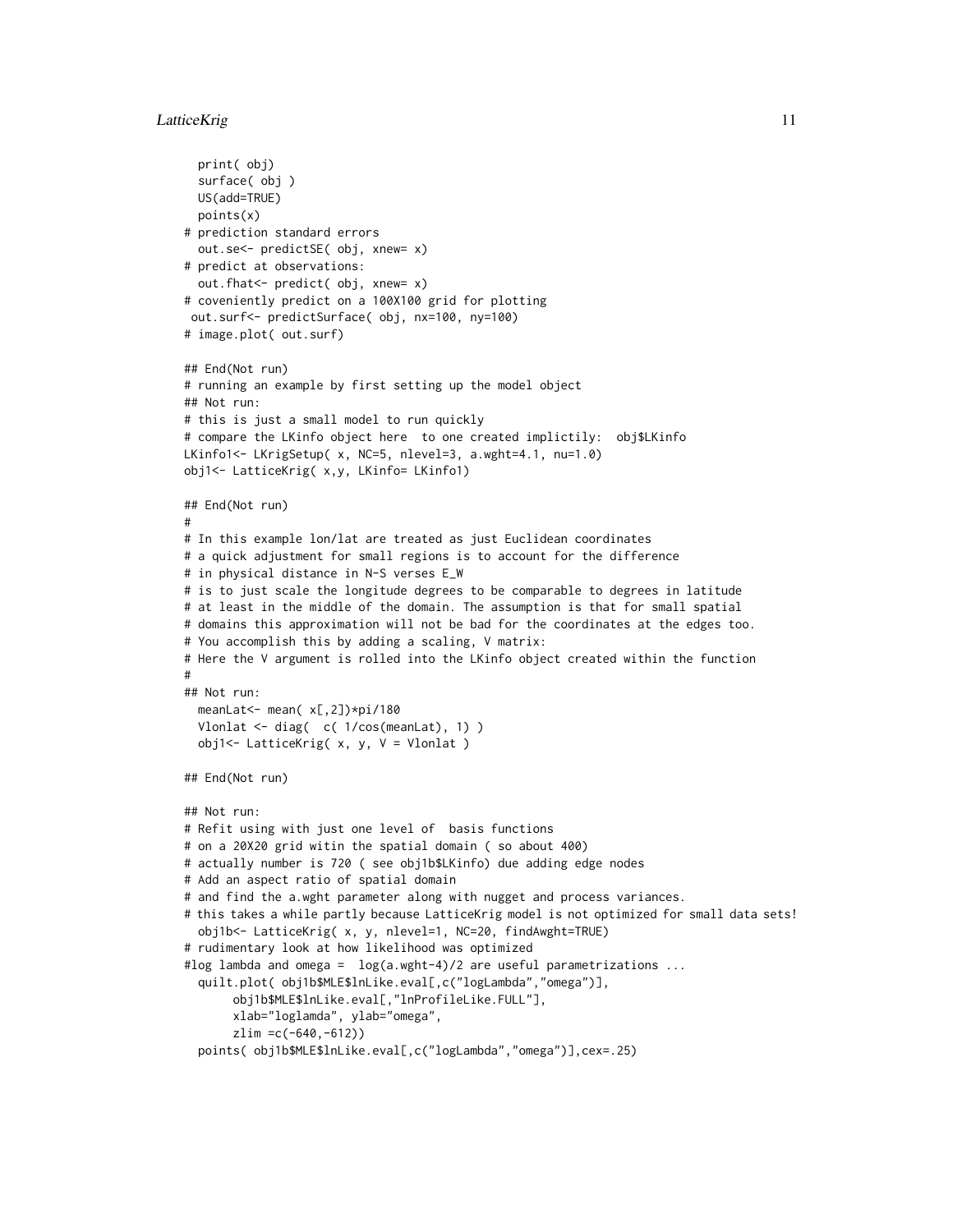```
  print( obj)
  surface( obj )
  US(add=TRUE)
  points(x)
# prediction standard errors
  out.se<- predictSE( obj, xnew= x)
# predict at observations:
  out.fhat<- predict( obj, xnew= x)
# coveniently predict on a 100X100 grid for plotting
 out.surf<- predictSurface( obj, nx=100, ny=100)
# image.plot( out.surf)

## End(Not run)
# running an example by first setting up the model object
## Not run:
# this is just a small model to run quickly
# compare the LKinfo object here  to one created implictily:  obj$LKinfo
LKinfo1<- LKrigSetup( x, NC=5, nlevel=3, a.wght=4.1, nu=1.0)
obj1<- LatticeKrig( x,y, LKinfo= LKinfo1)

## End(Not run)
#
# In this example lon/lat are treated as just Euclidean coordinates
# a quick adjustment for small regions is to account for the difference
# in physical distance in N-S verses E_W
# is to just scale the longitude degrees to be comparable to degrees in latitude
# at least in the middle of the domain. The assumption is that for small spatial
# domains this approximation will not be bad for the coordinates at the edges too.
# You accomplish this by adding a scaling, V matrix:
# Here the V argument is rolled into the LKinfo object created within the function
#
## Not run:
  meanLat<- mean( x[,2])*pi/180
  Vlonlat <- diag(  c( 1/cos(meanLat), 1) )
  obj1<- LatticeKrig( x, y, V = Vlonlat )

## End(Not run)

## Not run:
# Refit using with just one level of  basis functions
# on a 20X20 grid witin the spatial domain ( so about 400)
# actually number is 720 ( see obj1b$LKinfo) due adding edge nodes
# Add an aspect ratio of spatial domain
# and find the a.wght parameter along with nugget and process variances.
# this takes a while partly because LatticeKrig model is not optimized for small data sets!
  obj1b<- LatticeKrig( x, y, nlevel=1, NC=20, findAwght=TRUE)
# rudimentary look at how likelihood was optimized
#log lambda and omega =  log(a.wght-4)/2 are useful parametrizations ...
  quilt.plot( obj1b$MLE$lnLike.eval[,c("logLambda","omega")],
       obj1b$MLE$lnLike.eval[,"lnProfileLike.FULL"],
       xlab="loglamda", ylab="omega",
       zlim =c(-640,-612))
  points( obj1b$MLE$lnLike.eval[,c("logLambda","omega")],cex=.25)
```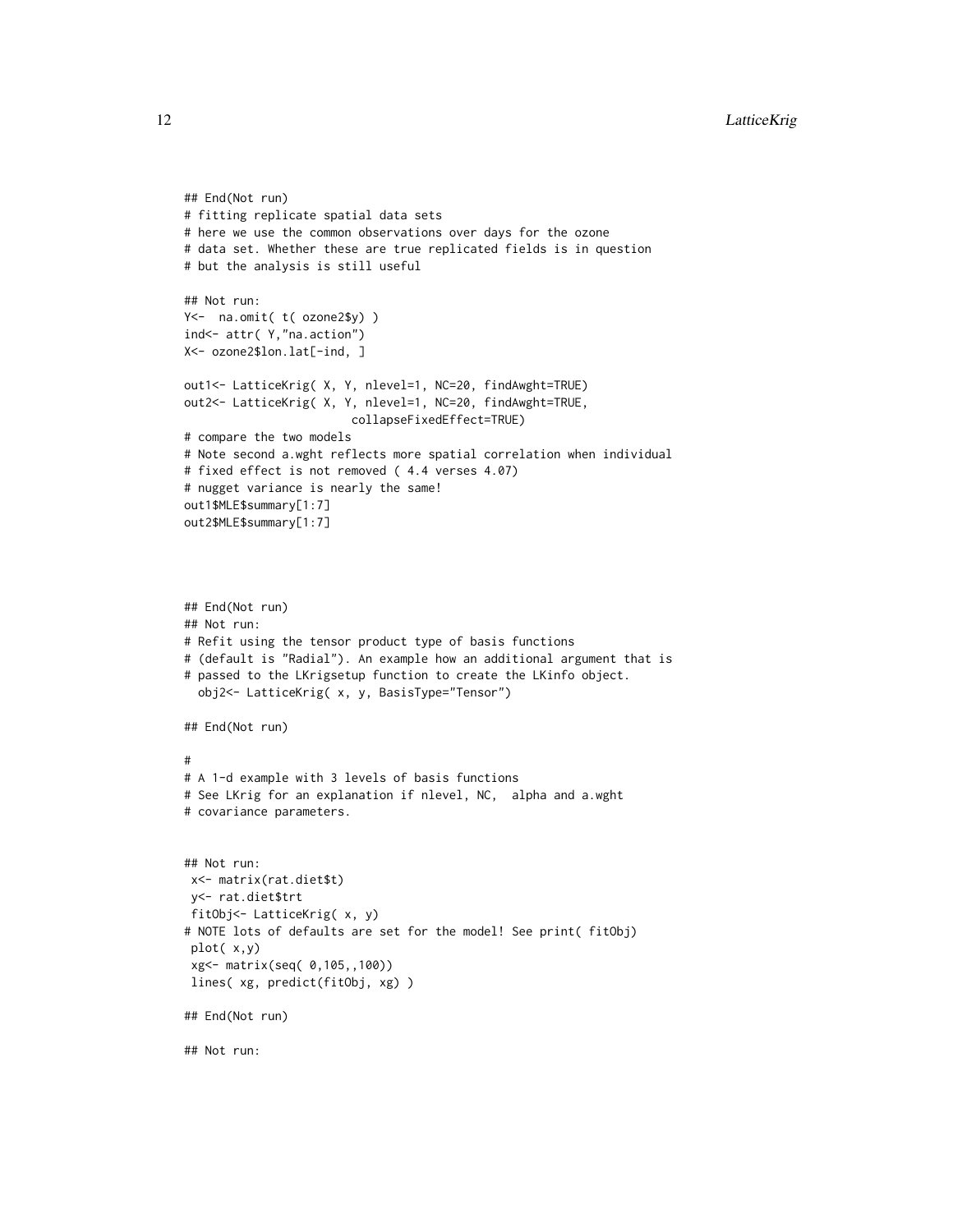```
## End(Not run)
# fitting replicate spatial data sets
# here we use the common observations over days for the ozone
# data set. Whether these are true replicated fields is in question
# but the analysis is still useful

## Not run:
Y<-  na.omit( t( ozone2$y) )
ind<- attr( Y,"na.action")
X<- ozone2$lon.lat[-ind, ]

out1<- LatticeKrig( X, Y, nlevel=1, NC=20, findAwght=TRUE)
out2<- LatticeKrig( X, Y, nlevel=1, NC=20, findAwght=TRUE,
                        collapseFixedEffect=TRUE)
# compare the two models
# Note second a.wght reflects more spatial correlation when individual
# fixed effect is not removed ( 4.4 verses 4.07)
# nugget variance is nearly the same!
out1$MLE$summary[1:7]
out2$MLE$summary[1:7]




## End(Not run)
## Not run:
# Refit using the tensor product type of basis functions
# (default is "Radial"). An example how an additional argument that is
# passed to the LKrigsetup function to create the LKinfo object.
  obj2<- LatticeKrig( x, y, BasisType="Tensor")

## End(Not run)

#
# A 1-d example with 3 levels of basis functions
# See LKrig for an explanation if nlevel, NC,  alpha and a.wght
# covariance parameters.


## Not run:
 x<- matrix(rat.diet$t)
 y<- rat.diet$trt
 fitObj<- LatticeKrig( x, y)
# NOTE lots of defaults are set for the model! See print( fitObj)
 plot( x,y)
 xg<- matrix(seq( 0,105,,100))
 lines( xg, predict(fitObj, xg) )

## End(Not run)

## Not run:
```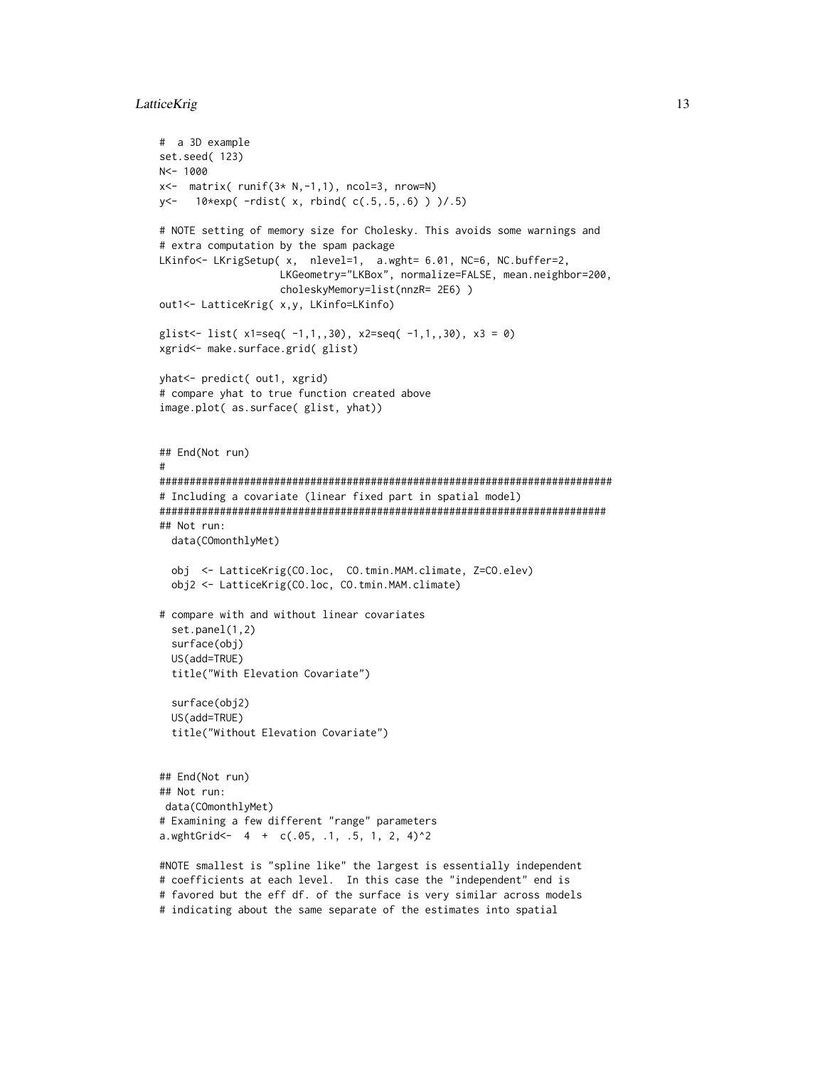```
#  a 3D example
set.seed( 123)
N<- 1000
x<-  matrix( runif(3* N,-1,1), ncol=3, nrow=N)
y<-   10*exp( -rdist( x, rbind( c(.5,.5,.6) ) )/.5)

# NOTE setting of memory size for Cholesky. This avoids some warnings and
# extra computation by the spam package
LKinfo<- LKrigSetup( x,  nlevel=1,  a.wght= 6.01, NC=6, NC.buffer=2,
                    LKGeometry="LKBox", normalize=FALSE, mean.neighbor=200,
                    choleskyMemory=list(nnzR= 2E6) )
out1<- LatticeKrig( x,y, LKinfo=LKinfo)

glist<- list( x1=seq( -1,1,,30), x2=seq( -1,1,,30), x3 = 0)
xgrid<- make.surface.grid( glist)

yhat<- predict( out1, xgrid)
# compare yhat to true function created above
image.plot( as.surface( glist, yhat))


## End(Not run)
#
###########################################################################
# Including a covariate (linear fixed part in spatial model)
##########################################################################
## Not run:
  data(COmonthlyMet)

  obj  <- LatticeKrig(CO.loc,  CO.tmin.MAM.climate, Z=CO.elev)
  obj2 <- LatticeKrig(CO.loc, CO.tmin.MAM.climate)

# compare with and without linear covariates
  set.panel(1,2)
  surface(obj)
  US(add=TRUE)
  title("With Elevation Covariate")

  surface(obj2)
  US(add=TRUE)
  title("Without Elevation Covariate")


## End(Not run)
## Not run:
 data(COmonthlyMet)
# Examining a few different "range" parameters
a.wghtGrid<-  4  +  c(.05, .1, .5, 1, 2, 4)^2

#NOTE smallest is "spline like" the largest is essentially independent
# coefficients at each level.  In this case the "independent" end is
# favored but the eff df. of the surface is very similar across models
# indicating about the same separate of the estimates into spatial
```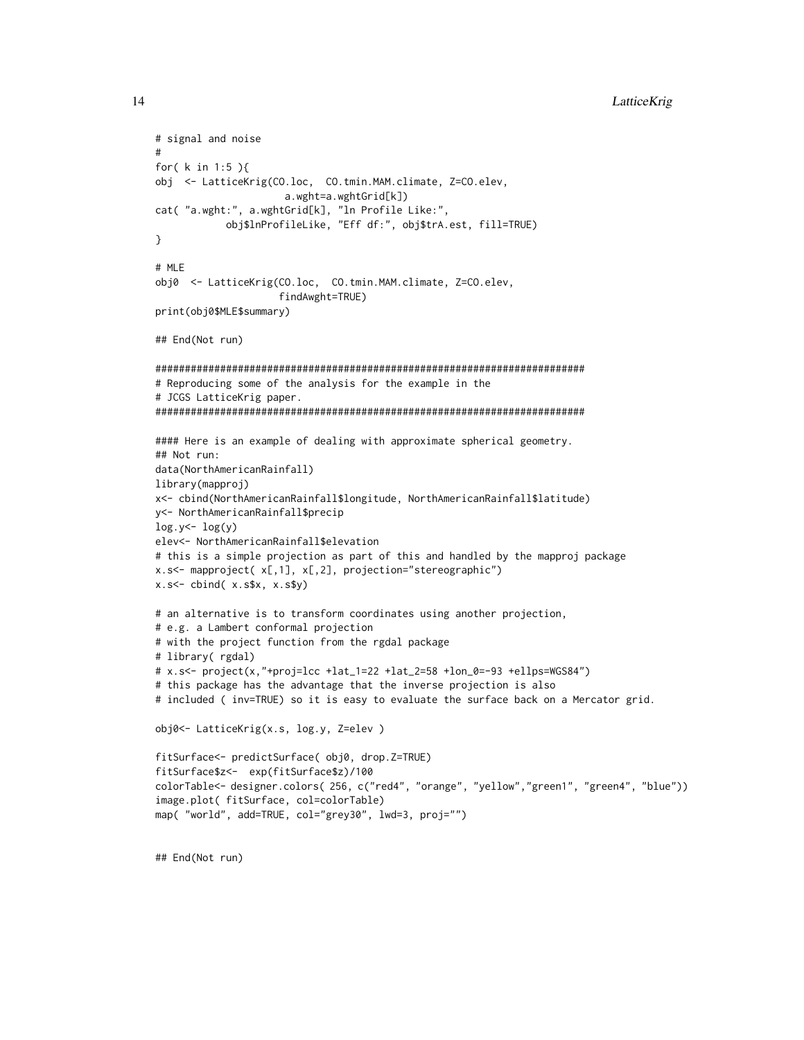```
# signal and noise
#
for( k in 1:5 ){
obj  <- LatticeKrig(CO.loc,  CO.tmin.MAM.climate, Z=CO.elev,
                    a.wght=a.wghtGrid[k])
cat( "a.wght:", a.wghtGrid[k], "ln Profile Like:",
           obj$lnProfileLike, "Eff df:", obj$trA.est, fill=TRUE)
}

# MLE
obj0  <- LatticeKrig(CO.loc,  CO.tmin.MAM.climate, Z=CO.elev,
                   findAwght=TRUE)
print(obj0$MLE$summary)

## End(Not run)

#########################################################################
# Reproducing some of the analysis for the example in the
# JCGS LatticeKrig paper.
#########################################################################

#### Here is an example of dealing with approximate spherical geometry.
## Not run:
data(NorthAmericanRainfall)
library(mapproj)
x<- cbind(NorthAmericanRainfall$longitude, NorthAmericanRainfall$latitude)
y<- NorthAmericanRainfall$precip
log.y<- log(y)
elev<- NorthAmericanRainfall$elevation
# this is a simple projection as part of this and handled by the mapproj package
x.s<- mapproject( x[,1], x[,2], projection="stereographic")
x.s<- cbind( x.s$x, x.s$y)

# an alternative is to transform coordinates using another projection,
# e.g. a Lambert conformal projection
# with the project function from the rgdal package
# library( rgdal)
# x.s<- project(x,"+proj=lcc +lat_1=22 +lat_2=58 +lon_0=-93 +ellps=WGS84")
# this package has the advantage that the inverse projection is also
# included ( inv=TRUE) so it is easy to evaluate the surface back on a Mercator grid.

obj0<- LatticeKrig(x.s, log.y, Z=elev )

fitSurface<- predictSurface( obj0, drop.Z=TRUE)
fitSurface$z<-  exp(fitSurface$z)/100
colorTable<- designer.colors( 256, c("red4", "orange", "yellow","green1", "green4", "blue"))
image.plot( fitSurface, col=colorTable)
map( "world", add=TRUE, col="grey30", lwd=3, proj="")


## End(Not run)
```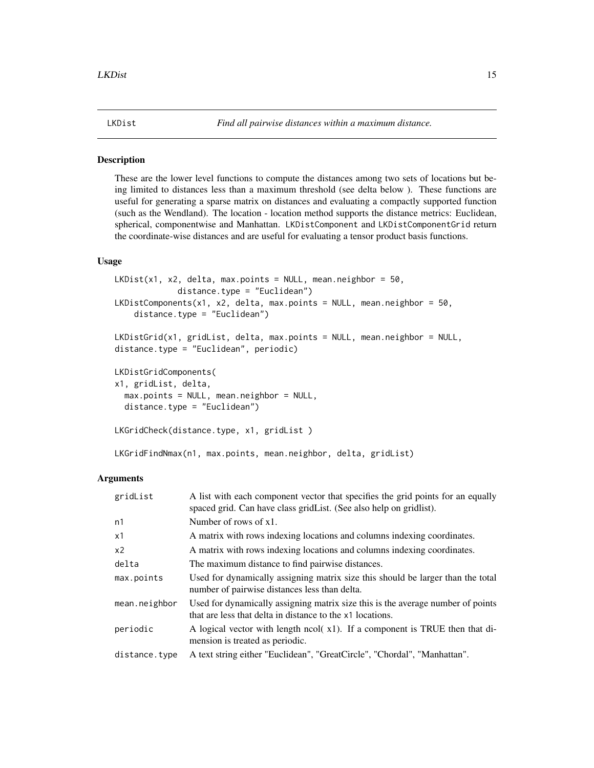# LKDist *Find all pairwise distances within a maximum distance.*

## Description

These are the lower level functions to compute the distances among two sets of locations but being limited to distances less than a maximum threshold (see delta below ). These functions are useful for generating a sparse matrix on distances and evaluating a compactly supported function (such as the Wendland). The location - location method supports the distance metrics: Euclidean, spherical, componentwise and Manhattan. LKDistComponent and LKDistComponentGrid return the coordinate-wise distances and are useful for evaluating a tensor product basis functions.

## Usage

```
LKDist(x1, x2, delta, max.points = NULL, mean.neighbor = 50,
            distance.type = "Euclidean")
LKDistComponents(x1, x2, delta, max.points = NULL, mean.neighbor = 50,
    distance.type = "Euclidean")

LKDistGrid(x1, gridList, delta, max.points = NULL, mean.neighbor = NULL,
distance.type = "Euclidean", periodic)

LKDistGridComponents(
x1, gridList, delta,
  max.points = NULL, mean.neighbor = NULL,
  distance.type = "Euclidean")

LKGridCheck(distance.type, x1, gridList )

LKGridFindNmax(n1, max.points, mean.neighbor, delta, gridList)
```

## Arguments

| | |
|---|---|
| gridList | A list with each component vector that specifies the grid points for an equally spaced grid. Can have class gridList. (See also help on gridlist). |
| n1 | Number of rows of x1. |
| x1 | A matrix with rows indexing locations and columns indexing coordinates. |
| x2 | A matrix with rows indexing locations and columns indexing coordinates. |
| delta | The maximum distance to find pairwise distances. |
| max.points | Used for dynamically assigning matrix size this should be larger than the total number of pairwise distances less than delta. |
| mean.neighbor | Used for dynamically assigning matrix size this is the average number of points that are less that delta in distance to the x1 locations. |
| periodic | A logical vector with length ncol( x1). If a component is TRUE then that dimension is treated as periodic. |
| distance.type | A text string either "Euclidean", "GreatCircle", "Chordal", "Manhattan". |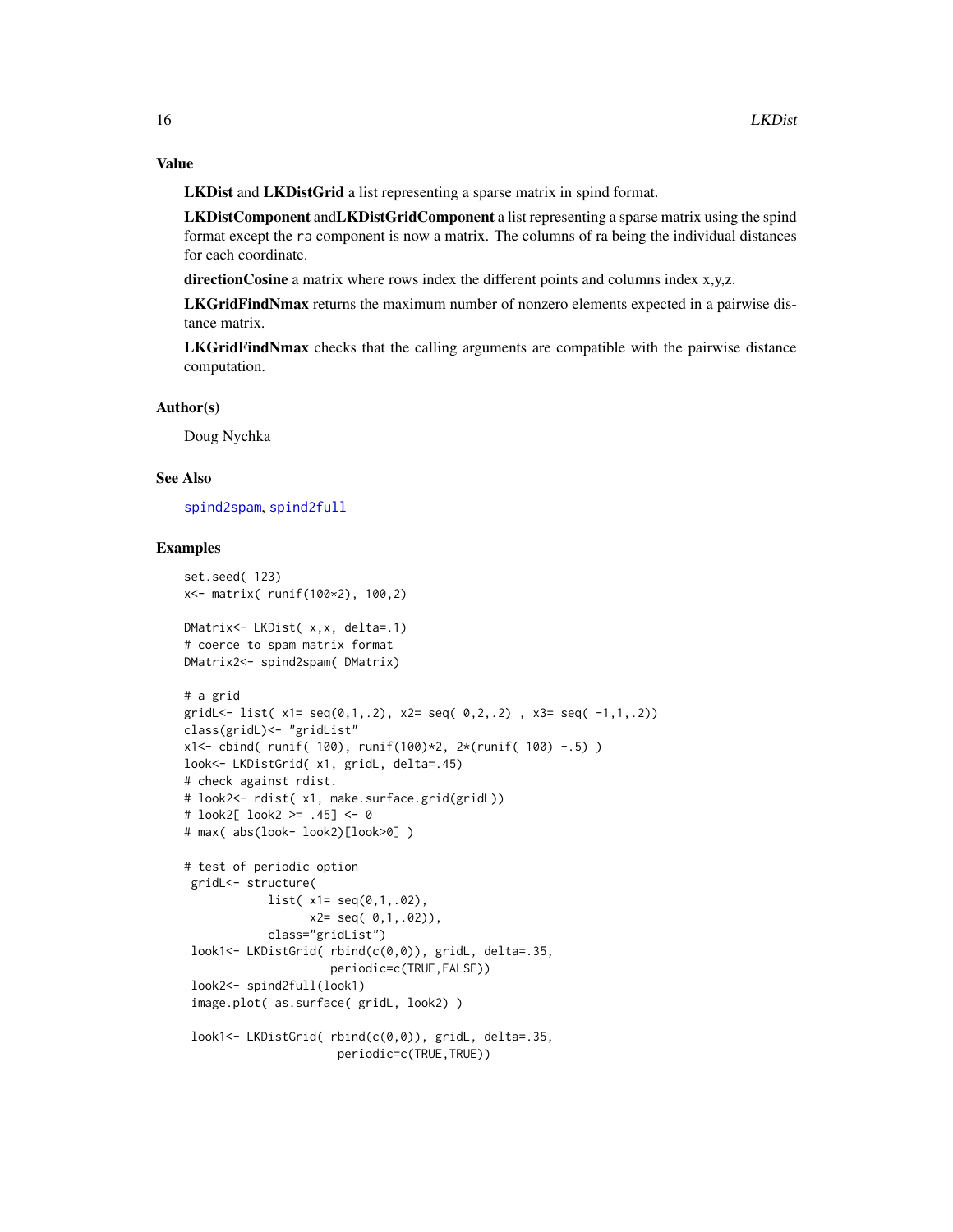## Value

**LKDist** and **LKDistGrid** a list representing a sparse matrix in spind format.

**LKDistComponent** and**LKDistGridComponent** a list representing a sparse matrix using the spind format except the `ra` component is now a matrix. The columns of ra being the individual distances for each coordinate.

**directionCosine** a matrix where rows index the different points and columns index x,y,z.

**LKGridFindNmax** returns the maximum number of nonzero elements expected in a pairwise distance matrix.

**LKGridFindNmax** checks that the calling arguments are compatible with the pairwise distance computation.

## Author(s)

Doug Nychka

## See Also

`spind2spam`, `spind2full`

## Examples

```
set.seed( 123)
x<- matrix( runif(100*2), 100,2)

DMatrix<- LKDist( x,x, delta=.1)
# coerce to spam matrix format
DMatrix2<- spind2spam( DMatrix)

# a grid
gridL<- list( x1= seq(0,1,.2), x2= seq( 0,2,.2) , x3= seq( -1,1,.2))
class(gridL)<- "gridList"
x1<- cbind( runif( 100), runif(100)*2, 2*(runif( 100) -.5) )
look<- LKDistGrid( x1, gridL, delta=.45)
# check against rdist.
# look2<- rdist( x1, make.surface.grid(gridL))
# look2[ look2 >= .45] <- 0
# max( abs(look- look2)[look>0] )

# test of periodic option
 gridL<- structure(
           list( x1= seq(0,1,.02),
                 x2= seq( 0,1,.02)),
           class="gridList")
 look1<- LKDistGrid( rbind(c(0,0)), gridL, delta=.35,
                     periodic=c(TRUE,FALSE))
 look2<- spind2full(look1)
 image.plot( as.surface( gridL, look2) )

 look1<- LKDistGrid( rbind(c(0,0)), gridL, delta=.35,
                      periodic=c(TRUE,TRUE))
```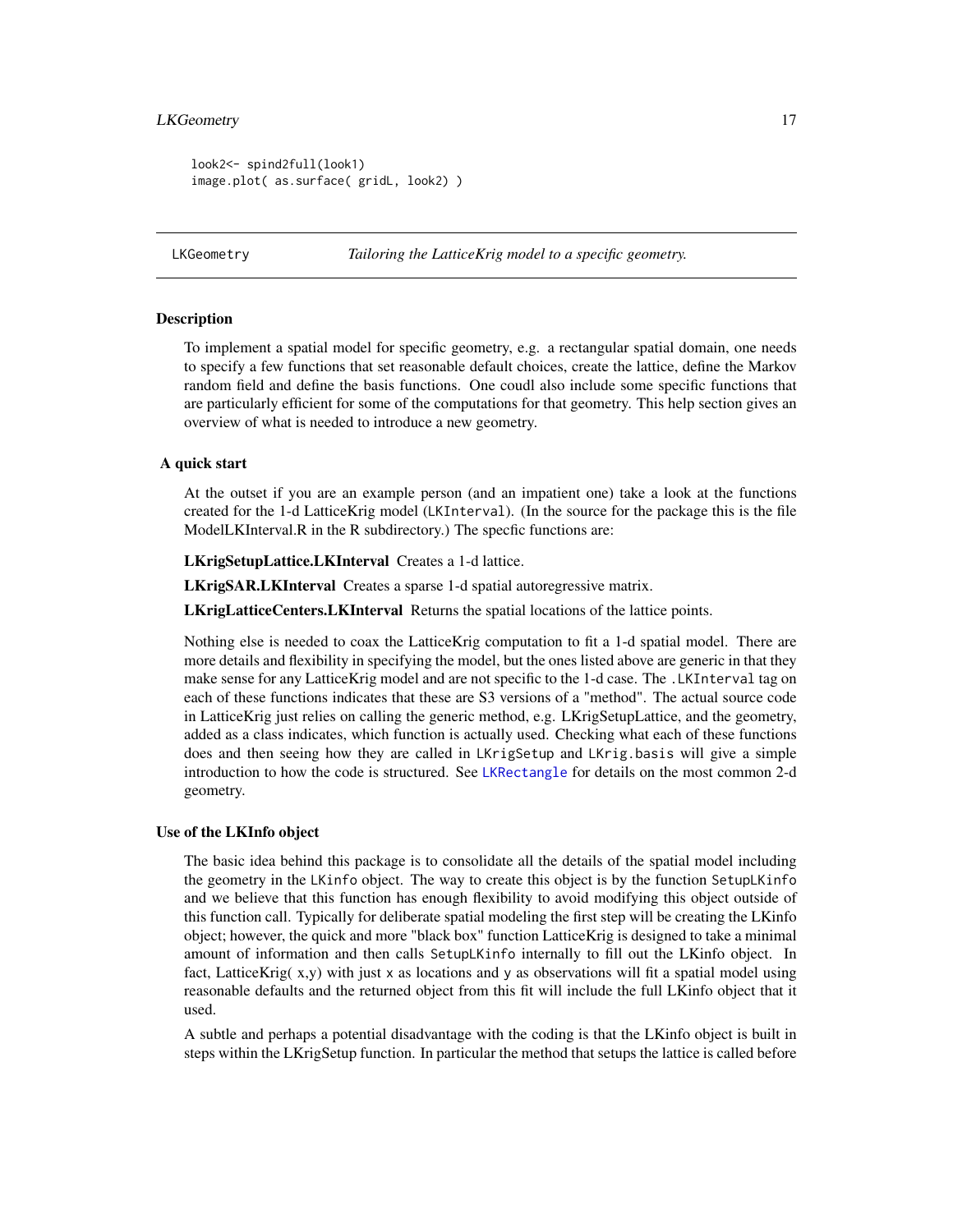```
look2<- spind2full(look1)
image.plot( as.surface( gridL, look2) )
```

## LKGeometry *Tailoring the LatticeKrig model to a specific geometry.*

### Description

To implement a spatial model for specific geometry, e.g. a rectangular spatial domain, one needs to specify a few functions that set reasonable default choices, create the lattice, define the Markov random field and define the basis functions. One coudl also include some specific functions that are particularly efficient for some of the computations for that geometry. This help section gives an overview of what is needed to introduce a new geometry.

### A quick start

At the outset if you are an example person (and an impatient one) take a look at the functions created for the 1-d LatticeKrig model (`LKInterval`). (In the source for the package this is the file ModelLKInterval.R in the R subdirectory.) The specfic functions are:

**LKrigSetupLattice.LKInterval** Creates a 1-d lattice.

**LKrigSAR.LKInterval** Creates a sparse 1-d spatial autoregressive matrix.

**LKrigLatticeCenters.LKInterval** Returns the spatial locations of the lattice points.

Nothing else is needed to coax the LatticeKrig computation to fit a 1-d spatial model. There are more details and flexibility in specifying the model, but the ones listed above are generic in that they make sense for any LatticeKrig model and are not specific to the 1-d case. The `.LKInterval` tag on each of these functions indicates that these are S3 versions of a "method". The actual source code in LatticeKrig just relies on calling the generic method, e.g. LKrigSetupLattice, and the geometry, added as a class indicates, which function is actually used. Checking what each of these functions does and then seeing how they are called in `LKrigSetup` and `LKrig.basis` will give a simple introduction to how the code is structured. See `LKRectangle` for details on the most common 2-d geometry.

### Use of the LKInfo object

The basic idea behind this package is to consolidate all the details of the spatial model including the geometry in the `LKinfo` object. The way to create this object is by the function `SetupLKinfo` and we believe that this function has enough flexibility to avoid modifying this object outside of this function call. Typically for deliberate spatial modeling the first step will be creating the LKinfo object; however, the quick and more "black box" function LatticeKrig is designed to take a minimal amount of information and then calls `SetupLKinfo` internally to fill out the LKinfo object. In fact, LatticeKrig( x,y) with just `x` as locations and `y` as observations will fit a spatial model using reasonable defaults and the returned object from this fit will include the full LKinfo object that it used.

A subtle and perhaps a potential disadvantage with the coding is that the LKinfo object is built in steps within the LKrigSetup function. In particular the method that setups the lattice is called before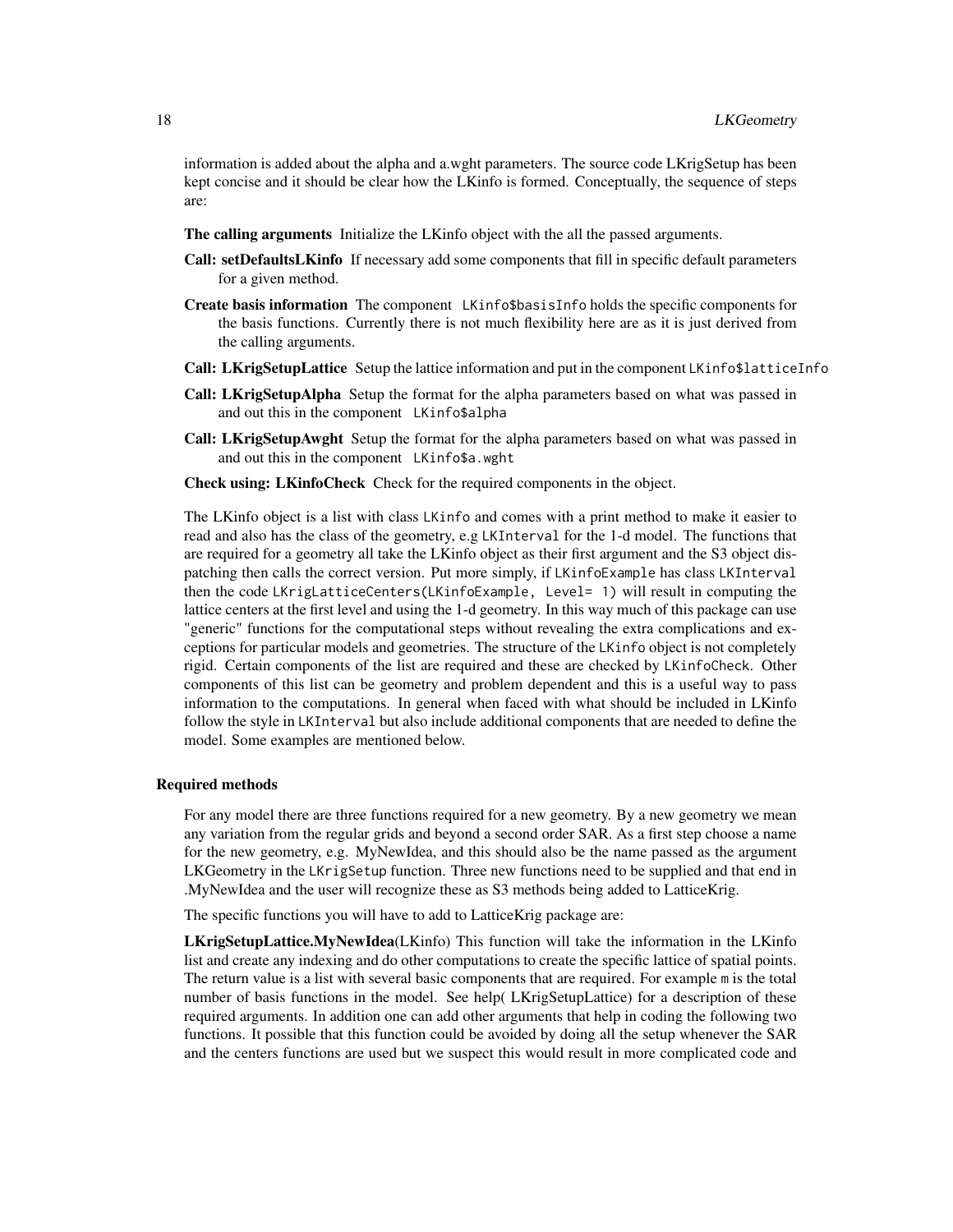information is added about the alpha and a.wght parameters. The source code LKrigSetup has been kept concise and it should be clear how the LKinfo is formed. Conceptually, the sequence of steps are:

**The calling arguments** Initialize the LKinfo object with the all the passed arguments.

**Call: setDefaultsLKinfo** If necessary add some components that fill in specific default parameters for a given method.

**Create basis information** The component `LKinfo$basisInfo` holds the specific components for the basis functions. Currently there is not much flexibility here are as it is just derived from the calling arguments.

**Call: LKrigSetupLattice** Setup the lattice information and put in the component `LKinfo$latticeInfo`

**Call: LKrigSetupAlpha** Setup the format for the alpha parameters based on what was passed in and out this in the component `LKinfo$alpha`

**Call: LKrigSetupAwght** Setup the format for the alpha parameters based on what was passed in and out this in the component `LKinfo$a.wght`

**Check using: LKinfoCheck** Check for the required components in the object.

The LKinfo object is a list with class `LKinfo` and comes with a print method to make it easier to read and also has the class of the geometry, e.g `LKInterval` for the 1-d model. The functions that are required for a geometry all take the LKinfo object as their first argument and the S3 object dispatching then calls the correct version. Put more simply, if `LKinfoExample` has class `LKInterval` then the code `LKrigLatticeCenters(LKinfoExample, Level= 1)` will result in computing the lattice centers at the first level and using the 1-d geometry. In this way much of this package can use "generic" functions for the computational steps without revealing the extra complications and exceptions for particular models and geometries. The structure of the `LKinfo` object is not completely rigid. Certain components of the list are required and these are checked by `LKinfoCheck`. Other components of this list can be geometry and problem dependent and this is a useful way to pass information to the computations. In general when faced with what should be included in LKinfo follow the style in `LKInterval` but also include additional components that are needed to define the model. Some examples are mentioned below.

### Required methods

For any model there are three functions required for a new geometry. By a new geometry we mean any variation from the regular grids and beyond a second order SAR. As a first step choose a name for the new geometry, e.g. MyNewIdea, and this should also be the name passed as the argument LKGeometry in the `LKrigSetup` function. Three new functions need to be supplied and that end in .MyNewIdea and the user will recognize these as S3 methods being added to LatticeKrig.

The specific functions you will have to add to LatticeKrig package are:

**LKrigSetupLattice.MyNewIdea**(LKinfo) This function will take the information in the LKinfo list and create any indexing and do other computations to create the specific lattice of spatial points. The return value is a list with several basic components that are required. For example `m` is the total number of basis functions in the model. See help( LKrigSetupLattice) for a description of these required arguments. In addition one can add other arguments that help in coding the following two functions. It possible that this function could be avoided by doing all the setup whenever the SAR and the centers functions are used but we suspect this would result in more complicated code and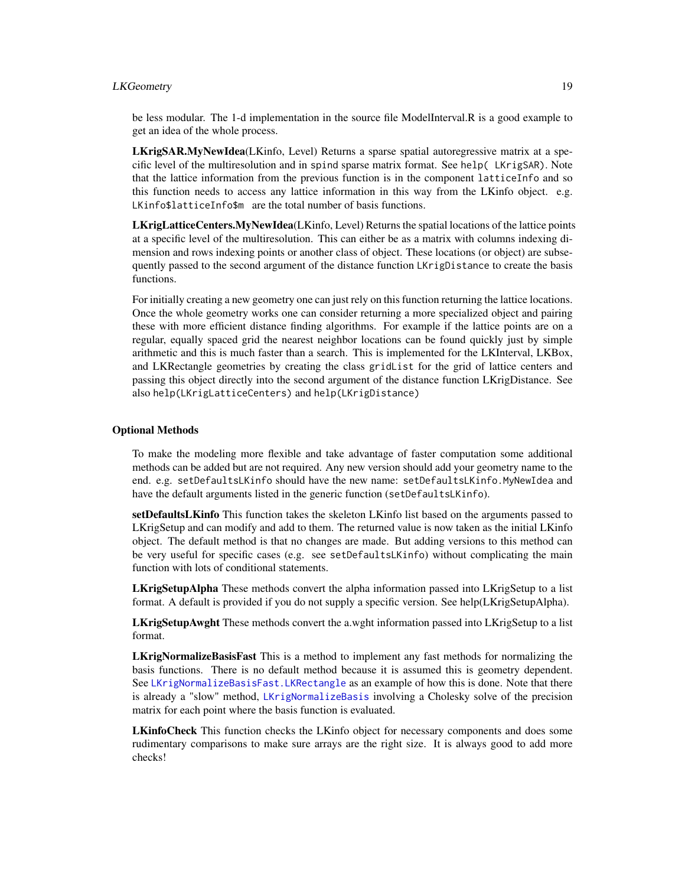be less modular. The 1-d implementation in the source file ModelInterval.R is a good example to get an idea of the whole process.

**LKrigSAR.MyNewIdea**(LKinfo, Level) Returns a sparse spatial autoregressive matrix at a specific level of the multiresolution and in `spind` sparse matrix format. See `help( LKrigSAR)`. Note that the lattice information from the previous function is in the component `latticeInfo` and so this function needs to access any lattice information in this way from the LKinfo object. e.g. `LKinfo$latticeInfo$m` are the total number of basis functions.

**LKrigLatticeCenters.MyNewIdea**(LKinfo, Level) Returns the spatial locations of the lattice points at a specific level of the multiresolution. This can either be as a matrix with columns indexing dimension and rows indexing points or another class of object. These locations (or object) are subsequently passed to the second argument of the distance function `LKrigDistance` to create the basis functions.

For initially creating a new geometry one can just rely on this function returning the lattice locations. Once the whole geometry works one can consider returning a more specialized object and pairing these with more efficient distance finding algorithms. For example if the lattice points are on a regular, equally spaced grid the nearest neighbor locations can be found quickly just by simple arithmetic and this is much faster than a search. This is implemented for the LKInterval, LKBox, and LKRectangle geometries by creating the class `gridList` for the grid of lattice centers and passing this object directly into the second argument of the distance function LKrigDistance. See also `help(LKrigLatticeCenters)` and `help(LKrigDistance)`

### Optional Methods

To make the modeling more flexible and take advantage of faster computation some additional methods can be added but are not required. Any new version should add your geometry name to the end. e.g. `setDefaultsLKinfo` should have the new name: `setDefaultsLKinfo.MyNewIdea` and have the default arguments listed in the generic function (`setDefaultsLKinfo`).

**setDefaultsLKinfo** This function takes the skeleton LKinfo list based on the arguments passed to LKrigSetup and can modify and add to them. The returned value is now taken as the initial LKinfo object. The default method is that no changes are made. But adding versions to this method can be very useful for specific cases (e.g. see `setDefaultsLKinfo`) without complicating the main function with lots of conditional statements.

**LKrigSetupAlpha** These methods convert the alpha information passed into LKrigSetup to a list format. A default is provided if you do not supply a specific version. See help(LKrigSetupAlpha).

**LKrigSetupAwght** These methods convert the a.wght information passed into LKrigSetup to a list format.

**LKrigNormalizeBasisFast** This is a method to implement any fast methods for normalizing the basis functions. There is no default method because it is assumed this is geometry dependent. See `LKrigNormalizeBasisFast.LKRectangle` as an example of how this is done. Note that there is already a "slow" method, `LKrigNormalizeBasis` involving a Cholesky solve of the precision matrix for each point where the basis function is evaluated.

**LKinfoCheck** This function checks the LKinfo object for necessary components and does some rudimentary comparisons to make sure arrays are the right size. It is always good to add more checks!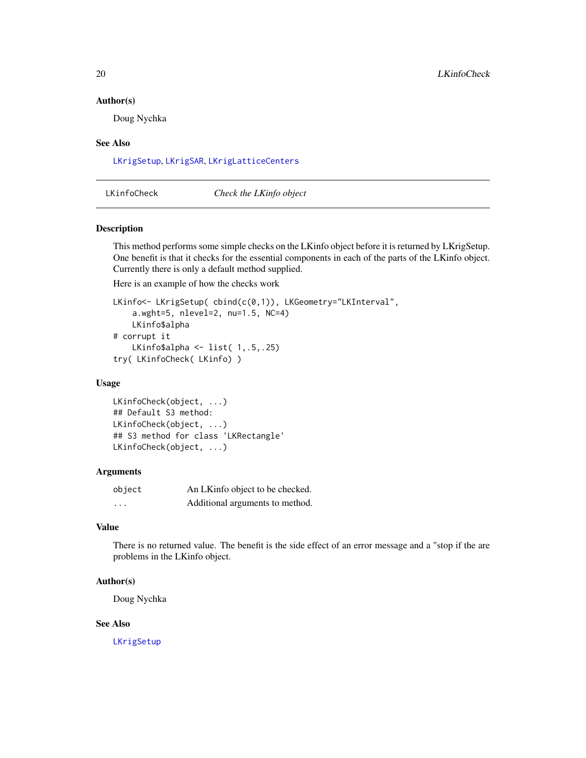### Author(s)

Doug Nychka

### See Also

LKrigSetup, LKrigSAR, LKrigLatticeCenters

---

## LKinfoCheck — *Check the LKinfo object*

---

### Description

This method performs some simple checks on the LKinfo object before it is returned by LKrigSetup. One benefit is that it checks for the essential components in each of the parts of the LKinfo object. Currently there is only a default method supplied.

Here is an example of how the checks work

```
LKinfo<- LKrigSetup( cbind(c(0,1)), LKGeometry="LKInterval",
    a.wght=5, nlevel=2, nu=1.5, NC=4)
    LKinfo$alpha
# corrupt it
    LKinfo$alpha <- list( 1,.5,.25)
try( LKinfoCheck( LKinfo) )
```

### Usage

```
LKinfoCheck(object, ...)
## Default S3 method:
LKinfoCheck(object, ...)
## S3 method for class 'LKRectangle'
LKinfoCheck(object, ...)
```

### Arguments

| | |
|---|---|
| `object` | An LKinfo object to be checked. |
| `...` | Additional arguments to method. |

### Value

There is no returned value. The benefit is the side effect of an error message and a "stop if the are problems in the LKinfo object.

### Author(s)

Doug Nychka

### See Also

LKrigSetup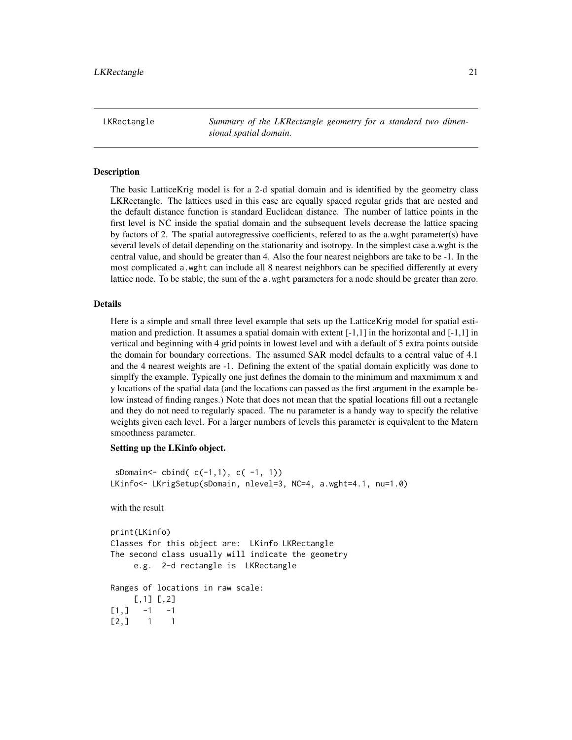LKRectangle — *Summary of the LKRectangle geometry for a standard two dimensional spatial domain.*

## Description

The basic LatticeKrig model is for a 2-d spatial domain and is identified by the geometry class LKRectangle. The lattices used in this case are equally spaced regular grids that are nested and the default distance function is standard Euclidean distance. The number of lattice points in the first level is NC inside the spatial domain and the subsequent levels decrease the lattice spacing by factors of 2. The spatial autoregressive coefficients, refered to as the a.wght parameter(s) have several levels of detail depending on the stationarity and isotropy. In the simplest case a.wght is the central value, and should be greater than 4. Also the four nearest neighbors are take to be -1. In the most complicated `a.wght` can include all 8 nearest neighbors can be specified differently at every lattice node. To be stable, the sum of the `a.wght` parameters for a node should be greater than zero.

## Details

Here is a simple and small three level example that sets up the LatticeKrig model for spatial estimation and prediction. It assumes a spatial domain with extent [-1,1] in the horizontal and [-1,1] in vertical and beginning with 4 grid points in lowest level and with a default of 5 extra points outside the domain for boundary corrections. The assumed SAR model defaults to a central value of 4.1 and the 4 nearest weights are -1. Defining the extent of the spatial domain explicitly was done to simplfy the example. Typically one just defines the domain to the minimum and maxmimum x and y locations of the spatial data (and the locations can passed as the first argument in the example below instead of finding ranges.) Note that does not mean that the spatial locations fill out a rectangle and they do not need to regularly spaced. The `nu` parameter is a handy way to specify the relative weights given each level. For a larger numbers of levels this parameter is equivalent to the Matern smoothness parameter.

**Setting up the LKinfo object.**

```
 sDomain<- cbind( c(-1,1), c( -1, 1))
LKinfo<- LKrigSetup(sDomain, nlevel=3, NC=4, a.wght=4.1, nu=1.0)
```

with the result

```
print(LKinfo)
Classes for this object are:  LKinfo LKRectangle
The second class usually will indicate the geometry
     e.g.  2-d rectangle is  LKRectangle

Ranges of locations in raw scale:
     [,1] [,2]
[1,]   -1   -1
[2,]    1    1
```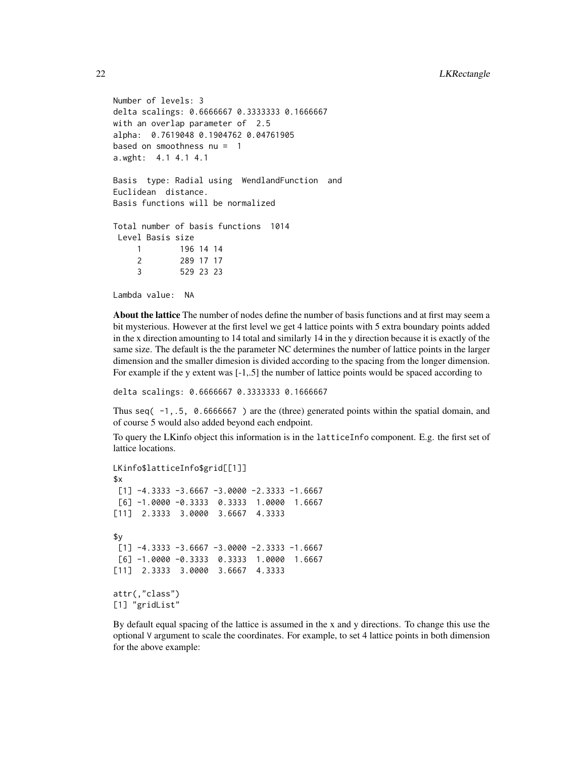```
Number of levels: 3
delta scalings: 0.6666667 0.3333333 0.1666667
with an overlap parameter of  2.5
alpha:  0.7619048 0.1904762 0.04761905
based on smoothness nu =  1
a.wght:  4.1 4.1 4.1

Basis  type: Radial using  WendlandFunction  and
Euclidean  distance.
Basis functions will be normalized

Total number of basis functions  1014
 Level Basis size
     1        196 14 14
     2        289 17 17
     3        529 23 23

Lambda value:  NA
```

**About the lattice** The number of nodes define the number of basis functions and at first may seem a bit mysterious. However at the first level we get 4 lattice points with 5 extra boundary points added in the x direction amounting to 14 total and similarly 14 in the y direction because it is exactly of the same size. The default is the the parameter NC determines the number of lattice points in the larger dimension and the smaller dimesion is divided according to the spacing from the longer dimension. For example if the y extent was [-1,.5] the number of lattice points would be spaced according to

```
delta scalings: 0.6666667 0.3333333 0.1666667
```

Thus `seq( -1,.5, 0.6666667 )` are the (three) generated points within the spatial domain, and of course 5 would also added beyond each endpoint.

To query the LKinfo object this information is in the `latticeInfo` component. E.g. the first set of lattice locations.

```
LKinfo$latticeInfo$grid[[1]]
$x
 [1] -4.3333 -3.6667 -3.0000 -2.3333 -1.6667
 [6] -1.0000 -0.3333  0.3333  1.0000  1.6667
[11]  2.3333  3.0000  3.6667  4.3333

$y
 [1] -4.3333 -3.6667 -3.0000 -2.3333 -1.6667
 [6] -1.0000 -0.3333  0.3333  1.0000  1.6667
[11]  2.3333  3.0000  3.6667  4.3333

attr(,"class")
[1] "gridList"
```

By default equal spacing of the lattice is assumed in the x and y directions. To change this use the optional `V` argument to scale the coordinates. For example, to set 4 lattice points in both dimension for the above example: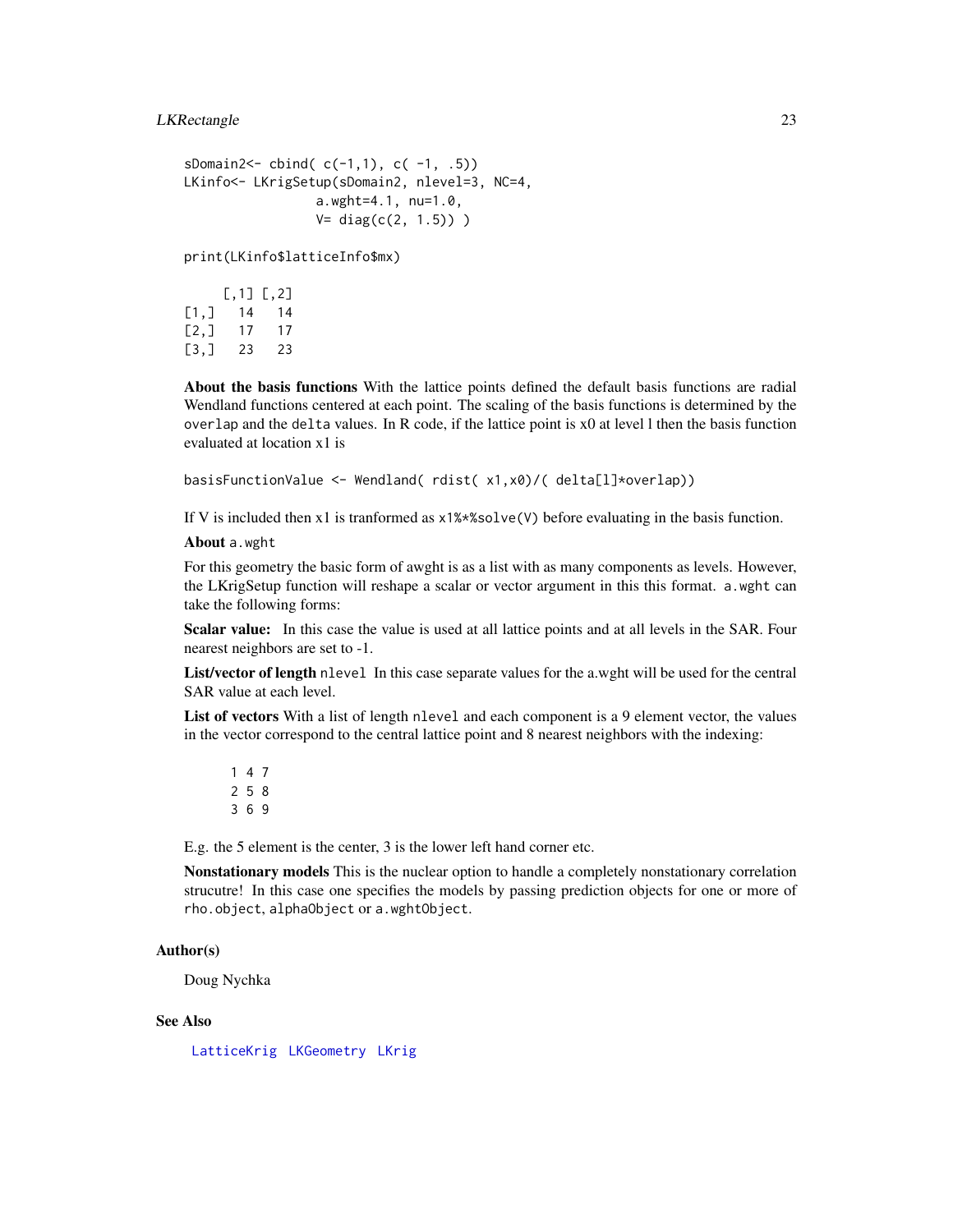```
sDomain2<- cbind( c(-1,1), c( -1, .5))
LKinfo<- LKrigSetup(sDomain2, nlevel=3, NC=4,
                a.wght=4.1, nu=1.0,
                V= diag(c(2, 1.5)) )

print(LKinfo$latticeInfo$mx)

     [,1] [,2]
[1,]   14   14
[2,]   17   17
[3,]   23   23
```

**About the basis functions** With the lattice points defined the default basis functions are radial Wendland functions centered at each point. The scaling of the basis functions is determined by the `overlap` and the `delta` values. In R code, if the lattice point is x0 at level l then the basis function evaluated at location x1 is

```
basisFunctionValue <- Wendland( rdist( x1,x0)/( delta[l]*overlap))
```

If V is included then x1 is tranformed as `x1%*%solve(V)` before evaluating in the basis function.

**About** `a.wght`

For this geometry the basic form of awght is as a list with as many components as levels. However, the LKrigSetup function will reshape a scalar or vector argument in this this format. `a.wght` can take the following forms:

**Scalar value:** In this case the value is used at all lattice points and at all levels in the SAR. Four nearest neighbors are set to -1.

**List/vector of length** `nlevel` In this case separate values for the a.wght will be used for the central SAR value at each level.

**List of vectors** With a list of length `nlevel` and each component is a 9 element vector, the values in the vector correspond to the central lattice point and 8 nearest neighbors with the indexing:

```
1 4 7
2 5 8
3 6 9
```

E.g. the 5 element is the center, 3 is the lower left hand corner etc.

**Nonstationary models** This is the nuclear option to handle a completely nonstationary correlation strucutre! In this case one specifies the models by passing prediction objects for one or more of `rho.object`, `alphaObject` or `a.wghtObject`.

### Author(s)

Doug Nychka

### See Also

LatticeKrig LKGeometry LKrig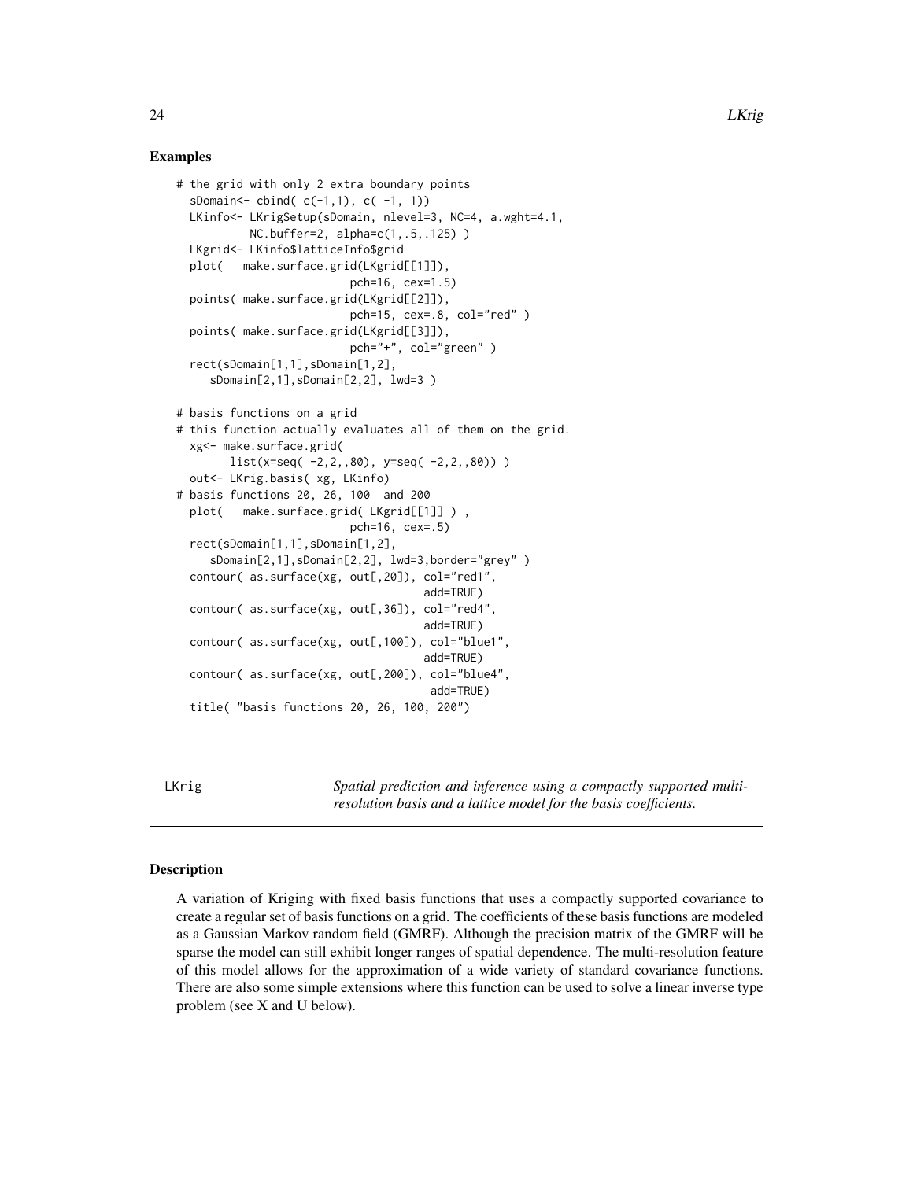### Examples

```
# the grid with only 2 extra boundary points
  sDomain<- cbind( c(-1,1), c( -1, 1))
  LKinfo<- LKrigSetup(sDomain, nlevel=3, NC=4, a.wght=4.1,
           NC.buffer=2, alpha=c(1,.5,.125) )
  LKgrid<- LKinfo$latticeInfo$grid
  plot(   make.surface.grid(LKgrid[[1]]),
                        pch=16, cex=1.5)
  points( make.surface.grid(LKgrid[[2]]),
                        pch=15, cex=.8, col="red" )
  points( make.surface.grid(LKgrid[[3]]),
                        pch="+", col="green" )
  rect(sDomain[1,1],sDomain[1,2],
     sDomain[2,1],sDomain[2,2], lwd=3 )

# basis functions on a grid
# this function actually evaluates all of them on the grid.
  xg<- make.surface.grid(
        list(x=seq( -2,2,,80), y=seq( -2,2,,80)) )
  out<- LKrig.basis( xg, LKinfo)
# basis functions 20, 26, 100  and 200
  plot(   make.surface.grid( LKgrid[[1]] ) ,
                        pch=16, cex=.5)
  rect(sDomain[1,1],sDomain[1,2],
     sDomain[2,1],sDomain[2,2], lwd=3,border="grey" )
  contour( as.surface(xg, out[,20]), col="red1",
                                   add=TRUE)
  contour( as.surface(xg, out[,36]), col="red4",
                                   add=TRUE)
  contour( as.surface(xg, out[,100]), col="blue1",
                                   add=TRUE)
  contour( as.surface(xg, out[,200]), col="blue4",
                                    add=TRUE)
  title( "basis functions 20, 26, 100, 200")
```

---

## LKrig

*Spatial prediction and inference using a compactly supported multi-resolution basis and a lattice model for the basis coefficients.*

---

### Description

A variation of Kriging with fixed basis functions that uses a compactly supported covariance to create a regular set of basis functions on a grid. The coefficients of these basis functions are modeled as a Gaussian Markov random field (GMRF). Although the precision matrix of the GMRF will be sparse the model can still exhibit longer ranges of spatial dependence. The multi-resolution feature of this model allows for the approximation of a wide variety of standard covariance functions. There are also some simple extensions where this function can be used to solve a linear inverse type problem (see X and U below).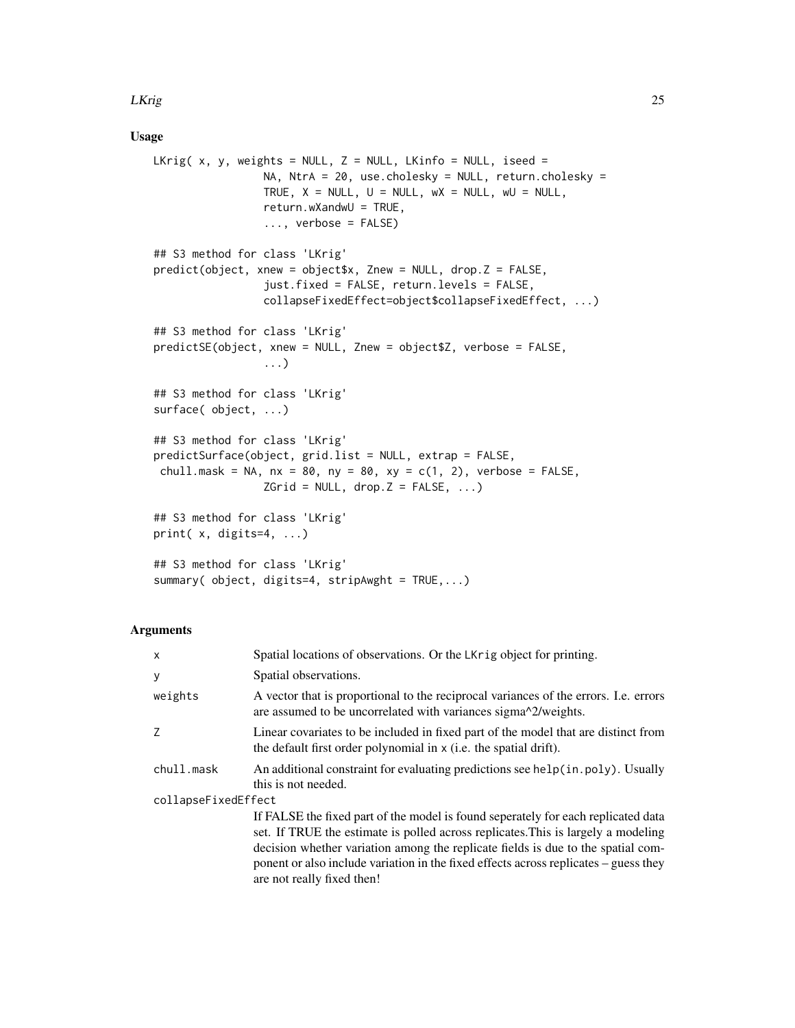## Usage

```
LKrig( x, y, weights = NULL, Z = NULL, LKinfo = NULL, iseed =
                 NA, NtrA = 20, use.cholesky = NULL, return.cholesky =
                 TRUE, X = NULL, U = NULL, wX = NULL, wU = NULL,
                 return.wXandwU = TRUE,
                 ..., verbose = FALSE)

## S3 method for class 'LKrig'
predict(object, xnew = object$x, Znew = NULL, drop.Z = FALSE,
                 just.fixed = FALSE, return.levels = FALSE,
                 collapseFixedEffect=object$collapseFixedEffect, ...)

## S3 method for class 'LKrig'
predictSE(object, xnew = NULL, Znew = object$Z, verbose = FALSE,
                 ...)

## S3 method for class 'LKrig'
surface( object, ...)

## S3 method for class 'LKrig'
predictSurface(object, grid.list = NULL, extrap = FALSE,
 chull.mask = NA, nx = 80, ny = 80, xy = c(1, 2), verbose = FALSE,
                 ZGrid = NULL, drop.Z = FALSE, ...)

## S3 method for class 'LKrig'
print( x, digits=4, ...)

## S3 method for class 'LKrig'
summary( object, digits=4, stripAwght = TRUE,...)
```

## Arguments

| | |
|---|---|
| x | Spatial locations of observations. Or the LKrig object for printing. |
| y | Spatial observations. |
| weights | A vector that is proportional to the reciprocal variances of the errors. I.e. errors are assumed to be uncorrelated with variances sigma^2/weights. |
| Z | Linear covariates to be included in fixed part of the model that are distinct from the default first order polynomial in x (i.e. the spatial drift). |
| chull.mask | An additional constraint for evaluating predictions see help(in.poly). Usually this is not needed. |
| collapseFixedEffect | If FALSE the fixed part of the model is found seperately for each replicated data set. If TRUE the estimate is polled across replicates.This is largely a modeling decision whether variation among the replicate fields is due to the spatial component or also include variation in the fixed effects across replicates – guess they are not really fixed then! |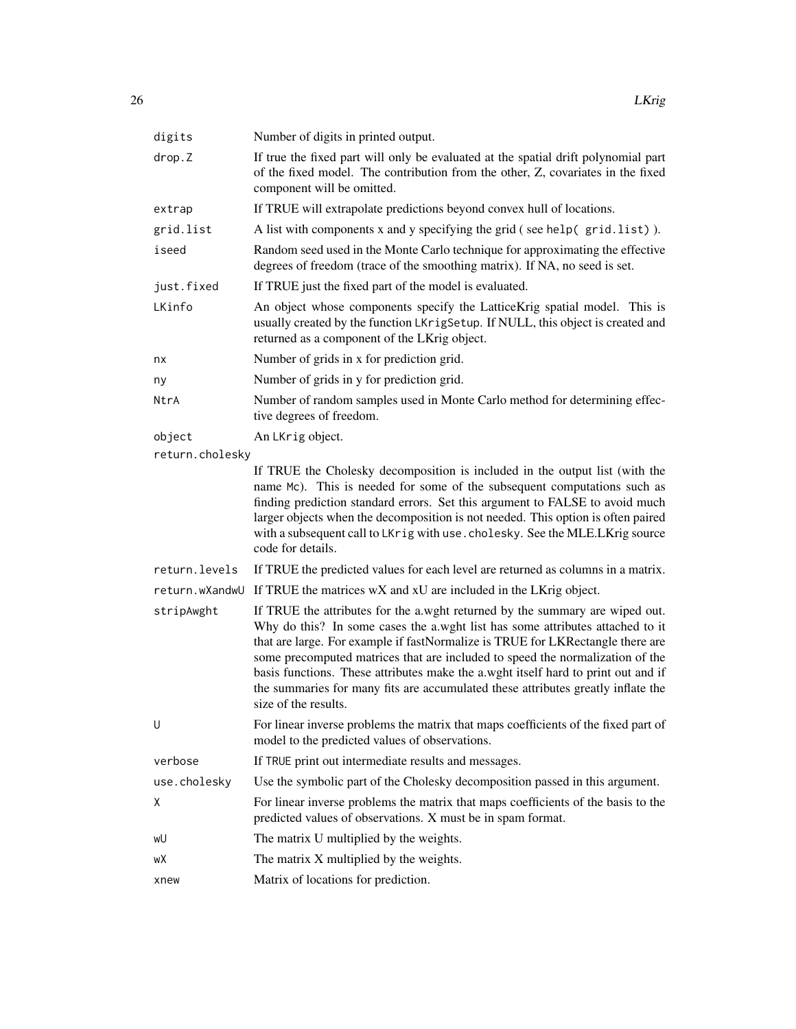| | |
|---|---|
| `digits` | Number of digits in printed output. |
| `drop.Z` | If true the fixed part will only be evaluated at the spatial drift polynomial part of the fixed model. The contribution from the other, Z, covariates in the fixed component will be omitted. |
| `extrap` | If TRUE will extrapolate predictions beyond convex hull of locations. |
| `grid.list` | A list with components x and y specifying the grid ( see `help( grid.list)` ). |
| `iseed` | Random seed used in the Monte Carlo technique for approximating the effective degrees of freedom (trace of the smoothing matrix). If NA, no seed is set. |
| `just.fixed` | If TRUE just the fixed part of the model is evaluated. |
| `LKinfo` | An object whose components specify the LatticeKrig spatial model. This is usually created by the function `LKrigSetup`. If NULL, this object is created and returned as a component of the LKrig object. |
| `nx` | Number of grids in x for prediction grid. |
| `ny` | Number of grids in y for prediction grid. |
| `NtrA` | Number of random samples used in Monte Carlo method for determining effective degrees of freedom. |
| `object` | An `LKrig` object. |
| `return.cholesky` | If TRUE the Cholesky decomposition is included in the output list (with the name `Mc`). This is needed for some of the subsequent computations such as finding prediction standard errors. Set this argument to FALSE to avoid much larger objects when the decomposition is not needed. This option is often paired with a subsequent call to `LKrig` with `use.cholesky`. See the MLE.LKrig source code for details. |
| `return.levels` | If TRUE the predicted values for each level are returned as columns in a matrix. |
| `return.wXandwU` | If TRUE the matrices wX and xU are included in the LKrig object. |
| `stripAwght` | If TRUE the attributes for the a.wght returned by the summary are wiped out. Why do this? In some cases the a.wght list has some attributes attached to it that are large. For example if fastNormalize is TRUE for LKRectangle there are some precomputed matrices that are included to speed the normalization of the basis functions. These attributes make the a.wght itself hard to print out and if the summaries for many fits are accumulated these attributes greatly inflate the size of the results. |
| `U` | For linear inverse problems the matrix that maps coefficients of the fixed part of model to the predicted values of observations. |
| `verbose` | If `TRUE` print out intermediate results and messages. |
| `use.cholesky` | Use the symbolic part of the Cholesky decomposition passed in this argument. |
| `X` | For linear inverse problems the matrix that maps coefficients of the basis to the predicted values of observations. X must be in spam format. |
| `wU` | The matrix U multiplied by the weights. |
| `wX` | The matrix X multiplied by the weights. |
| `xnew` | Matrix of locations for prediction. |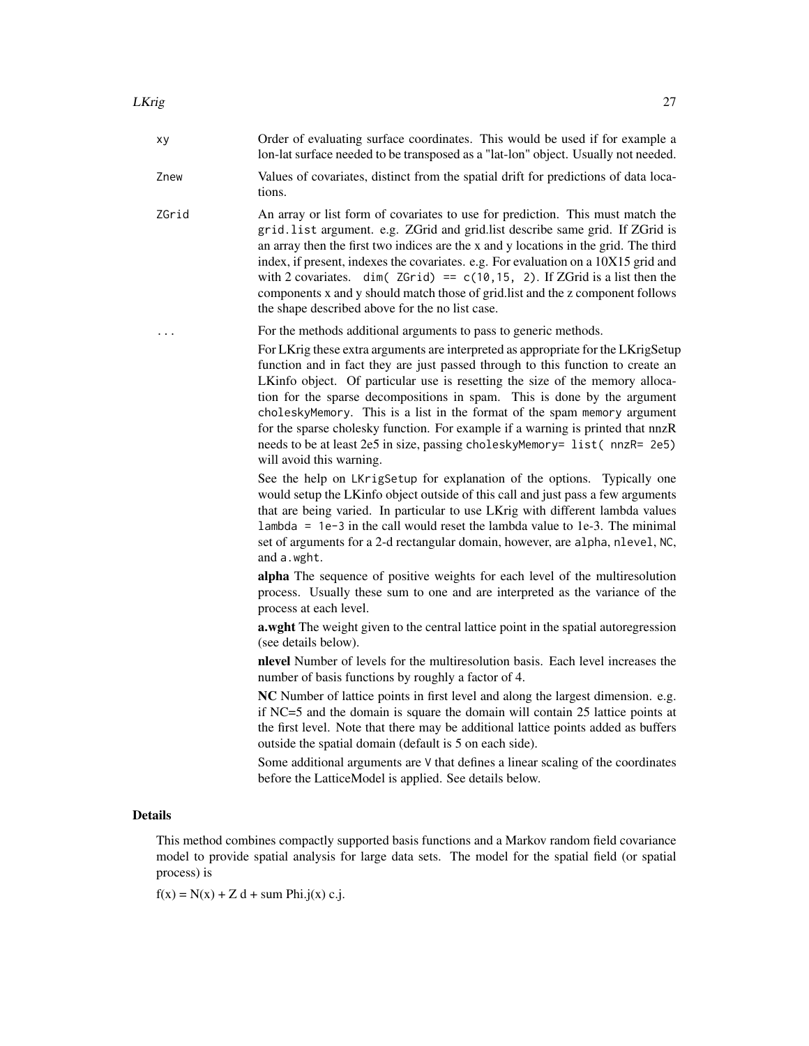`xy` Order of evaluating surface coordinates. This would be used if for example a lon-lat surface needed to be transposed as a "lat-lon" object. Usually not needed.

`Znew` Values of covariates, distinct from the spatial drift for predictions of data locations.

`ZGrid` An array or list form of covariates to use for prediction. This must match the `grid.list` argument. e.g. ZGrid and grid.list describe same grid. If ZGrid is an array then the first two indices are the x and y locations in the grid. The third index, if present, indexes the covariates. e.g. For evaluation on a 10X15 grid and with 2 covariates. `dim( ZGrid) == c(10,15, 2)`. If ZGrid is a list then the components x and y should match those of grid.list and the z component follows the shape described above for the no list case.

`...` For the methods additional arguments to pass to generic methods.

For LKrig these extra arguments are interpreted as appropriate for the LKrigSetup function and in fact they are just passed through to this function to create an LKinfo object. Of particular use is resetting the size of the memory allocation for the sparse decompositions in spam. This is done by the argument `choleskyMemory`. This is a list in the format of the spam `memory` argument for the sparse cholesky function. For example if a warning is printed that nnzR needs to be at least 2e5 in size, passing `choleskyMemory= list( nnzR= 2e5)` will avoid this warning.

See the help on `LKrigSetup` for explanation of the options. Typically one would setup the LKinfo object outside of this call and just pass a few arguments that are being varied. In particular to use LKrig with different lambda values `lambda = 1e-3` in the call would reset the lambda value to 1e-3. The minimal set of arguments for a 2-d rectangular domain, however, are `alpha`, `nlevel`, `NC`, and `a.wght`.

**alpha** The sequence of positive weights for each level of the multiresolution process. Usually these sum to one and are interpreted as the variance of the process at each level.

**a.wght** The weight given to the central lattice point in the spatial autoregression (see details below).

**nlevel** Number of levels for the multiresolution basis. Each level increases the number of basis functions by roughly a factor of 4.

**NC** Number of lattice points in first level and along the largest dimension. e.g. if NC=5 and the domain is square the domain will contain 25 lattice points at the first level. Note that there may be additional lattice points added as buffers outside the spatial domain (default is 5 on each side).

Some additional arguments are `V` that defines a linear scaling of the coordinates before the LatticeModel is applied. See details below.

## Details

This method combines compactly supported basis functions and a Markov random field covariance model to provide spatial analysis for large data sets. The model for the spatial field (or spatial process) is

f(x) = N(x) + Z d + sum Phi.j(x) c.j.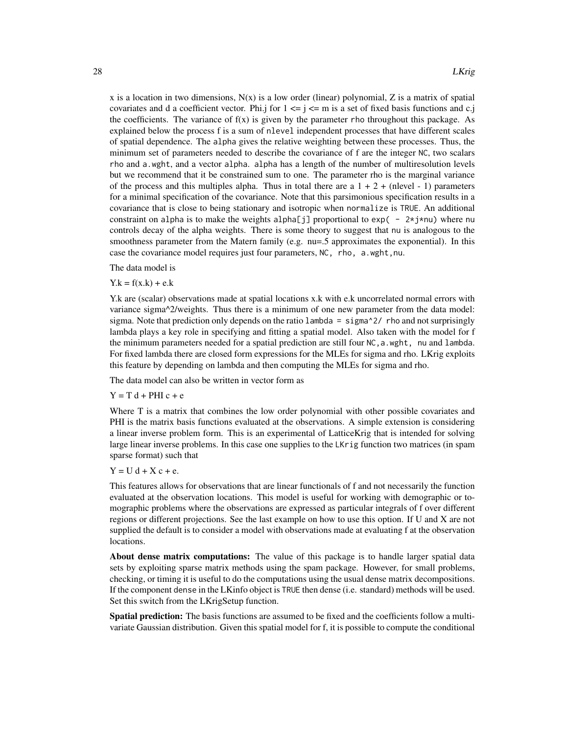x is a location in two dimensions, N(x) is a low order (linear) polynomial, Z is a matrix of spatial covariates and d a coefficient vector. Phi.j for 1 <= j <= m is a set of fixed basis functions and c.j the coefficients. The variance of f(x) is given by the parameter `rho` throughout this package. As explained below the process f is a sum of `nlevel` independent processes that have different scales of spatial dependence. The `alpha` gives the relative weighting between these processes. Thus, the minimum set of parameters needed to describe the covariance of f are the integer `NC`, two scalars `rho` and `a.wght`, and a vector `alpha`. `alpha` has a length of the number of multiresolution levels but we recommend that it be constrained sum to one. The parameter rho is the marginal variance of the process and this multiples alpha. Thus in total there are a 1 + 2 + (nlevel - 1) parameters for a minimal specification of the covariance. Note that this parsimonious specification results in a covariance that is close to being stationary and isotropic when `normalize` is `TRUE`. An additional constraint on `alpha` is to make the weights `alpha[j]` proportional to `exp( - 2*j*nu)` where `nu` controls decay of the alpha weights. There is some theory to suggest that `nu` is analogous to the smoothness parameter from the Matern family (e.g. nu=.5 approximates the exponential). In this case the covariance model requires just four parameters, `NC, rho, a.wght,nu`.

The data model is

Y.k = f(x.k) + e.k

Y.k are (scalar) observations made at spatial locations x.k with e.k uncorrelated normal errors with variance sigma^2/weights. Thus there is a minimum of one new parameter from the data model: sigma. Note that prediction only depends on the ratio `lambda = sigma^2/ rho` and not surprisingly lambda plays a key role in specifying and fitting a spatial model. Also taken with the model for f the minimum parameters needed for a spatial prediction are still four `NC,a.wght, nu` and `lambda`. For fixed lambda there are closed form expressions for the MLEs for sigma and rho. LKrig exploits this feature by depending on lambda and then computing the MLEs for sigma and rho.

The data model can also be written in vector form as

Y = T d + PHI c + e

Where T is a matrix that combines the low order polynomial with other possible covariates and PHI is the matrix basis functions evaluated at the observations. A simple extension is considering a linear inverse problem form. This is an experimental of LatticeKrig that is intended for solving large linear inverse problems. In this case one supplies to the `LKrig` function two matrices (in spam sparse format) such that

Y = U d + X c + e.

This features allows for observations that are linear functionals of f and not necessarily the function evaluated at the observation locations. This model is useful for working with demographic or tomographic problems where the observations are expressed as particular integrals of f over different regions or different projections. See the last example on how to use this option. If U and X are not supplied the default is to consider a model with observations made at evaluating f at the observation locations.

**About dense matrix computations:** The value of this package is to handle larger spatial data sets by exploiting sparse matrix methods using the spam package. However, for small problems, checking, or timing it is useful to do the computations using the usual dense matrix decompositions. If the component `dense` in the LKinfo object is `TRUE` then dense (i.e. standard) methods will be used. Set this switch from the LKrigSetup function.

**Spatial prediction:** The basis functions are assumed to be fixed and the coefficients follow a multivariate Gaussian distribution. Given this spatial model for f, it is possible to compute the conditional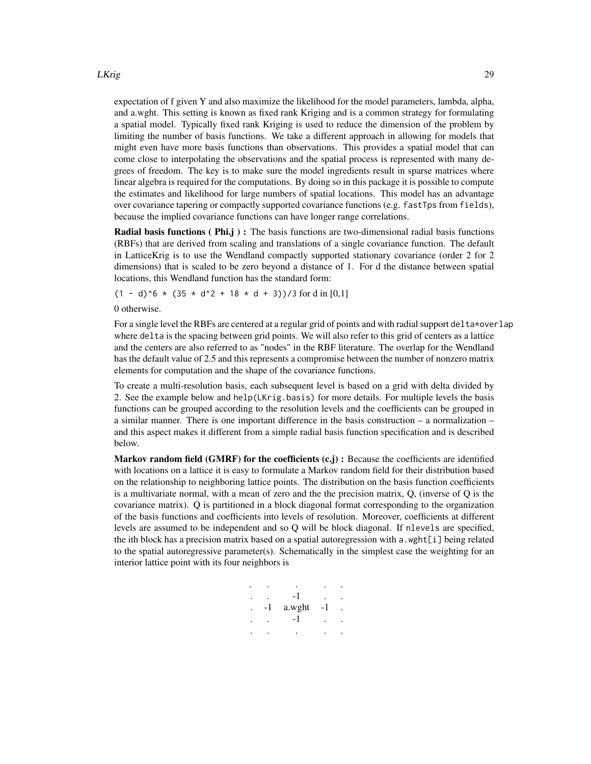expectation of f given Y and also maximize the likelihood for the model parameters, lambda, alpha, and a.wght. This setting is known as fixed rank Kriging and is a common strategy for formulating a spatial model. Typically fixed rank Kriging is used to reduce the dimension of the problem by limiting the number of basis functions. We take a different approach in allowing for models that might even have more basis functions than observations. This provides a spatial model that can come close to interpolating the observations and the spatial process is represented with many degrees of freedom. The key is to make sure the model ingredients result in sparse matrices where linear algebra is required for the computations. By doing so in this package it is possible to compute the estimates and likelihood for large numbers of spatial locations. This model has an advantage over covariance tapering or compactly supported covariance functions (e.g. `fastTps` from `fields`), because the implied covariance functions can have longer range correlations.

**Radial basis functions ( Phi.j ) :** The basis functions are two-dimensional radial basis functions (RBFs) that are derived from scaling and translations of a single covariance function. The default in LatticeKrig is to use the Wendland compactly supported stationary covariance (order 2 for 2 dimensions) that is scaled to be zero beyond a distance of 1. For d the distance between spatial locations, this Wendland function has the standard form:

`(1 - d)^6 * (35 * d^2 + 18 * d + 3))/3` for d in [0,1]

0 otherwise.

For a single level the RBFs are centered at a regular grid of points and with radial support `delta*overlap` where `delta` is the spacing between grid points. We will also refer to this grid of centers as a lattice and the centers are also referred to as "nodes" in the RBF literature. The overlap for the Wendland has the default value of 2.5 and this represents a compromise between the number of nonzero matrix elements for computation and the shape of the covariance functions.

To create a multi-resolution basis, each subsequent level is based on a grid with delta divided by 2. See the example below and `help(LKrig.basis)` for more details. For multiple levels the basis functions can be grouped according to the resolution levels and the coefficients can be grouped in a similar manner. There is one important difference in the basis construction – a normalization – and this aspect makes it different from a simple radial basis function specification and is described below.

**Markov random field (GMRF) for the coefficients (c.j) :** Because the coefficients are identified with locations on a lattice it is easy to formulate a Markov random field for their distribution based on the relationship to neighboring lattice points. The distribution on the basis function coefficients is a multivariate normal, with a mean of zero and the the precision matrix, Q, (inverse of Q is the covariance matrix). Q is partitioned in a block diagonal format corresponding to the organization of the basis functions and coefficients into levels of resolution. Moreover, coefficients at different levels are assumed to be independent and so Q will be block diagonal. If `nlevels` are specified, the ith block has a precision matrix based on a spatial autoregression with `a.wght[i]` being related to the spatial autoregressive parameter(s). Schematically in the simplest case the weighting for an interior lattice point with its four neighbors is

```
.   .     .     .   .
.   .    -1     .   .
.  -1   a.wght -1   .
.   .    -1     .   .
.   .     .     .   .
```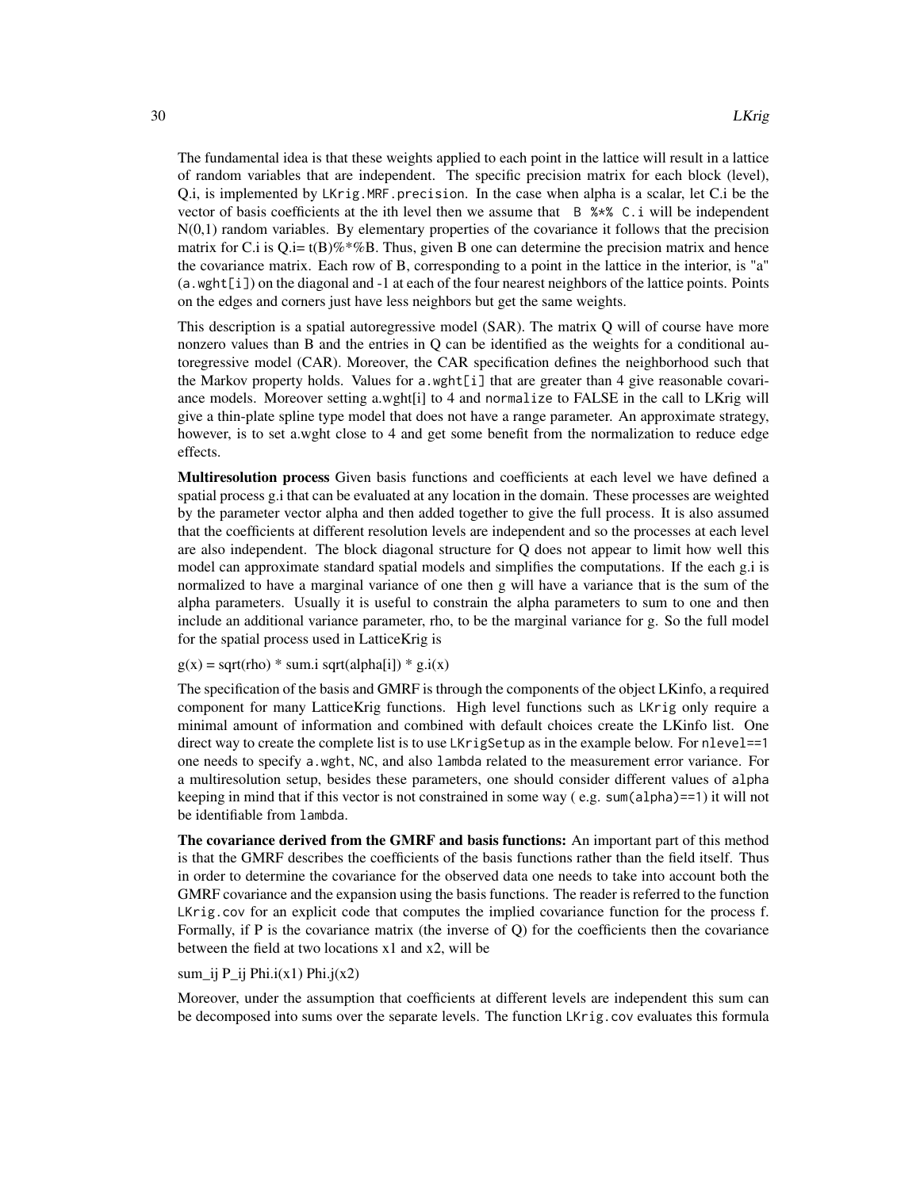The fundamental idea is that these weights applied to each point in the lattice will result in a lattice of random variables that are independent. The specific precision matrix for each block (level), Q.i, is implemented by `LKrig.MRF.precision`. In the case when alpha is a scalar, let C.i be the vector of basis coefficients at the ith level then we assume that `B %*% C.i` will be independent N(0,1) random variables. By elementary properties of the covariance it follows that the precision matrix for C.i is Q.i= t(B)%*%B. Thus, given B one can determine the precision matrix and hence the covariance matrix. Each row of B, corresponding to a point in the lattice in the interior, is "a" (`a.wght[i]`) on the diagonal and -1 at each of the four nearest neighbors of the lattice points. Points on the edges and corners just have less neighbors but get the same weights.

This description is a spatial autoregressive model (SAR). The matrix Q will of course have more nonzero values than B and the entries in Q can be identified as the weights for a conditional autoregressive model (CAR). Moreover, the CAR specification defines the neighborhood such that the Markov property holds. Values for `a.wght[i]` that are greater than 4 give reasonable covariance models. Moreover setting a.wght[i] to 4 and `normalize` to FALSE in the call to LKrig will give a thin-plate spline type model that does not have a range parameter. An approximate strategy, however, is to set a.wght close to 4 and get some benefit from the normalization to reduce edge effects.

**Multiresolution process** Given basis functions and coefficients at each level we have defined a spatial process g.i that can be evaluated at any location in the domain. These processes are weighted by the parameter vector alpha and then added together to give the full process. It is also assumed that the coefficients at different resolution levels are independent and so the processes at each level are also independent. The block diagonal structure for Q does not appear to limit how well this model can approximate standard spatial models and simplifies the computations. If the each g.i is normalized to have a marginal variance of one then g will have a variance that is the sum of the alpha parameters. Usually it is useful to constrain the alpha parameters to sum to one and then include an additional variance parameter, rho, to be the marginal variance for g. So the full model for the spatial process used in LatticeKrig is

g(x) = sqrt(rho) * sum.i sqrt(alpha[i]) * g.i(x)

The specification of the basis and GMRF is through the components of the object LKinfo, a required component for many LatticeKrig functions. High level functions such as `LKrig` only require a minimal amount of information and combined with default choices create the LKinfo list. One direct way to create the complete list is to use `LKrigSetup` as in the example below. For `nlevel==1` one needs to specify `a.wght`, `NC`, and also `lambda` related to the measurement error variance. For a multiresolution setup, besides these parameters, one should consider different values of `alpha` keeping in mind that if this vector is not constrained in some way ( e.g. `sum(alpha)==1`) it will not be identifiable from `lambda`.

**The covariance derived from the GMRF and basis functions:** An important part of this method is that the GMRF describes the coefficients of the basis functions rather than the field itself. Thus in order to determine the covariance for the observed data one needs to take into account both the GMRF covariance and the expansion using the basis functions. The reader is referred to the function `LKrig.cov` for an explicit code that computes the implied covariance function for the process f. Formally, if P is the covariance matrix (the inverse of Q) for the coefficients then the covariance between the field at two locations x1 and x2, will be

sum_ij P_ij Phi.i(x1) Phi.j(x2)

Moreover, under the assumption that coefficients at different levels are independent this sum can be decomposed into sums over the separate levels. The function `LKrig.cov` evaluates this formula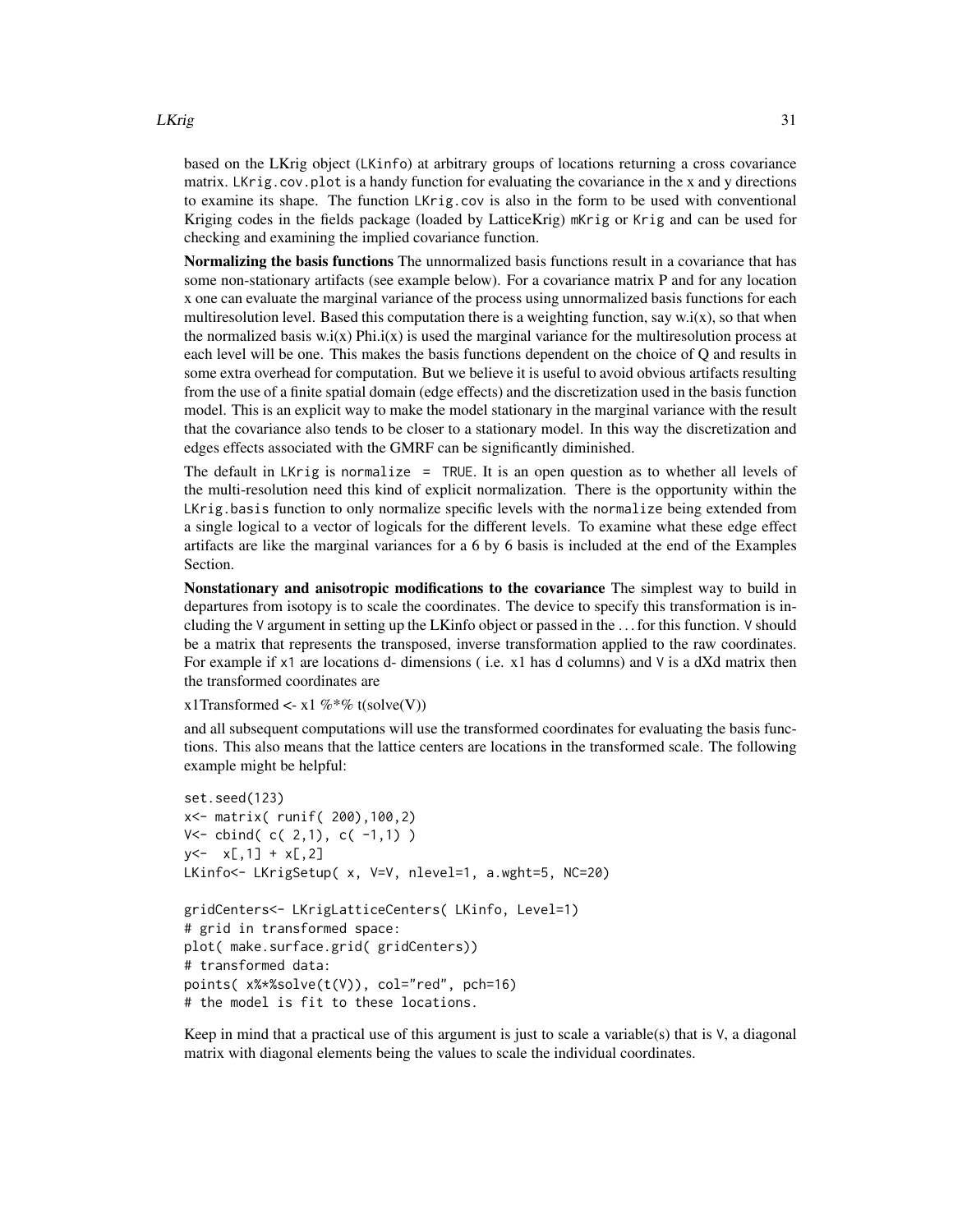based on the LKrig object (`LKinfo`) at arbitrary groups of locations returning a cross covariance matrix. `LKrig.cov.plot` is a handy function for evaluating the covariance in the x and y directions to examine its shape. The function `LKrig.cov` is also in the form to be used with conventional Kriging codes in the fields package (loaded by LatticeKrig) `mKrig` or `Krig` and can be used for checking and examining the implied covariance function.

**Normalizing the basis functions** The unnormalized basis functions result in a covariance that has some non-stationary artifacts (see example below). For a covariance matrix P and for any location x one can evaluate the marginal variance of the process using unnormalized basis functions for each multiresolution level. Based this computation there is a weighting function, say w.i(x), so that when the normalized basis w.i(x) Phi.i(x) is used the marginal variance for the multiresolution process at each level will be one. This makes the basis functions dependent on the choice of Q and results in some extra overhead for computation. But we believe it is useful to avoid obvious artifacts resulting from the use of a finite spatial domain (edge effects) and the discretization used in the basis function model. This is an explicit way to make the model stationary in the marginal variance with the result that the covariance also tends to be closer to a stationary model. In this way the discretization and edges effects associated with the GMRF can be significantly diminished.

The default in `LKrig` is `normalize = TRUE`. It is an open question as to whether all levels of the multi-resolution need this kind of explicit normalization. There is the opportunity within the `LKrig.basis` function to only normalize specific levels with the `normalize` being extended from a single logical to a vector of logicals for the different levels. To examine what these edge effect artifacts are like the marginal variances for a 6 by 6 basis is included at the end of the Examples Section.

**Nonstationary and anisotropic modifications to the covariance** The simplest way to build in departures from isotopy is to scale the coordinates. The device to specify this transformation is including the `V` argument in setting up the LKinfo object or passed in the ... for this function. `V` should be a matrix that represents the transposed, inverse transformation applied to the raw coordinates. For example if `x1` are locations d- dimensions ( i.e. x1 has d columns) and `V` is a dXd matrix then the transformed coordinates are

x1Transformed <- x1 %*% t(solve(V))

and all subsequent computations will use the transformed coordinates for evaluating the basis functions. This also means that the lattice centers are locations in the transformed scale. The following example might be helpful:

```
set.seed(123)
x<- matrix( runif( 200),100,2)
V<- cbind( c( 2,1), c( -1,1) )
y<-  x[,1] + x[,2]
LKinfo<- LKrigSetup( x, V=V, nlevel=1, a.wght=5, NC=20)

gridCenters<- LKrigLatticeCenters( LKinfo, Level=1)
# grid in transformed space:
plot( make.surface.grid( gridCenters))
# transformed data:
points( x%*%solve(t(V)), col="red", pch=16)
# the model is fit to these locations.
```

Keep in mind that a practical use of this argument is just to scale a variable(s) that is `V`, a diagonal matrix with diagonal elements being the values to scale the individual coordinates.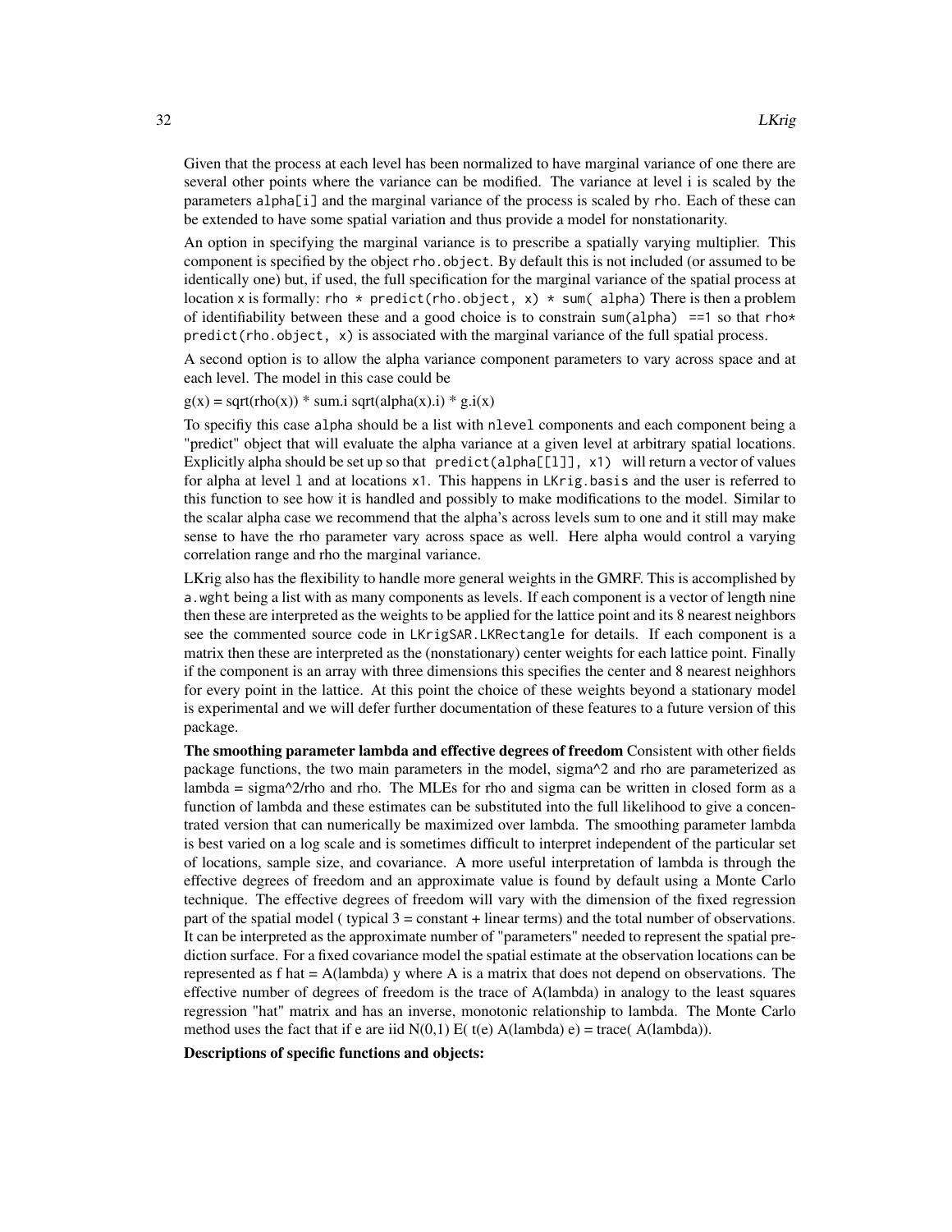Given that the process at each level has been normalized to have marginal variance of one there are several other points where the variance can be modified. The variance at level i is scaled by the parameters `alpha[i]` and the marginal variance of the process is scaled by `rho`. Each of these can be extended to have some spatial variation and thus provide a model for nonstationarity.

An option in specifying the marginal variance is to prescribe a spatially varying multiplier. This component is specified by the object `rho.object`. By default this is not included (or assumed to be identically one) but, if used, the full specification for the marginal variance of the spatial process at location x is formally: `rho * predict(rho.object, x) * sum( alpha)` There is then a problem of identifiability between these and a good choice is to constrain `sum(alpha) ==1` so that `rho* predict(rho.object, x)` is associated with the marginal variance of the full spatial process.

A second option is to allow the alpha variance component parameters to vary across space and at each level. The model in this case could be

g(x) = sqrt(rho(x)) * sum.i sqrt(alpha(x).i) * g.i(x)

To specifiy this case `alpha` should be a list with `nlevel` components and each component being a "predict" object that will evaluate the alpha variance at a given level at arbitrary spatial locations. Explicitly alpha should be set up so that `predict(alpha[[l]], x1)` will return a vector of values for alpha at level `l` and at locations `x1`. This happens in `LKrig.basis` and the user is referred to this function to see how it is handled and possibly to make modifications to the model. Similar to the scalar alpha case we recommend that the alpha's across levels sum to one and it still may make sense to have the rho parameter vary across space as well. Here alpha would control a varying correlation range and rho the marginal variance.

LKrig also has the flexibility to handle more general weights in the GMRF. This is accomplished by `a.wght` being a list with as many components as levels. If each component is a vector of length nine then these are interpreted as the weights to be applied for the lattice point and its 8 nearest neighbors see the commented source code in `LKrigSAR.LKRectangle` for details. If each component is a matrix then these are interpreted as the (nonstationary) center weights for each lattice point. Finally if the component is an array with three dimensions this specifies the center and 8 nearest neighhors for every point in the lattice. At this point the choice of these weights beyond a stationary model is experimental and we will defer further documentation of these features to a future version of this package.

**The smoothing parameter lambda and effective degrees of freedom** Consistent with other fields package functions, the two main parameters in the model, sigma^2 and rho are parameterized as lambda = sigma^2/rho and rho. The MLEs for rho and sigma can be written in closed form as a function of lambda and these estimates can be substituted into the full likelihood to give a concentrated version that can numerically be maximized over lambda. The smoothing parameter lambda is best varied on a log scale and is sometimes difficult to interpret independent of the particular set of locations, sample size, and covariance. A more useful interpretation of lambda is through the effective degrees of freedom and an approximate value is found by default using a Monte Carlo technique. The effective degrees of freedom will vary with the dimension of the fixed regression part of the spatial model ( typical 3 = constant + linear terms) and the total number of observations. It can be interpreted as the approximate number of "parameters" needed to represent the spatial prediction surface. For a fixed covariance model the spatial estimate at the observation locations can be represented as f hat = A(lambda) y where A is a matrix that does not depend on observations. The effective number of degrees of freedom is the trace of A(lambda) in analogy to the least squares regression "hat" matrix and has an inverse, monotonic relationship to lambda. The Monte Carlo method uses the fact that if e are iid N(0,1) E( t(e) A(lambda) e) = trace( A(lambda)).

**Descriptions of specific functions and objects:**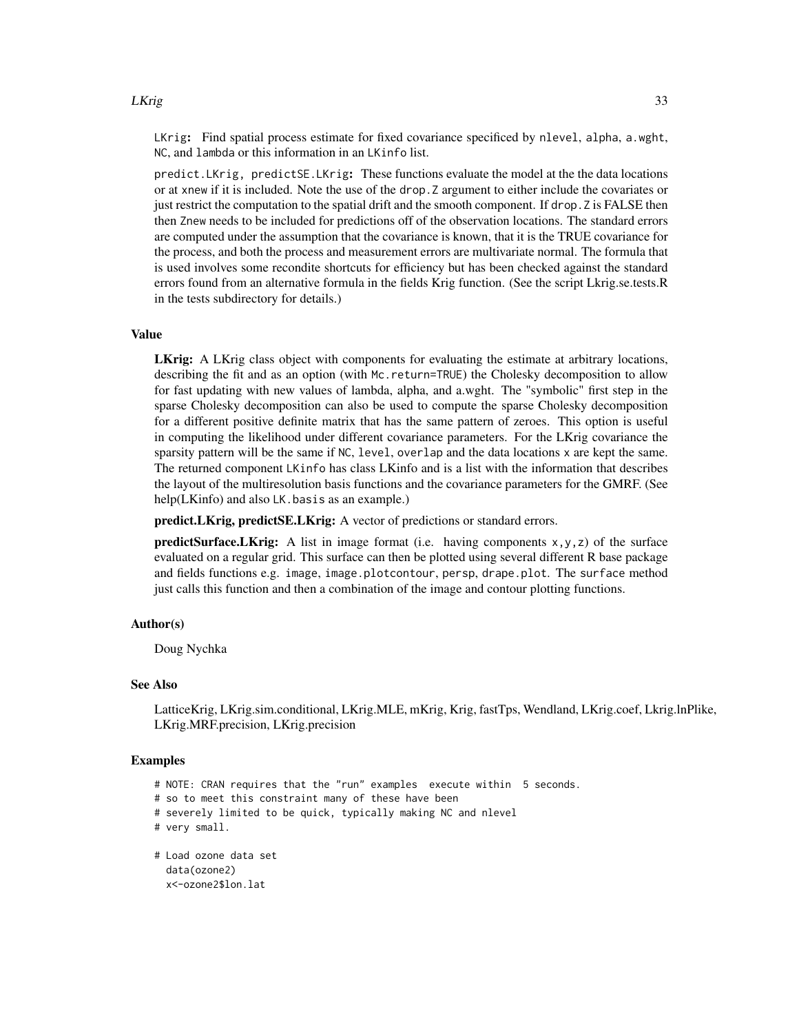`LKrig`**:** Find spatial process estimate for fixed covariance specificed by `nlevel`, `alpha`, `a.wght`, `NC`, and `lambda` or this information in an `LKinfo` list.

`predict.LKrig, predictSE.LKrig`**:** These functions evaluate the model at the the data locations or at `xnew` if it is included. Note the use of the `drop.Z` argument to either include the covariates or just restrict the computation to the spatial drift and the smooth component. If `drop.Z` is FALSE then then `Znew` needs to be included for predictions off of the observation locations. The standard errors are computed under the assumption that the covariance is known, that it is the TRUE covariance for the process, and both the process and measurement errors are multivariate normal. The formula that is used involves some recondite shortcuts for efficiency but has been checked against the standard errors found from an alternative formula in the fields Krig function. (See the script Lkrig.se.tests.R in the tests subdirectory for details.)

## Value

**LKrig:** A LKrig class object with components for evaluating the estimate at arbitrary locations, describing the fit and as an option (with `Mc.return=TRUE`) the Cholesky decomposition to allow for fast updating with new values of lambda, alpha, and a.wght. The "symbolic" first step in the sparse Cholesky decomposition can also be used to compute the sparse Cholesky decomposition for a different positive definite matrix that has the same pattern of zeroes. This option is useful in computing the likelihood under different covariance parameters. For the LKrig covariance the sparsity pattern will be the same if `NC`, `level`, `overlap` and the data locations `x` are kept the same. The returned component `LKinfo` has class LKinfo and is a list with the information that describes the layout of the multiresolution basis functions and the covariance parameters for the GMRF. (See help(LKinfo) and also `LK.basis` as an example.)

**predict.LKrig, predictSE.LKrig:** A vector of predictions or standard errors.

**predictSurface.LKrig:** A list in image format (i.e. having components `x,y,z`) of the surface evaluated on a regular grid. This surface can then be plotted using several different R base package and fields functions e.g. `image`, `image.plotcontour`, `persp`, `drape.plot`. The `surface` method just calls this function and then a combination of the image and contour plotting functions.

## Author(s)

Doug Nychka

## See Also

LatticeKrig, LKrig.sim.conditional, LKrig.MLE, mKrig, Krig, fastTps, Wendland, LKrig.coef, Lkrig.lnPlike, LKrig.MRF.precision, LKrig.precision

## Examples

```
# NOTE: CRAN requires that the "run" examples  execute within  5 seconds.
# so to meet this constraint many of these have been
# severely limited to be quick, typically making NC and nlevel
# very small.

# Load ozone data set
  data(ozone2)
  x<-ozone2$lon.lat
```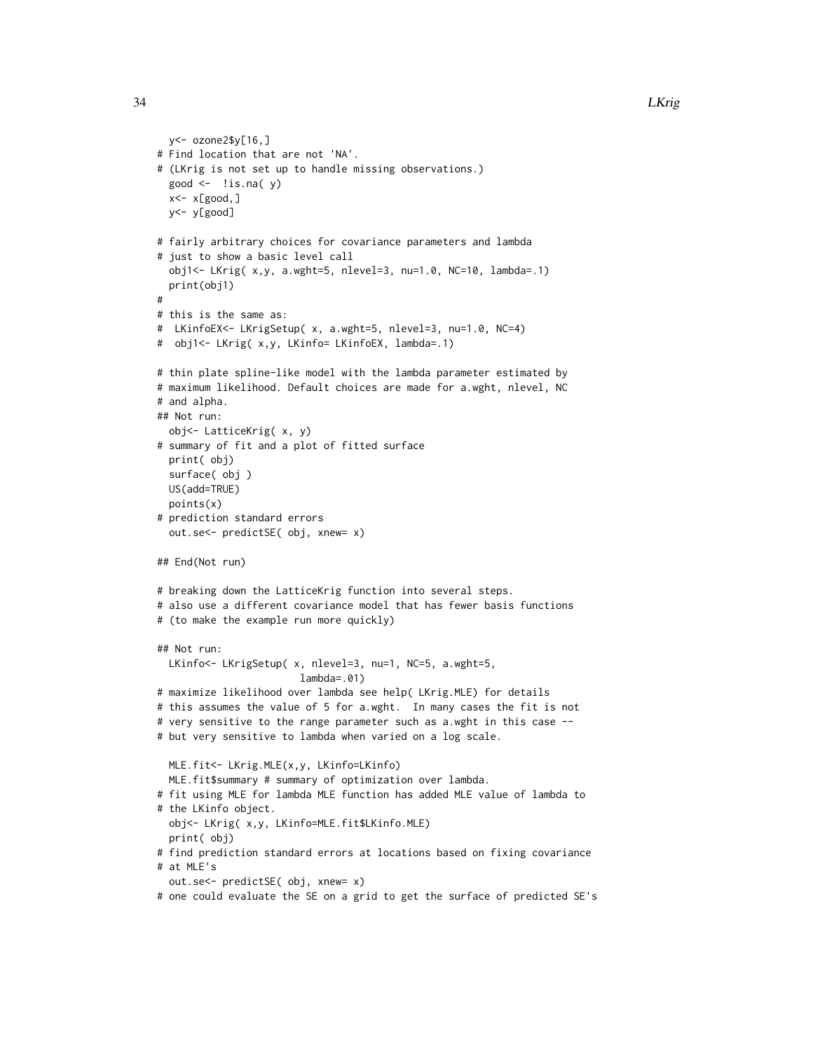```
  y<- ozone2$y[16,]
# Find location that are not 'NA'.
# (LKrig is not set up to handle missing observations.)
  good <-  !is.na( y)
  x<- x[good,]
  y<- y[good]

# fairly arbitrary choices for covariance parameters and lambda
# just to show a basic level call
  obj1<- LKrig( x,y, a.wght=5, nlevel=3, nu=1.0, NC=10, lambda=.1)
  print(obj1)
#
# this is the same as:
#  LKinfoEX<- LKrigSetup( x, a.wght=5, nlevel=3, nu=1.0, NC=4)
#  obj1<- LKrig( x,y, LKinfo= LKinfoEX, lambda=.1)

# thin plate spline-like model with the lambda parameter estimated by
# maximum likelihood. Default choices are made for a.wght, nlevel, NC
# and alpha.
## Not run:
  obj<- LatticeKrig( x, y)
# summary of fit and a plot of fitted surface
  print( obj)
  surface( obj )
  US(add=TRUE)
  points(x)
# prediction standard errors
  out.se<- predictSE( obj, xnew= x)

## End(Not run)

# breaking down the LatticeKrig function into several steps.
# also use a different covariance model that has fewer basis functions
# (to make the example run more quickly)

## Not run:
  LKinfo<- LKrigSetup( x, nlevel=3, nu=1, NC=5, a.wght=5,
                        lambda=.01)
# maximize likelihood over lambda see help( LKrig.MLE) for details
# this assumes the value of 5 for a.wght.  In many cases the fit is not
# very sensitive to the range parameter such as a.wght in this case --
# but very sensitive to lambda when varied on a log scale.

  MLE.fit<- LKrig.MLE(x,y, LKinfo=LKinfo)
  MLE.fit$summary # summary of optimization over lambda.
# fit using MLE for lambda MLE function has added MLE value of lambda to
# the LKinfo object.
  obj<- LKrig( x,y, LKinfo=MLE.fit$LKinfo.MLE)
  print( obj)
# find prediction standard errors at locations based on fixing covariance
# at MLE's
  out.se<- predictSE( obj, xnew= x)
# one could evaluate the SE on a grid to get the surface of predicted SE's
```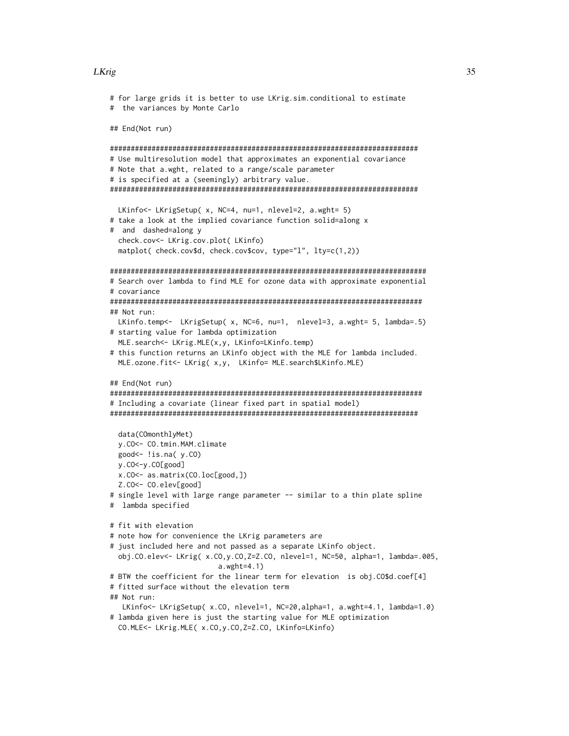```
# for large grids it is better to use LKrig.sim.conditional to estimate
#  the variances by Monte Carlo

## End(Not run)

##########################################################################
# Use multiresolution model that approximates an exponential covariance
# Note that a.wght, related to a range/scale parameter
# is specified at a (seemingly) arbitrary value.
##########################################################################

  LKinfo<- LKrigSetup( x, NC=4, nu=1, nlevel=2, a.wght= 5)
# take a look at the implied covariance function solid=along x
#  and  dashed=along y
  check.cov<- LKrig.cov.plot( LKinfo)
  matplot( check.cov$d, check.cov$cov, type="l", lty=c(1,2))

############################################################################
# Search over lambda to find MLE for ozone data with approximate exponential
# covariance
###########################################################################
## Not run:
  LKinfo.temp<-  LKrigSetup( x, NC=6, nu=1,  nlevel=3, a.wght= 5, lambda=.5)
# starting value for lambda optimization
  MLE.search<- LKrig.MLE(x,y, LKinfo=LKinfo.temp)
# this function returns an LKinfo object with the MLE for lambda included.
  MLE.ozone.fit<- LKrig( x,y,  LKinfo= MLE.search$LKinfo.MLE)

## End(Not run)
###########################################################################
# Including a covariate (linear fixed part in spatial model)
##########################################################################

  data(COmonthlyMet)
  y.CO<- CO.tmin.MAM.climate
  good<- !is.na( y.CO)
  y.CO<-y.CO[good]
  x.CO<- as.matrix(CO.loc[good,])
  Z.CO<- CO.elev[good]
# single level with large range parameter -- similar to a thin plate spline
#  lambda specified

# fit with elevation
# note how for convenience the LKrig parameters are
# just included here and not passed as a separate LKinfo object.
  obj.CO.elev<- LKrig( x.CO,y.CO,Z=Z.CO, nlevel=1, NC=50, alpha=1, lambda=.005,
                        a.wght=4.1)
# BTW the coefficient for the linear term for elevation  is obj.CO$d.coef[4]
# fitted surface without the elevation term
## Not run:
   LKinfo<- LKrigSetup( x.CO, nlevel=1, NC=20,alpha=1, a.wght=4.1, lambda=1.0)
# lambda given here is just the starting value for MLE optimization
  CO.MLE<- LKrig.MLE( x.CO,y.CO,Z=Z.CO, LKinfo=LKinfo)
```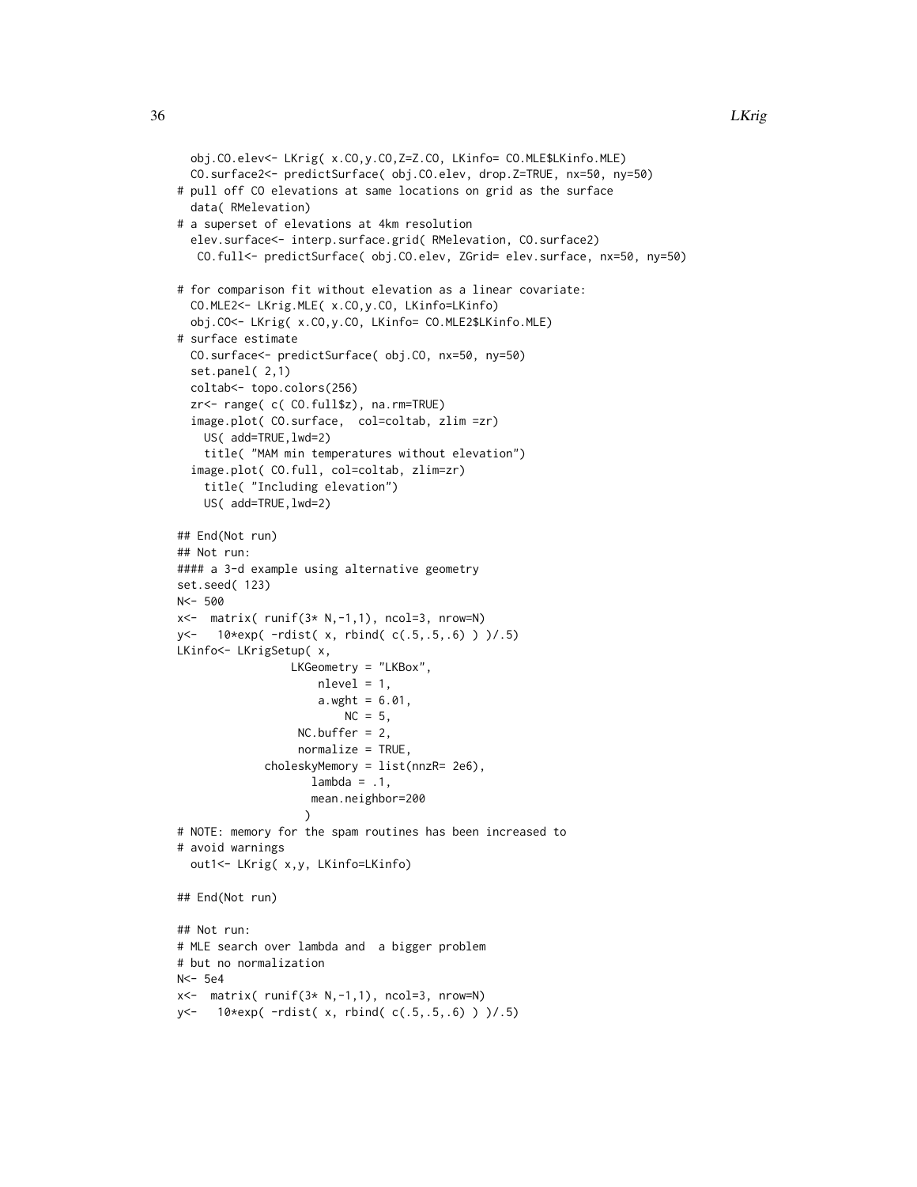```
  obj.CO.elev<- LKrig( x.CO,y.CO,Z=Z.CO, LKinfo= CO.MLE$LKinfo.MLE)
  CO.surface2<- predictSurface( obj.CO.elev, drop.Z=TRUE, nx=50, ny=50)
# pull off CO elevations at same locations on grid as the surface
  data( RMelevation)
# a superset of elevations at 4km resolution
  elev.surface<- interp.surface.grid( RMelevation, CO.surface2)
   CO.full<- predictSurface( obj.CO.elev, ZGrid= elev.surface, nx=50, ny=50)

# for comparison fit without elevation as a linear covariate:
  CO.MLE2<- LKrig.MLE( x.CO,y.CO, LKinfo=LKinfo)
  obj.CO<- LKrig( x.CO,y.CO, LKinfo= CO.MLE2$LKinfo.MLE)
# surface estimate
  CO.surface<- predictSurface( obj.CO, nx=50, ny=50)
  set.panel( 2,1)
  coltab<- topo.colors(256)
  zr<- range( c( CO.full$z), na.rm=TRUE)
  image.plot( CO.surface,  col=coltab, zlim =zr)
    US( add=TRUE,lwd=2)
    title( "MAM min temperatures without elevation")
  image.plot( CO.full, col=coltab, zlim=zr)
    title( "Including elevation")
    US( add=TRUE,lwd=2)

## End(Not run)
## Not run:
#### a 3-d example using alternative geometry
set.seed( 123)
N<- 500
x<-  matrix( runif(3* N,-1,1), ncol=3, nrow=N)
y<-   10*exp( -rdist( x, rbind( c(.5,.5,.6) ) )/.5)
LKinfo<- LKrigSetup( x,
                LKGeometry = "LKBox",
                    nlevel = 1,
                    a.wght = 6.01,
                        NC = 5,
                 NC.buffer = 2,
                 normalize = TRUE,
            choleskyMemory = list(nnzR= 2e6),
                    lambda = .1,
                   mean.neighbor=200
                  )
# NOTE: memory for the spam routines has been increased to
# avoid warnings
  out1<- LKrig( x,y, LKinfo=LKinfo)

## End(Not run)

## Not run:
# MLE search over lambda and  a bigger problem
# but no normalization
N<- 5e4
x<-  matrix( runif(3* N,-1,1), ncol=3, nrow=N)
y<-   10*exp( -rdist( x, rbind( c(.5,.5,.6) ) )/.5)
```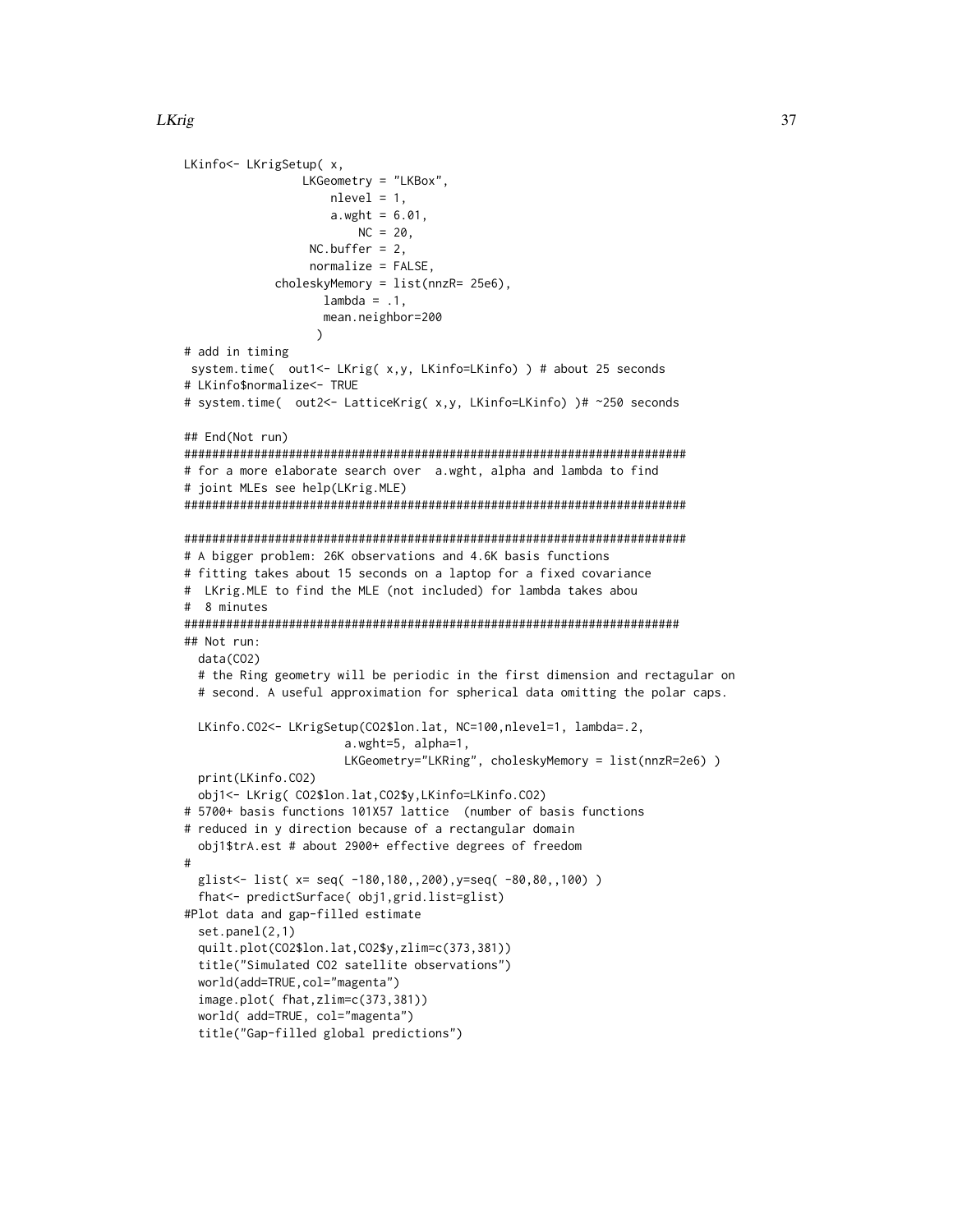```
LKinfo<- LKrigSetup( x,
                LKGeometry = "LKBox",
                    nlevel = 1,
                    a.wght = 6.01,
                        NC = 20,
                 NC.buffer = 2,
                 normalize = FALSE,
            choleskyMemory = list(nnzR= 25e6),
                   lambda = .1,
                   mean.neighbor=200
                  )
# add in timing
 system.time(  out1<- LKrig( x,y, LKinfo=LKinfo) ) # about 25 seconds
# LKinfo$normalize<- TRUE
# system.time(  out2<- LatticeKrig( x,y, LKinfo=LKinfo) )# ~250 seconds

## End(Not run)
########################################################################
# for a more elaborate search over  a.wght, alpha and lambda to find
# joint MLEs see help(LKrig.MLE)
########################################################################

########################################################################
# A bigger problem: 26K observations and 4.6K basis functions
# fitting takes about 15 seconds on a laptop for a fixed covariance
#  LKrig.MLE to find the MLE (not included) for lambda takes abou
#  8 minutes
#######################################################################
## Not run:
  data(CO2)
  # the Ring geometry will be periodic in the first dimension and rectagular on
  # second. A useful approximation for spherical data omitting the polar caps.

  LKinfo.CO2<- LKrigSetup(CO2$lon.lat, NC=100,nlevel=1, lambda=.2,
                       a.wght=5, alpha=1,
                       LKGeometry="LKRing", choleskyMemory = list(nnzR=2e6) )
  print(LKinfo.CO2)
  obj1<- LKrig( CO2$lon.lat,CO2$y,LKinfo=LKinfo.CO2)
# 5700+ basis functions 101X57 lattice  (number of basis functions
# reduced in y direction because of a rectangular domain
  obj1$trA.est # about 2900+ effective degrees of freedom
#
  glist<- list( x= seq( -180,180,,200),y=seq( -80,80,,100) )
  fhat<- predictSurface( obj1,grid.list=glist)
#Plot data and gap-filled estimate
  set.panel(2,1)
  quilt.plot(CO2$lon.lat,CO2$y,zlim=c(373,381))
  title("Simulated CO2 satellite observations")
  world(add=TRUE,col="magenta")
  image.plot( fhat,zlim=c(373,381))
  world( add=TRUE, col="magenta")
  title("Gap-filled global predictions")
```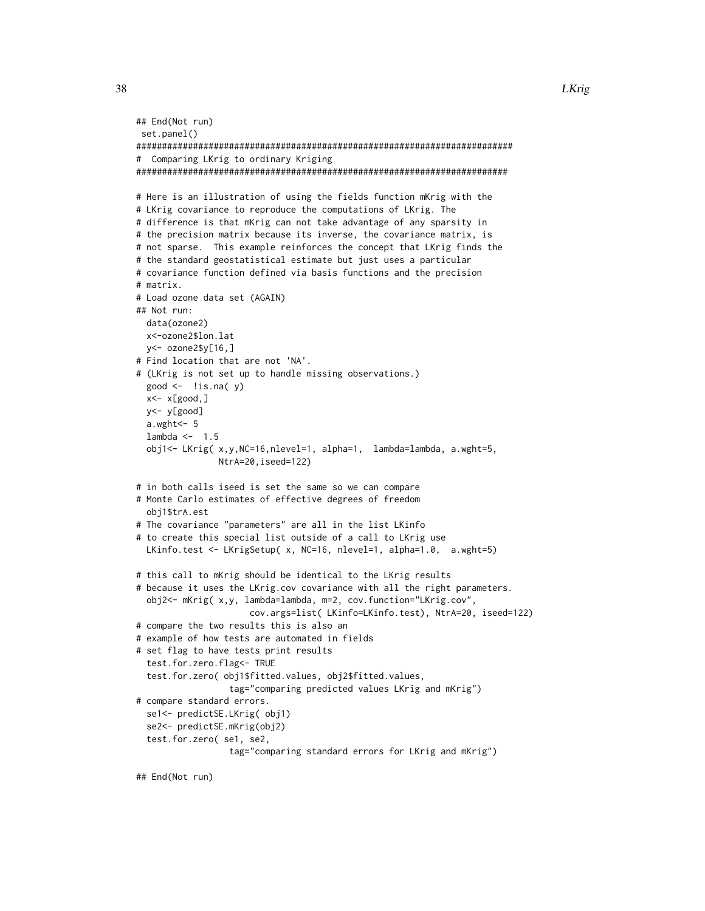```
## End(Not run)
 set.panel()
##########################################################################
#  Comparing LKrig to ordinary Kriging
#########################################################################

# Here is an illustration of using the fields function mKrig with the
# LKrig covariance to reproduce the computations of LKrig. The
# difference is that mKrig can not take advantage of any sparsity in
# the precision matrix because its inverse, the covariance matrix, is
# not sparse.  This example reinforces the concept that LKrig finds the
# the standard geostatistical estimate but just uses a particular
# covariance function defined via basis functions and the precision
# matrix.
# Load ozone data set (AGAIN)
## Not run:
  data(ozone2)
  x<-ozone2$lon.lat
  y<- ozone2$y[16,]
# Find location that are not 'NA'.
# (LKrig is not set up to handle missing observations.)
  good <-  !is.na( y)
  x<- x[good,]
  y<- y[good]
  a.wght<- 5
  lambda <-  1.5
  obj1<- LKrig( x,y,NC=16,nlevel=1, alpha=1,  lambda=lambda, a.wght=5,
               NtrA=20,iseed=122)

# in both calls iseed is set the same so we can compare
# Monte Carlo estimates of effective degrees of freedom
  obj1$trA.est
# The covariance "parameters" are all in the list LKinfo
# to create this special list outside of a call to LKrig use
  LKinfo.test <- LKrigSetup( x, NC=16, nlevel=1, alpha=1.0,  a.wght=5)

# this call to mKrig should be identical to the LKrig results
# because it uses the LKrig.cov covariance with all the right parameters.
  obj2<- mKrig( x,y, lambda=lambda, m=2, cov.function="LKrig.cov",
                     cov.args=list( LKinfo=LKinfo.test), NtrA=20, iseed=122)
# compare the two results this is also an
# example of how tests are automated in fields
# set flag to have tests print results
  test.for.zero.flag<- TRUE
  test.for.zero( obj1$fitted.values, obj2$fitted.values,
                 tag="comparing predicted values LKrig and mKrig")
# compare standard errors.
  se1<- predictSE.LKrig( obj1)
  se2<- predictSE.mKrig(obj2)
  test.for.zero( se1, se2,
                 tag="comparing standard errors for LKrig and mKrig")

## End(Not run)
```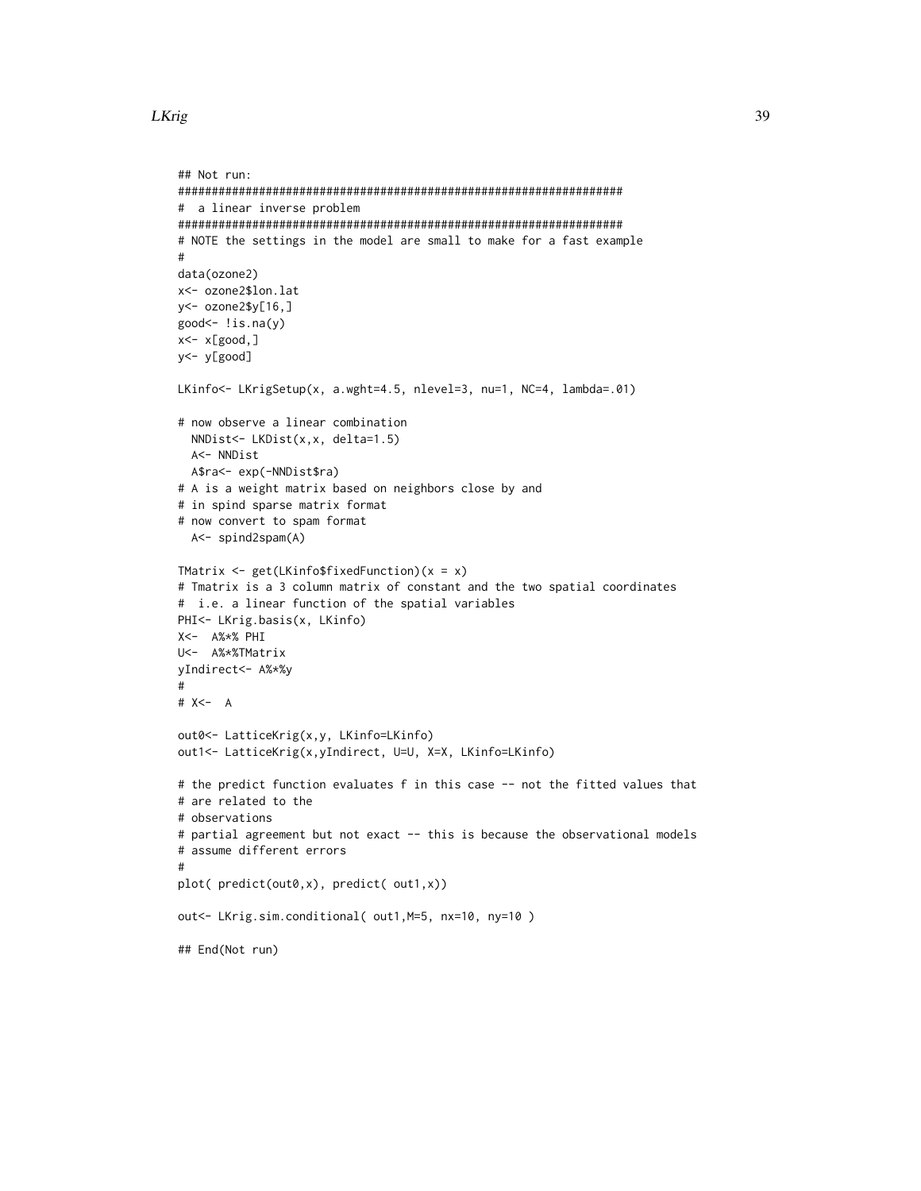```
## Not run:
##################################################################
#  a linear inverse problem
##################################################################
# NOTE the settings in the model are small to make for a fast example
#
data(ozone2)
x<- ozone2$lon.lat
y<- ozone2$y[16,]
good<- !is.na(y)
x<- x[good,]
y<- y[good]

LKinfo<- LKrigSetup(x, a.wght=4.5, nlevel=3, nu=1, NC=4, lambda=.01)

# now observe a linear combination
  NNDist<- LKDist(x,x, delta=1.5)
  A<- NNDist
  A$ra<- exp(-NNDist$ra)
# A is a weight matrix based on neighbors close by and
# in spind sparse matrix format
# now convert to spam format
  A<- spind2spam(A)

TMatrix <- get(LKinfo$fixedFunction)(x = x)
# Tmatrix is a 3 column matrix of constant and the two spatial coordinates
#  i.e. a linear function of the spatial variables
PHI<- LKrig.basis(x, LKinfo)
X<-  A%*% PHI
U<-  A%*%TMatrix
yIndirect<- A%*%y
#
# X<-  A

out0<- LatticeKrig(x,y, LKinfo=LKinfo)
out1<- LatticeKrig(x,yIndirect, U=U, X=X, LKinfo=LKinfo)

# the predict function evaluates f in this case -- not the fitted values that
# are related to the
# observations
# partial agreement but not exact -- this is because the observational models
# assume different errors
#
plot( predict(out0,x), predict( out1,x))

out<- LKrig.sim.conditional( out1,M=5, nx=10, ny=10 )

## End(Not run)
```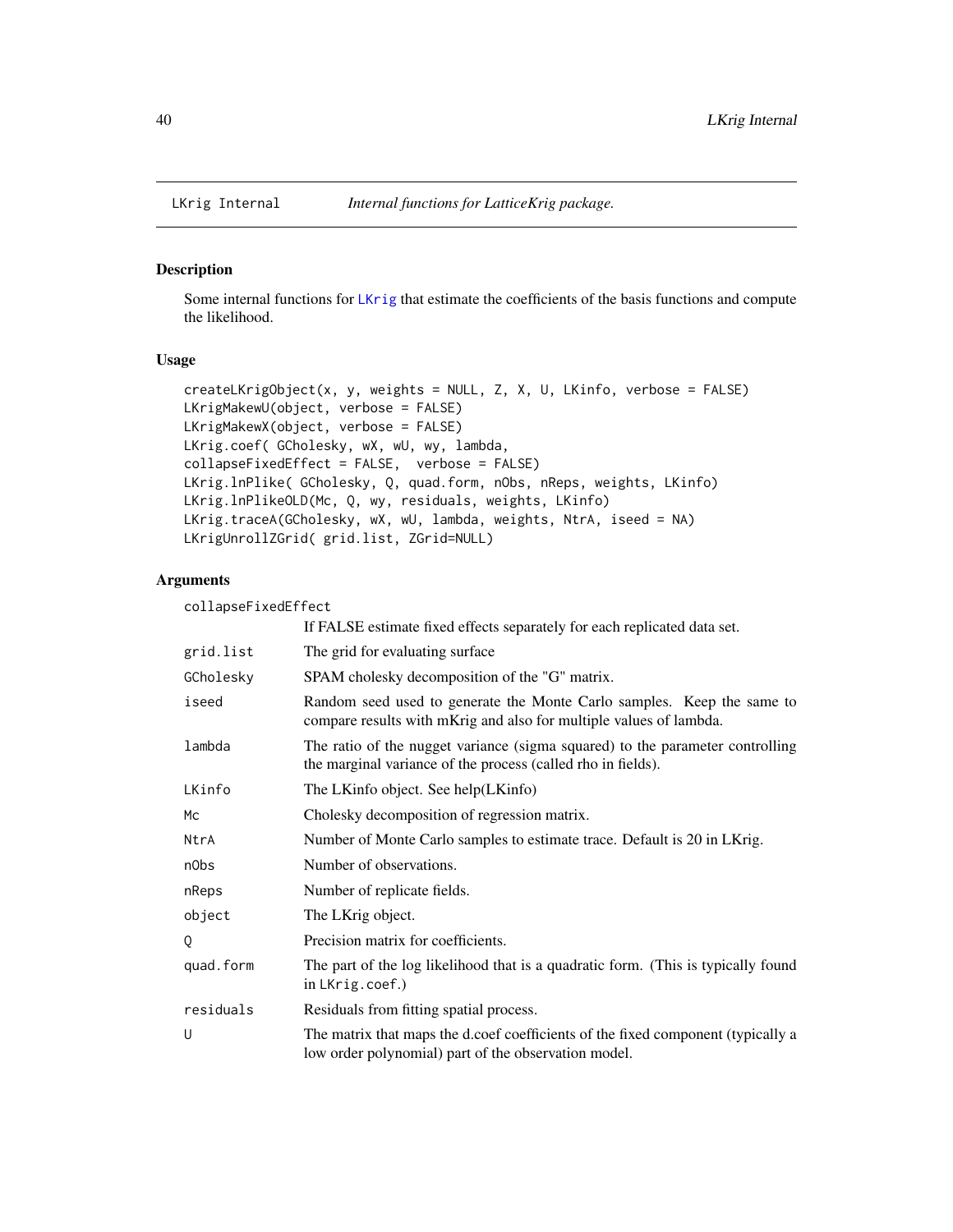# LKrig Internal — *Internal functions for LatticeKrig package.*

## Description

Some internal functions for LKrig that estimate the coefficients of the basis functions and compute the likelihood.

## Usage

```
createLKrigObject(x, y, weights = NULL, Z, X, U, LKinfo, verbose = FALSE)
LKrigMakewU(object, verbose = FALSE)
LKrigMakewX(object, verbose = FALSE)
LKrig.coef( GCholesky, wX, wU, wy, lambda,
collapseFixedEffect = FALSE,  verbose = FALSE)
LKrig.lnPlike( GCholesky, Q, quad.form, nObs, nReps, weights, LKinfo)
LKrig.lnPlikeOLD(Mc, Q, wy, residuals, weights, LKinfo)
LKrig.traceA(GCholesky, wX, wU, lambda, weights, NtrA, iseed = NA)
LKrigUnrollZGrid( grid.list, ZGrid=NULL)
```

## Arguments

| | |
|---|---|
| `collapseFixedEffect` | If FALSE estimate fixed effects separately for each replicated data set. |
| `grid.list` | The grid for evaluating surface |
| `GCholesky` | SPAM cholesky decomposition of the "G" matrix. |
| `iseed` | Random seed used to generate the Monte Carlo samples. Keep the same to compare results with mKrig and also for multiple values of lambda. |
| `lambda` | The ratio of the nugget variance (sigma squared) to the parameter controlling the marginal variance of the process (called rho in fields). |
| `LKinfo` | The LKinfo object. See help(LKinfo) |
| `Mc` | Cholesky decomposition of regression matrix. |
| `NtrA` | Number of Monte Carlo samples to estimate trace. Default is 20 in LKrig. |
| `nObs` | Number of observations. |
| `nReps` | Number of replicate fields. |
| `object` | The LKrig object. |
| `Q` | Precision matrix for coefficients. |
| `quad.form` | The part of the log likelihood that is a quadratic form. (This is typically found in `LKrig.coef`.) |
| `residuals` | Residuals from fitting spatial process. |
| `U` | The matrix that maps the d.coef coefficients of the fixed component (typically a low order polynomial) part of the observation model. |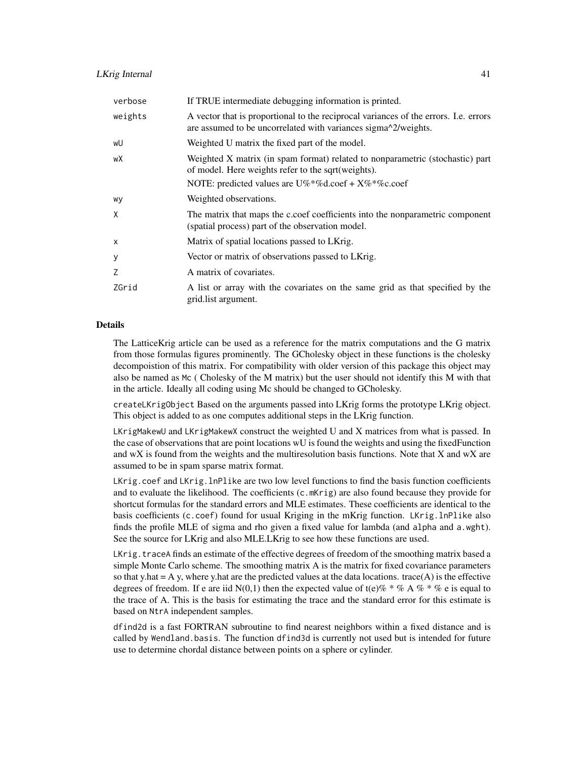| | |
|---|---|
| verbose | If TRUE intermediate debugging information is printed. |
| weights | A vector that is proportional to the reciprocal variances of the errors. I.e. errors are assumed to be uncorrelated with variances sigma^2/weights. |
| wU | Weighted U matrix the fixed part of the model. |
| wX | Weighted X matrix (in spam format) related to nonparametric (stochastic) part of model. Here weights refer to the sqrt(weights). NOTE: predicted values are U%*%d.coef + X%*%c.coef |
| wy | Weighted observations. |
| X | The matrix that maps the c.coef coefficients into the nonparametric component (spatial process) part of the observation model. |
| x | Matrix of spatial locations passed to LKrig. |
| y | Vector or matrix of observations passed to LKrig. |
| Z | A matrix of covariates. |
| ZGrid | A list or array with the covariates on the same grid as that specified by the grid.list argument. |

## Details

The LatticeKrig article can be used as a reference for the matrix computations and the G matrix from those formulas figures prominently. The GCholesky object in these functions is the cholesky decompoistion of this matrix. For compatibility with older version of this package this object may also be named as `Mc` ( Cholesky of the M matrix) but the user should not identify this M with that in the article. Ideally all coding using Mc should be changed to GCholesky.

`createLKrigObject` Based on the arguments passed into LKrig forms the prototype LKrig object. This object is added to as one computes additional steps in the LKrig function.

`LKrigMakewU` and `LKrigMakewX` construct the weighted U and X matrices from what is passed. In the case of observations that are point locations wU is found the weights and using the fixedFunction and wX is found from the weights and the multiresolution basis functions. Note that X and wX are assumed to be in spam sparse matrix format.

`LKrig.coef` and `LKrig.lnPlike` are two low level functions to find the basis function coefficients and to evaluate the likelihood. The coefficients (`c.mKrig`) are also found because they provide for shortcut formulas for the standard errors and MLE estimates. These coefficients are identical to the basis coefficients (`c.coef`) found for usual Kriging in the mKrig function. `LKrig.lnPlike` also finds the profile MLE of sigma and rho given a fixed value for lambda (and `alpha` and `a.wght`). See the source for LKrig and also MLE.LKrig to see how these functions are used.

`LKrig.traceA` finds an estimate of the effective degrees of freedom of the smoothing matrix based a simple Monte Carlo scheme. The smoothing matrix A is the matrix for fixed covariance parameters so that y.hat = A y, where y.hat are the predicted values at the data locations. trace(A) is the effective degrees of freedom. If e are iid N(0,1) then the expected value of t(e)% * % A % * % e is equal to the trace of A. This is the basis for estimating the trace and the standard error for this estimate is based on `NtrA` independent samples.

`dfind2d` is a fast FORTRAN subroutine to find nearest neighbors within a fixed distance and is called by `Wendland.basis`. The function `dfind3d` is currently not used but is intended for future use to determine chordal distance between points on a sphere or cylinder.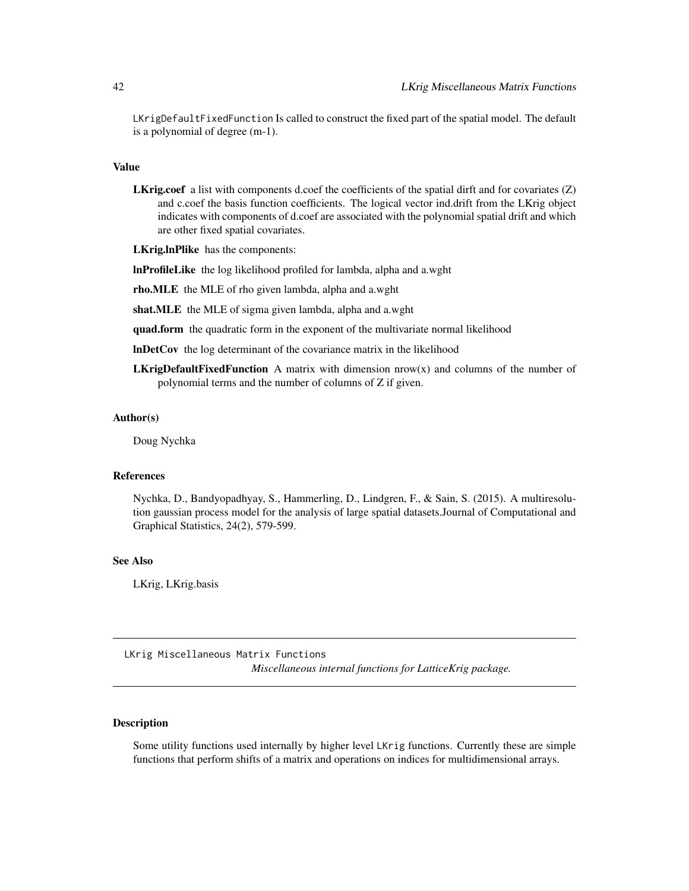`LKrigDefaultFixedFunction` Is called to construct the fixed part of the spatial model. The default is a polynomial of degree (m-1).

### Value

**LKrig.coef** a list with components d.coef the coefficients of the spatial dirft and for covariates (Z) and c.coef the basis function coefficients. The logical vector ind.drift from the LKrig object indicates with components of d.coef are associated with the polynomial spatial drift and which are other fixed spatial covariates.

**LKrig.lnPlike** has the components:

**lnProfileLike** the log likelihood profiled for lambda, alpha and a.wght

**rho.MLE** the MLE of rho given lambda, alpha and a.wght

**shat.MLE** the MLE of sigma given lambda, alpha and a.wght

**quad.form** the quadratic form in the exponent of the multivariate normal likelihood

**lnDetCov** the log determinant of the covariance matrix in the likelihood

**LKrigDefaultFixedFunction** A matrix with dimension nrow(x) and columns of the number of polynomial terms and the number of columns of Z if given.

### Author(s)

Doug Nychka

### References

Nychka, D., Bandyopadhyay, S., Hammerling, D., Lindgren, F., & Sain, S. (2015). A multiresolution gaussian process model for the analysis of large spatial datasets.Journal of Computational and Graphical Statistics, 24(2), 579-599.

### See Also

LKrig, LKrig.basis

---

## LKrig Miscellaneous Matrix Functions

*Miscellaneous internal functions for LatticeKrig package.*

---

### Description

Some utility functions used internally by higher level `LKrig` functions. Currently these are simple functions that perform shifts of a matrix and operations on indices for multidimensional arrays.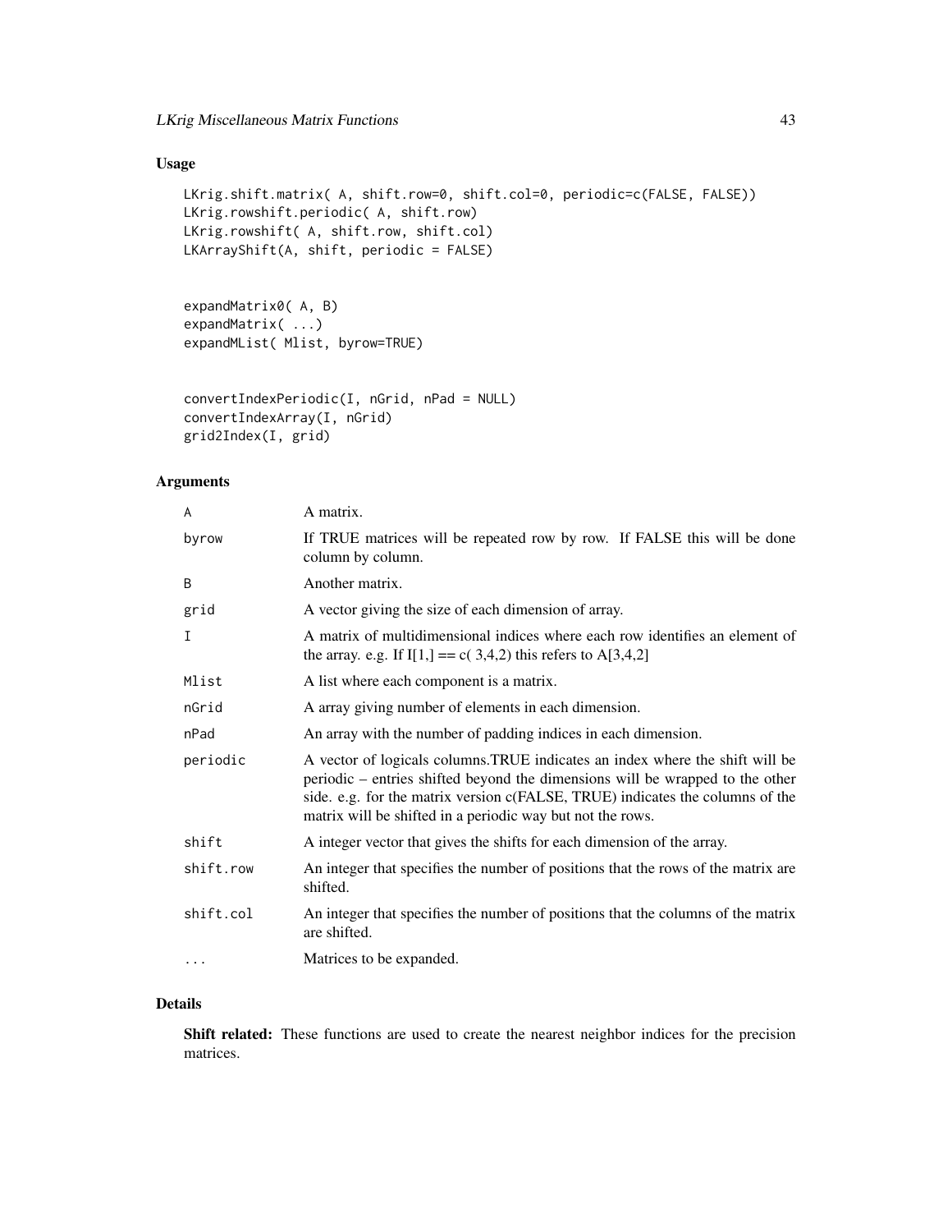## Usage

```
LKrig.shift.matrix( A, shift.row=0, shift.col=0, periodic=c(FALSE, FALSE))
LKrig.rowshift.periodic( A, shift.row)
LKrig.rowshift( A, shift.row, shift.col)
LKArrayShift(A, shift, periodic = FALSE)


expandMatrix0( A, B)
expandMatrix( ...)
expandMList( Mlist, byrow=TRUE)


convertIndexPeriodic(I, nGrid, nPad = NULL)
convertIndexArray(I, nGrid)
grid2Index(I, grid)
```

## Arguments

| | |
|---|---|
| `A` | A matrix. |
| `byrow` | If TRUE matrices will be repeated row by row. If FALSE this will be done column by column. |
| `B` | Another matrix. |
| `grid` | A vector giving the size of each dimension of array. |
| `I` | A matrix of multidimensional indices where each row identifies an element of the array. e.g. If I[1,] == c( 3,4,2) this refers to A[3,4,2] |
| `Mlist` | A list where each component is a matrix. |
| `nGrid` | A array giving number of elements in each dimension. |
| `nPad` | An array with the number of padding indices in each dimension. |
| `periodic` | A vector of logicals columns.TRUE indicates an index where the shift will be periodic – entries shifted beyond the dimensions will be wrapped to the other side. e.g. for the matrix version c(FALSE, TRUE) indicates the columns of the matrix will be shifted in a periodic way but not the rows. |
| `shift` | A integer vector that gives the shifts for each dimension of the array. |
| `shift.row` | An integer that specifies the number of positions that the rows of the matrix are shifted. |
| `shift.col` | An integer that specifies the number of positions that the columns of the matrix are shifted. |
| `...` | Matrices to be expanded. |

## Details

**Shift related:** These functions are used to create the nearest neighbor indices for the precision matrices.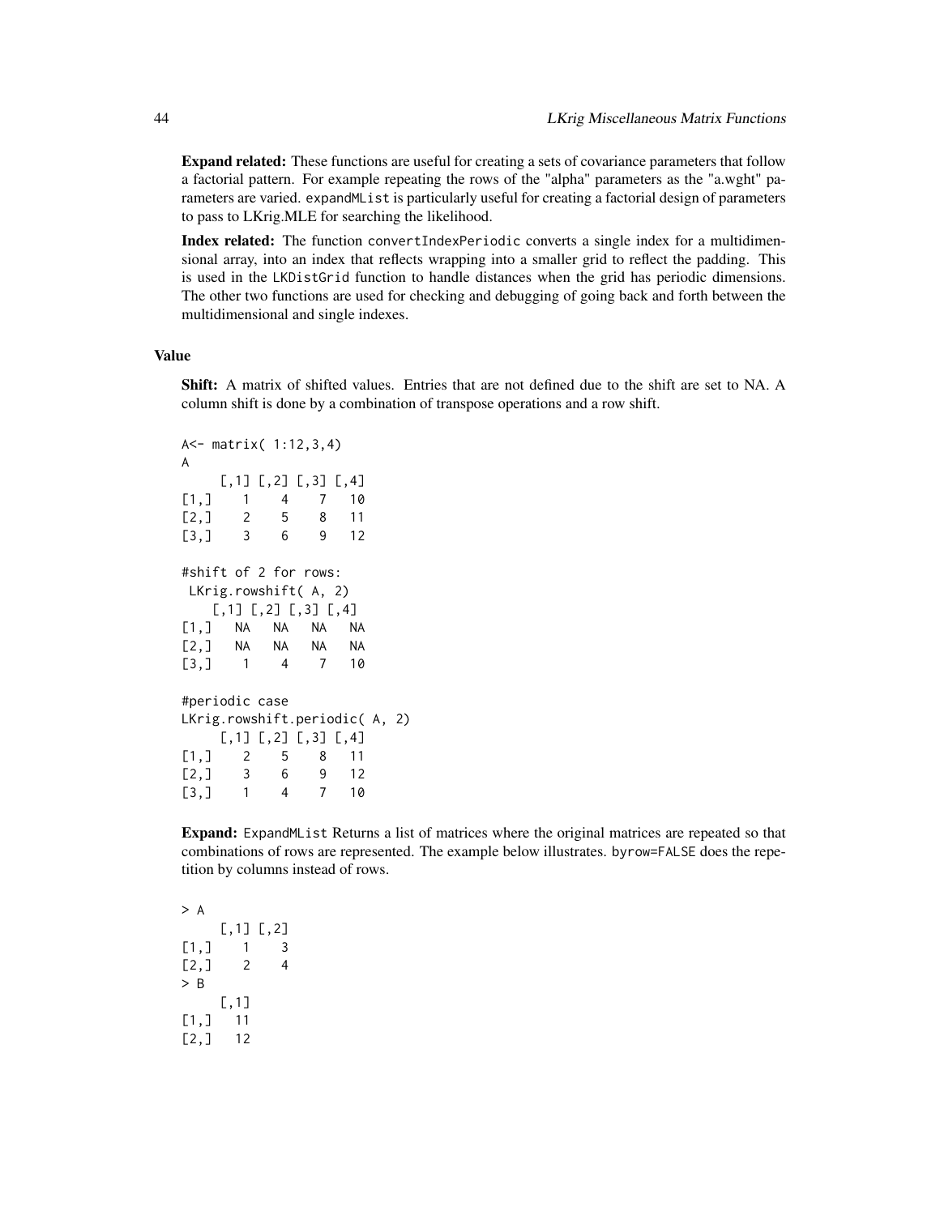**Expand related:** These functions are useful for creating a sets of covariance parameters that follow a factorial pattern. For example repeating the rows of the "alpha" parameters as the "a.wght" parameters are varied. `expandMList` is particularly useful for creating a factorial design of parameters to pass to LKrig.MLE for searching the likelihood.

**Index related:** The function `convertIndexPeriodic` converts a single index for a multidimensional array, into an index that reflects wrapping into a smaller grid to reflect the padding. This is used in the `LKDistGrid` function to handle distances when the grid has periodic dimensions. The other two functions are used for checking and debugging of going back and forth between the multidimensional and single indexes.

## Value

**Shift:** A matrix of shifted values. Entries that are not defined due to the shift are set to NA. A column shift is done by a combination of transpose operations and a row shift.

```
A<- matrix( 1:12,3,4)
A
     [,1] [,2] [,3] [,4]
[1,]    1    4    7   10
[2,]    2    5    8   11
[3,]    3    6    9   12

#shift of 2 for rows:
 LKrig.rowshift( A, 2)
    [,1] [,2] [,3] [,4]
[1,]   NA   NA   NA   NA
[2,]   NA   NA   NA   NA
[3,]    1    4    7   10

#periodic case
LKrig.rowshift.periodic( A, 2)
     [,1] [,2] [,3] [,4]
[1,]    2    5    8   11
[2,]    3    6    9   12
[3,]    1    4    7   10
```

**Expand:** `ExpandMList` Returns a list of matrices where the original matrices are repeated so that combinations of rows are represented. The example below illustrates. `byrow=FALSE` does the repetition by columns instead of rows.

```
> A
     [,1] [,2]
[1,]    1    3
[2,]    2    4
> B
     [,1]
[1,]   11
[2,]   12
```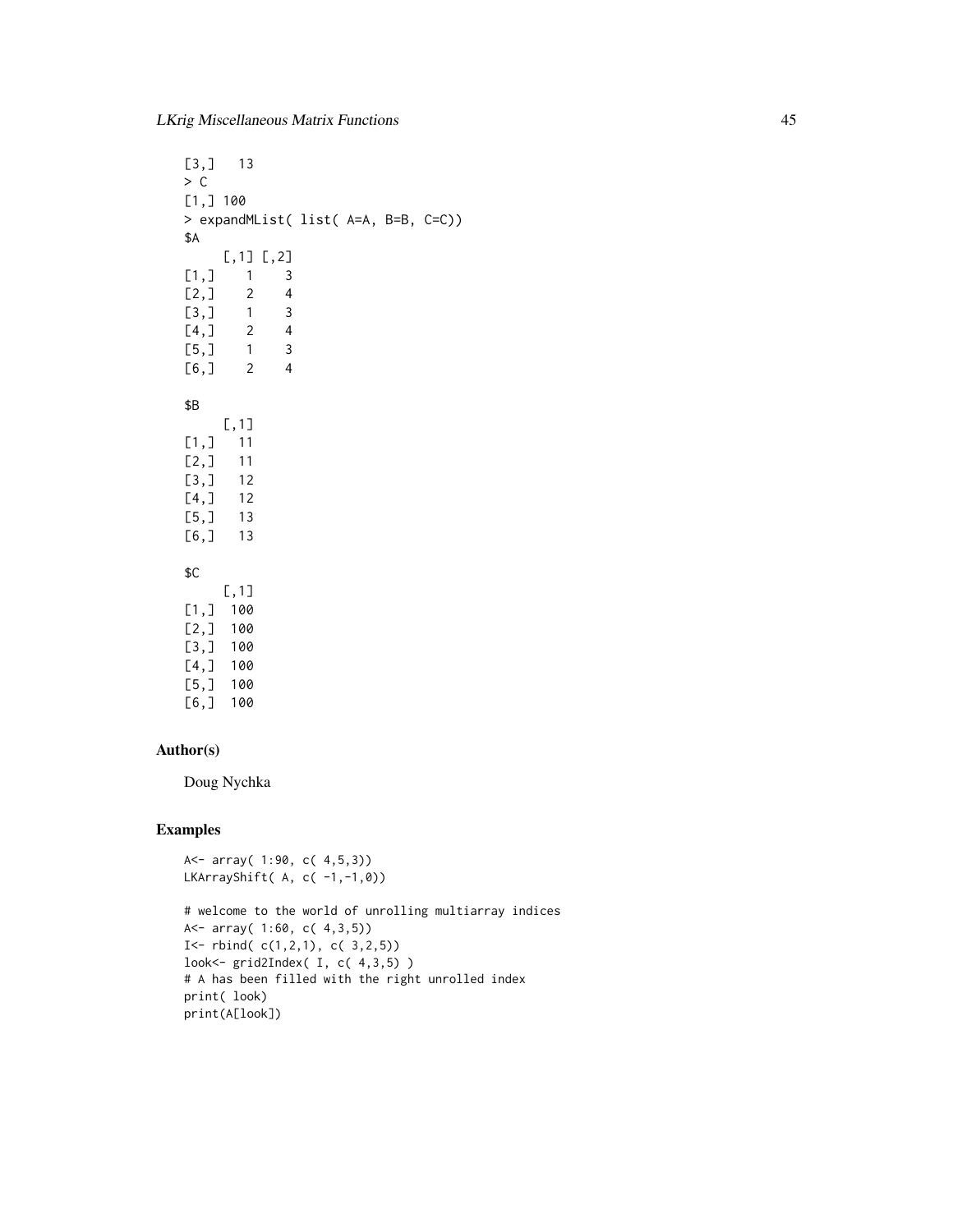```
[3,]   13
> C
[1,] 100
> expandMList( list( A=A, B=B, C=C))
$A
     [,1] [,2]
[1,]    1    3
[2,]    2    4
[3,]    1    3
[4,]    2    4
[5,]    1    3
[6,]    2    4

$B
     [,1]
[1,]   11
[2,]   11
[3,]   12
[4,]   12
[5,]   13
[6,]   13

$C
     [,1]
[1,]  100
[2,]  100
[3,]  100
[4,]  100
[5,]  100
[6,]  100
```

## Author(s)

Doug Nychka

## Examples

```
A<- array( 1:90, c( 4,5,3))
LKArrayShift( A, c( -1,-1,0))

# welcome to the world of unrolling multiarray indices
A<- array( 1:60, c( 4,3,5))
I<- rbind( c(1,2,1), c( 3,2,5))
look<- grid2Index( I, c( 4,3,5) )
# A has been filled with the right unrolled index
print( look)
print(A[look])
```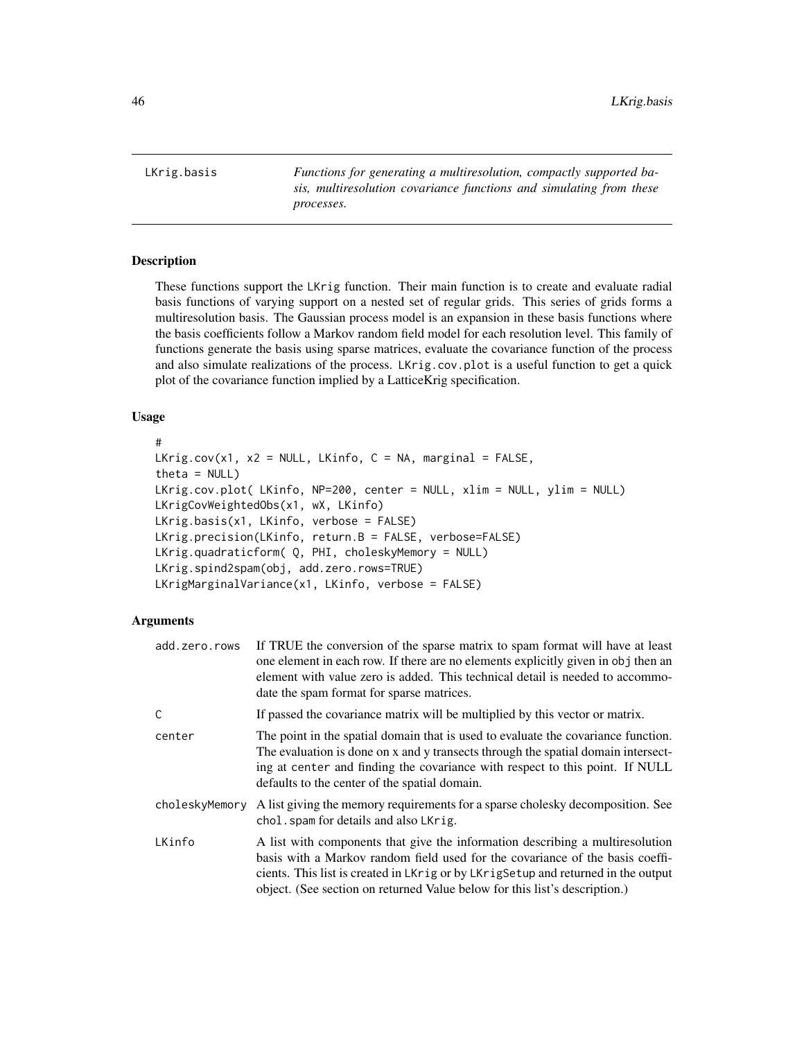LKrig.basis — *Functions for generating a multiresolution, compactly supported basis, multiresolution covariance functions and simulating from these processes.*

## Description

These functions support the LKrig function. Their main function is to create and evaluate radial basis functions of varying support on a nested set of regular grids. This series of grids forms a multiresolution basis. The Gaussian process model is an expansion in these basis functions where the basis coefficients follow a Markov random field model for each resolution level. This family of functions generate the basis using sparse matrices, evaluate the covariance function of the process and also simulate realizations of the process. LKrig.cov.plot is a useful function to get a quick plot of the covariance function implied by a LatticeKrig specification.

## Usage

```
#
LKrig.cov(x1, x2 = NULL, LKinfo, C = NA, marginal = FALSE,
theta = NULL)
LKrig.cov.plot( LKinfo, NP=200, center = NULL, xlim = NULL, ylim = NULL)
LKrigCovWeightedObs(x1, wX, LKinfo)
LKrig.basis(x1, LKinfo, verbose = FALSE)
LKrig.precision(LKinfo, return.B = FALSE, verbose=FALSE)
LKrig.quadraticform( Q, PHI, choleskyMemory = NULL)
LKrig.spind2spam(obj, add.zero.rows=TRUE)
LKrigMarginalVariance(x1, LKinfo, verbose = FALSE)
```

## Arguments

| | |
|---|---|
| add.zero.rows | If TRUE the conversion of the sparse matrix to spam format will have at least one element in each row. If there are no elements explicitly given in obj then an element with value zero is added. This technical detail is needed to accommodate the spam format for sparse matrices. |
| C | If passed the covariance matrix will be multiplied by this vector or matrix. |
| center | The point in the spatial domain that is used to evaluate the covariance function. The evaluation is done on x and y transects through the spatial domain intersecting at center and finding the covariance with respect to this point. If NULL defaults to the center of the spatial domain. |
| choleskyMemory | A list giving the memory requirements for a sparse cholesky decomposition. See chol.spam for details and also LKrig. |
| LKinfo | A list with components that give the information describing a multiresolution basis with a Markov random field used for the covariance of the basis coefficients. This list is created in LKrig or by LKrigSetup and returned in the output object. (See section on returned Value below for this list's description.) |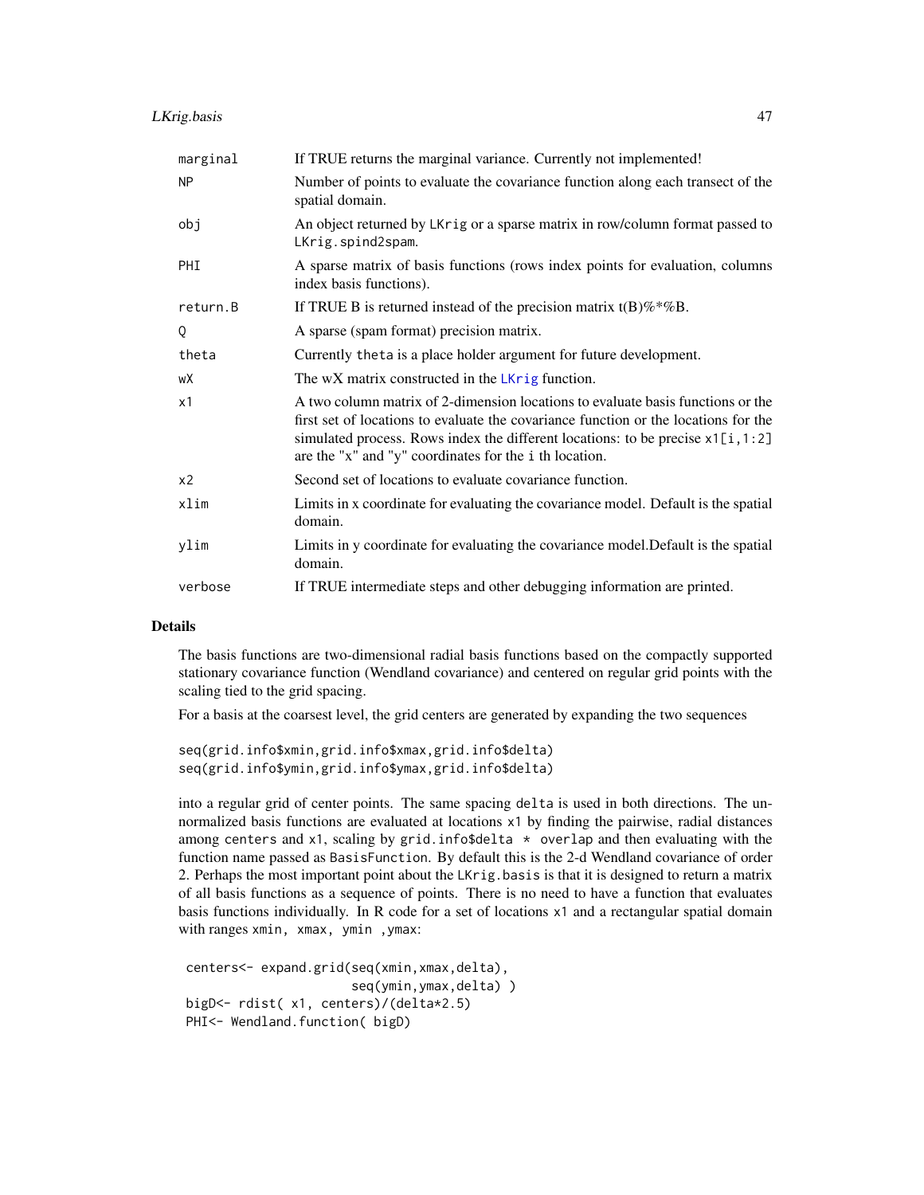| | |
|---|---|
| marginal | If TRUE returns the marginal variance. Currently not implemented! |
| NP | Number of points to evaluate the covariance function along each transect of the spatial domain. |
| obj | An object returned by `LKrig` or a sparse matrix in row/column format passed to `LKrig.spind2spam`. |
| PHI | A sparse matrix of basis functions (rows index points for evaluation, columns index basis functions). |
| return.B | If TRUE B is returned instead of the precision matrix t(B)%*%B. |
| Q | A sparse (spam format) precision matrix. |
| theta | Currently `theta` is a place holder argument for future development. |
| wX | The wX matrix constructed in the `LKrig` function. |
| x1 | A two column matrix of 2-dimension locations to evaluate basis functions or the first set of locations to evaluate the covariance function or the locations for the simulated process. Rows index the different locations: to be precise `x1[i,1:2]` are the "x" and "y" coordinates for the `i` th location. |
| x2 | Second set of locations to evaluate covariance function. |
| xlim | Limits in x coordinate for evaluating the covariance model. Default is the spatial domain. |
| ylim | Limits in y coordinate for evaluating the covariance model.Default is the spatial domain. |
| verbose | If TRUE intermediate steps and other debugging information are printed. |

## Details

The basis functions are two-dimensional radial basis functions based on the compactly supported stationary covariance function (Wendland covariance) and centered on regular grid points with the scaling tied to the grid spacing.

For a basis at the coarsest level, the grid centers are generated by expanding the two sequences

```
seq(grid.info$xmin,grid.info$xmax,grid.info$delta)
seq(grid.info$ymin,grid.info$ymax,grid.info$delta)
```

into a regular grid of center points. The same spacing `delta` is used in both directions. The unnormalized basis functions are evaluated at locations `x1` by finding the pairwise, radial distances among `centers` and `x1`, scaling by `grid.info$delta * overlap` and then evaluating with the function name passed as `BasisFunction`. By default this is the 2-d Wendland covariance of order 2. Perhaps the most important point about the `LKrig.basis` is that it is designed to return a matrix of all basis functions as a sequence of points. There is no need to have a function that evaluates basis functions individually. In R code for a set of locations `x1` and a rectangular spatial domain with ranges `xmin, xmax, ymin ,ymax`:

```
centers<- expand.grid(seq(xmin,xmax,delta),
                      seq(ymin,ymax,delta) )
bigD<- rdist( x1, centers)/(delta*2.5)
PHI<- Wendland.function( bigD)
```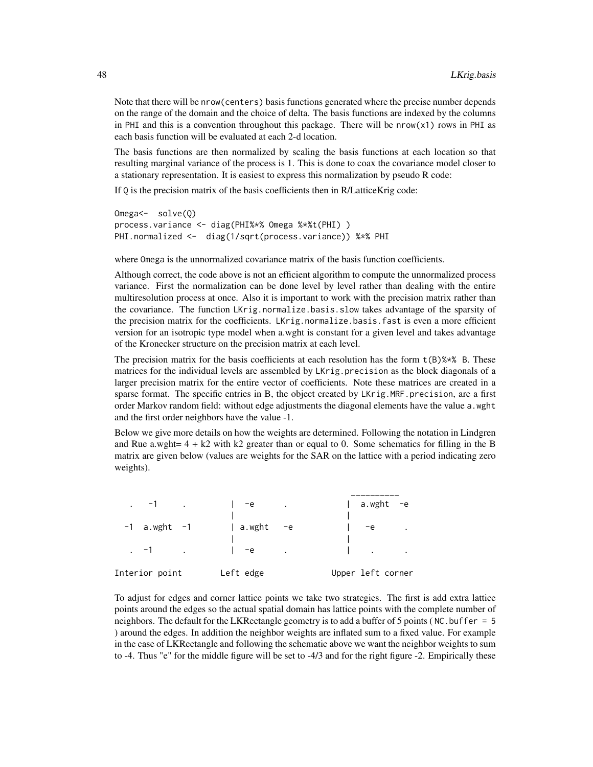Note that there will be `nrow(centers)` basis functions generated where the precise number depends on the range of the domain and the choice of delta. The basis functions are indexed by the columns in `PHI` and this is a convention throughout this package. There will be `nrow(x1)` rows in `PHI` as each basis function will be evaluated at each 2-d location.

The basis functions are then normalized by scaling the basis functions at each location so that resulting marginal variance of the process is 1. This is done to coax the covariance model closer to a stationary representation. It is easiest to express this normalization by pseudo R code:

If `Q` is the precision matrix of the basis coefficients then in R/LatticeKrig code:

```
Omega<-  solve(Q)
process.variance <- diag(PHI%*% Omega %*%t(PHI) )
PHI.normalized <-  diag(1/sqrt(process.variance)) %*% PHI
```

where `Omega` is the unnormalized covariance matrix of the basis function coefficients.

Although correct, the code above is not an efficient algorithm to compute the unnormalized process variance. First the normalization can be done level by level rather than dealing with the entire multiresolution process at once. Also it is important to work with the precision matrix rather than the covariance. The function `LKrig.normalize.basis.slow` takes advantage of the sparsity of the precision matrix for the coefficients. `LKrig.normalize.basis.fast` is even a more efficient version for an isotropic type model when a.wght is constant for a given level and takes advantage of the Kronecker structure on the precision matrix at each level.

The precision matrix for the basis coefficients at each resolution has the form `t(B)%*% B`. These matrices for the individual levels are assembled by `LKrig.precision` as the block diagonals of a larger precision matrix for the entire vector of coefficients. Note these matrices are created in a sparse format. The specific entries in B, the object created by `LKrig.MRF.precision`, are a first order Markov random field: without edge adjustments the diagonal elements have the value `a.wght` and the first order neighbors have the value -1.

Below we give more details on how the weights are determined. Following the notation in Lindgren and Rue a.wght= 4 + k2 with k2 greater than or equal to 0. Some schematics for filling in the B matrix are given below (values are weights for the SAR on the lattice with a period indicating zero weights).

```
                                                 ----------
   .   -1      .          |  -e       .             |  a.wght  -e
                          |                         |
  -1  a.wght  -1          | a.wght    -e            |   -e       .
                          |                         |
   .  -1       .          |  -e       .             |    .       .

Interior point          Left edge               Upper left corner
```

To adjust for edges and corner lattice points we take two strategies. The first is add extra lattice points around the edges so the actual spatial domain has lattice points with the complete number of neighbors. The default for the LKRectangle geometry is to add a buffer of 5 points ( `NC.buffer = 5` ) around the edges. In addition the neighbor weights are inflated sum to a fixed value. For example in the case of LKRectangle and following the schematic above we want the neighbor weights to sum to -4. Thus "e" for the middle figure will be set to -4/3 and for the right figure -2. Empirically these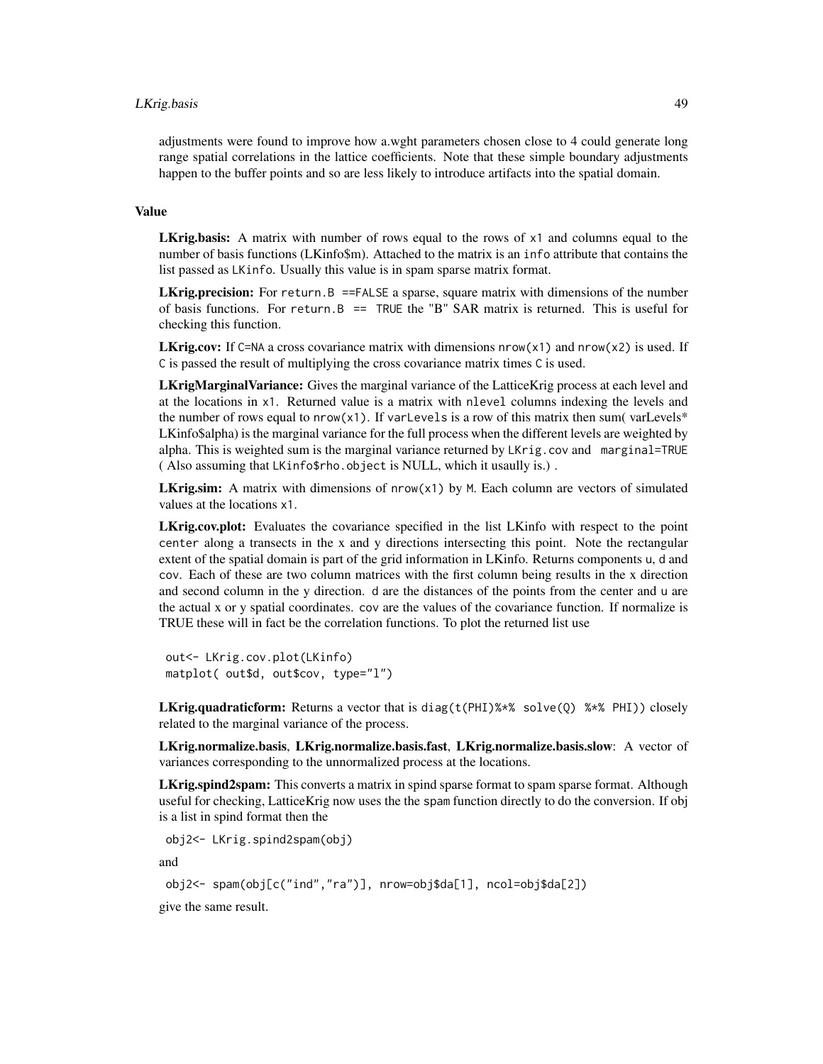adjustments were found to improve how a.wght parameters chosen close to 4 could generate long range spatial correlations in the lattice coefficients. Note that these simple boundary adjustments happen to the buffer points and so are less likely to introduce artifacts into the spatial domain.

## Value

**LKrig.basis:** A matrix with number of rows equal to the rows of `x1` and columns equal to the number of basis functions (LKinfo$m). Attached to the matrix is an `info` attribute that contains the list passed as `LKinfo`. Usually this value is in spam sparse matrix format.

**LKrig.precision:** For `return.B ==FALSE` a sparse, square matrix with dimensions of the number of basis functions. For `return.B == TRUE` the "B" SAR matrix is returned. This is useful for checking this function.

**LKrig.cov:** If `C=NA` a cross covariance matrix with dimensions `nrow(x1)` and `nrow(x2)` is used. If `C` is passed the result of multiplying the cross covariance matrix times `C` is used.

**LKrigMarginalVariance:** Gives the marginal variance of the LatticeKrig process at each level and at the locations in `x1`. Returned value is a matrix with `nlevel` columns indexing the levels and the number of rows equal to `nrow(x1)`. If `varLevels` is a row of this matrix then sum( varLevels* LKinfo$alpha) is the marginal variance for the full process when the different levels are weighted by alpha. This is weighted sum is the marginal variance returned by `LKrig.cov` and `marginal=TRUE` ( Also assuming that `LKinfo$rho.object` is NULL, which it usaully is.) .

**LKrig.sim:** A matrix with dimensions of `nrow(x1)` by `M`. Each column are vectors of simulated values at the locations `x1`.

**LKrig.cov.plot:** Evaluates the covariance specified in the list LKinfo with respect to the point `center` along a transects in the x and y directions intersecting this point. Note the rectangular extent of the spatial domain is part of the grid information in LKinfo. Returns components `u`, `d` and `cov`. Each of these are two column matrices with the first column being results in the x direction and second column in the y direction. `d` are the distances of the points from the center and `u` are the actual x or y spatial coordinates. `cov` are the values of the covariance function. If normalize is TRUE these will in fact be the correlation functions. To plot the returned list use

```
out<- LKrig.cov.plot(LKinfo)
matplot( out$d, out$cov, type="l")
```

**LKrig.quadraticform:** Returns a vector that is `diag(t(PHI)%*% solve(Q) %*% PHI))` closely related to the marginal variance of the process.

**LKrig.normalize.basis**, **LKrig.normalize.basis.fast**, **LKrig.normalize.basis.slow**: A vector of variances corresponding to the unnormalized process at the locations.

**LKrig.spind2spam:** This converts a matrix in spind sparse format to spam sparse format. Although useful for checking, LatticeKrig now uses the the `spam` function directly to do the conversion. If obj is a list in spind format then the

```
obj2<- LKrig.spind2spam(obj)
```

and

```
obj2<- spam(obj[c("ind","ra")], nrow=obj$da[1], ncol=obj$da[2])
```

give the same result.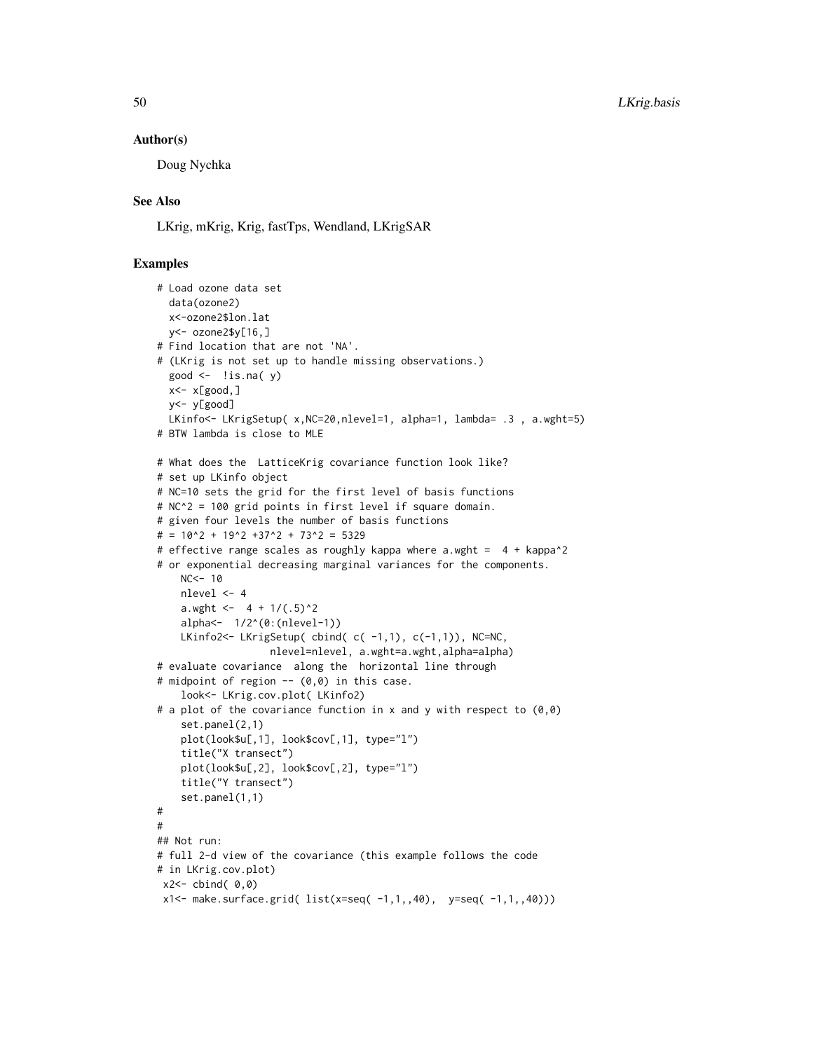## Author(s)

Doug Nychka

## See Also

LKrig, mKrig, Krig, fastTps, Wendland, LKrigSAR

## Examples

```
# Load ozone data set
  data(ozone2)
  x<-ozone2$lon.lat
  y<- ozone2$y[16,]
# Find location that are not 'NA'.
# (LKrig is not set up to handle missing observations.)
  good <-  !is.na( y)
  x<- x[good,]
  y<- y[good]
  LKinfo<- LKrigSetup( x,NC=20,nlevel=1, alpha=1, lambda= .3 , a.wght=5)
# BTW lambda is close to MLE

# What does the  LatticeKrig covariance function look like?
# set up LKinfo object
# NC=10 sets the grid for the first level of basis functions
# NC^2 = 100 grid points in first level if square domain.
# given four levels the number of basis functions
# = 10^2 + 19^2 +37^2 + 73^2 = 5329
# effective range scales as roughly kappa where a.wght =  4 + kappa^2
# or exponential decreasing marginal variances for the components.
    NC<- 10
    nlevel <- 4
    a.wght <-  4 + 1/(.5)^2
    alpha<-  1/2^(0:(nlevel-1))
    LKinfo2<- LKrigSetup( cbind( c( -1,1), c(-1,1)), NC=NC,
                   nlevel=nlevel, a.wght=a.wght,alpha=alpha)
# evaluate covariance  along the  horizontal line through
# midpoint of region -- (0,0) in this case.
    look<- LKrig.cov.plot( LKinfo2)
# a plot of the covariance function in x and y with respect to (0,0)
    set.panel(2,1)
    plot(look$u[,1], look$cov[,1], type="l")
    title("X transect")
    plot(look$u[,2], look$cov[,2], type="l")
    title("Y transect")
    set.panel(1,1)
#
#
## Not run:
# full 2-d view of the covariance (this example follows the code
# in LKrig.cov.plot)
 x2<- cbind( 0,0)
 x1<- make.surface.grid( list(x=seq( -1,1,,40),  y=seq( -1,1,,40)))
```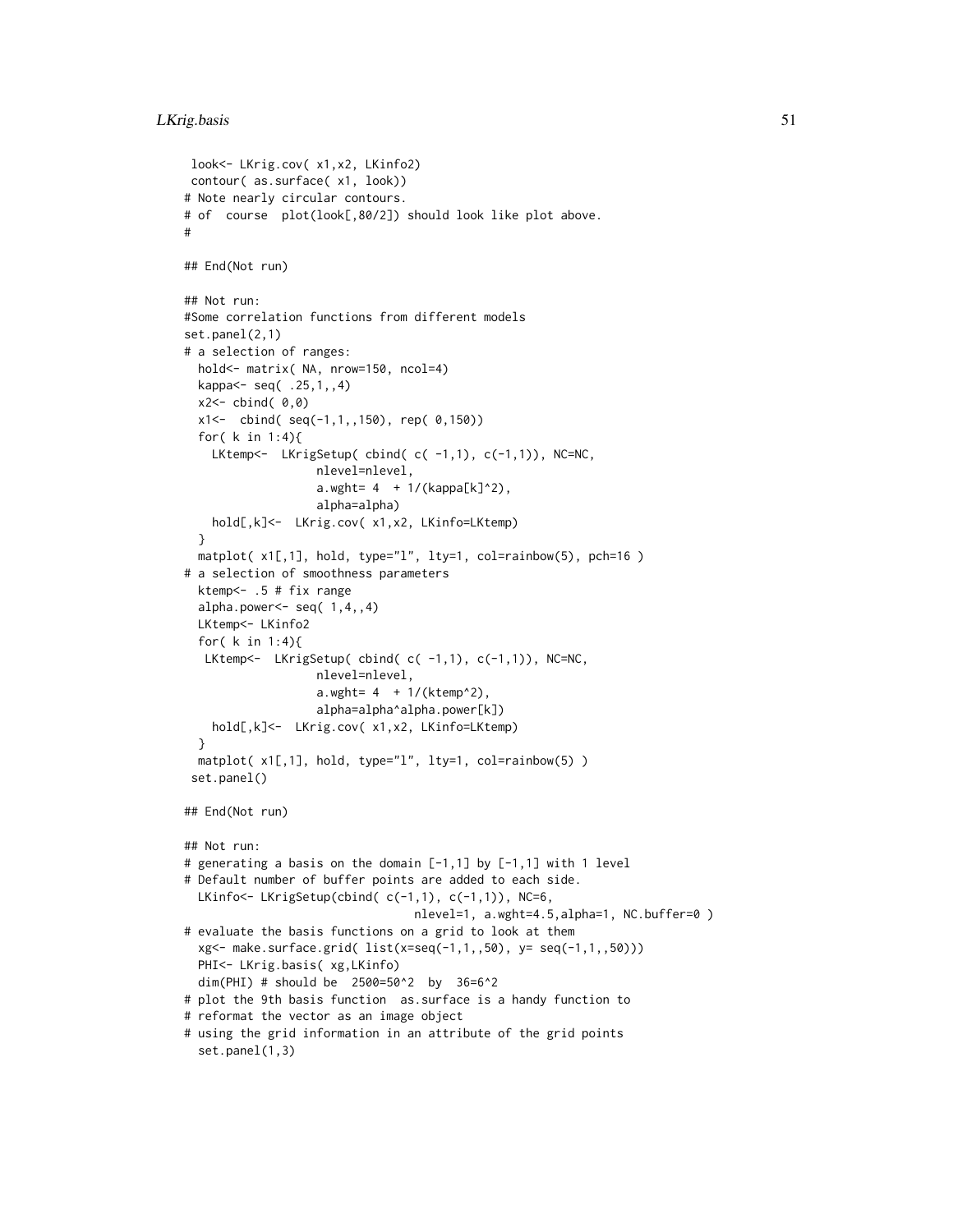```
 look<- LKrig.cov( x1,x2, LKinfo2)
 contour( as.surface( x1, look))
# Note nearly circular contours.
# of  course  plot(look[,80/2]) should look like plot above.
#

## End(Not run)

## Not run:
#Some correlation functions from different models
set.panel(2,1)
# a selection of ranges:
  hold<- matrix( NA, nrow=150, ncol=4)
  kappa<- seq( .25,1,,4)
  x2<- cbind( 0,0)
  x1<-  cbind( seq(-1,1,,150), rep( 0,150))
  for( k in 1:4){
    LKtemp<-  LKrigSetup( cbind( c( -1,1), c(-1,1)), NC=NC,
                   nlevel=nlevel,
                   a.wght= 4  + 1/(kappa[k]^2),
                   alpha=alpha)
    hold[,k]<-  LKrig.cov( x1,x2, LKinfo=LKtemp)
  }
  matplot( x1[,1], hold, type="l", lty=1, col=rainbow(5), pch=16 )
# a selection of smoothness parameters
  ktemp<- .5 # fix range
  alpha.power<- seq( 1,4,,4)
  LKtemp<- LKinfo2
  for( k in 1:4){
   LKtemp<-  LKrigSetup( cbind( c( -1,1), c(-1,1)), NC=NC,
                   nlevel=nlevel,
                   a.wght= 4  + 1/(ktemp^2),
                   alpha=alpha^alpha.power[k])
    hold[,k]<-  LKrig.cov( x1,x2, LKinfo=LKtemp)
  }
  matplot( x1[,1], hold, type="l", lty=1, col=rainbow(5) )
 set.panel()

## End(Not run)

## Not run:
# generating a basis on the domain [-1,1] by [-1,1] with 1 level
# Default number of buffer points are added to each side.
  LKinfo<- LKrigSetup(cbind( c(-1,1), c(-1,1)), NC=6,
                                nlevel=1, a.wght=4.5,alpha=1, NC.buffer=0 )
# evaluate the basis functions on a grid to look at them
  xg<- make.surface.grid( list(x=seq(-1,1,,50), y= seq(-1,1,,50)))
  PHI<- LKrig.basis( xg,LKinfo)
  dim(PHI) # should be  2500=50^2  by  36=6^2
# plot the 9th basis function  as.surface is a handy function to
# reformat the vector as an image object
# using the grid information in an attribute of the grid points
  set.panel(1,3)
```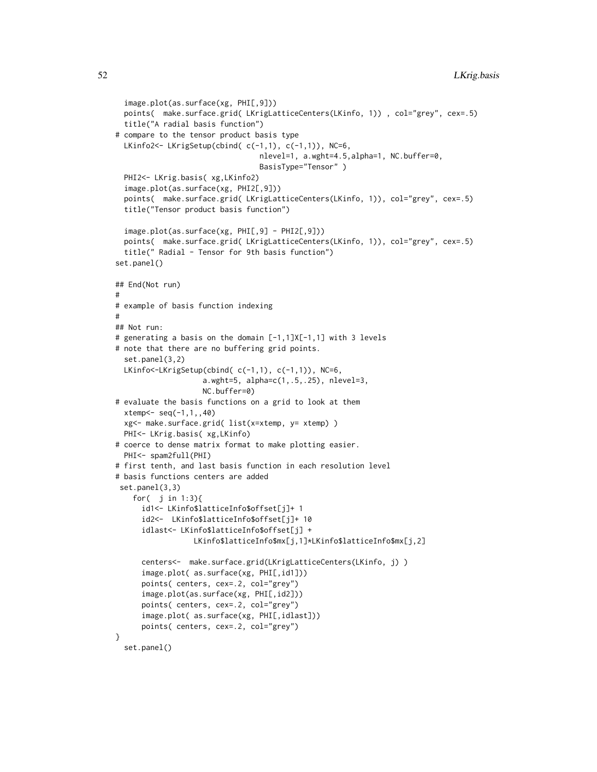```
  image.plot(as.surface(xg, PHI[,9]))
  points(  make.surface.grid( LKrigLatticeCenters(LKinfo, 1)) , col="grey", cex=.5)
  title("A radial basis function")
# compare to the tensor product basis type
  LKinfo2<- LKrigSetup(cbind( c(-1,1), c(-1,1)), NC=6,
                              nlevel=1, a.wght=4.5,alpha=1, NC.buffer=0,
                              BasisType="Tensor" )
  PHI2<- LKrig.basis( xg,LKinfo2)
  image.plot(as.surface(xg, PHI2[,9]))
  points(  make.surface.grid( LKrigLatticeCenters(LKinfo, 1)), col="grey", cex=.5)
  title("Tensor product basis function")

  image.plot(as.surface(xg, PHI[,9] - PHI2[,9]))
  points(  make.surface.grid( LKrigLatticeCenters(LKinfo, 1)), col="grey", cex=.5)
  title(" Radial - Tensor for 9th basis function")
set.panel()

## End(Not run)
#
# example of basis function indexing
#
## Not run:
# generating a basis on the domain [-1,1]X[-1,1] with 3 levels
# note that there are no buffering grid points.
  set.panel(3,2)
  LKinfo<-LKrigSetup(cbind( c(-1,1), c(-1,1)), NC=6,
                   a.wght=5, alpha=c(1,.5,.25), nlevel=3,
                   NC.buffer=0)
# evaluate the basis functions on a grid to look at them
  xtemp<- seq(-1,1,,40)
  xg<- make.surface.grid( list(x=xtemp, y= xtemp) )
  PHI<- LKrig.basis( xg,LKinfo)
# coerce to dense matrix format to make plotting easier.
  PHI<- spam2full(PHI)
# first tenth, and last basis function in each resolution level
# basis functions centers are added
 set.panel(3,3)
    for(  j in 1:3){
      id1<- LKinfo$latticeInfo$offset[j]+ 1
      id2<-  LKinfo$latticeInfo$offset[j]+ 10
      idlast<- LKinfo$latticeInfo$offset[j] +
                 LKinfo$latticeInfo$mx[j,1]*LKinfo$latticeInfo$mx[j,2]

      centers<-  make.surface.grid(LKrigLatticeCenters(LKinfo, j) )
      image.plot( as.surface(xg, PHI[,id1]))
      points( centers, cex=.2, col="grey")
      image.plot(as.surface(xg, PHI[,id2]))
      points( centers, cex=.2, col="grey")
      image.plot( as.surface(xg, PHI[,idlast]))
      points( centers, cex=.2, col="grey")
}
  set.panel()
```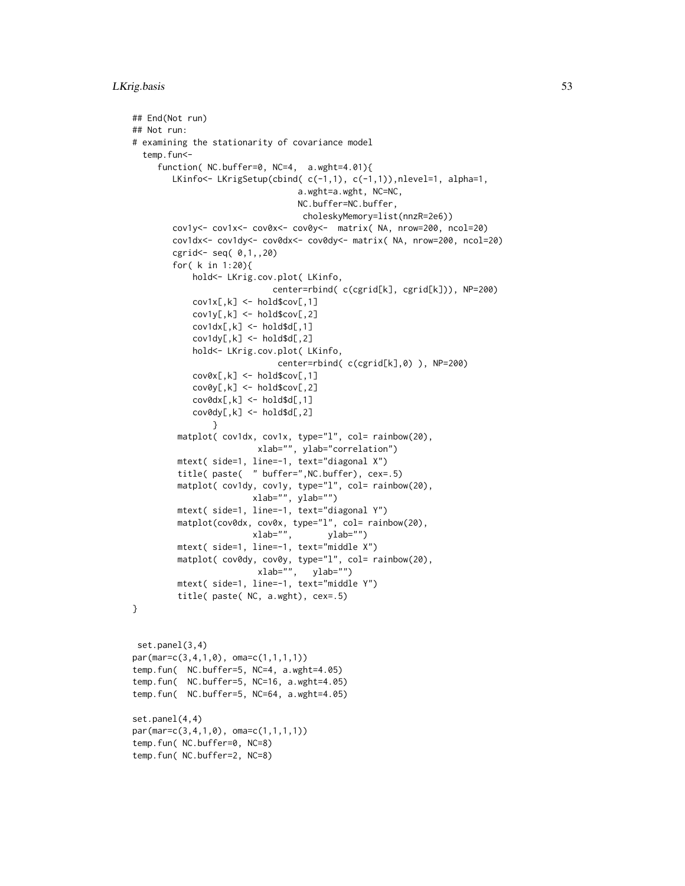```
## End(Not run)
## Not run:
# examining the stationarity of covariance model
  temp.fun<-
     function( NC.buffer=0, NC=4,  a.wght=4.01){
        LKinfo<- LKrigSetup(cbind( c(-1,1), c(-1,1)),nlevel=1, alpha=1,
                               a.wght=a.wght, NC=NC,
                               NC.buffer=NC.buffer,
                                choleskyMemory=list(nnzR=2e6))
        cov1y<- cov1x<- cov0x<- cov0y<-  matrix( NA, nrow=200, ncol=20)
        cov1dx<- cov1dy<- cov0dx<- cov0dy<- matrix( NA, nrow=200, ncol=20)
        cgrid<- seq( 0,1,,20)
        for( k in 1:20){
            hold<- LKrig.cov.plot( LKinfo,
                         center=rbind( c(cgrid[k], cgrid[k])), NP=200)
            cov1x[,k] <- hold$cov[,1]
            cov1y[,k] <- hold$cov[,2]
            cov1dx[,k] <- hold$d[,1]
            cov1dy[,k] <- hold$d[,2]
            hold<- LKrig.cov.plot( LKinfo,
                          center=rbind( c(cgrid[k],0) ), NP=200)
            cov0x[,k] <- hold$cov[,1]
            cov0y[,k] <- hold$cov[,2]
            cov0dx[,k] <- hold$d[,1]
            cov0dy[,k] <- hold$d[,2]
                }
         matplot( cov1dx, cov1x, type="l", col= rainbow(20),
                         xlab="", ylab="correlation")
         mtext( side=1, line=-1, text="diagonal X")
         title( paste(  " buffer=",NC.buffer), cex=.5)
         matplot( cov1dy, cov1y, type="l", col= rainbow(20),
                        xlab="", ylab="")
         mtext( side=1, line=-1, text="diagonal Y")
         matplot(cov0dx, cov0x, type="l", col= rainbow(20),
                        xlab="",       ylab="")
         mtext( side=1, line=-1, text="middle X")
         matplot( cov0dy, cov0y, type="l", col= rainbow(20),
                         xlab="",   ylab="")
         mtext( side=1, line=-1, text="middle Y")
         title( paste( NC, a.wght), cex=.5)
}


 set.panel(3,4)
par(mar=c(3,4,1,0), oma=c(1,1,1,1))
temp.fun(  NC.buffer=5, NC=4, a.wght=4.05)
temp.fun(  NC.buffer=5, NC=16, a.wght=4.05)
temp.fun(  NC.buffer=5, NC=64, a.wght=4.05)

set.panel(4,4)
par(mar=c(3,4,1,0), oma=c(1,1,1,1))
temp.fun( NC.buffer=0, NC=8)
temp.fun( NC.buffer=2, NC=8)
```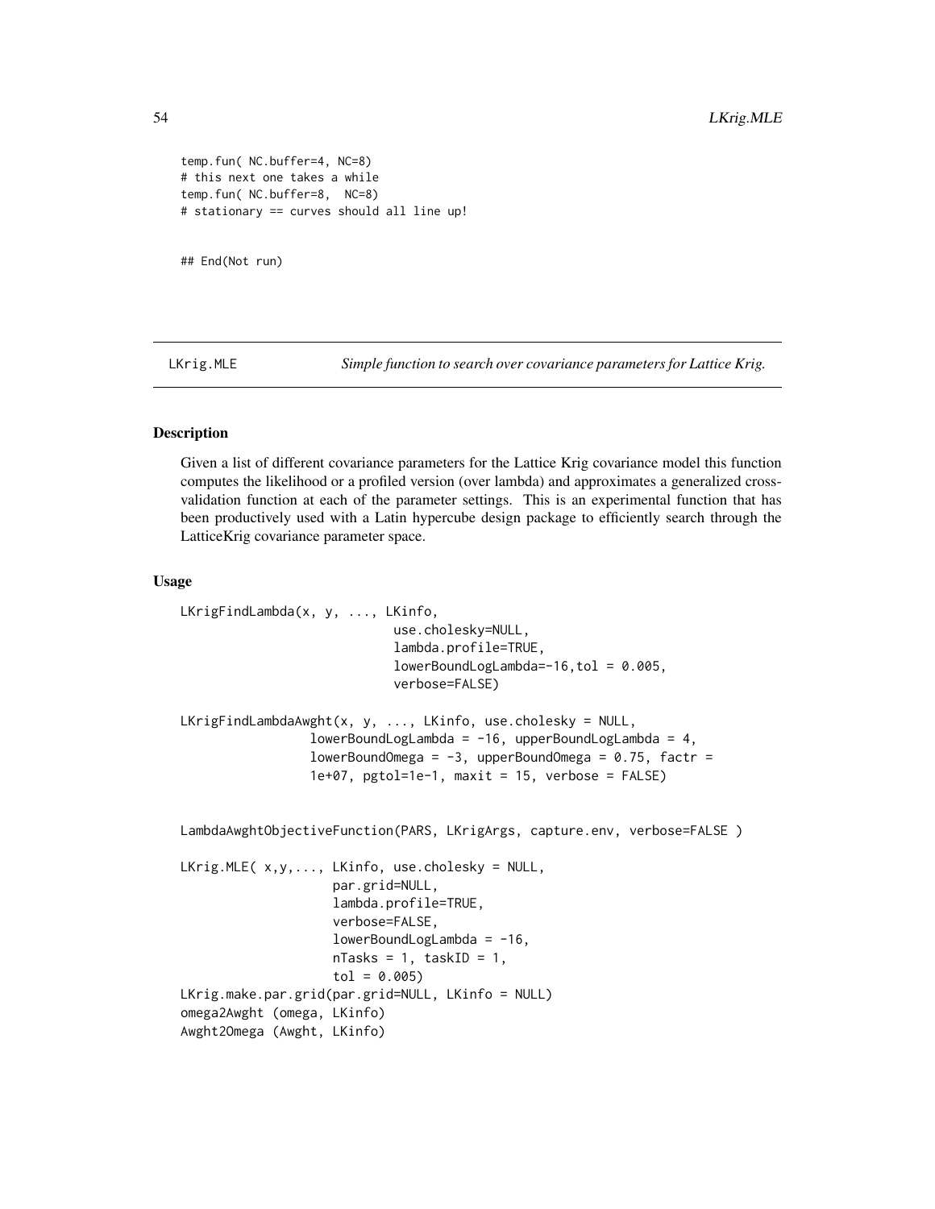```
temp.fun( NC.buffer=4, NC=8)
# this next one takes a while
temp.fun( NC.buffer=8,  NC=8)
# stationary == curves should all line up!


## End(Not run)
```

## LKrig.MLE — *Simple function to search over covariance parameters for Lattice Krig.*

### Description

Given a list of different covariance parameters for the Lattice Krig covariance model this function computes the likelihood or a profiled version (over lambda) and approximates a generalized cross-validation function at each of the parameter settings. This is an experimental function that has been productively used with a Latin hypercube design package to efficiently search through the LatticeKrig covariance parameter space.

### Usage

```
LKrigFindLambda(x, y, ..., LKinfo,
                            use.cholesky=NULL,
                            lambda.profile=TRUE,
                            lowerBoundLogLambda=-16,tol = 0.005,
                            verbose=FALSE)

LKrigFindLambdaAwght(x, y, ..., LKinfo, use.cholesky = NULL,
                lowerBoundLogLambda = -16, upperBoundLogLambda = 4,
                lowerBoundOmega = -3, upperBoundOmega = 0.75, factr =
                1e+07, pgtol=1e-1, maxit = 15, verbose = FALSE)


LambdaAwghtObjectiveFunction(PARS, LKrigArgs, capture.env, verbose=FALSE )

LKrig.MLE( x,y,..., LKinfo, use.cholesky = NULL,
                   par.grid=NULL,
                   lambda.profile=TRUE,
                   verbose=FALSE,
                   lowerBoundLogLambda = -16,
                   nTasks = 1, taskID = 1,
                   tol = 0.005)
LKrig.make.par.grid(par.grid=NULL, LKinfo = NULL)
omega2Awght (omega, LKinfo)
Awght2Omega (Awght, LKinfo)
```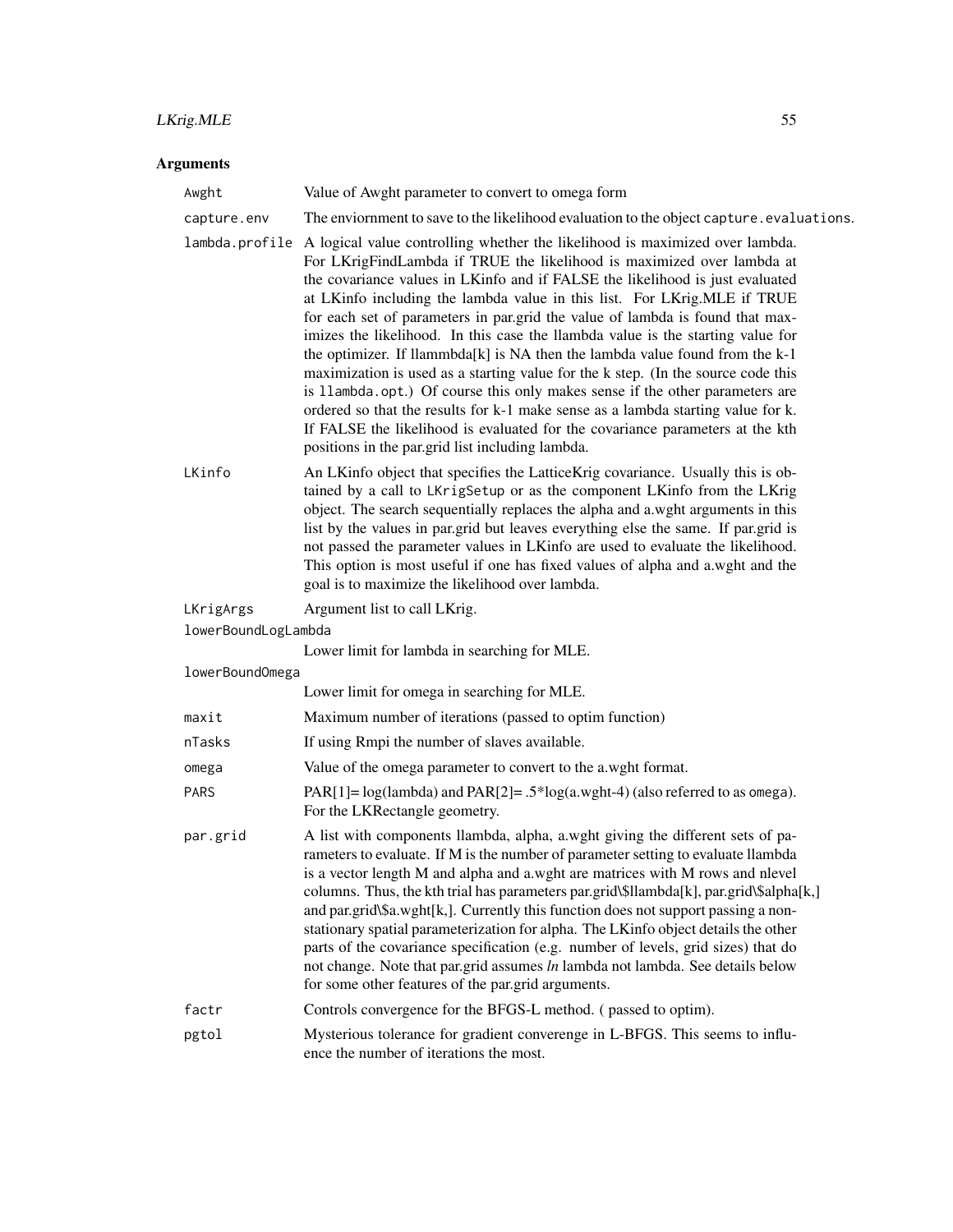## Arguments

| | |
|---|---|
| Awght | Value of Awght parameter to convert to omega form |
| capture.env | The enviornment to save to the likelihood evaluation to the object `capture.evaluations`. |
| lambda.profile | A logical value controlling whether the likelihood is maximized over lambda. For LKrigFindLambda if TRUE the likelihood is maximized over lambda at the covariance values in LKinfo and if FALSE the likelihood is just evaluated at LKinfo including the lambda value in this list. For LKrig.MLE if TRUE for each set of parameters in par.grid the value of lambda is found that maximizes the likelihood. In this case the llambda value is the starting value for the optimizer. If llammbda[k] is NA then the lambda value found from the k-1 maximization is used as a starting value for the k step. (In the source code this is `llambda.opt`.) Of course this only makes sense if the other parameters are ordered so that the results for k-1 make sense as a lambda starting value for k. If FALSE the likelihood is evaluated for the covariance parameters at the kth positions in the par.grid list including lambda. |
| LKinfo | An LKinfo object that specifies the LatticeKrig covariance. Usually this is obtained by a call to `LKrigSetup` or as the component LKinfo from the LKrig object. The search sequentially replaces the alpha and a.wght arguments in this list by the values in par.grid but leaves everything else the same. If par.grid is not passed the parameter values in LKinfo are used to evaluate the likelihood. This option is most useful if one has fixed values of alpha and a.wght and the goal is to maximize the likelihood over lambda. |
| LKrigArgs | Argument list to call LKrig. |
| lowerBoundLogLambda | Lower limit for lambda in searching for MLE. |
| lowerBoundOmega | Lower limit for omega in searching for MLE. |
| maxit | Maximum number of iterations (passed to optim function) |
| nTasks | If using Rmpi the number of slaves available. |
| omega | Value of the omega parameter to convert to the a.wght format. |
| PARS | PAR[1]= log(lambda) and PAR[2]= .5*log(a.wght-4) (also referred to as `omega`). For the LKRectangle geometry. |
| par.grid | A list with components llambda, alpha, a.wght giving the different sets of parameters to evaluate. If M is the number of parameter setting to evaluate llambda is a vector length M and alpha and a.wght are matrices with M rows and nlevel columns. Thus, the kth trial has parameters par.grid\$llambda[k], par.grid\$alpha[k,] and par.grid\$a.wght[k,]. Currently this function does not support passing a nonstationary spatial parameterization for alpha. The LKinfo object details the other parts of the covariance specification (e.g. number of levels, grid sizes) that do not change. Note that par.grid assumes *ln* lambda not lambda. See details below for some other features of the par.grid arguments. |
| factr | Controls convergence for the BFGS-L method. ( passed to optim). |
| pgtol | Mysterious tolerance for gradient converenge in L-BFGS. This seems to influence the number of iterations the most. |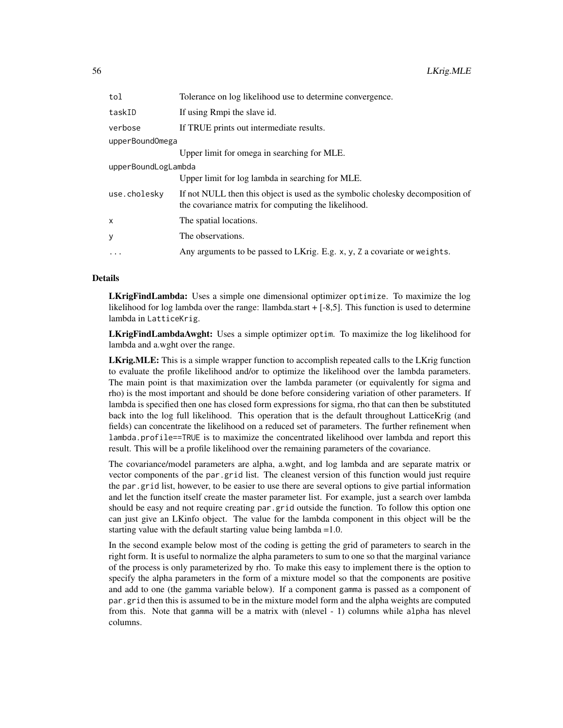| | |
|---|---|
| `tol` | Tolerance on log likelihood use to determine convergence. |
| `taskID` | If using Rmpi the slave id. |
| `verbose` | If TRUE prints out intermediate results. |
| `upperBoundOmega` | Upper limit for omega in searching for MLE. |
| `upperBoundLogLambda` | Upper limit for log lambda in searching for MLE. |
| `use.cholesky` | If not NULL then this object is used as the symbolic cholesky decomposition of the covariance matrix for computing the likelihood. |
| `x` | The spatial locations. |
| `y` | The observations. |
| `...` | Any arguments to be passed to LKrig. E.g. `x`, `y`, `Z` a covariate or `weights`. |

## Details

**LKrigFindLambda:** Uses a simple one dimensional optimizer `optimize`. To maximize the log likelihood for log lambda over the range: llambda.start + [-8,5]. This function is used to determine lambda in `LatticeKrig`.

**LKrigFindLambdaAwght:** Uses a simple optimizer `optim`. To maximize the log likelihood for lambda and a.wght over the range.

**LKrig.MLE:** This is a simple wrapper function to accomplish repeated calls to the LKrig function to evaluate the profile likelihood and/or to optimize the likelihood over the lambda parameters. The main point is that maximization over the lambda parameter (or equivalently for sigma and rho) is the most important and should be done before considering variation of other parameters. If lambda is specified then one has closed form expressions for sigma, rho that can then be substituted back into the log full likelihood. This operation that is the default throughout LatticeKrig (and fields) can concentrate the likelihood on a reduced set of parameters. The further refinement when `lambda.profile==TRUE` is to maximize the concentrated likelihood over lambda and report this result. This will be a profile likelihood over the remaining parameters of the covariance.

The covariance/model parameters are alpha, a.wght, and log lambda and are separate matrix or vector components of the `par.grid` list. The cleanest version of this function would just require the `par.grid` list, however, to be easier to use there are several options to give partial information and let the function itself create the master parameter list. For example, just a search over lambda should be easy and not require creating `par.grid` outside the function. To follow this option one can just give an LKinfo object. The value for the lambda component in this object will be the starting value with the default starting value being lambda =1.0.

In the second example below most of the coding is getting the grid of parameters to search in the right form. It is useful to normalize the alpha parameters to sum to one so that the marginal variance of the process is only parameterized by rho. To make this easy to implement there is the option to specify the alpha parameters in the form of a mixture model so that the components are positive and add to one (the gamma variable below). If a component `gamma` is passed as a component of `par.grid` then this is assumed to be in the mixture model form and the alpha weights are computed from this. Note that `gamma` will be a matrix with (nlevel - 1) columns while `alpha` has nlevel columns.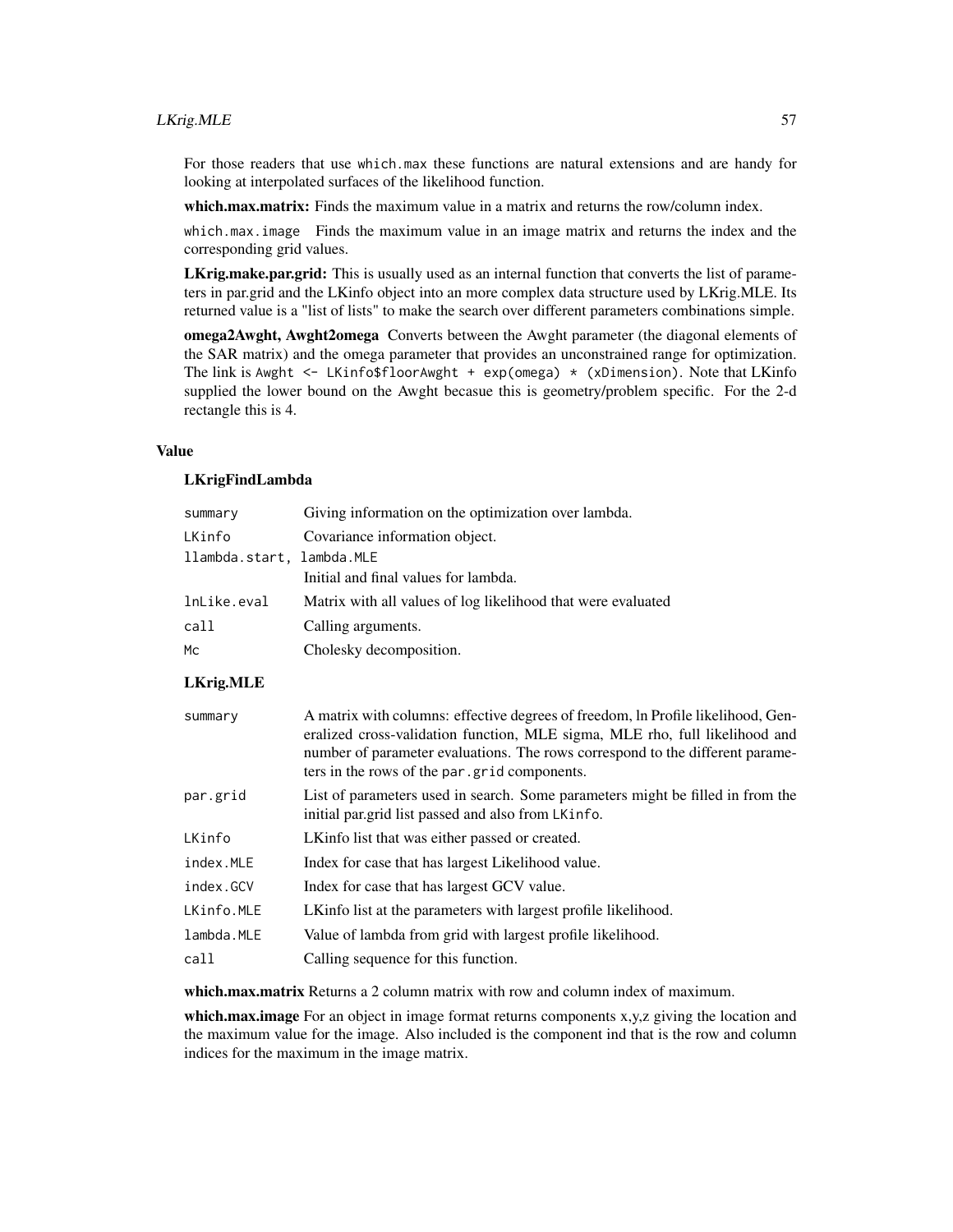For those readers that use `which.max` these functions are natural extensions and are handy for looking at interpolated surfaces of the likelihood function.

**which.max.matrix:** Finds the maximum value in a matrix and returns the row/column index.

`which.max.image` Finds the maximum value in an image matrix and returns the index and the corresponding grid values.

**LKrig.make.par.grid:** This is usually used as an internal function that converts the list of parameters in par.grid and the LKinfo object into an more complex data structure used by LKrig.MLE. Its returned value is a "list of lists" to make the search over different parameters combinations simple.

**omega2Awght, Awght2omega** Converts between the Awght parameter (the diagonal elements of the SAR matrix) and the omega parameter that provides an unconstrained range for optimization. The link is `Awght <- LKinfo$floorAwght + exp(omega) * (xDimension)`. Note that LKinfo supplied the lower bound on the Awght becasue this is geometry/problem specific. For the 2-d rectangle this is 4.

## Value

### LKrigFindLambda

`summary` Giving information on the optimization over lambda.

`LKinfo` Covariance information object.

`llambda.start, lambda.MLE` Initial and final values for lambda.

`lnLike.eval` Matrix with all values of log likelihood that were evaluated

`call` Calling arguments.

`Mc` Cholesky decomposition.

### LKrig.MLE

`summary` A matrix with columns: effective degrees of freedom, ln Profile likelihood, Generalized cross-validation function, MLE sigma, MLE rho, full likelihood and number of parameter evaluations. The rows correspond to the different parameters in the rows of the `par.grid` components.

`par.grid` List of parameters used in search. Some parameters might be filled in from the initial par.grid list passed and also from `LKinfo`.

`LKinfo` LKinfo list that was either passed or created.

`index.MLE` Index for case that has largest Likelihood value.

`index.GCV` Index for case that has largest GCV value.

`LKinfo.MLE` LKinfo list at the parameters with largest profile likelihood.

`lambda.MLE` Value of lambda from grid with largest profile likelihood.

`call` Calling sequence for this function.

**which.max.matrix** Returns a 2 column matrix with row and column index of maximum.

**which.max.image** For an object in image format returns components x,y,z giving the location and the maximum value for the image. Also included is the component ind that is the row and column indices for the maximum in the image matrix.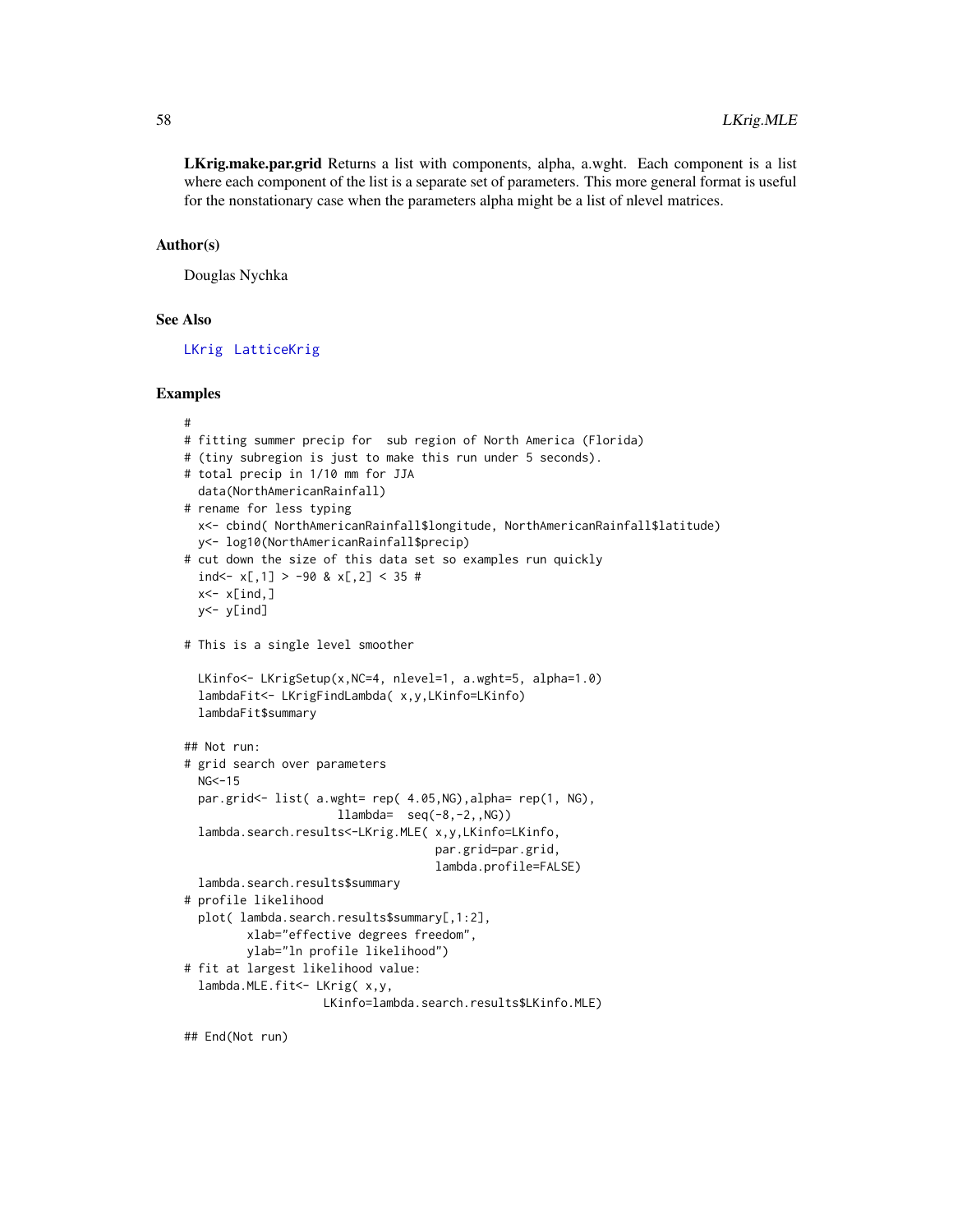**LKrig.make.par.grid** Returns a list with components, alpha, a.wght. Each component is a list where each component of the list is a separate set of parameters. This more general format is useful for the nonstationary case when the parameters alpha might be a list of nlevel matrices.

## Author(s)

Douglas Nychka

## See Also

LKrig LatticeKrig

## Examples

```
#
# fitting summer precip for  sub region of North America (Florida)
# (tiny subregion is just to make this run under 5 seconds).
# total precip in 1/10 mm for JJA
  data(NorthAmericanRainfall)
# rename for less typing
  x<- cbind( NorthAmericanRainfall$longitude, NorthAmericanRainfall$latitude)
  y<- log10(NorthAmericanRainfall$precip)
# cut down the size of this data set so examples run quickly
  ind<- x[,1] > -90 & x[,2] < 35 #
  x<- x[ind,]
  y<- y[ind]

# This is a single level smoother

  LKinfo<- LKrigSetup(x,NC=4, nlevel=1, a.wght=5, alpha=1.0)
  lambdaFit<- LKrigFindLambda( x,y,LKinfo=LKinfo)
  lambdaFit$summary

## Not run:
# grid search over parameters
  NG<-15
  par.grid<- list( a.wght= rep( 4.05,NG),alpha= rep(1, NG),
                    llambda=  seq(-8,-2,,NG))
  lambda.search.results<-LKrig.MLE( x,y,LKinfo=LKinfo,
                                   par.grid=par.grid,
                                   lambda.profile=FALSE)
  lambda.search.results$summary
# profile likelihood
  plot( lambda.search.results$summary[,1:2],
         xlab="effective degrees freedom",
         ylab="ln profile likelihood")
# fit at largest likelihood value:
  lambda.MLE.fit<- LKrig( x,y,
                    LKinfo=lambda.search.results$LKinfo.MLE)

## End(Not run)
```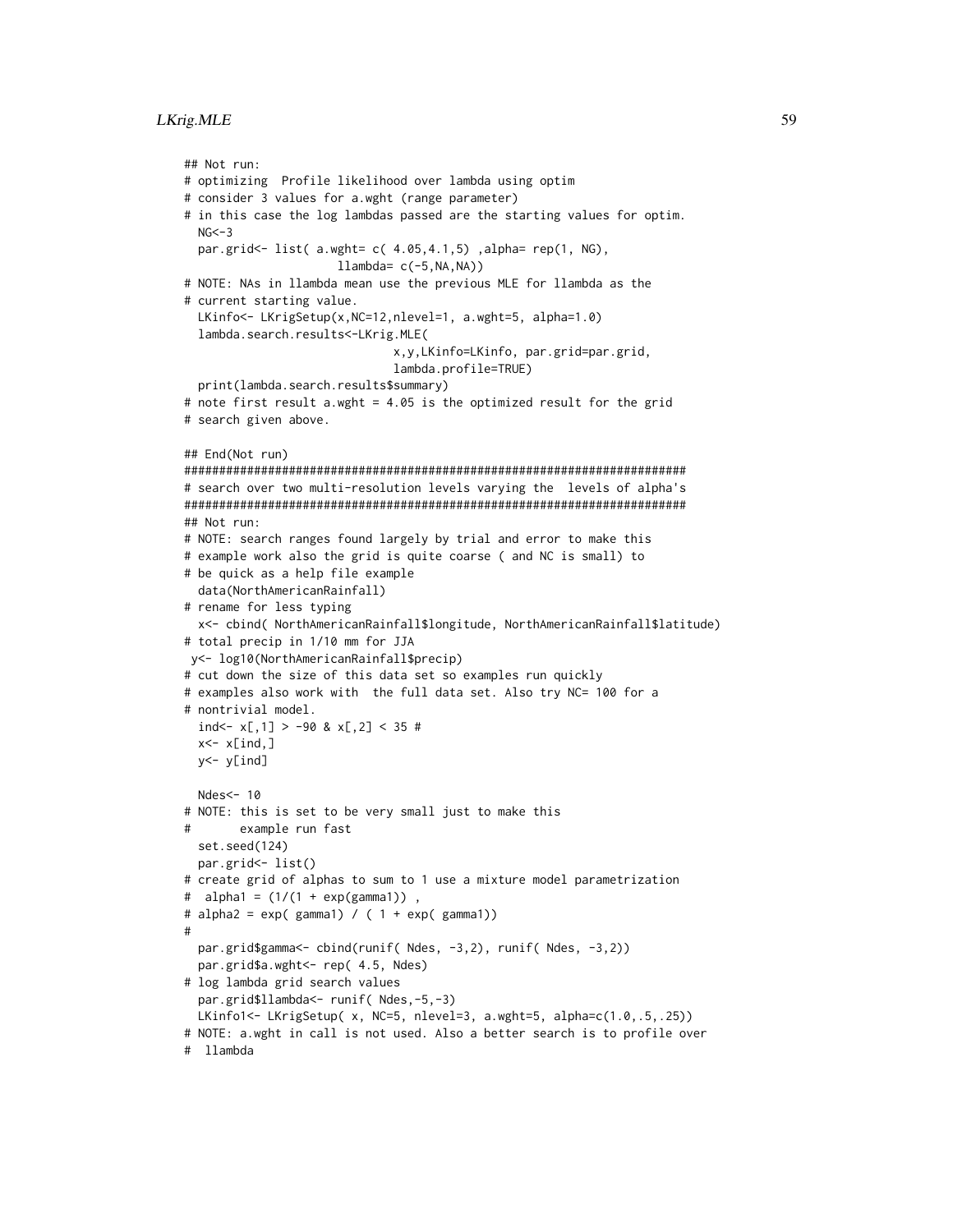```
## Not run:
# optimizing  Profile likelihood over lambda using optim
# consider 3 values for a.wght (range parameter)
# in this case the log lambdas passed are the starting values for optim.
  NG<-3
  par.grid<- list( a.wght= c( 4.05,4.1,5) ,alpha= rep(1, NG),
                    llambda= c(-5,NA,NA))
# NOTE: NAs in llambda mean use the previous MLE for llambda as the
# current starting value.
  LKinfo<- LKrigSetup(x,NC=12,nlevel=1, a.wght=5, alpha=1.0)
  lambda.search.results<-LKrig.MLE(
                            x,y,LKinfo=LKinfo, par.grid=par.grid,
                            lambda.profile=TRUE)
  print(lambda.search.results$summary)
# note first result a.wght = 4.05 is the optimized result for the grid
# search given above.

## End(Not run)
########################################################################
# search over two multi-resolution levels varying the  levels of alpha's
########################################################################
## Not run:
# NOTE: search ranges found largely by trial and error to make this
# example work also the grid is quite coarse ( and NC is small) to
# be quick as a help file example
  data(NorthAmericanRainfall)
# rename for less typing
  x<- cbind( NorthAmericanRainfall$longitude, NorthAmericanRainfall$latitude)
# total precip in 1/10 mm for JJA
 y<- log10(NorthAmericanRainfall$precip)
# cut down the size of this data set so examples run quickly
# examples also work with  the full data set. Also try NC= 100 for a
# nontrivial model.
  ind<- x[,1] > -90 & x[,2] < 35 #
  x<- x[ind,]
  y<- y[ind]

  Ndes<- 10
# NOTE: this is set to be very small just to make this
#       example run fast
  set.seed(124)
  par.grid<- list()
# create grid of alphas to sum to 1 use a mixture model parametrization
#  alpha1 = (1/(1 + exp(gamma1)) ,
# alpha2 = exp( gamma1) / ( 1 + exp( gamma1))
#
  par.grid$gamma<- cbind(runif( Ndes, -3,2), runif( Ndes, -3,2))
  par.grid$a.wght<- rep( 4.5, Ndes)
# log lambda grid search values
  par.grid$llambda<- runif( Ndes,-5,-3)
  LKinfo1<- LKrigSetup( x, NC=5, nlevel=3, a.wght=5, alpha=c(1.0,.5,.25))
# NOTE: a.wght in call is not used. Also a better search is to profile over
#  llambda
```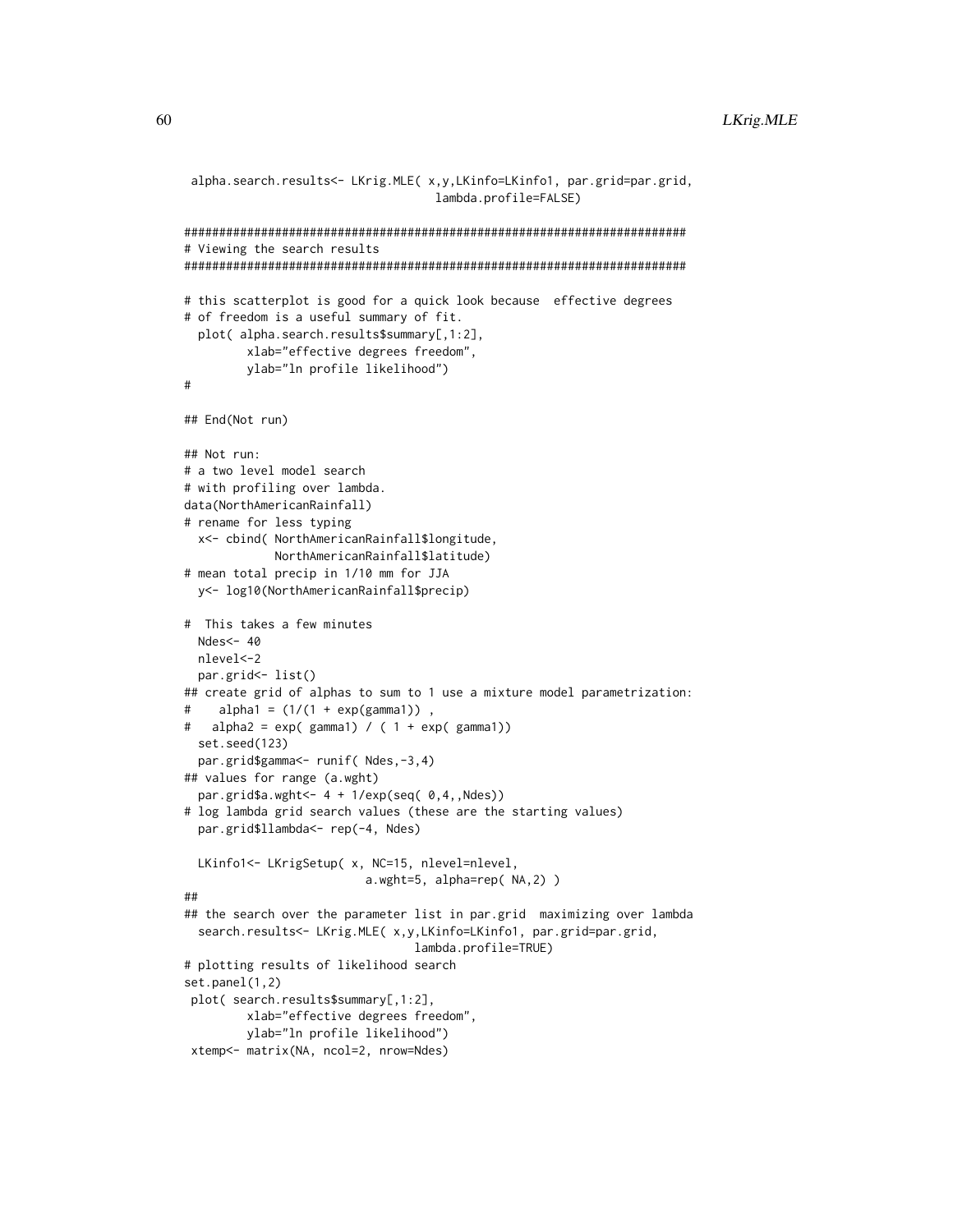```
 alpha.search.results<- LKrig.MLE( x,y,LKinfo=LKinfo1, par.grid=par.grid,
                                    lambda.profile=FALSE)

########################################################################
# Viewing the search results
########################################################################

# this scatterplot is good for a quick look because  effective degrees
# of freedom is a useful summary of fit.
  plot( alpha.search.results$summary[,1:2],
         xlab="effective degrees freedom",
         ylab="ln profile likelihood")
#

## End(Not run)

## Not run:
# a two level model search
# with profiling over lambda.
data(NorthAmericanRainfall)
# rename for less typing
  x<- cbind( NorthAmericanRainfall$longitude,
             NorthAmericanRainfall$latitude)
# mean total precip in 1/10 mm for JJA
  y<- log10(NorthAmericanRainfall$precip)

#  This takes a few minutes
  Ndes<- 40
  nlevel<-2
  par.grid<- list()
## create grid of alphas to sum to 1 use a mixture model parametrization:
#    alpha1 = (1/(1 + exp(gamma1)) ,
#   alpha2 = exp( gamma1) / ( 1 + exp( gamma1))
  set.seed(123)
  par.grid$gamma<- runif( Ndes,-3,4)
## values for range (a.wght)
  par.grid$a.wght<- 4 + 1/exp(seq( 0,4,,Ndes))
# log lambda grid search values (these are the starting values)
  par.grid$llambda<- rep(-4, Ndes)

  LKinfo1<- LKrigSetup( x, NC=15, nlevel=nlevel,
                         a.wght=5, alpha=rep( NA,2) )
##
## the search over the parameter list in par.grid  maximizing over lambda
  search.results<- LKrig.MLE( x,y,LKinfo=LKinfo1, par.grid=par.grid,
                                 lambda.profile=TRUE)
# plotting results of likelihood search
set.panel(1,2)
 plot( search.results$summary[,1:2],
         xlab="effective degrees freedom",
         ylab="ln profile likelihood")
 xtemp<- matrix(NA, ncol=2, nrow=Ndes)
```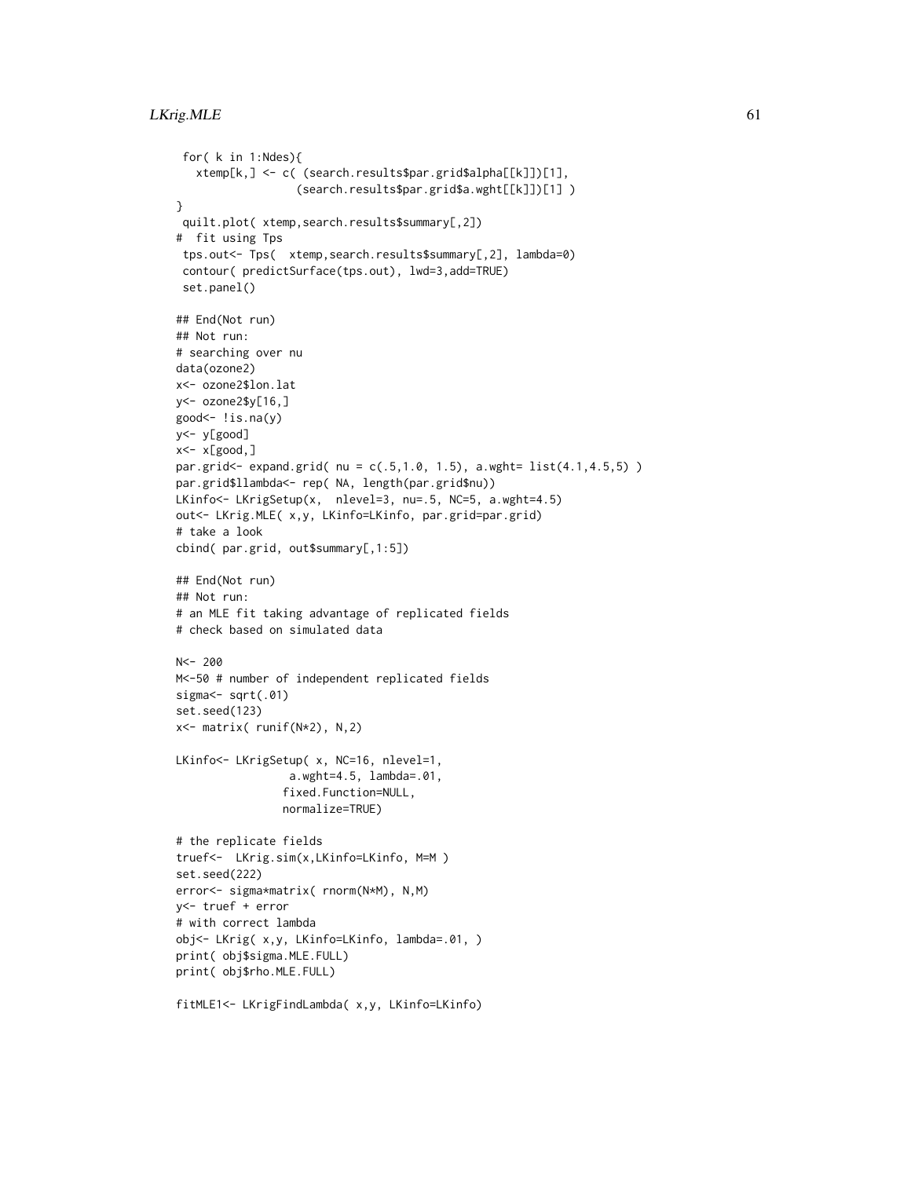```
 for( k in 1:Ndes){
   xtemp[k,] <- c( (search.results$par.grid$alpha[[k]])[1],
                 (search.results$par.grid$a.wght[[k]])[1] )
}
 quilt.plot( xtemp,search.results$summary[,2])
#  fit using Tps
 tps.out<- Tps(  xtemp,search.results$summary[,2], lambda=0)
 contour( predictSurface(tps.out), lwd=3,add=TRUE)
 set.panel()

## End(Not run)
## Not run:
# searching over nu
data(ozone2)
x<- ozone2$lon.lat
y<- ozone2$y[16,]
good<- !is.na(y)
y<- y[good]
x<- x[good,]
par.grid<- expand.grid( nu = c(.5,1.0, 1.5), a.wght= list(4.1,4.5,5) )
par.grid$llambda<- rep( NA, length(par.grid$nu))
LKinfo<- LKrigSetup(x,  nlevel=3, nu=.5, NC=5, a.wght=4.5)
out<- LKrig.MLE( x,y, LKinfo=LKinfo, par.grid=par.grid)
# take a look
cbind( par.grid, out$summary[,1:5])

## End(Not run)
## Not run:
# an MLE fit taking advantage of replicated fields
# check based on simulated data

N<- 200
M<-50 # number of independent replicated fields
sigma<- sqrt(.01)
set.seed(123)
x<- matrix( runif(N*2), N,2)

LKinfo<- LKrigSetup( x, NC=16, nlevel=1,
                 a.wght=4.5, lambda=.01,
                fixed.Function=NULL,
                normalize=TRUE)

# the replicate fields
truef<-  LKrig.sim(x,LKinfo=LKinfo, M=M )
set.seed(222)
error<- sigma*matrix( rnorm(N*M), N,M)
y<- truef + error
# with correct lambda
obj<- LKrig( x,y, LKinfo=LKinfo, lambda=.01, )
print( obj$sigma.MLE.FULL)
print( obj$rho.MLE.FULL)

fitMLE1<- LKrigFindLambda( x,y, LKinfo=LKinfo)
```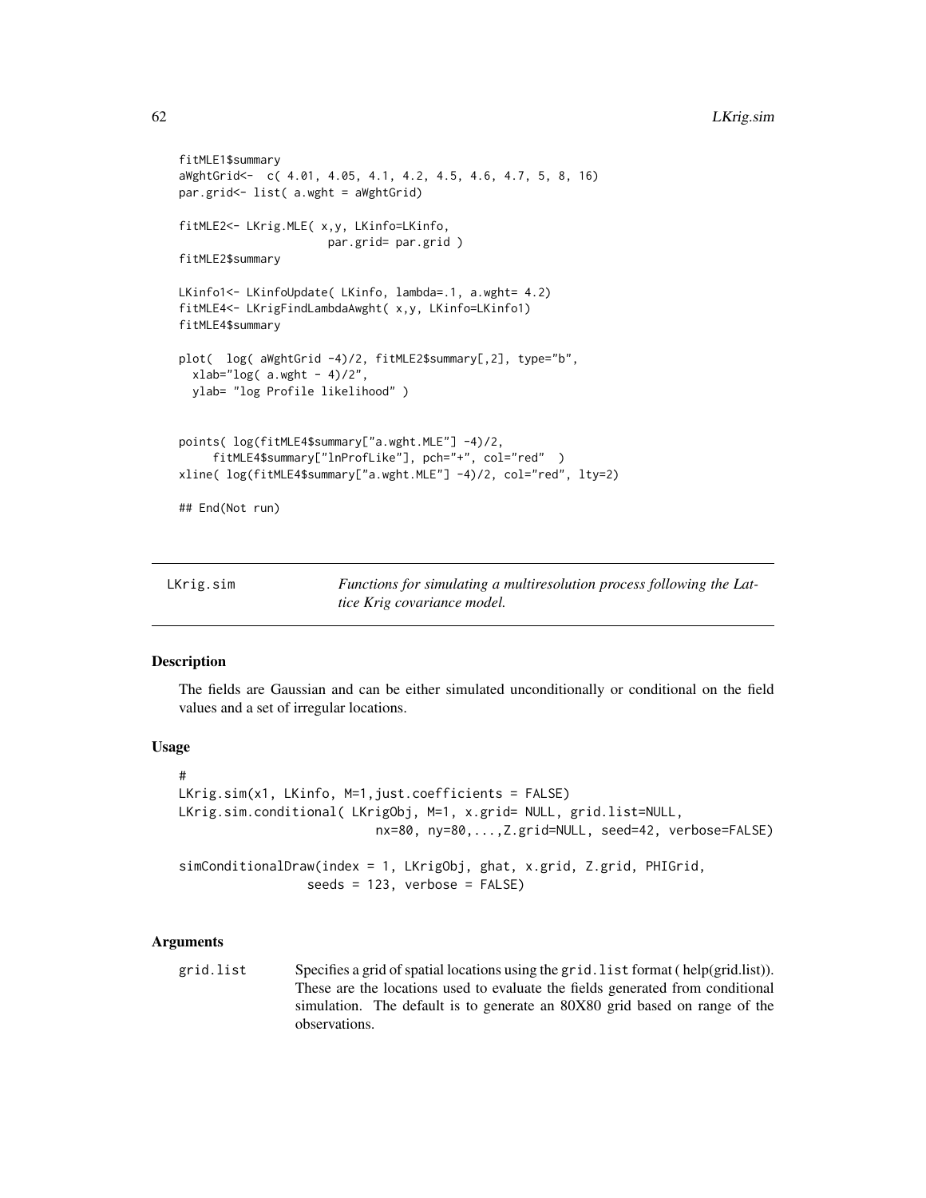```
fitMLE1$summary
aWghtGrid<-  c( 4.01, 4.05, 4.1, 4.2, 4.5, 4.6, 4.7, 5, 8, 16)
par.grid<- list( a.wght = aWghtGrid)

fitMLE2<- LKrig.MLE( x,y, LKinfo=LKinfo,
                     par.grid= par.grid )
fitMLE2$summary

LKinfo1<- LKinfoUpdate( LKinfo, lambda=.1, a.wght= 4.2)
fitMLE4<- LKrigFindLambdaAwght( x,y, LKinfo=LKinfo1)
fitMLE4$summary

plot(  log( aWghtGrid -4)/2, fitMLE2$summary[,2], type="b",
  xlab="log( a.wght - 4)/2",
  ylab= "log Profile likelihood" )


points( log(fitMLE4$summary["a.wght.MLE"] -4)/2,
     fitMLE4$summary["lnProfLike"], pch="+", col="red"  )
xline( log(fitMLE4$summary["a.wght.MLE"] -4)/2, col="red", lty=2)

## End(Not run)
```

---

LKrig.sim &nbsp;&nbsp;&nbsp;&nbsp; *Functions for simulating a multiresolution process following the Lattice Krig covariance model.*

---

### Description

The fields are Gaussian and can be either simulated unconditionally or conditional on the field values and a set of irregular locations.

### Usage

```
#
LKrig.sim(x1, LKinfo, M=1,just.coefficients = FALSE)
LKrig.sim.conditional( LKrigObj, M=1, x.grid= NULL, grid.list=NULL,
                          nx=80, ny=80,...,Z.grid=NULL, seed=42, verbose=FALSE)

simConditionalDraw(index = 1, LKrigObj, ghat, x.grid, Z.grid, PHIGrid,
                  seeds = 123, verbose = FALSE)
```

### Arguments

`grid.list` &nbsp;&nbsp; Specifies a grid of spatial locations using the `grid.list` format ( help(grid.list)). These are the locations used to evaluate the fields generated from conditional simulation. The default is to generate an 80X80 grid based on range of the observations.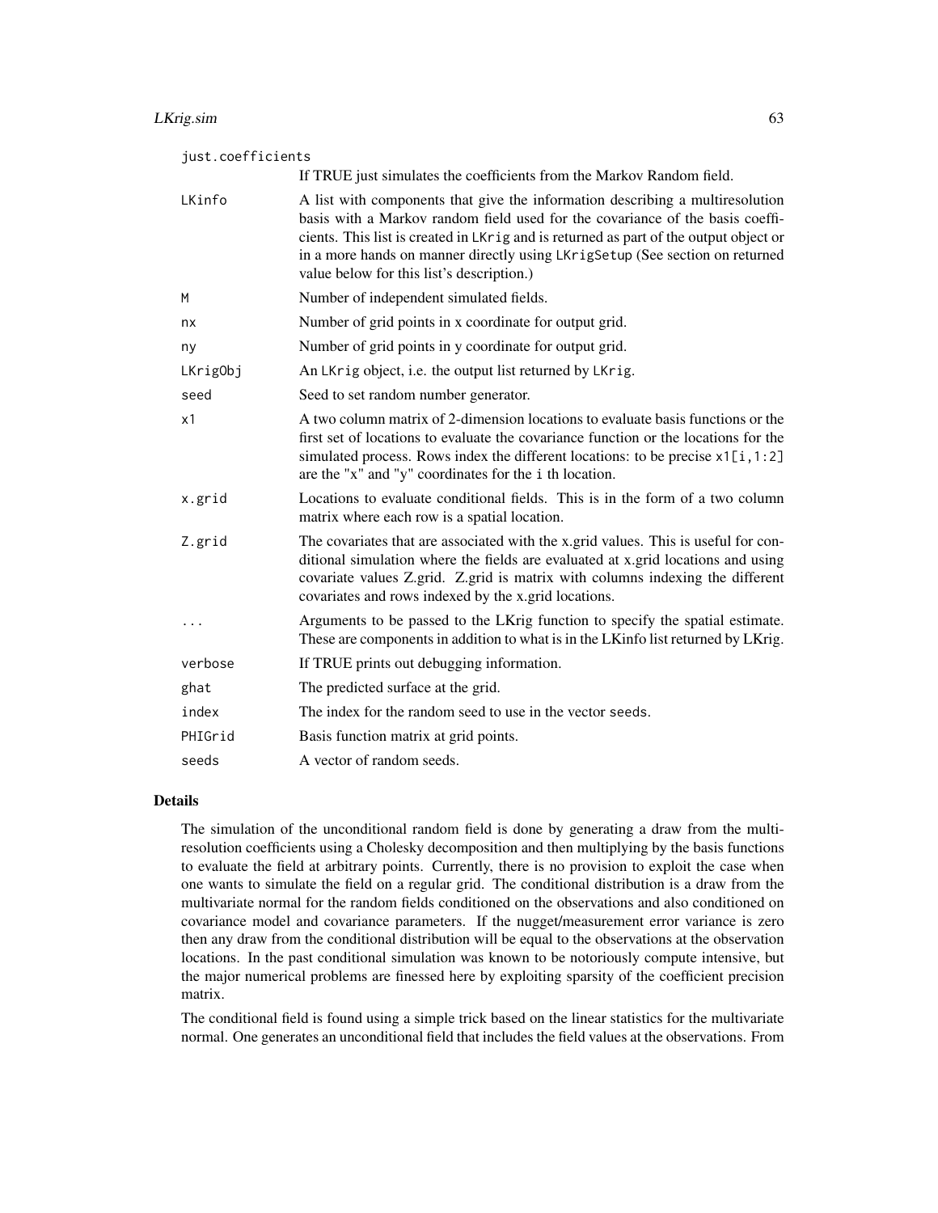| | |
|---|---|
| just.coefficients | If TRUE just simulates the coefficients from the Markov Random field. |
| LKinfo | A list with components that give the information describing a multiresolution basis with a Markov random field used for the covariance of the basis coefficients. This list is created in LKrig and is returned as part of the output object or in a more hands on manner directly using LKrigSetup (See section on returned value below for this list's description.) |
| M | Number of independent simulated fields. |
| nx | Number of grid points in x coordinate for output grid. |
| ny | Number of grid points in y coordinate for output grid. |
| LKrigObj | An LKrig object, i.e. the output list returned by LKrig. |
| seed | Seed to set random number generator. |
| x1 | A two column matrix of 2-dimension locations to evaluate basis functions or the first set of locations to evaluate the covariance function or the locations for the simulated process. Rows index the different locations: to be precise x1[i,1:2] are the "x" and "y" coordinates for the i th location. |
| x.grid | Locations to evaluate conditional fields. This is in the form of a two column matrix where each row is a spatial location. |
| Z.grid | The covariates that are associated with the x.grid values. This is useful for conditional simulation where the fields are evaluated at x.grid locations and using covariate values Z.grid. Z.grid is matrix with columns indexing the different covariates and rows indexed by the x.grid locations. |
| ... | Arguments to be passed to the LKrig function to specify the spatial estimate. These are components in addition to what is in the LKinfo list returned by LKrig. |
| verbose | If TRUE prints out debugging information. |
| ghat | The predicted surface at the grid. |
| index | The index for the random seed to use in the vector seeds. |
| PHIGrid | Basis function matrix at grid points. |
| seeds | A vector of random seeds. |

## Details

The simulation of the unconditional random field is done by generating a draw from the multiresolution coefficients using a Cholesky decomposition and then multiplying by the basis functions to evaluate the field at arbitrary points. Currently, there is no provision to exploit the case when one wants to simulate the field on a regular grid. The conditional distribution is a draw from the multivariate normal for the random fields conditioned on the observations and also conditioned on covariance model and covariance parameters. If the nugget/measurement error variance is zero then any draw from the conditional distribution will be equal to the observations at the observation locations. In the past conditional simulation was known to be notoriously compute intensive, but the major numerical problems are finessed here by exploiting sparsity of the coefficient precision matrix.

The conditional field is found using a simple trick based on the linear statistics for the multivariate normal. One generates an unconditional field that includes the field values at the observations. From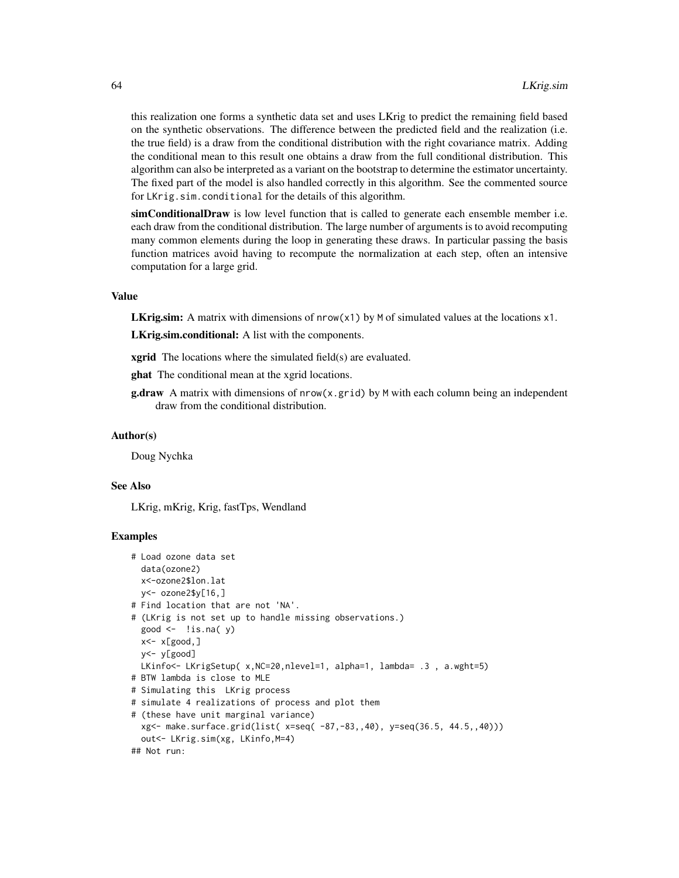this realization one forms a synthetic data set and uses LKrig to predict the remaining field based on the synthetic observations. The difference between the predicted field and the realization (i.e. the true field) is a draw from the conditional distribution with the right covariance matrix. Adding the conditional mean to this result one obtains a draw from the full conditional distribution. This algorithm can also be interpreted as a variant on the bootstrap to determine the estimator uncertainty. The fixed part of the model is also handled correctly in this algorithm. See the commented source for `LKrig.sim.conditional` for the details of this algorithm.

**simConditionalDraw** is low level function that is called to generate each ensemble member i.e. each draw from the conditional distribution. The large number of arguments is to avoid recomputing many common elements during the loop in generating these draws. In particular passing the basis function matrices avoid having to recompute the normalization at each step, often an intensive computation for a large grid.

### Value

**LKrig.sim:** A matrix with dimensions of `nrow(x1)` by `M` of simulated values at the locations `x1`.

**LKrig.sim.conditional:** A list with the components.

**xgrid** The locations where the simulated field(s) are evaluated.

**ghat** The conditional mean at the xgrid locations.

**g.draw** A matrix with dimensions of `nrow(x.grid)` by `M` with each column being an independent draw from the conditional distribution.

### Author(s)

Doug Nychka

### See Also

LKrig, mKrig, Krig, fastTps, Wendland

### Examples

```
# Load ozone data set
  data(ozone2)
  x<-ozone2$lon.lat
  y<- ozone2$y[16,]
# Find location that are not 'NA'.
# (LKrig is not set up to handle missing observations.)
  good <-  !is.na( y)
  x<- x[good,]
  y<- y[good]
  LKinfo<- LKrigSetup( x,NC=20,nlevel=1, alpha=1, lambda= .3 , a.wght=5)
# BTW lambda is close to MLE
# Simulating this  LKrig process
# simulate 4 realizations of process and plot them
# (these have unit marginal variance)
  xg<- make.surface.grid(list( x=seq( -87,-83,,40), y=seq(36.5, 44.5,,40)))
  out<- LKrig.sim(xg, LKinfo,M=4)
## Not run:
```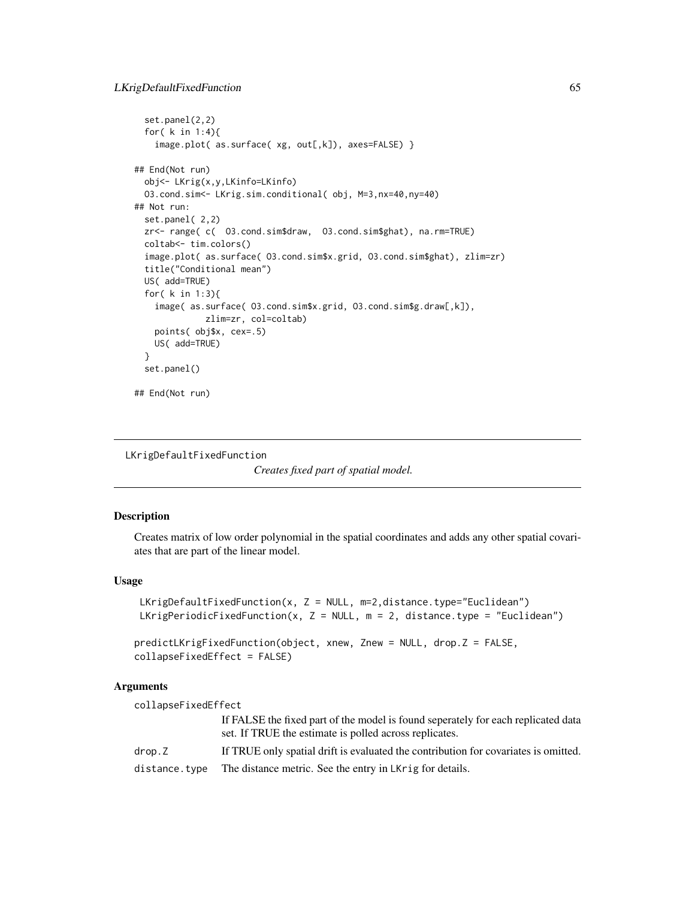```
  set.panel(2,2)
  for( k in 1:4){
    image.plot( as.surface( xg, out[,k]), axes=FALSE) }

## End(Not run)
  obj<- LKrig(x,y,LKinfo=LKinfo)
  O3.cond.sim<- LKrig.sim.conditional( obj, M=3,nx=40,ny=40)
## Not run:
  set.panel( 2,2)
  zr<- range( c(  O3.cond.sim$draw,  O3.cond.sim$ghat), na.rm=TRUE)
  coltab<- tim.colors()
  image.plot( as.surface( O3.cond.sim$x.grid, O3.cond.sim$ghat), zlim=zr)
  title("Conditional mean")
  US( add=TRUE)
  for( k in 1:3){
    image( as.surface( O3.cond.sim$x.grid, O3.cond.sim$g.draw[,k]),
              zlim=zr, col=coltab)
    points( obj$x, cex=.5)
    US( add=TRUE)
  }
  set.panel()

## End(Not run)
```

---

LKrigDefaultFixedFunction

*Creates fixed part of spatial model.*

---

## Description

Creates matrix of low order polynomial in the spatial coordinates and adds any other spatial covariates that are part of the linear model.

## Usage

```
LKrigDefaultFixedFunction(x, Z = NULL, m=2,distance.type="Euclidean")
LKrigPeriodicFixedFunction(x, Z = NULL, m = 2, distance.type = "Euclidean")

predictLKrigFixedFunction(object, xnew, Znew = NULL, drop.Z = FALSE,
collapseFixedEffect = FALSE)
```

## Arguments

collapseFixedEffect
: If FALSE the fixed part of the model is found seperately for each replicated data set. If TRUE the estimate is polled across replicates.

drop.Z
: If TRUE only spatial drift is evaluated the contribution for covariates is omitted.

distance.type
: The distance metric. See the entry in LKrig for details.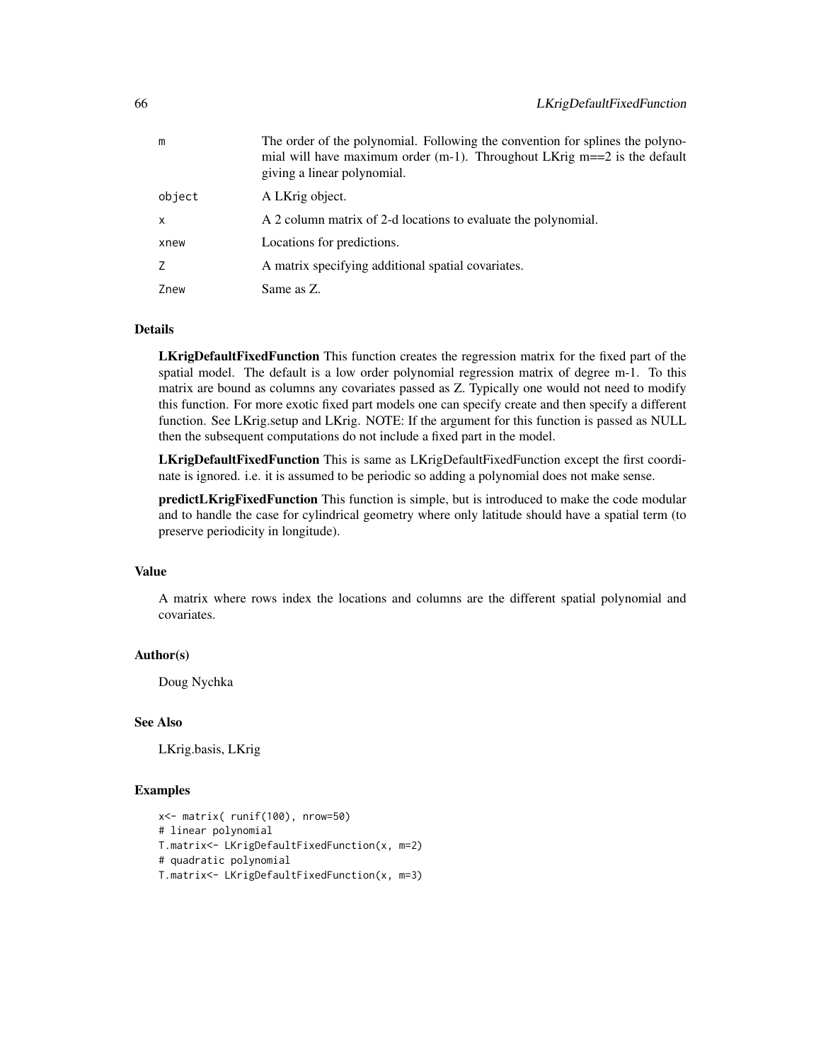| | |
|---|---|
| m | The order of the polynomial. Following the convention for splines the polynomial will have maximum order (m-1). Throughout LKrig m==2 is the default giving a linear polynomial. |
| object | A LKrig object. |
| x | A 2 column matrix of 2-d locations to evaluate the polynomial. |
| xnew | Locations for predictions. |
| Z | A matrix specifying additional spatial covariates. |
| Znew | Same as Z. |

### Details

**LKrigDefaultFixedFunction** This function creates the regression matrix for the fixed part of the spatial model. The default is a low order polynomial regression matrix of degree m-1. To this matrix are bound as columns any covariates passed as Z. Typically one would not need to modify this function. For more exotic fixed part models one can specify create and then specify a different function. See LKrig.setup and LKrig. NOTE: If the argument for this function is passed as NULL then the subsequent computations do not include a fixed part in the model.

**LKrigDefaultFixedFunction** This is same as LKrigDefaultFixedFunction except the first coordinate is ignored. i.e. it is assumed to be periodic so adding a polynomial does not make sense.

**predictLKrigFixedFunction** This function is simple, but is introduced to make the code modular and to handle the case for cylindrical geometry where only latitude should have a spatial term (to preserve periodicity in longitude).

### Value

A matrix where rows index the locations and columns are the different spatial polynomial and covariates.

### Author(s)

Doug Nychka

### See Also

LKrig.basis, LKrig

### Examples

```
x<- matrix( runif(100), nrow=50)
# linear polynomial
T.matrix<- LKrigDefaultFixedFunction(x, m=2)
# quadratic polynomial
T.matrix<- LKrigDefaultFixedFunction(x, m=3)
```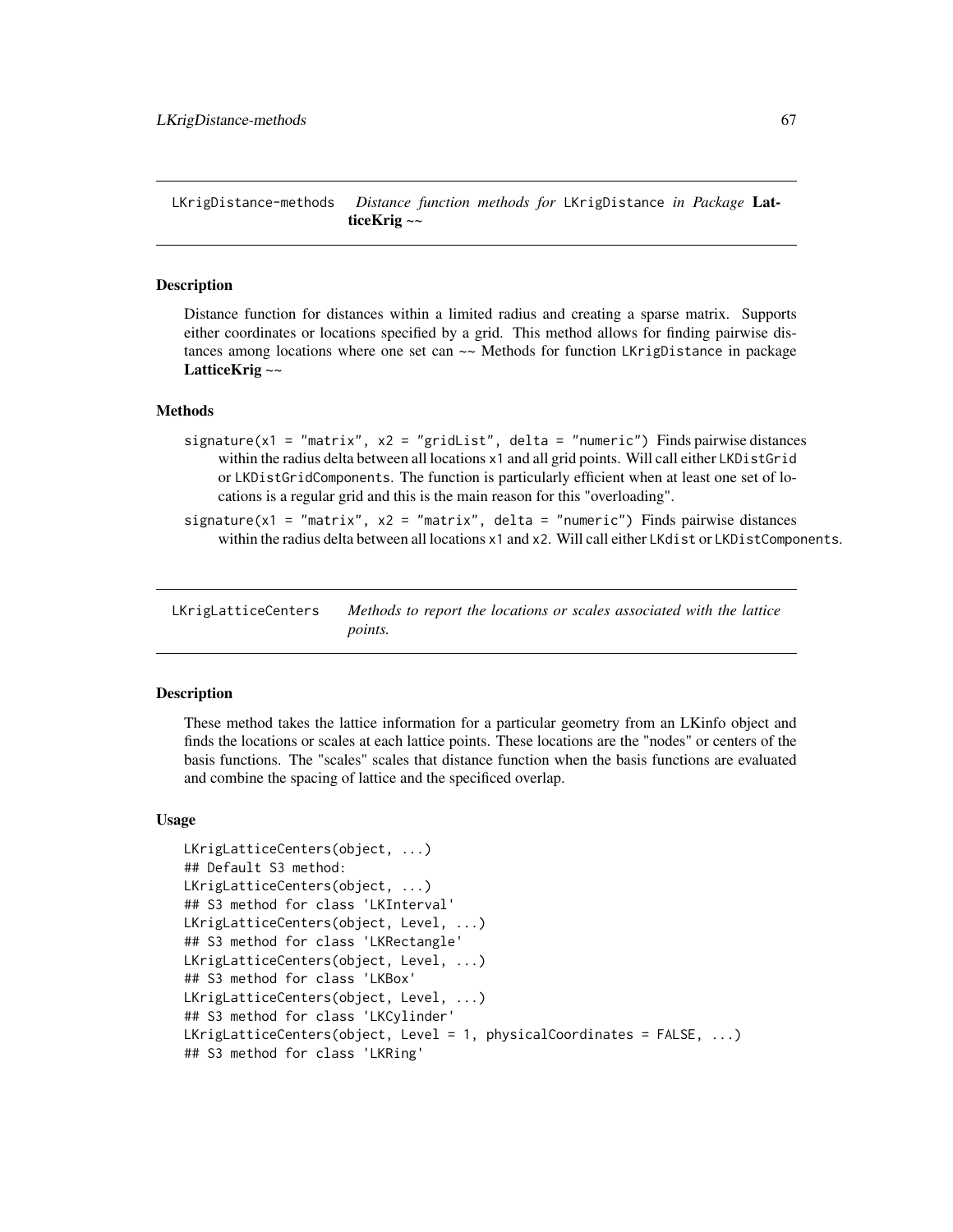## LKrigDistance-methods — *Distance function methods for* LKrigDistance *in Package* **LatticeKrig** ~~

### Description

Distance function for distances within a limited radius and creating a sparse matrix. Supports either coordinates or locations specified by a grid. This method allows for finding pairwise distances among locations where one set can ~~ Methods for function LKrigDistance in package **LatticeKrig** ~~

### Methods

- `signature(x1 = "matrix", x2 = "gridList", delta = "numeric")` Finds pairwise distances within the radius delta between all locations `x1` and all grid points. Will call either `LKDistGrid` or `LKDistGridComponents`. The function is particularly efficient when at least one set of locations is a regular grid and this is the main reason for this "overloading".
- `signature(x1 = "matrix", x2 = "matrix", delta = "numeric")` Finds pairwise distances within the radius delta between all locations `x1` and `x2`. Will call either `LKdist` or `LKDistComponents`.

## LKrigLatticeCenters — *Methods to report the locations or scales associated with the lattice points.*

### Description

These method takes the lattice information for a particular geometry from an LKinfo object and finds the locations or scales at each lattice points. These locations are the "nodes" or centers of the basis functions. The "scales" scales that distance function when the basis functions are evaluated and combine the spacing of lattice and the specificed overlap.

### Usage

```
LKrigLatticeCenters(object, ...)
## Default S3 method:
LKrigLatticeCenters(object, ...)
## S3 method for class 'LKInterval'
LKrigLatticeCenters(object, Level, ...)
## S3 method for class 'LKRectangle'
LKrigLatticeCenters(object, Level, ...)
## S3 method for class 'LKBox'
LKrigLatticeCenters(object, Level, ...)
## S3 method for class 'LKCylinder'
LKrigLatticeCenters(object, Level = 1, physicalCoordinates = FALSE, ...)
## S3 method for class 'LKRing'
```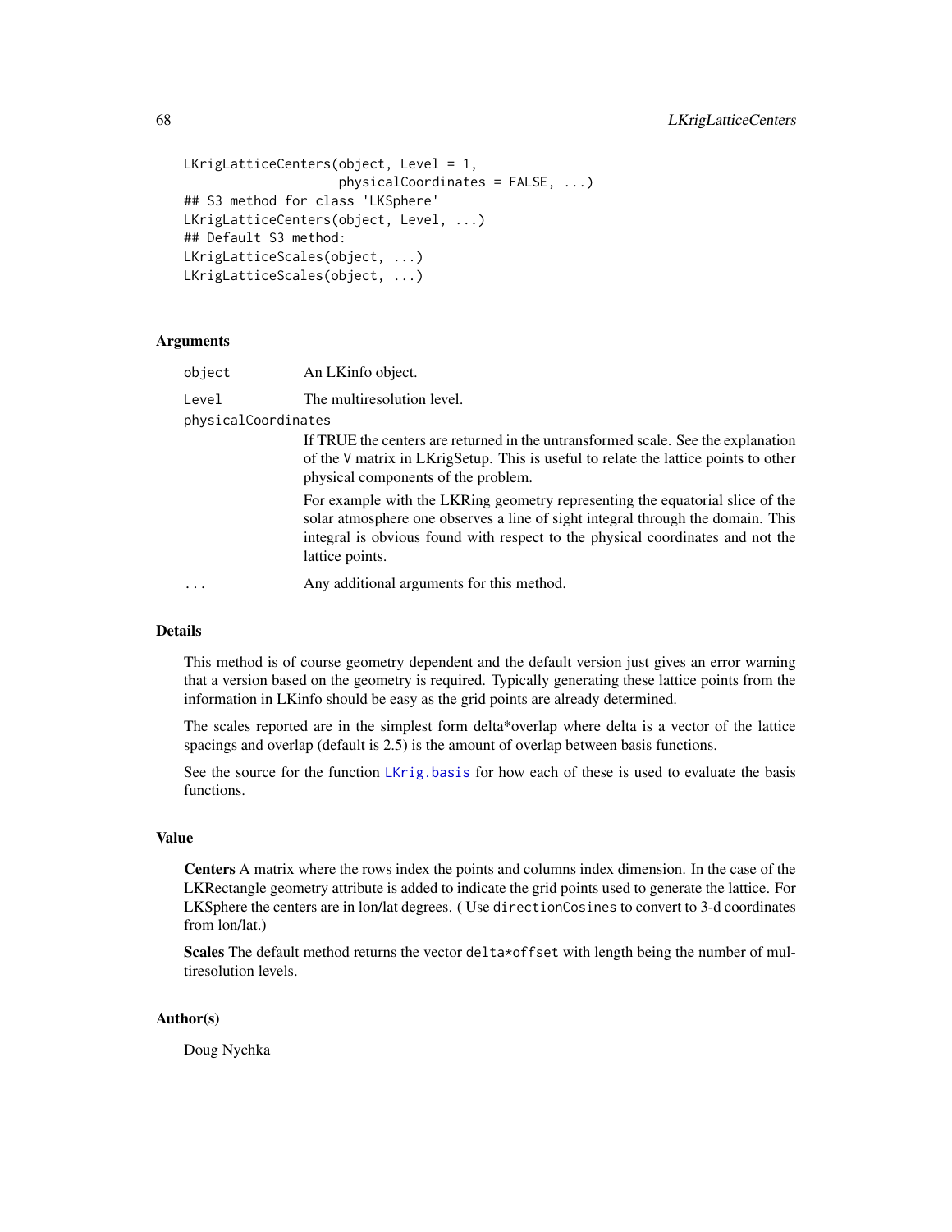```
LKrigLatticeCenters(object, Level = 1,
                    physicalCoordinates = FALSE, ...)
## S3 method for class 'LKSphere'
LKrigLatticeCenters(object, Level, ...)
## Default S3 method:
LKrigLatticeScales(object, ...)
LKrigLatticeScales(object, ...)
```

### Arguments

`object` An LKinfo object.

`Level` The multiresolution level.

`physicalCoordinates`
If TRUE the centers are returned in the untransformed scale. See the explanation of the `V` matrix in LKrigSetup. This is useful to relate the lattice points to other physical components of the problem.

For example with the LKRing geometry representing the equatorial slice of the solar atmosphere one observes a line of sight integral through the domain. This integral is obvious found with respect to the physical coordinates and not the lattice points.

`...` Any additional arguments for this method.

### Details

This method is of course geometry dependent and the default version just gives an error warning that a version based on the geometry is required. Typically generating these lattice points from the information in LKinfo should be easy as the grid points are already determined.

The scales reported are in the simplest form delta*overlap where delta is a vector of the lattice spacings and overlap (default is 2.5) is the amount of overlap between basis functions.

See the source for the function `LKrig.basis` for how each of these is used to evaluate the basis functions.

### Value

**Centers** A matrix where the rows index the points and columns index dimension. In the case of the LKRectangle geometry attribute is added to indicate the grid points used to generate the lattice. For LKSphere the centers are in lon/lat degrees. ( Use `directionCosines` to convert to 3-d coordinates from lon/lat.)

**Scales** The default method returns the vector `delta*offset` with length being the number of multiresolution levels.

### Author(s)

Doug Nychka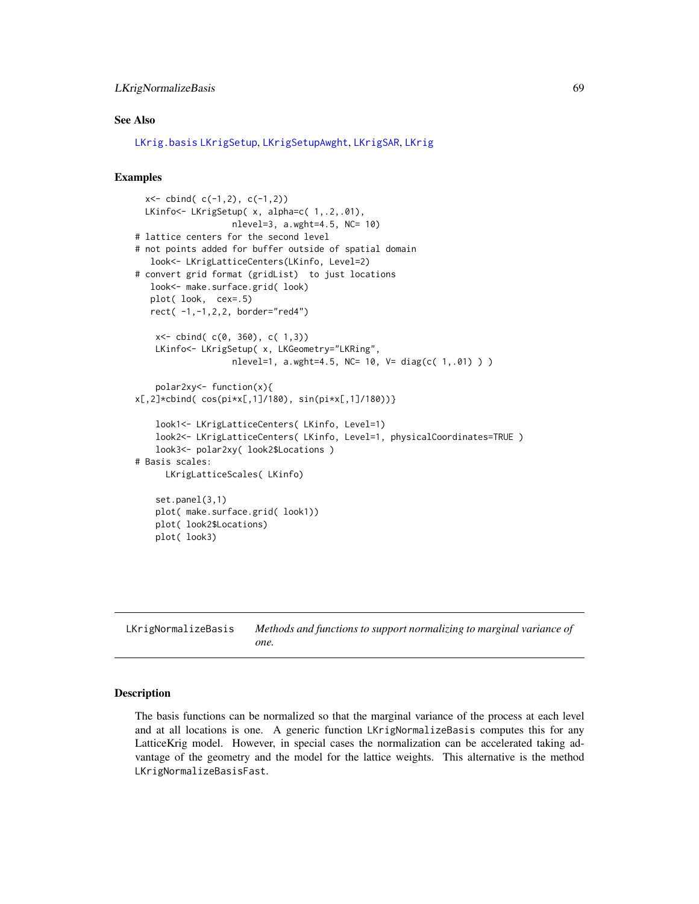## See Also

LKrig.basis LKrigSetup, LKrigSetupAwght, LKrigSAR, LKrig

## Examples

```
  x<- cbind( c(-1,2), c(-1,2))
  LKinfo<- LKrigSetup( x, alpha=c( 1,.2,.01),
                   nlevel=3, a.wght=4.5, NC= 10)
# lattice centers for the second level
# not points added for buffer outside of spatial domain
   look<- LKrigLatticeCenters(LKinfo, Level=2)
# convert grid format (gridList)  to just locations
   look<- make.surface.grid( look)
   plot( look,  cex=.5)
   rect( -1,-1,2,2, border="red4")

    x<- cbind( c(0, 360), c( 1,3))
    LKinfo<- LKrigSetup( x, LKGeometry="LKRing",
                   nlevel=1, a.wght=4.5, NC= 10, V= diag(c( 1,.01) ) )

    polar2xy<- function(x){
x[,2]*cbind( cos(pi*x[,1]/180), sin(pi*x[,1]/180))}

    look1<- LKrigLatticeCenters( LKinfo, Level=1)
    look2<- LKrigLatticeCenters( LKinfo, Level=1, physicalCoordinates=TRUE )
    look3<- polar2xy( look2$Locations )
# Basis scales:
      LKrigLatticeScales( LKinfo)

    set.panel(3,1)
    plot( make.surface.grid( look1))
    plot( look2$Locations)
    plot( look3)
```

---

# LKrigNormalizeBasis    *Methods and functions to support normalizing to marginal variance of one.*

## Description

The basis functions can be normalized so that the marginal variance of the process at each level and at all locations is one. A generic function `LKrigNormalizeBasis` computes this for any LatticeKrig model. However, in special cases the normalization can be accelerated taking advantage of the geometry and the model for the lattice weights. This alternative is the method `LKrigNormalizeBasisFast`.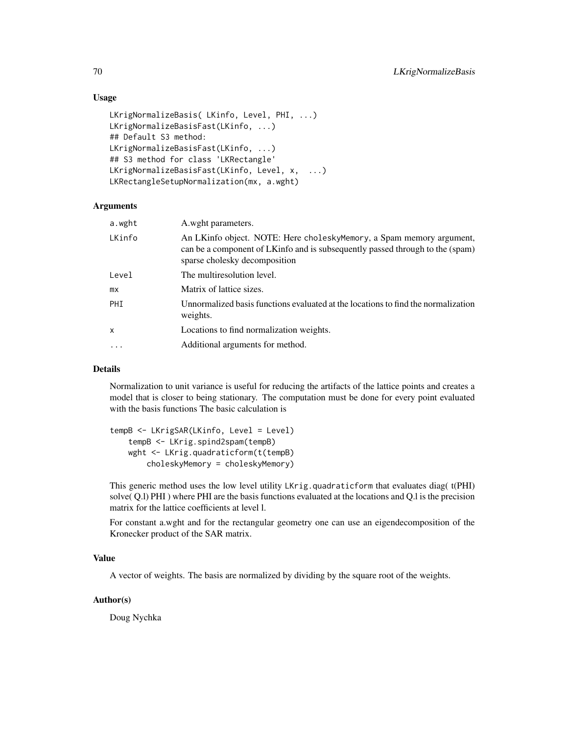## Usage

```
LKrigNormalizeBasis( LKinfo, Level, PHI, ...)
LKrigNormalizeBasisFast(LKinfo, ...)
## Default S3 method:
LKrigNormalizeBasisFast(LKinfo, ...)
## S3 method for class 'LKRectangle'
LKrigNormalizeBasisFast(LKinfo, Level, x,  ...)
LKRectangleSetupNormalization(mx, a.wght)
```

## Arguments

| | |
|---|---|
| `a.wght` | A.wght parameters. |
| `LKinfo` | An LKinfo object. NOTE: Here `choleskyMemory`, a Spam memory argument, can be a component of LKinfo and is subsequently passed through to the (spam) sparse cholesky decomposition |
| `Level` | The multiresolution level. |
| `mx` | Matrix of lattice sizes. |
| `PHI` | Unnormalized basis functions evaluated at the locations to find the normalization weights. |
| `x` | Locations to find normalization weights. |
| `...` | Additional arguments for method. |

## Details

Normalization to unit variance is useful for reducing the artifacts of the lattice points and creates a model that is closer to being stationary. The computation must be done for every point evaluated with the basis functions The basic calculation is

```
tempB <- LKrigSAR(LKinfo, Level = Level)
    tempB <- LKrig.spind2spam(tempB)
    wght <- LKrig.quadraticform(t(tempB)
        choleskyMemory = choleskyMemory)
```

This generic method uses the low level utility `LKrig.quadraticform` that evaluates diag( t(PHI) solve( Q.l) PHI ) where PHI are the basis functions evaluated at the locations and Q.l is the precision matrix for the lattice coefficients at level l.

For constant a.wght and for the rectangular geometry one can use an eigendecomposition of the Kronecker product of the SAR matrix.

## Value

A vector of weights. The basis are normalized by dividing by the square root of the weights.

## Author(s)

Doug Nychka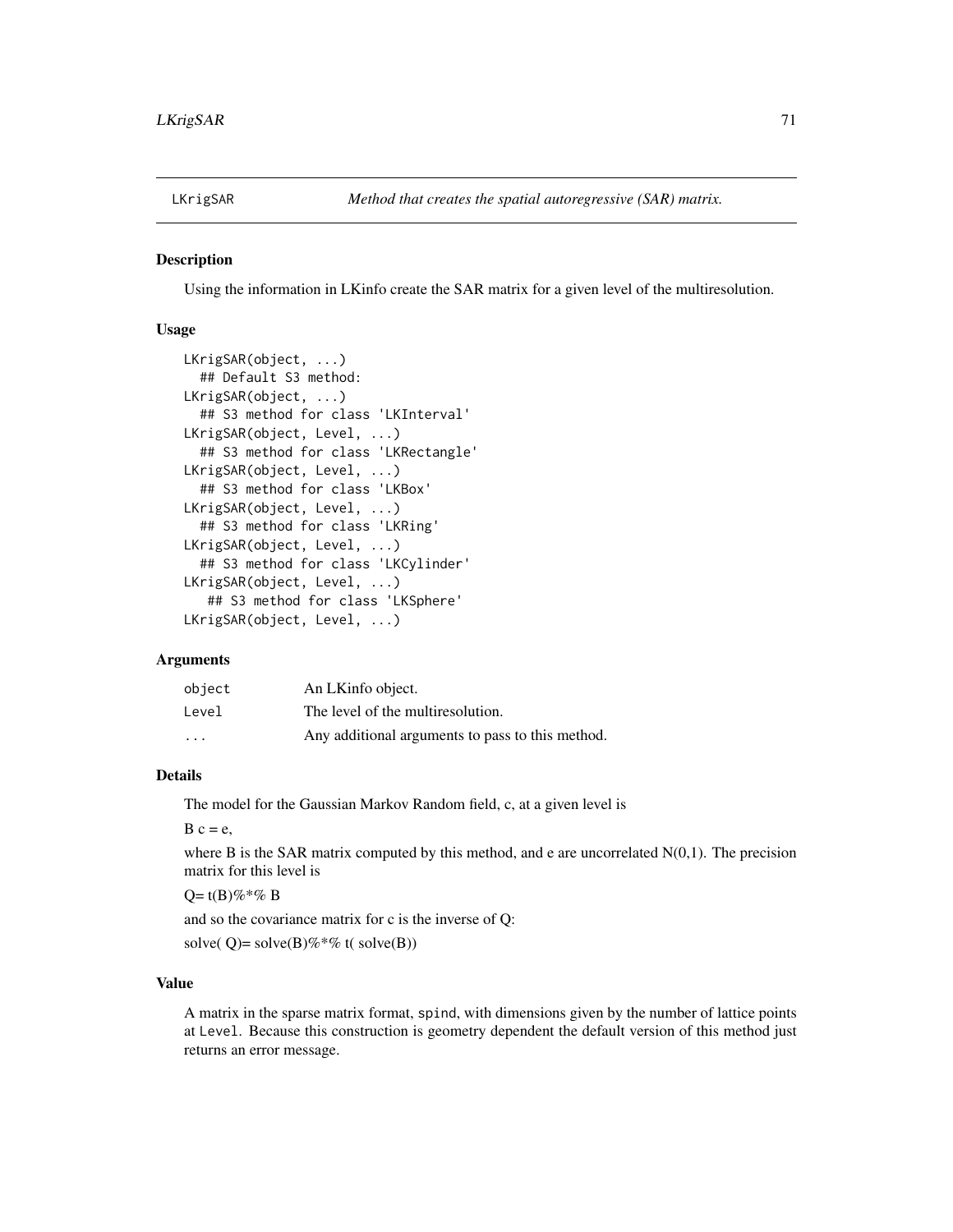# LKrigSAR — *Method that creates the spatial autoregressive (SAR) matrix.*

## Description

Using the information in LKinfo create the SAR matrix for a given level of the multiresolution.

## Usage

```
LKrigSAR(object, ...)
  ## Default S3 method:
LKrigSAR(object, ...)
  ## S3 method for class 'LKInterval'
LKrigSAR(object, Level, ...)
  ## S3 method for class 'LKRectangle'
LKrigSAR(object, Level, ...)
  ## S3 method for class 'LKBox'
LKrigSAR(object, Level, ...)
  ## S3 method for class 'LKRing'
LKrigSAR(object, Level, ...)
  ## S3 method for class 'LKCylinder'
LKrigSAR(object, Level, ...)
   ## S3 method for class 'LKSphere'
LKrigSAR(object, Level, ...)
```

## Arguments

| | |
|---|---|
| `object` | An LKinfo object. |
| `Level` | The level of the multiresolution. |
| `...` | Any additional arguments to pass to this method. |

## Details

The model for the Gaussian Markov Random field, c, at a given level is

B c = e,

where B is the SAR matrix computed by this method, and e are uncorrelated N(0,1). The precision matrix for this level is

Q= t(B)%*% B

and so the covariance matrix for c is the inverse of Q:

solve( Q)= solve(B)%*% t( solve(B))

## Value

A matrix in the sparse matrix format, `spind`, with dimensions given by the number of lattice points at `Level`. Because this construction is geometry dependent the default version of this method just returns an error message.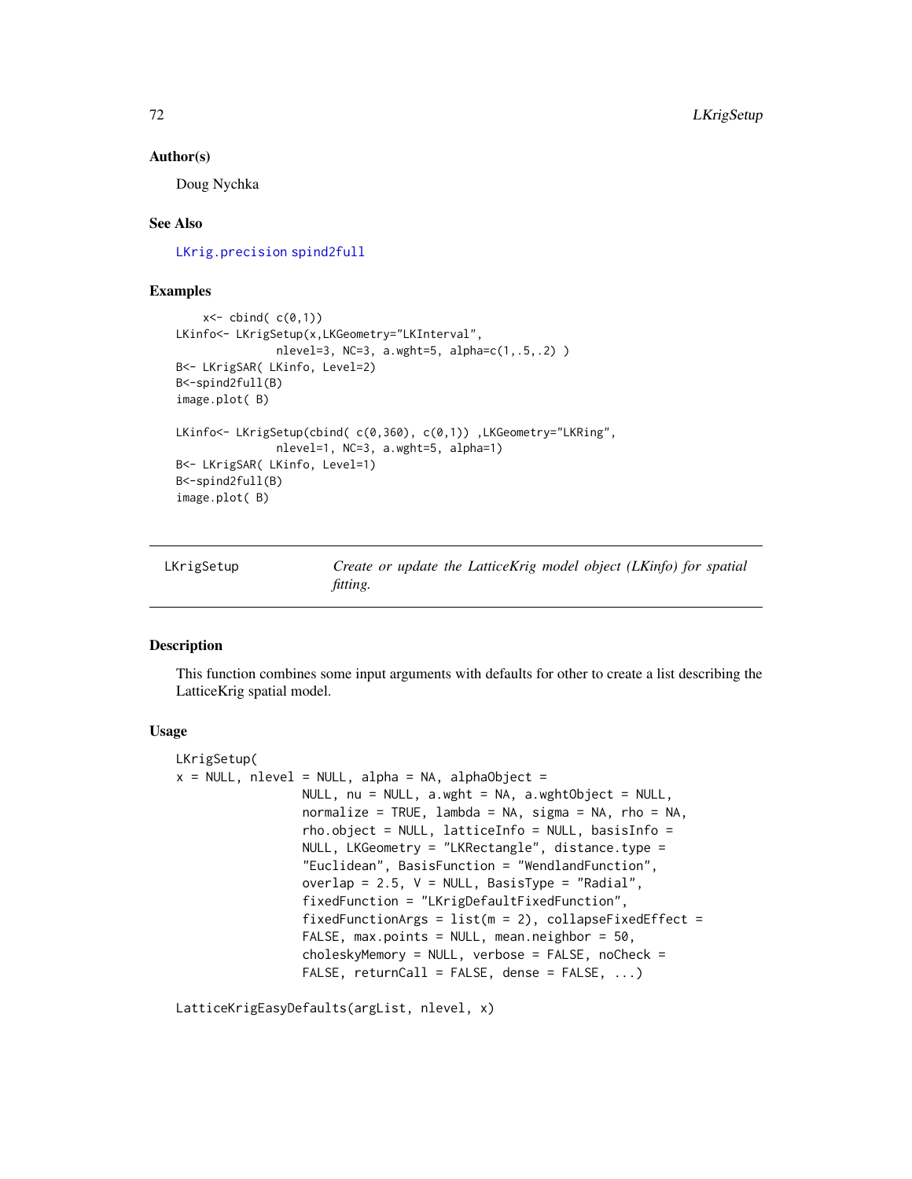## Author(s)

Doug Nychka

## See Also

LKrig.precision spind2full

## Examples

```
     x<- cbind( c(0,1))
LKinfo<- LKrigSetup(x,LKGeometry="LKInterval",
              nlevel=3, NC=3, a.wght=5, alpha=c(1,.5,.2) )
B<- LKrigSAR( LKinfo, Level=2)
B<-spind2full(B)
image.plot( B)

LKinfo<- LKrigSetup(cbind( c(0,360), c(0,1)) ,LKGeometry="LKRing",
              nlevel=1, NC=3, a.wght=5, alpha=1)
B<- LKrigSAR( LKinfo, Level=1)
B<-spind2full(B)
image.plot( B)
```

---

# LKrigSetup — *Create or update the LatticeKrig model object (LKinfo) for spatial fitting.*

---

## Description

This function combines some input arguments with defaults for other to create a list describing the LatticeKrig spatial model.

## Usage

```
LKrigSetup(
x = NULL, nlevel = NULL, alpha = NA, alphaObject =
                NULL, nu = NULL, a.wght = NA, a.wghtObject = NULL,
                normalize = TRUE, lambda = NA, sigma = NA, rho = NA,
                rho.object = NULL, latticeInfo = NULL, basisInfo =
                NULL, LKGeometry = "LKRectangle", distance.type =
                "Euclidean", BasisFunction = "WendlandFunction",
                overlap = 2.5, V = NULL, BasisType = "Radial",
                fixedFunction = "LKrigDefaultFixedFunction",
                fixedFunctionArgs = list(m = 2), collapseFixedEffect =
                FALSE, max.points = NULL, mean.neighbor = 50,
                choleskyMemory = NULL, verbose = FALSE, noCheck =
                FALSE, returnCall = FALSE, dense = FALSE, ...)

LatticeKrigEasyDefaults(argList, nlevel, x)
```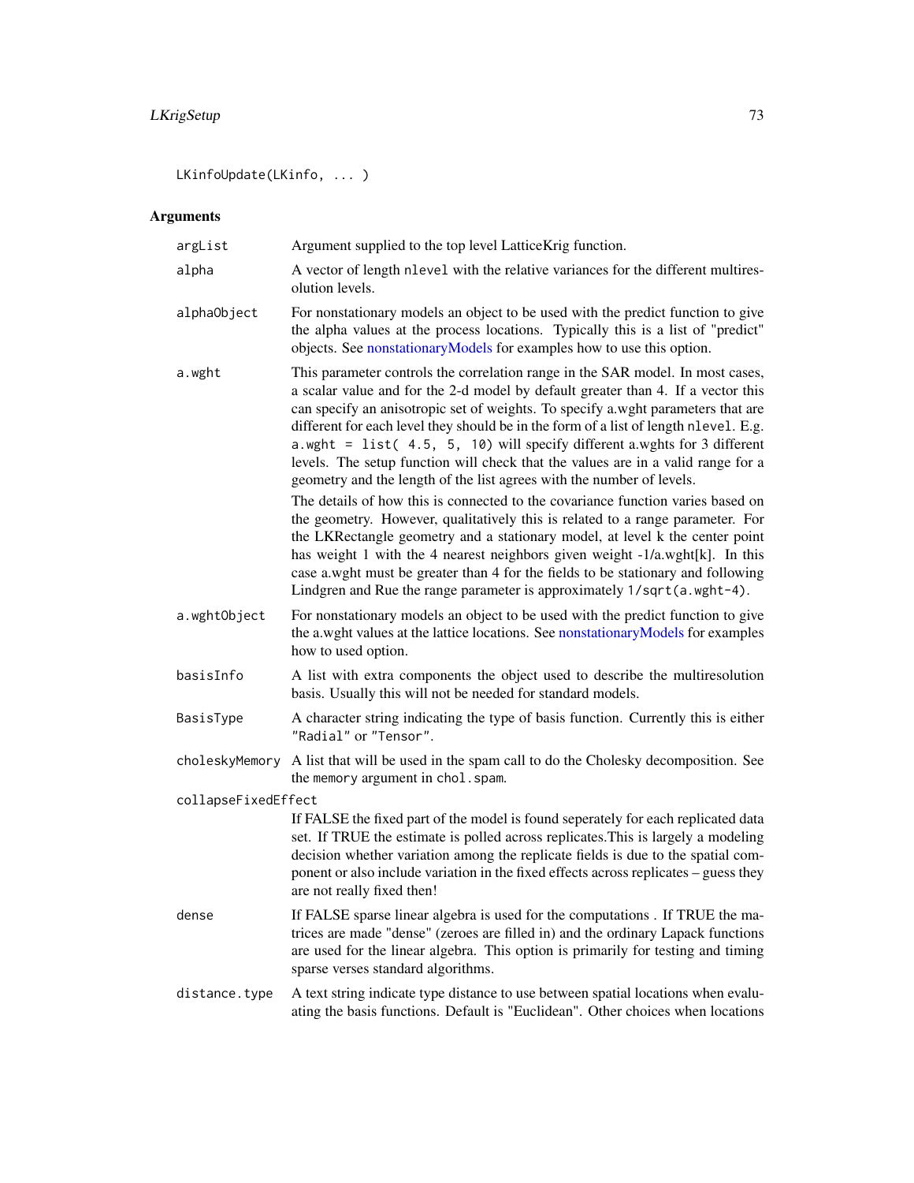```
LKinfoUpdate(LKinfo, ... )
```

## Arguments

**argList** Argument supplied to the top level LatticeKrig function.

**alpha** A vector of length `nlevel` with the relative variances for the different multiresolution levels.

**alphaObject** For nonstationary models an object to be used with the predict function to give the alpha values at the process locations. Typically this is a list of "predict" objects. See nonstationaryModels for examples how to use this option.

**a.wght** This parameter controls the correlation range in the SAR model. In most cases, a scalar value and for the 2-d model by default greater than 4. If a vector this can specify an anisotropic set of weights. To specify a.wght parameters that are different for each level they should be in the form of a list of length `nlevel`. E.g. `a.wght = list( 4.5, 5, 10)` will specify different a.wghts for 3 different levels. The setup function will check that the values are in a valid range for a geometry and the length of the list agrees with the number of levels.

The details of how this is connected to the covariance function varies based on the geometry. However, qualitatively this is related to a range parameter. For the LKRectangle geometry and a stationary model, at level k the center point has weight 1 with the 4 nearest neighbors given weight -1/a.wght[k]. In this case a.wght must be greater than 4 for the fields to be stationary and following Lindgren and Rue the range parameter is approximately `1/sqrt(a.wght-4)`.

**a.wghtObject** For nonstationary models an object to be used with the predict function to give the a.wght values at the lattice locations. See nonstationaryModels for examples how to used option.

**basisInfo** A list with extra components the object used to describe the multiresolution basis. Usually this will not be needed for standard models.

**BasisType** A character string indicating the type of basis function. Currently this is either `"Radial"` or `"Tensor"`.

**choleskyMemory** A list that will be used in the spam call to do the Cholesky decomposition. See the `memory` argument in `chol.spam`.

**collapseFixedEffect** If FALSE the fixed part of the model is found seperately for each replicated data set. If TRUE the estimate is polled across replicates.This is largely a modeling decision whether variation among the replicate fields is due to the spatial component or also include variation in the fixed effects across replicates – guess they are not really fixed then!

**dense** If FALSE sparse linear algebra is used for the computations . If TRUE the matrices are made "dense" (zeroes are filled in) and the ordinary Lapack functions are used for the linear algebra. This option is primarily for testing and timing sparse verses standard algorithms.

**distance.type** A text string indicate type distance to use between spatial locations when evaluating the basis functions. Default is "Euclidean". Other choices when locations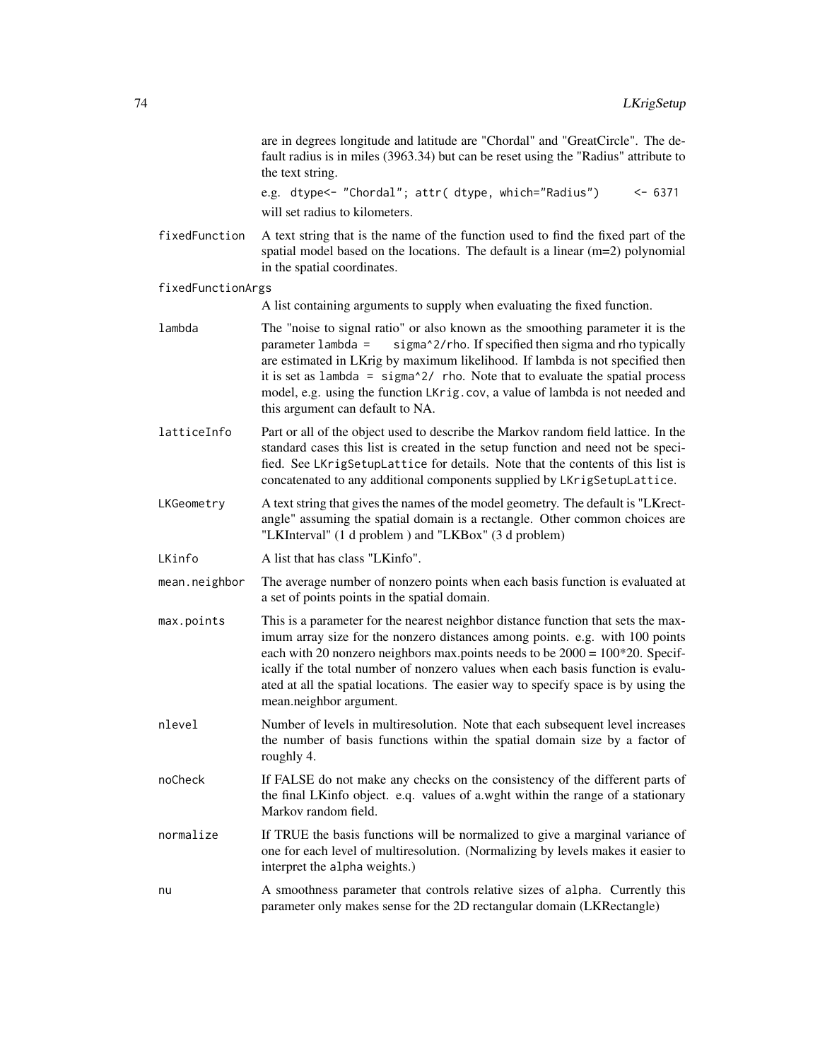are in degrees longitude and latitude are "Chordal" and "GreatCircle". The default radius is in miles (3963.34) but can be reset using the "Radius" attribute to the text string.

e.g. `dtype<- "Chordal"; attr( dtype, which="Radius")     <- 6371` will set radius to kilometers.

**fixedFunction** A text string that is the name of the function used to find the fixed part of the spatial model based on the locations. The default is a linear (m=2) polynomial in the spatial coordinates.

**fixedFunctionArgs** A list containing arguments to supply when evaluating the fixed function.

**lambda** The "noise to signal ratio" or also known as the smoothing parameter it is the parameter `lambda =    sigma^2/rho`. If specified then sigma and rho typically are estimated in LKrig by maximum likelihood. If lambda is not specified then it is set as `lambda = sigma^2/ rho`. Note that to evaluate the spatial process model, e.g. using the function `LKrig.cov`, a value of lambda is not needed and this argument can default to NA.

**latticeInfo** Part or all of the object used to describe the Markov random field lattice. In the standard cases this list is created in the setup function and need not be specified. See `LKrigSetupLattice` for details. Note that the contents of this list is concatenated to any additional components supplied by `LKrigSetupLattice`.

**LKGeometry** A text string that gives the names of the model geometry. The default is "LKrectangle" assuming the spatial domain is a rectangle. Other common choices are "LKInterval" (1 d problem ) and "LKBox" (3 d problem)

**LKinfo** A list that has class "LKinfo".

**mean.neighbor** The average number of nonzero points when each basis function is evaluated at a set of points points in the spatial domain.

**max.points** This is a parameter for the nearest neighbor distance function that sets the maximum array size for the nonzero distances among points. e.g. with 100 points each with 20 nonzero neighbors max.points needs to be 2000 = 100*20. Specifically if the total number of nonzero values when each basis function is evaluated at all the spatial locations. The easier way to specify space is by using the mean.neighbor argument.

**nlevel** Number of levels in multiresolution. Note that each subsequent level increases the number of basis functions within the spatial domain size by a factor of roughly 4.

**noCheck** If FALSE do not make any checks on the consistency of the different parts of the final LKinfo object. e.q. values of a.wght within the range of a stationary Markov random field.

**normalize** If TRUE the basis functions will be normalized to give a marginal variance of one for each level of multiresolution. (Normalizing by levels makes it easier to interpret the `alpha` weights.)

**nu** A smoothness parameter that controls relative sizes of `alpha`. Currently this parameter only makes sense for the 2D rectangular domain (LKRectangle)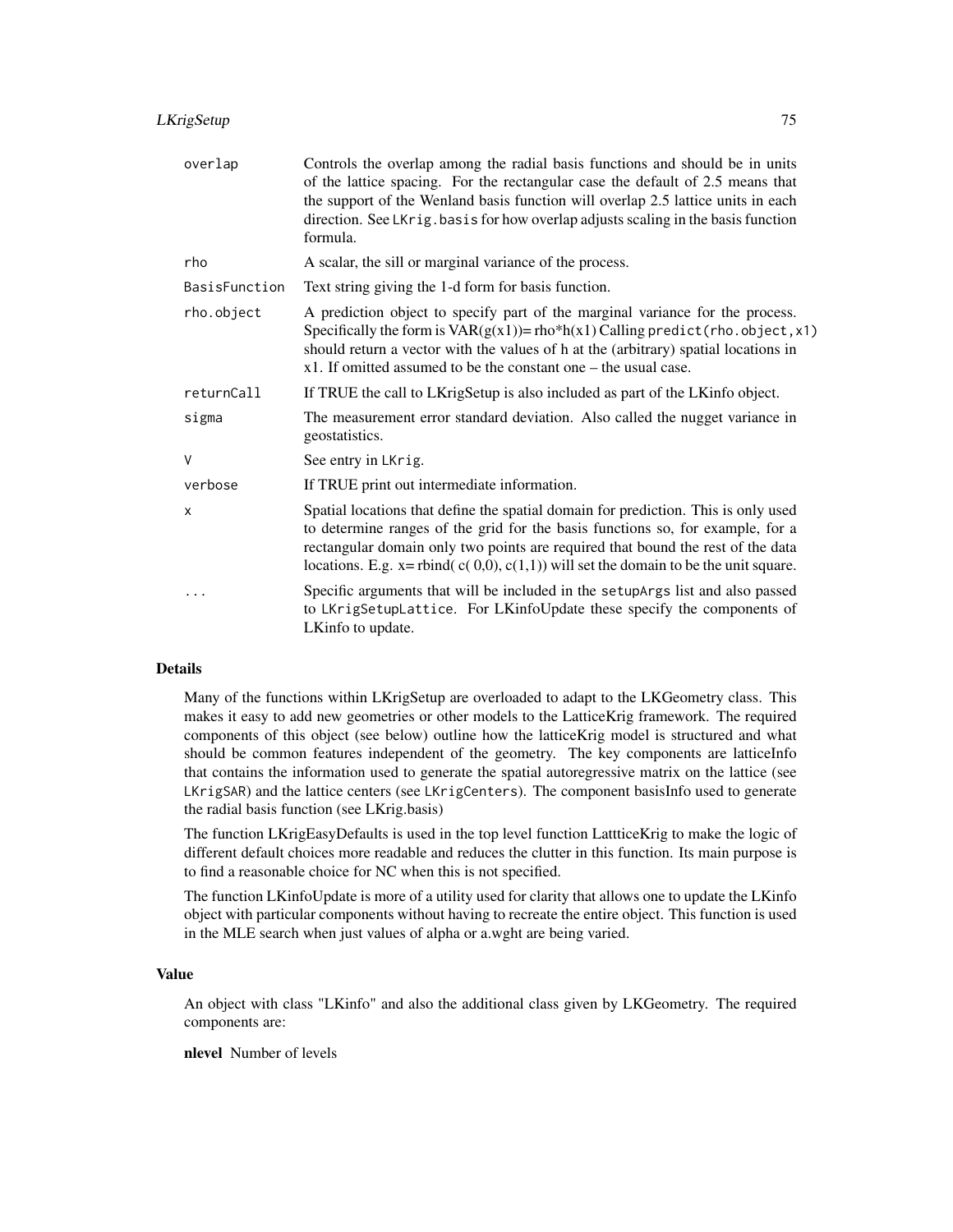`overlap`
: Controls the overlap among the radial basis functions and should be in units of the lattice spacing. For the rectangular case the default of 2.5 means that the support of the Wenland basis function will overlap 2.5 lattice units in each direction. See `LKrig.basis` for how overlap adjusts scaling in the basis function formula.

`rho`
: A scalar, the sill or marginal variance of the process.

`BasisFunction`
: Text string giving the 1-d form for basis function.

`rho.object`
: A prediction object to specify part of the marginal variance for the process. Specifically the form is VAR(g(x1))= rho*h(x1) Calling `predict(rho.object,x1)` should return a vector with the values of h at the (arbitrary) spatial locations in x1. If omitted assumed to be the constant one – the usual case.

`returnCall`
: If TRUE the call to LKrigSetup is also included as part of the LKinfo object.

`sigma`
: The measurement error standard deviation. Also called the nugget variance in geostatistics.

`V`
: See entry in `LKrig`.

`verbose`
: If TRUE print out intermediate information.

`x`
: Spatial locations that define the spatial domain for prediction. This is only used to determine ranges of the grid for the basis functions so, for example, for a rectangular domain only two points are required that bound the rest of the data locations. E.g. x= rbind( c( 0,0), c(1,1)) will set the domain to be the unit square.

`...`
: Specific arguments that will be included in the `setupArgs` list and also passed to `LKrigSetupLattice`. For LKinfoUpdate these specify the components of LKinfo to update.

## Details

Many of the functions within LKrigSetup are overloaded to adapt to the LKGeometry class. This makes it easy to add new geometries or other models to the LatticeKrig framework. The required components of this object (see below) outline how the latticeKrig model is structured and what should be common features independent of the geometry. The key components are latticeInfo that contains the information used to generate the spatial autoregressive matrix on the lattice (see `LKrigSAR`) and the lattice centers (see `LKrigCenters`). The component basisInfo used to generate the radial basis function (see LKrig.basis)

The function LKrigEasyDefaults is used in the top level function LattticeKrig to make the logic of different default choices more readable and reduces the clutter in this function. Its main purpose is to find a reasonable choice for NC when this is not specified.

The function LKinfoUpdate is more of a utility used for clarity that allows one to update the LKinfo object with particular components without having to recreate the entire object. This function is used in the MLE search when just values of alpha or a.wght are being varied.

## Value

An object with class "LKinfo" and also the additional class given by LKGeometry. The required components are:

**nlevel** Number of levels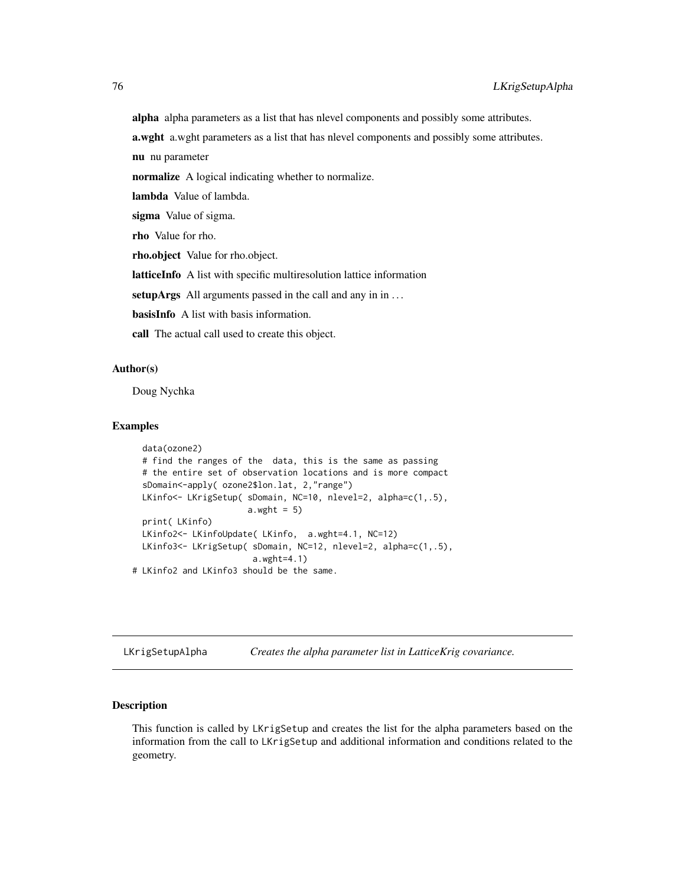**alpha** alpha parameters as a list that has nlevel components and possibly some attributes.

**a.wght** a.wght parameters as a list that has nlevel components and possibly some attributes.

**nu** nu parameter

**normalize** A logical indicating whether to normalize.

**lambda** Value of lambda.

**sigma** Value of sigma.

**rho** Value for rho.

**rho.object** Value for rho.object.

**latticeInfo** A list with specific multiresolution lattice information

**setupArgs** All arguments passed in the call and any in in ...

**basisInfo** A list with basis information.

**call** The actual call used to create this object.

### Author(s)

Doug Nychka

### Examples

```
  data(ozone2)
  # find the ranges of the  data, this is the same as passing
  # the entire set of observation locations and is more compact
  sDomain<-apply( ozone2$lon.lat, 2,"range")
  LKinfo<- LKrigSetup( sDomain, NC=10, nlevel=2, alpha=c(1,.5),
                      a.wght = 5)
  print( LKinfo)
  LKinfo2<- LKinfoUpdate( LKinfo,  a.wght=4.1, NC=12)
  LKinfo3<- LKrigSetup( sDomain, NC=12, nlevel=2, alpha=c(1,.5),
                       a.wght=4.1)
# LKinfo2 and LKinfo3 should be the same.
```

---

## LKrigSetupAlpha *Creates the alpha parameter list in LatticeKrig covariance.*

### Description

This function is called by LKrigSetup and creates the list for the alpha parameters based on the information from the call to LKrigSetup and additional information and conditions related to the geometry.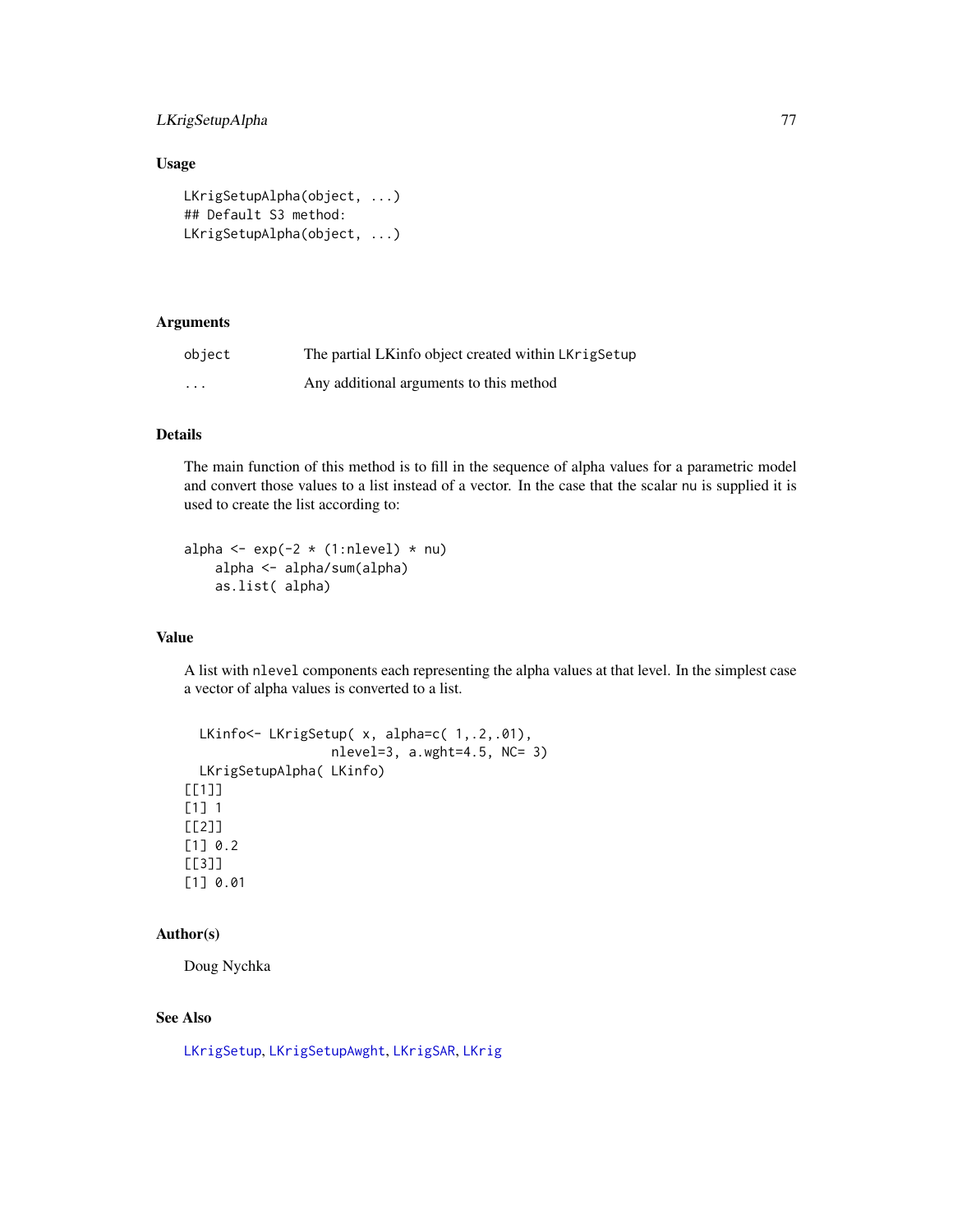## Usage

```
LKrigSetupAlpha(object, ...)
## Default S3 method:
LKrigSetupAlpha(object, ...)
```

## Arguments

| | |
|---|---|
| `object` | The partial LKinfo object created within `LKrigSetup` |
| `...` | Any additional arguments to this method |

## Details

The main function of this method is to fill in the sequence of alpha values for a parametric model and convert those values to a list instead of a vector. In the case that the scalar `nu` is supplied it is used to create the list according to:

```
alpha <- exp(-2 * (1:nlevel) * nu)
    alpha <- alpha/sum(alpha)
    as.list( alpha)
```

## Value

A list with `nlevel` components each representing the alpha values at that level. In the simplest case a vector of alpha values is converted to a list.

```
  LKinfo<- LKrigSetup( x, alpha=c( 1,.2,.01),
                 nlevel=3, a.wght=4.5, NC= 3)
  LKrigSetupAlpha( LKinfo)
[[1]]
[1] 1
[[2]]
[1] 0.2
[[3]]
[1] 0.01
```

## Author(s)

Doug Nychka

## See Also

`LKrigSetup`, `LKrigSetupAwght`, `LKrigSAR`, `LKrig`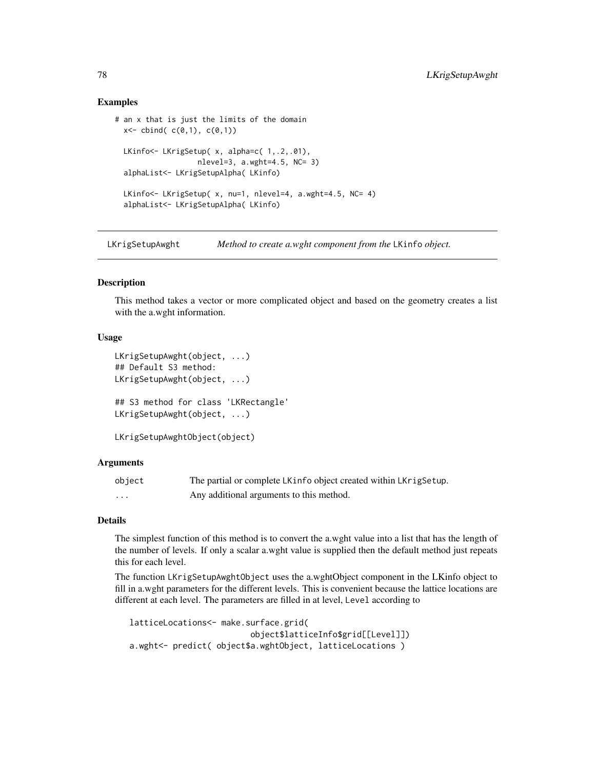### Examples

```
# an x that is just the limits of the domain
  x<- cbind( c(0,1), c(0,1))

  LKinfo<- LKrigSetup( x, alpha=c( 1,.2,.01),
                  nlevel=3, a.wght=4.5, NC= 3)
  alphaList<- LKrigSetupAlpha( LKinfo)

  LKinfo<- LKrigSetup( x, nu=1, nlevel=4, a.wght=4.5, NC= 4)
  alphaList<- LKrigSetupAlpha( LKinfo)
```

---

## LKrigSetupAwght — *Method to create a.wght component from the* LKinfo *object.*

---

### Description

This method takes a vector or more complicated object and based on the geometry creates a list with the a.wght information.

### Usage

```
LKrigSetupAwght(object, ...)
## Default S3 method:
LKrigSetupAwght(object, ...)

## S3 method for class 'LKRectangle'
LKrigSetupAwght(object, ...)

LKrigSetupAwghtObject(object)
```

### Arguments

| | |
|---|---|
| object | The partial or complete LKinfo object created within LKrigSetup. |
| ... | Any additional arguments to this method. |

### Details

The simplest function of this method is to convert the a.wght value into a list that has the length of the number of levels. If only a scalar a.wght value is supplied then the default method just repeats this for each level.

The function LKrigSetupAwghtObject uses the a.wghtObject component in the LKinfo object to fill in a.wght parameters for the different levels. This is convenient because the lattice locations are different at each level. The parameters are filled in at level, Level according to

```
latticeLocations<- make.surface.grid(
                         object$latticeInfo$grid[[Level]])
a.wght<- predict( object$a.wghtObject, latticeLocations )
```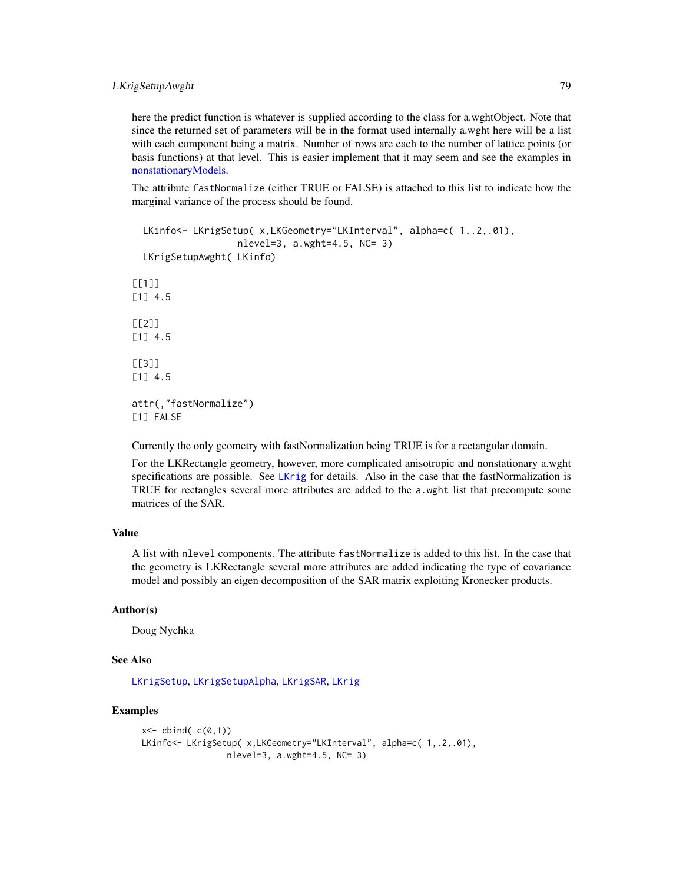here the predict function is whatever is supplied according to the class for a.wghtObject. Note that since the returned set of parameters will be in the format used internally a.wght here will be a list with each component being a matrix. Number of rows are each to the number of lattice points (or basis functions) at that level. This is easier implement that it may seem and see the examples in nonstationaryModels.

The attribute `fastNormalize` (either TRUE or FALSE) is attached to this list to indicate how the marginal variance of the process should be found.

```
  LKinfo<- LKrigSetup( x,LKGeometry="LKInterval", alpha=c( 1,.2,.01),
                  nlevel=3, a.wght=4.5, NC= 3)
  LKrigSetupAwght( LKinfo)

[[1]]
[1] 4.5

[[2]]
[1] 4.5

[[3]]
[1] 4.5

attr(,"fastNormalize")
[1] FALSE
```

Currently the only geometry with fastNormalization being TRUE is for a rectangular domain.

For the LKRectangle geometry, however, more complicated anisotropic and nonstationary a.wght specifications are possible. See `LKrig` for details. Also in the case that the fastNormalization is TRUE for rectangles several more attributes are added to the `a.wght` list that precompute some matrices of the SAR.

## Value

A list with `nlevel` components. The attribute `fastNormalize` is added to this list. In the case that the geometry is LKRectangle several more attributes are added indicating the type of covariance model and possibly an eigen decomposition of the SAR matrix exploiting Kronecker products.

## Author(s)

Doug Nychka

## See Also

`LKrigSetup`, `LKrigSetupAlpha`, `LKrigSAR`, `LKrig`

## Examples

```
x<- cbind( c(0,1))
LKinfo<- LKrigSetup( x,LKGeometry="LKInterval", alpha=c( 1,.2,.01),
                nlevel=3, a.wght=4.5, NC= 3)
```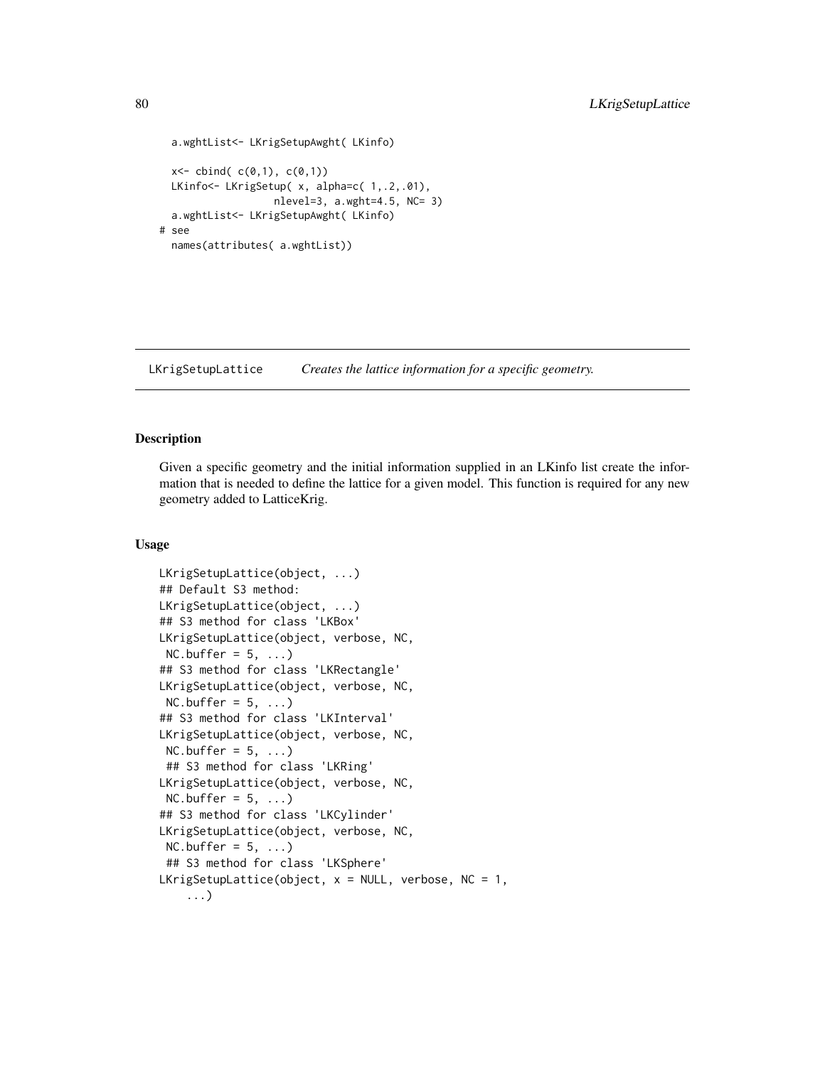```
  a.wghtList<- LKrigSetupAwght( LKinfo)

  x<- cbind( c(0,1), c(0,1))
  LKinfo<- LKrigSetup( x, alpha=c( 1,.2,.01),
                 nlevel=3, a.wght=4.5, NC= 3)
  a.wghtList<- LKrigSetupAwght( LKinfo)
# see
  names(attributes( a.wghtList))
```

## LKrigSetupLattice *Creates the lattice information for a specific geometry.*

### Description

Given a specific geometry and the initial information supplied in an LKinfo list create the information that is needed to define the lattice for a given model. This function is required for any new geometry added to LatticeKrig.

### Usage

```
LKrigSetupLattice(object, ...)
## Default S3 method:
LKrigSetupLattice(object, ...)
## S3 method for class 'LKBox'
LKrigSetupLattice(object, verbose, NC,
 NC.buffer = 5, ...)
## S3 method for class 'LKRectangle'
LKrigSetupLattice(object, verbose, NC,
 NC.buffer = 5, ...)
## S3 method for class 'LKInterval'
LKrigSetupLattice(object, verbose, NC,
 NC.buffer = 5, ...)
 ## S3 method for class 'LKRing'
LKrigSetupLattice(object, verbose, NC,
 NC.buffer = 5, ...)
## S3 method for class 'LKCylinder'
LKrigSetupLattice(object, verbose, NC,
 NC.buffer = 5, ...)
 ## S3 method for class 'LKSphere'
LKrigSetupLattice(object, x = NULL, verbose, NC = 1,
    ...)
```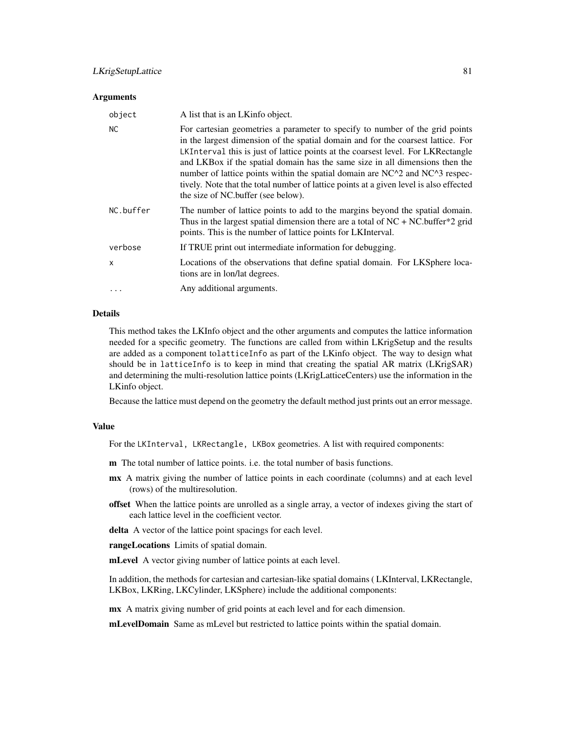## Arguments

| | |
|---|---|
| `object` | A list that is an LKinfo object. |
| `NC` | For cartesian geometries a parameter to specify to number of the grid points in the largest dimension of the spatial domain and for the coarsest lattice. For `LKInterval` this is just of lattice points at the coarsest level. For LKRectangle and LKBox if the spatial domain has the same size in all dimensions then the number of lattice points within the spatial domain are NC^2 and NC^3 respectively. Note that the total number of lattice points at a given level is also effected the size of NC.buffer (see below). |
| `NC.buffer` | The number of lattice points to add to the margins beyond the spatial domain. Thus in the largest spatial dimension there are a total of NC + NC.buffer*2 grid points. This is the number of lattice points for LKInterval. |
| `verbose` | If TRUE print out intermediate information for debugging. |
| `x` | Locations of the observations that define spatial domain. For LKSphere locations are in lon/lat degrees. |
| `...` | Any additional arguments. |

## Details

This method takes the LKInfo object and the other arguments and computes the lattice information needed for a specific geometry. The functions are called from within LKrigSetup and the results are added as a component to`latticeInfo` as part of the LKinfo object. The way to design what should be in `latticeInfo` is to keep in mind that creating the spatial AR matrix (LKrigSAR) and determining the multi-resolution lattice points (LKrigLatticeCenters) use the information in the LKinfo object.

Because the lattice must depend on the geometry the default method just prints out an error message.

## Value

For the `LKInterval, LKRectangle, LKBox` geometries. A list with required components:

**m** The total number of lattice points. i.e. the total number of basis functions.

**mx** A matrix giving the number of lattice points in each coordinate (columns) and at each level (rows) of the multiresolution.

**offset** When the lattice points are unrolled as a single array, a vector of indexes giving the start of each lattice level in the coefficient vector.

**delta** A vector of the lattice point spacings for each level.

**rangeLocations** Limits of spatial domain.

**mLevel** A vector giving number of lattice points at each level.

In addition, the methods for cartesian and cartesian-like spatial domains ( LKInterval, LKRectangle, LKBox, LKRing, LKCylinder, LKSphere) include the additional components:

**mx** A matrix giving number of grid points at each level and for each dimension.

**mLevelDomain** Same as mLevel but restricted to lattice points within the spatial domain.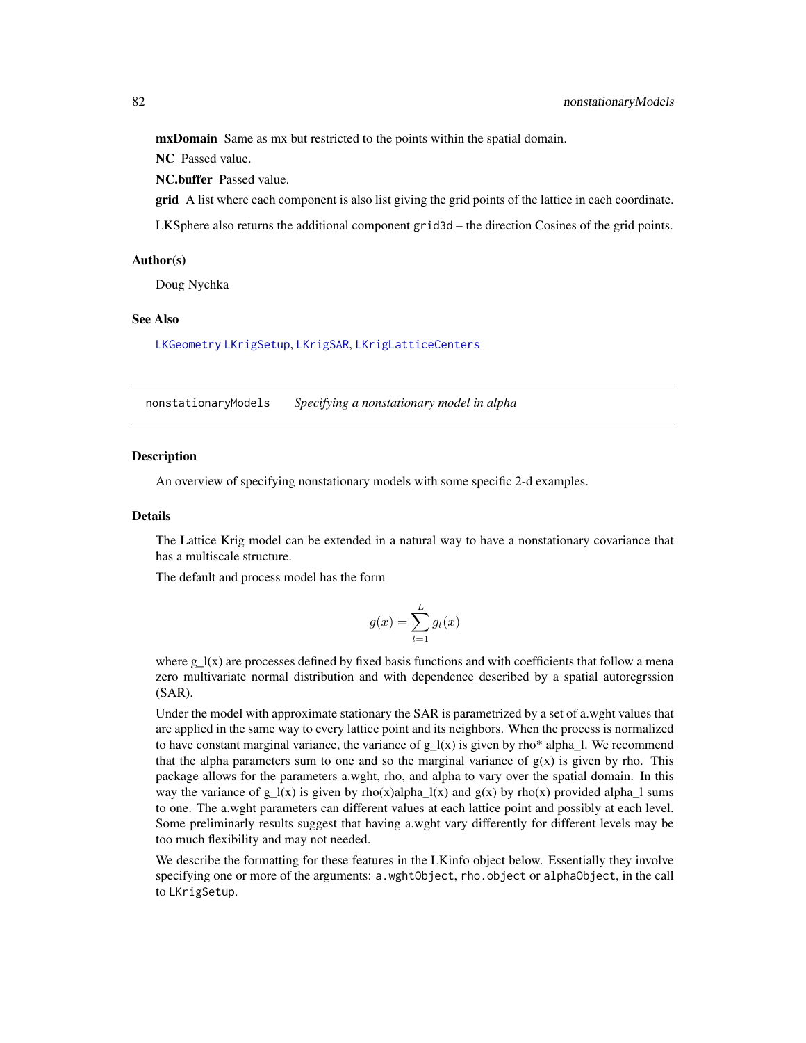**mxDomain** Same as mx but restricted to the points within the spatial domain.

**NC** Passed value.

**NC.buffer** Passed value.

**grid** A list where each component is also list giving the grid points of the lattice in each coordinate.

LKSphere also returns the additional component `grid3d` – the direction Cosines of the grid points.

### Author(s)

Doug Nychka

### See Also

`LKGeometry` `LKrigSetup`, `LKrigSAR`, `LKrigLatticeCenters`

---

## nonstationaryModels *Specifying a nonstationary model in alpha*

### Description

An overview of specifying nonstationary models with some specific 2-d examples.

### Details

The Lattice Krig model can be extended in a natural way to have a nonstationary covariance that has a multiscale structure.

The default and process model has the form

$$g(x) = \sum_{l=1}^{L} g_l(x)$$

where g_l(x) are processes defined by fixed basis functions and with coefficients that follow a mena zero multivariate normal distribution and with dependence described by a spatial autoregrssion (SAR).

Under the model with approximate stationary the SAR is parametrized by a set of a.wght values that are applied in the same way to every lattice point and its neighbors. When the process is normalized to have constant marginal variance, the variance of g_l(x) is given by rho* alpha_l. We recommend that the alpha parameters sum to one and so the marginal variance of g(x) is given by rho. This package allows for the parameters a.wght, rho, and alpha to vary over the spatial domain. In this way the variance of g_l(x) is given by rho(x)alpha_l(x) and g(x) by rho(x) provided alpha_l sums to one. The a.wght parameters can different values at each lattice point and possibly at each level. Some preliminarly results suggest that having a.wght vary differently for different levels may be too much flexibility and may not needed.

We describe the formatting for these features in the LKinfo object below. Essentially they involve specifying one or more of the arguments: `a.wghtObject`, `rho.object` or `alphaObject`, in the call to `LKrigSetup`.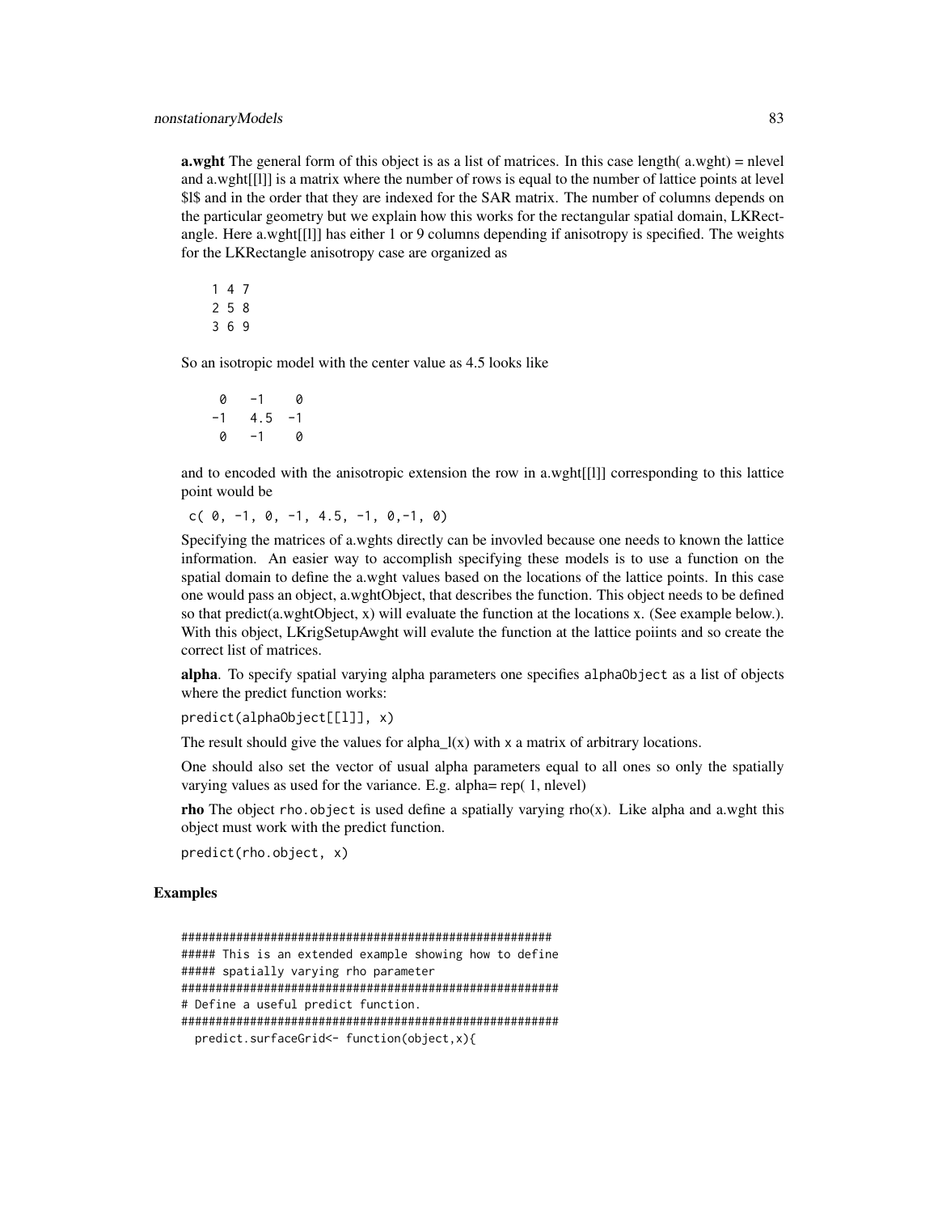**a.wght** The general form of this object is as a list of matrices. In this case length( a.wght) = nlevel and a.wght[[l]] is a matrix where the number of rows is equal to the number of lattice points at level $l$ and in the order that they are indexed for the SAR matrix. The number of columns depends on the particular geometry but we explain how this works for the rectangular spatial domain, LKRectangle. Here a.wght[[l]] has either 1 or 9 columns depending if anisotropy is specified. The weights for the LKRectangle anisotropy case are organized as

```
1 4 7
2 5 8
3 6 9
```

So an isotropic model with the center value as 4.5 looks like

```
 0   -1    0
-1   4.5  -1
 0   -1    0
```

and to encoded with the anisotropic extension the row in a.wght[[l]] corresponding to this lattice point would be

```
c( 0, -1, 0, -1, 4.5, -1, 0,-1, 0)
```

Specifying the matrices of a.wghts directly can be invovled because one needs to known the lattice information. An easier way to accomplish specifying these models is to use a function on the spatial domain to define the a.wght values based on the locations of the lattice points. In this case one would pass an object, a.wghtObject, that describes the function. This object needs to be defined so that predict(a.wghtObject, x) will evaluate the function at the locations x. (See example below.). With this object, LKrigSetupAwght will evalute the function at the lattice poiints and so create the correct list of matrices.

**alpha**. To specify spatial varying alpha parameters one specifies `alphaObject` as a list of objects where the predict function works:

```
predict(alphaObject[[l]], x)
```

The result should give the values for alpha_l(x) with `x` a matrix of arbitrary locations.

One should also set the vector of usual alpha parameters equal to all ones so only the spatially varying values as used for the variance. E.g. alpha= rep( 1, nlevel)

**rho** The object `rho.object` is used define a spatially varying rho(x). Like alpha and a.wght this object must work with the predict function.

```
predict(rho.object, x)
```

## Examples

```
#######################################################
##### This is an extended example showing how to define
##### spatially varying rho parameter
########################################################
# Define a useful predict function.
########################################################
  predict.surfaceGrid<- function(object,x){
```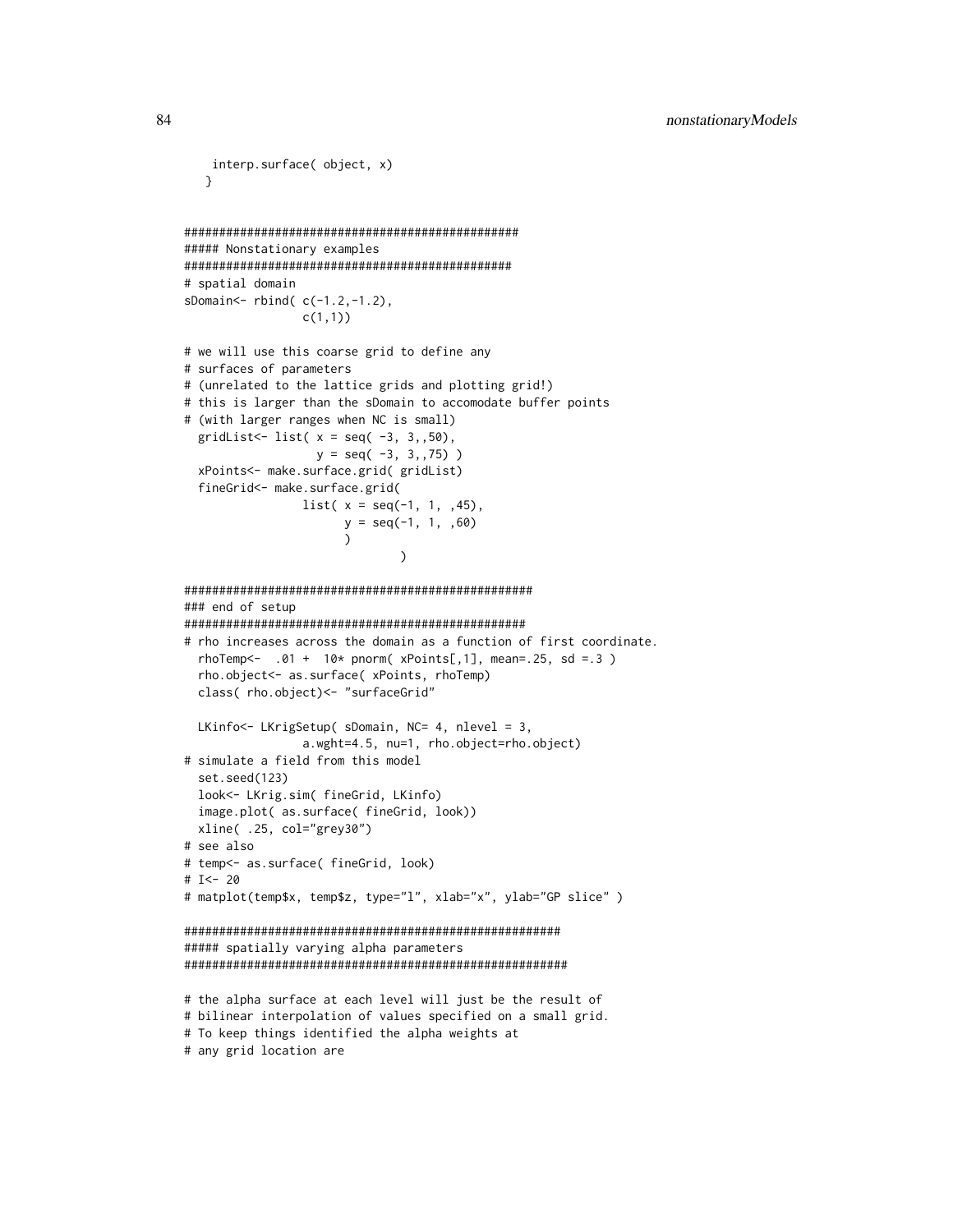```
    interp.surface( object, x)
   }


################################################
##### Nonstationary examples
###############################################
# spatial domain
sDomain<- rbind( c(-1.2,-1.2),
                 c(1,1))

# we will use this coarse grid to define any
# surfaces of parameters
# (unrelated to the lattice grids and plotting grid!)
# this is larger than the sDomain to accomodate buffer points
# (with larger ranges when NC is small)
  gridList<- list( x = seq( -3, 3,,50),
                   y = seq( -3, 3,,75) )
  xPoints<- make.surface.grid( gridList)
  fineGrid<- make.surface.grid(
                 list( x = seq(-1, 1, ,45),
                       y = seq(-1, 1, ,60)
                       )
                              )

##################################################
### end of setup
#################################################
# rho increases across the domain as a function of first coordinate.
  rhoTemp<-  .01 +  10* pnorm( xPoints[,1], mean=.25, sd =.3 )
  rho.object<- as.surface( xPoints, rhoTemp)
  class( rho.object)<- "surfaceGrid"

  LKinfo<- LKrigSetup( sDomain, NC= 4, nlevel = 3,
                 a.wght=4.5, nu=1, rho.object=rho.object)
# simulate a field from this model
  set.seed(123)
  look<- LKrig.sim( fineGrid, LKinfo)
  image.plot( as.surface( fineGrid, look))
  xline( .25, col="grey30")
# see also
# temp<- as.surface( fineGrid, look)
# I<- 20
# matplot(temp$x, temp$z, type="l", xlab="x", ylab="GP slice" )

####################################################
##### spatially varying alpha parameters
#####################################################

# the alpha surface at each level will just be the result of
# bilinear interpolation of values specified on a small grid.
# To keep things identified the alpha weights at
# any grid location are
```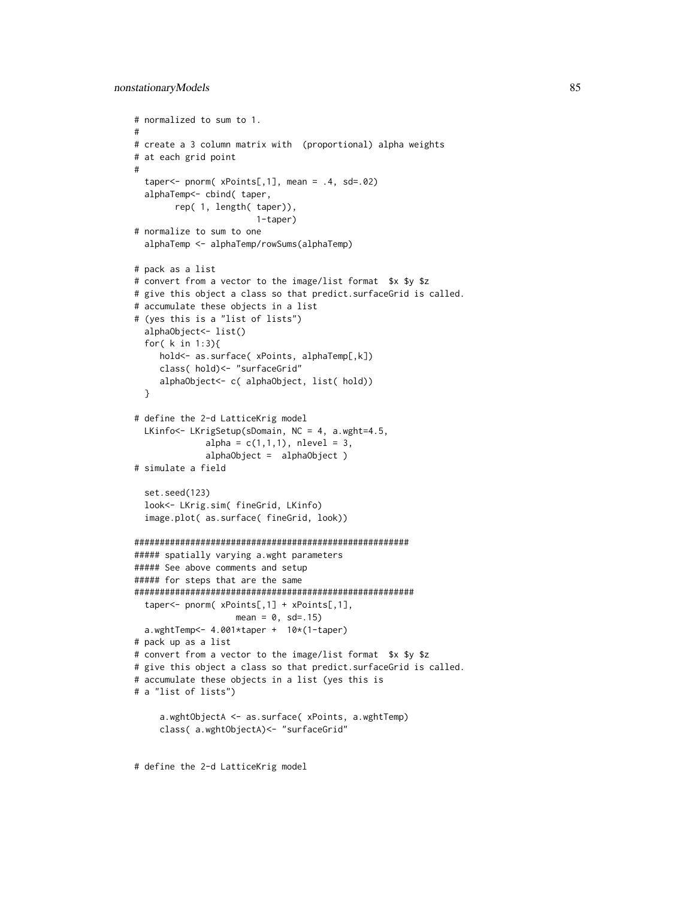```
# normalized to sum to 1.
#
# create a 3 column matrix with  (proportional) alpha weights
# at each grid point
#
  taper<- pnorm( xPoints[,1], mean = .4, sd=.02)
  alphaTemp<- cbind( taper,
        rep( 1, length( taper)),
                        1-taper)
# normalize to sum to one
  alphaTemp <- alphaTemp/rowSums(alphaTemp)

# pack as a list
# convert from a vector to the image/list format  $x $y $z
# give this object a class so that predict.surfaceGrid is called.
# accumulate these objects in a list
# (yes this is a "list of lists")
  alphaObject<- list()
  for( k in 1:3){
     hold<- as.surface( xPoints, alphaTemp[,k])
     class( hold)<- "surfaceGrid"
     alphaObject<- c( alphaObject, list( hold))
  }

# define the 2-d LatticeKrig model
  LKinfo<- LKrigSetup(sDomain, NC = 4, a.wght=4.5,
              alpha = c(1,1,1), nlevel = 3,
              alphaObject =  alphaObject )
# simulate a field

  set.seed(123)
  look<- LKrig.sim( fineGrid, LKinfo)
  image.plot( as.surface( fineGrid, look))

#######################################################
##### spatially varying a.wght parameters
##### See above comments and setup
##### for steps that are the same
########################################################
  taper<- pnorm( xPoints[,1] + xPoints[,1],
                  mean = 0, sd=.15)
  a.wghtTemp<- 4.001*taper +  10*(1-taper)
# pack up as a list
# convert from a vector to the image/list format  $x $y $z
# give this object a class so that predict.surfaceGrid is called.
# accumulate these objects in a list (yes this is
# a "list of lists")

     a.wghtObjectA <- as.surface( xPoints, a.wghtTemp)
     class( a.wghtObjectA)<- "surfaceGrid"


# define the 2-d LatticeKrig model
```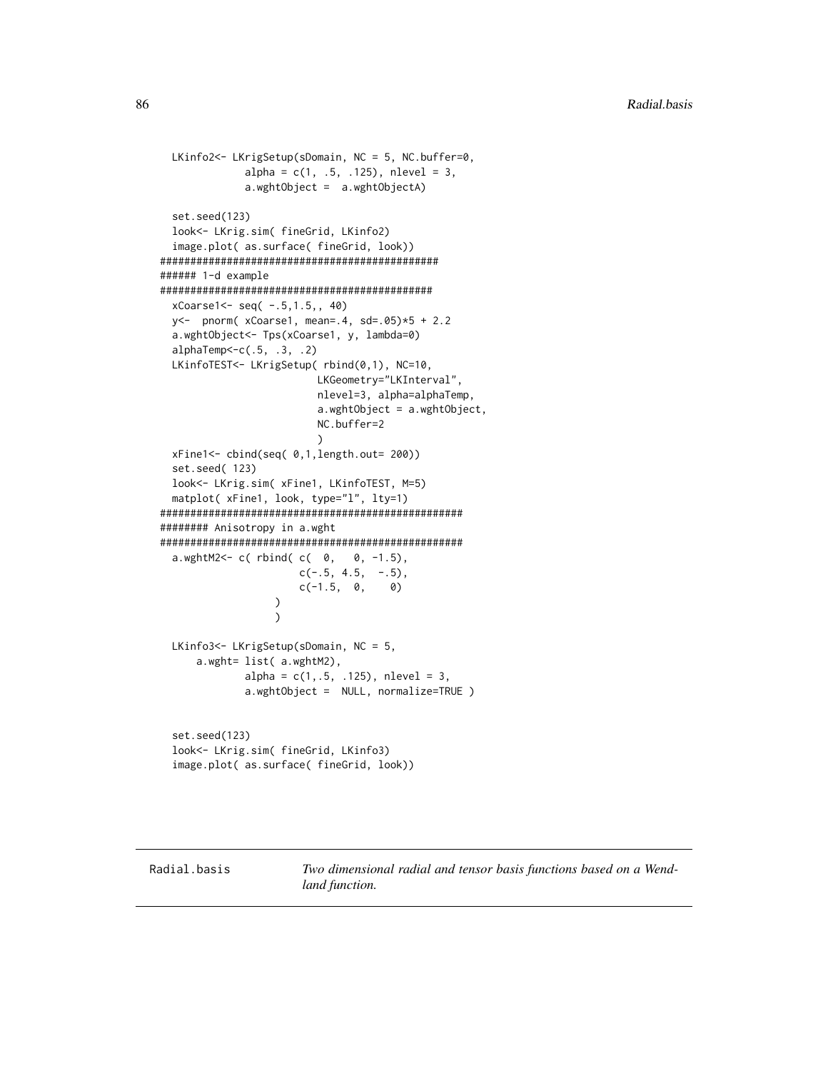```
  LKinfo2<- LKrigSetup(sDomain, NC = 5, NC.buffer=0,
             alpha = c(1, .5, .125), nlevel = 3,
             a.wghtObject =  a.wghtObjectA)

  set.seed(123)
  look<- LKrig.sim( fineGrid, LKinfo2)
  image.plot( as.surface( fineGrid, look))
###############################################
###### 1-d example
##############################################
  xCoarse1<- seq( -.5,1.5,, 40)
  y<-  pnorm( xCoarse1, mean=.4, sd=.05)*5 + 2.2
  a.wghtObject<- Tps(xCoarse1, y, lambda=0)
  alphaTemp<-c(.5, .3, .2)
  LKinfoTEST<- LKrigSetup( rbind(0,1), NC=10,
                        LKGeometry="LKInterval",
                        nlevel=3, alpha=alphaTemp,
                        a.wghtObject = a.wghtObject,
                        NC.buffer=2
                        )
  xFine1<- cbind(seq( 0,1,length.out= 200))
  set.seed( 123)
  look<- LKrig.sim( xFine1, LKinfoTEST, M=5)
  matplot( xFine1, look, type="l", lty=1)
##################################################
######## Anisotropy in a.wght
##################################################
  a.wghtM2<- c( rbind( c(  0,   0, -1.5),
                      c(-.5, 4.5,  -.5),
                      c(-1.5,  0,    0)
                  )
                  )

  LKinfo3<- LKrigSetup(sDomain, NC = 5,
      a.wght= list( a.wghtM2),
             alpha = c(1,.5, .125), nlevel = 3,
             a.wghtObject =  NULL, normalize=TRUE )


  set.seed(123)
  look<- LKrig.sim( fineGrid, LKinfo3)
  image.plot( as.surface( fineGrid, look))
```

---

Radial.basis — *Two dimensional radial and tensor basis functions based on a Wendland function.*

---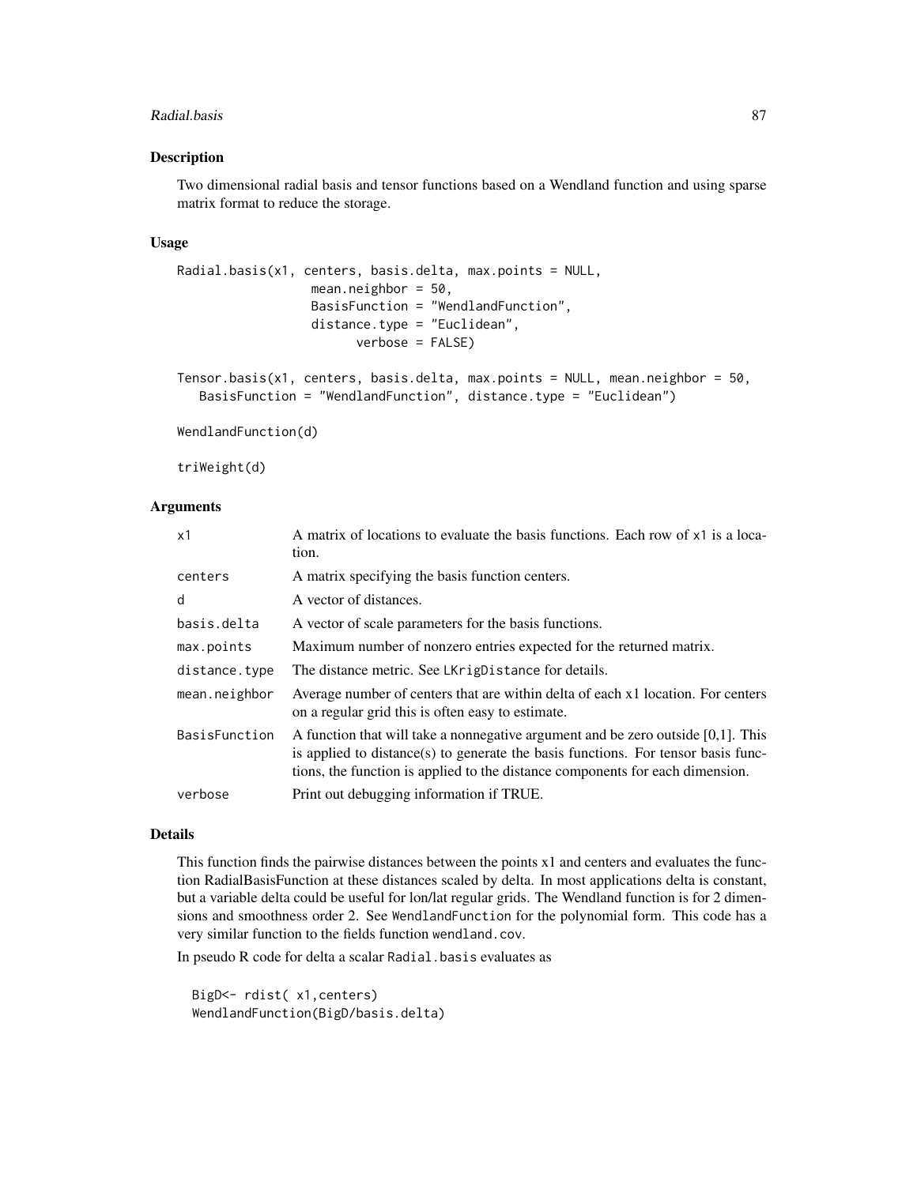## Description

Two dimensional radial basis and tensor functions based on a Wendland function and using sparse matrix format to reduce the storage.

## Usage

```
Radial.basis(x1, centers, basis.delta, max.points = NULL,
                 mean.neighbor = 50,
                 BasisFunction = "WendlandFunction",
                 distance.type = "Euclidean",
                        verbose = FALSE)

Tensor.basis(x1, centers, basis.delta, max.points = NULL, mean.neighbor = 50,
   BasisFunction = "WendlandFunction", distance.type = "Euclidean")

WendlandFunction(d)

triWeight(d)
```

## Arguments

| | |
|---|---|
| x1 | A matrix of locations to evaluate the basis functions. Each row of x1 is a location. |
| centers | A matrix specifying the basis function centers. |
| d | A vector of distances. |
| basis.delta | A vector of scale parameters for the basis functions. |
| max.points | Maximum number of nonzero entries expected for the returned matrix. |
| distance.type | The distance metric. See LKrigDistance for details. |
| mean.neighbor | Average number of centers that are within delta of each x1 location. For centers on a regular grid this is often easy to estimate. |
| BasisFunction | A function that will take a nonnegative argument and be zero outside [0,1]. This is applied to distance(s) to generate the basis functions. For tensor basis functions, the function is applied to the distance components for each dimension. |
| verbose | Print out debugging information if TRUE. |

## Details

This function finds the pairwise distances between the points x1 and centers and evaluates the function RadialBasisFunction at these distances scaled by delta. In most applications delta is constant, but a variable delta could be useful for lon/lat regular grids. The Wendland function is for 2 dimensions and smoothness order 2. See WendlandFunction for the polynomial form. This code has a very similar function to the fields function wendland.cov.

In pseudo R code for delta a scalar Radial.basis evaluates as

```
BigD<- rdist( x1,centers)
WendlandFunction(BigD/basis.delta)
```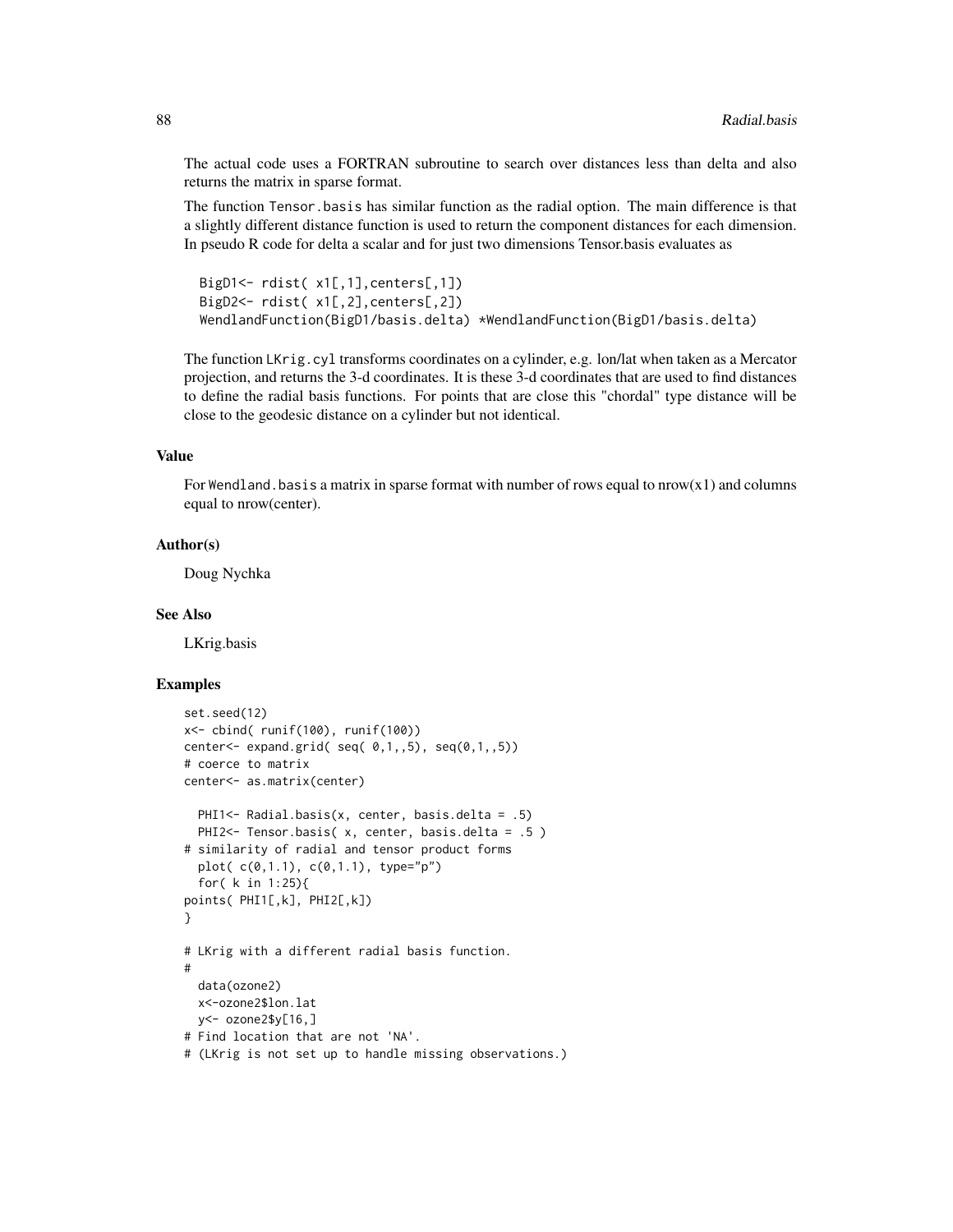The actual code uses a FORTRAN subroutine to search over distances less than delta and also returns the matrix in sparse format.

The function `Tensor.basis` has similar function as the radial option. The main difference is that a slightly different distance function is used to return the component distances for each dimension. In pseudo R code for delta a scalar and for just two dimensions Tensor.basis evaluates as

```
BigD1<- rdist( x1[,1],centers[,1])
BigD2<- rdist( x1[,2],centers[,2])
WendlandFunction(BigD1/basis.delta) *WendlandFunction(BigD1/basis.delta)
```

The function `LKrig.cyl` transforms coordinates on a cylinder, e.g. lon/lat when taken as a Mercator projection, and returns the 3-d coordinates. It is these 3-d coordinates that are used to find distances to define the radial basis functions. For points that are close this "chordal" type distance will be close to the geodesic distance on a cylinder but not identical.

### Value

For `Wendland.basis` a matrix in sparse format with number of rows equal to nrow(x1) and columns equal to nrow(center).

### Author(s)

Doug Nychka

### See Also

LKrig.basis

### Examples

```
set.seed(12)
x<- cbind( runif(100), runif(100))
center<- expand.grid( seq( 0,1,,5), seq(0,1,,5))
# coerce to matrix
center<- as.matrix(center)

  PHI1<- Radial.basis(x, center, basis.delta = .5)
  PHI2<- Tensor.basis( x, center, basis.delta = .5 )
# similarity of radial and tensor product forms
  plot( c(0,1.1), c(0,1.1), type="p")
  for( k in 1:25){
points( PHI1[,k], PHI2[,k])
}

# LKrig with a different radial basis function.
#
  data(ozone2)
  x<-ozone2$lon.lat
  y<- ozone2$y[16,]
# Find location that are not 'NA'.
# (LKrig is not set up to handle missing observations.)
```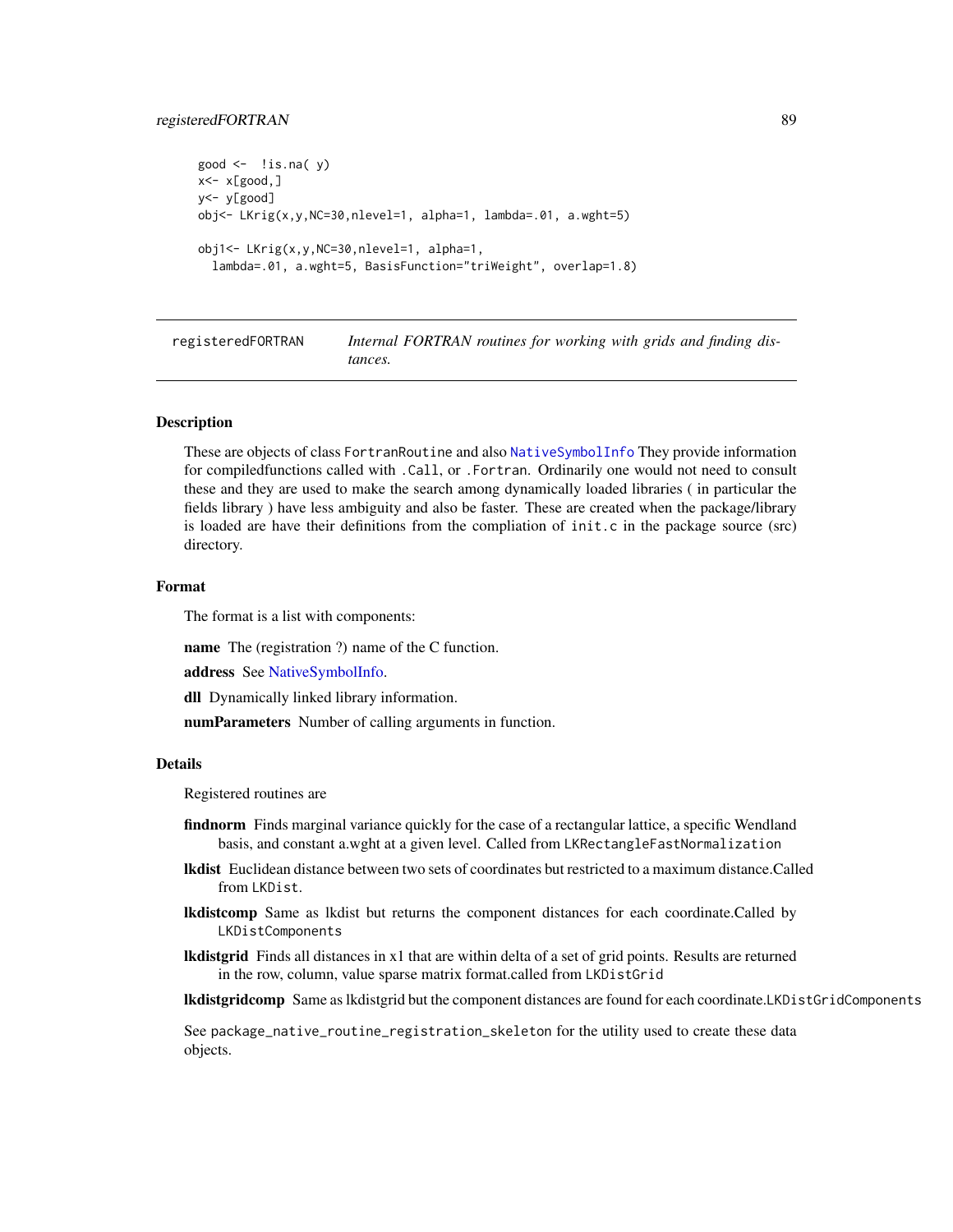```
good <-  !is.na( y)
x<- x[good,]
y<- y[good]
obj<- LKrig(x,y,NC=30,nlevel=1, alpha=1, lambda=.01, a.wght=5)

obj1<- LKrig(x,y,NC=30,nlevel=1, alpha=1,
  lambda=.01, a.wght=5, BasisFunction="triWeight", overlap=1.8)
```

---

## registeredFORTRAN — *Internal FORTRAN routines for working with grids and finding distances.*

---

### Description

These are objects of class FortranRoutine and also NativeSymbolInfo They provide information for compiledfunctions called with .Call, or .Fortran. Ordinarily one would not need to consult these and they are used to make the search among dynamically loaded libraries ( in particular the fields library ) have less ambiguity and also be faster. These are created when the package/library is loaded are have their definitions from the compliation of init.c in the package source (src) directory.

### Format

The format is a list with components:

**name** The (registration ?) name of the C function.

**address** See NativeSymbolInfo.

**dll** Dynamically linked library information.

**numParameters** Number of calling arguments in function.

### Details

Registered routines are

**findnorm** Finds marginal variance quickly for the case of a rectangular lattice, a specific Wendland basis, and constant a.wght at a given level. Called from LKRectangleFastNormalization

**lkdist** Euclidean distance between two sets of coordinates but restricted to a maximum distance.Called from LKDist.

**lkdistcomp** Same as lkdist but returns the component distances for each coordinate.Called by LKDistComponents

**lkdistgrid** Finds all distances in x1 that are within delta of a set of grid points. Results are returned in the row, column, value sparse matrix format.called from LKDistGrid

**lkdistgridcomp** Same as lkdistgrid but the component distances are found for each coordinate.LKDistGridComponents

See package_native_routine_registration_skeleton for the utility used to create these data objects.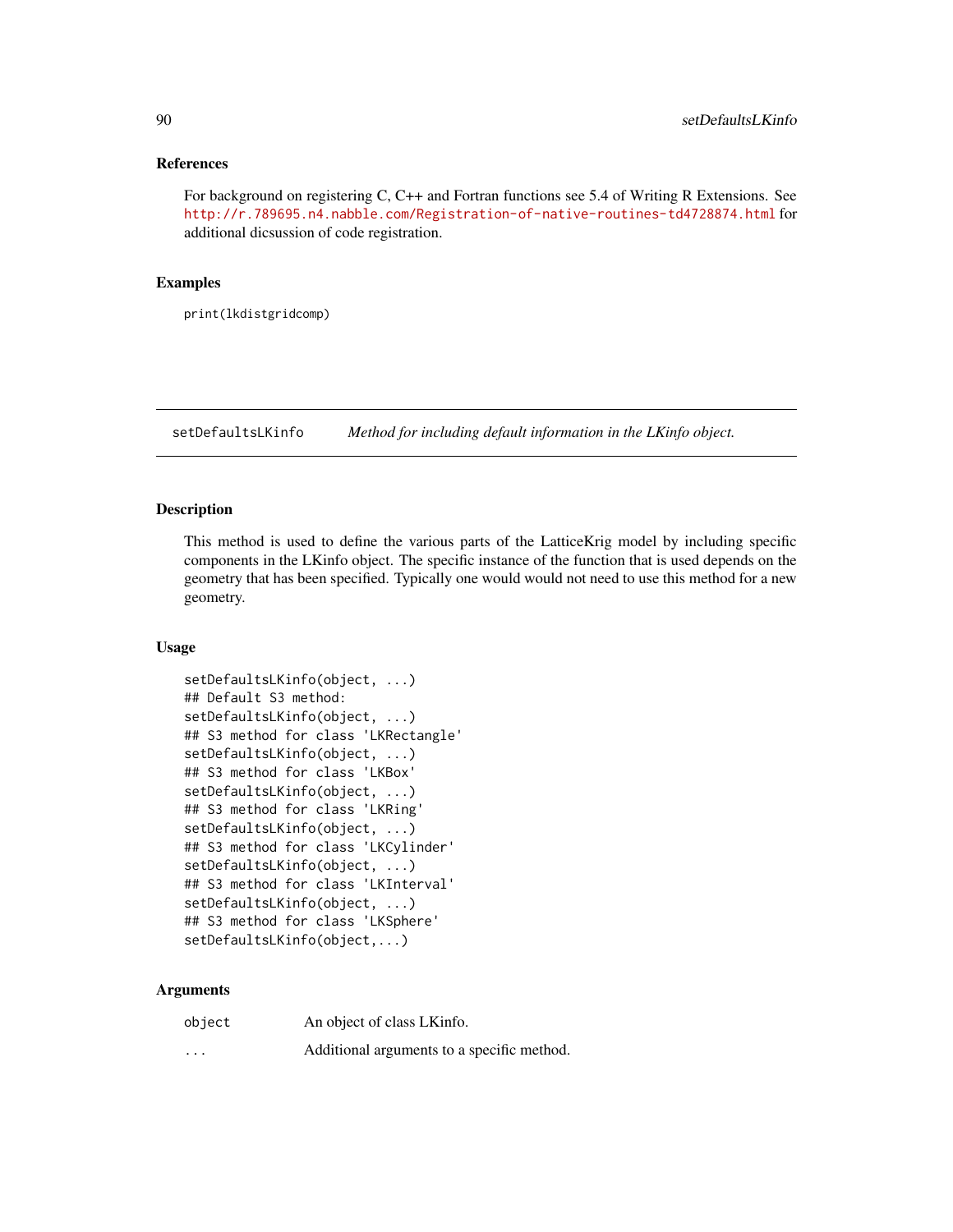### References

For background on registering C, C++ and Fortran functions see 5.4 of Writing R Extensions. See http://r.789695.n4.nabble.com/Registration-of-native-routines-td4728874.html for additional dicsussion of code registration.

### Examples

```
print(lkdistgridcomp)
```

---

## setDefaultsLKinfo — *Method for including default information in the LKinfo object.*

---

### Description

This method is used to define the various parts of the LatticeKrig model by including specific components in the LKinfo object. The specific instance of the function that is used depends on the geometry that has been specified. Typically one would would not need to use this method for a new geometry.

### Usage

```
setDefaultsLKinfo(object, ...)
## Default S3 method:
setDefaultsLKinfo(object, ...)
## S3 method for class 'LKRectangle'
setDefaultsLKinfo(object, ...)
## S3 method for class 'LKBox'
setDefaultsLKinfo(object, ...)
## S3 method for class 'LKRing'
setDefaultsLKinfo(object, ...)
## S3 method for class 'LKCylinder'
setDefaultsLKinfo(object, ...)
## S3 method for class 'LKInterval'
setDefaultsLKinfo(object, ...)
## S3 method for class 'LKSphere'
setDefaultsLKinfo(object,...)
```

### Arguments

| | |
|---|---|
| `object` | An object of class LKinfo. |
| `...` | Additional arguments to a specific method. |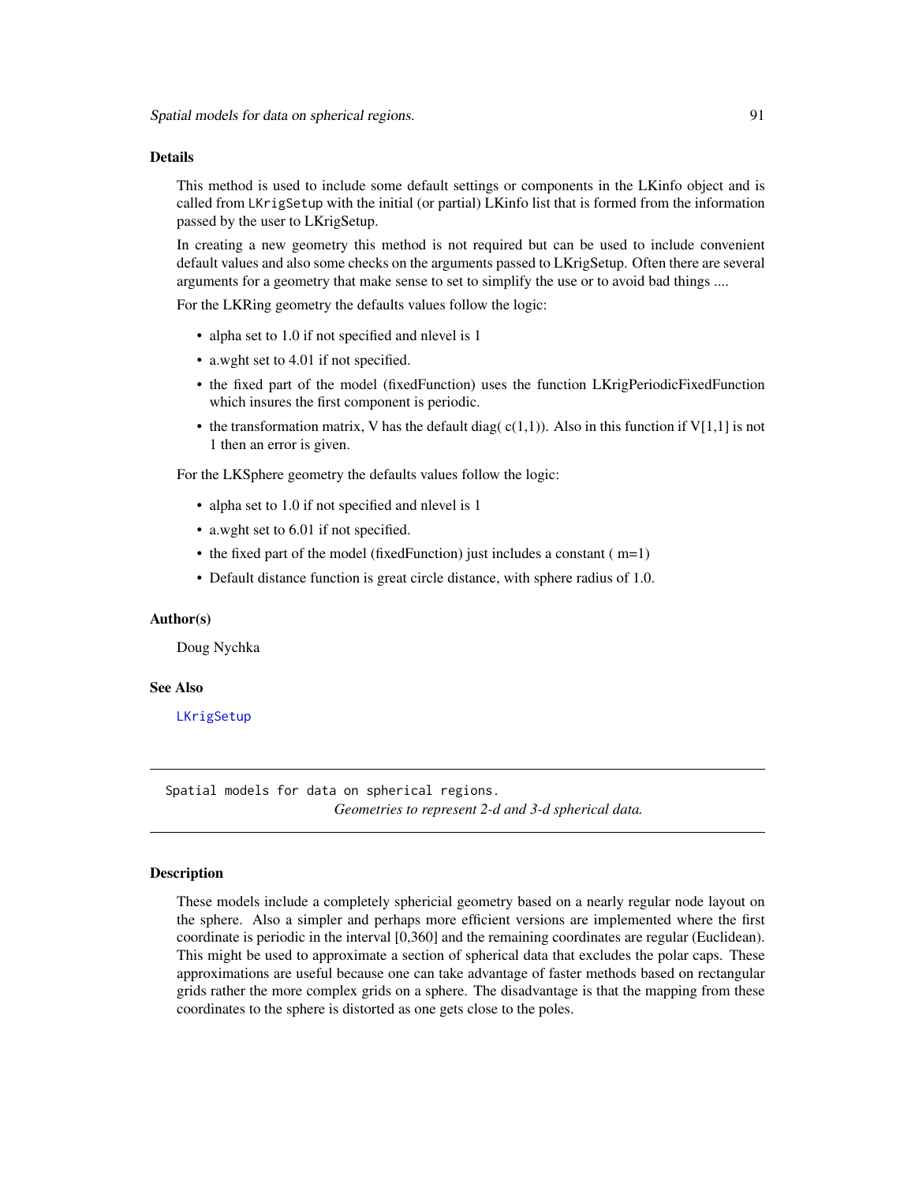## Details

This method is used to include some default settings or components in the LKinfo object and is called from `LKrigSetup` with the initial (or partial) LKinfo list that is formed from the information passed by the user to LKrigSetup.

In creating a new geometry this method is not required but can be used to include convenient default values and also some checks on the arguments passed to LKrigSetup. Often there are several arguments for a geometry that make sense to set to simplify the use or to avoid bad things ....

For the LKRing geometry the defaults values follow the logic:

- alpha set to 1.0 if not specified and nlevel is 1
- a.wght set to 4.01 if not specified.
- the fixed part of the model (fixedFunction) uses the function LKrigPeriodicFixedFunction which insures the first component is periodic.
- the transformation matrix, V has the default diag( c(1,1)). Also in this function if V[1,1] is not 1 then an error is given.

For the LKSphere geometry the defaults values follow the logic:

- alpha set to 1.0 if not specified and nlevel is 1
- a.wght set to 6.01 if not specified.
- the fixed part of the model (fixedFunction) just includes a constant ( m=1)
- Default distance function is great circle distance, with sphere radius of 1.0.

## Author(s)

Doug Nychka

## See Also

LKrigSetup

---

`Spatial models for data on spherical regions.`
*Geometries to represent 2-d and 3-d spherical data.*

---

## Description

These models include a completely sphericial geometry based on a nearly regular node layout on the sphere. Also a simpler and perhaps more efficient versions are implemented where the first coordinate is periodic in the interval [0,360] and the remaining coordinates are regular (Euclidean). This might be used to approximate a section of spherical data that excludes the polar caps. These approximations are useful because one can take advantage of faster methods based on rectangular grids rather the more complex grids on a sphere. The disadvantage is that the mapping from these coordinates to the sphere is distorted as one gets close to the poles.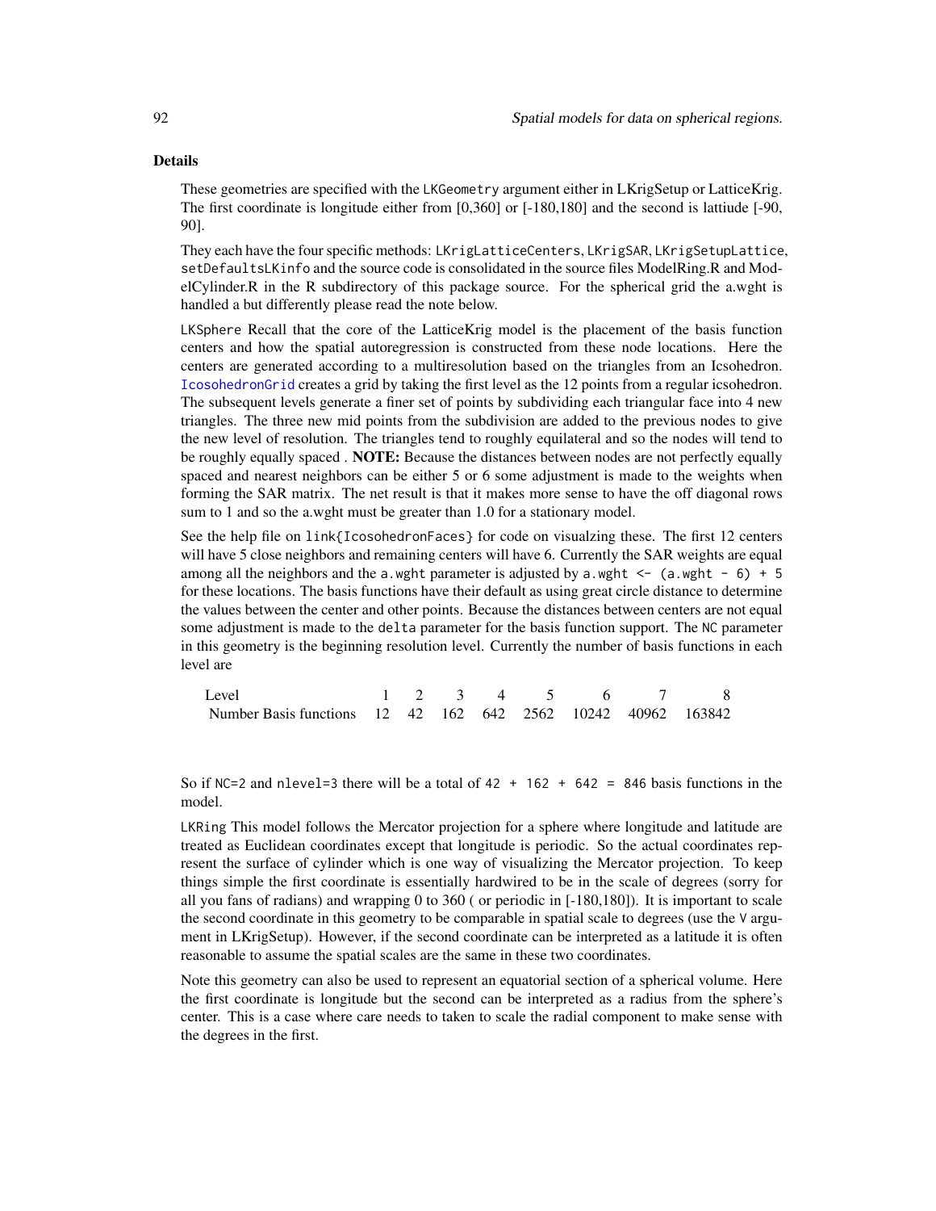## Details

These geometries are specified with the `LKGeometry` argument either in LKrigSetup or LatticeKrig. The first coordinate is longitude either from [0,360] or [-180,180] and the second is lattiude [-90, 90].

They each have the four specific methods: `LKrigLatticeCenters`, `LKrigSAR`, `LKrigSetupLattice`, `setDefaultsLKinfo` and the source code is consolidated in the source files ModelRing.R and ModelCylinder.R in the R subdirectory of this package source. For the spherical grid the a.wght is handled a but differently please read the note below.

`LKSphere` Recall that the core of the LatticeKrig model is the placement of the basis function centers and how the spatial autoregression is constructed from these node locations. Here the centers are generated according to a multiresolution based on the triangles from an Icsohedron. `IcosohedronGrid` creates a grid by taking the first level as the 12 points from a regular icsohedron. The subsequent levels generate a finer set of points by subdividing each triangular face into 4 new triangles. The three new mid points from the subdivision are added to the previous nodes to give the new level of resolution. The triangles tend to roughly equilateral and so the nodes will tend to be roughly equally spaced . **NOTE:** Because the distances between nodes are not perfectly equally spaced and nearest neighbors can be either 5 or 6 some adjustment is made to the weights when forming the SAR matrix. The net result is that it makes more sense to have the off diagonal rows sum to 1 and so the a.wght must be greater than 1.0 for a stationary model.

See the help file on `link{IcosohedronFaces}` for code on visualzing these. The first 12 centers will have 5 close neighbors and remaining centers will have 6. Currently the SAR weights are equal among all the neighbors and the `a.wght` parameter is adjusted by `a.wght <- (a.wght - 6) + 5` for these locations. The basis functions have their default as using great circle distance to determine the values between the center and other points. Because the distances between centers are not equal some adjustment is made to the `delta` parameter for the basis function support. The `NC` parameter in this geometry is the beginning resolution level. Currently the number of basis functions in each level are

| Level | 1 | 2 | 3 | 4 | 5 | 6 | 7 | 8 |
|---|---|---|---|---|---|---|---|---|
| Number Basis functions | 12 | 42 | 162 | 642 | 2562 | 10242 | 40962 | 163842 |

So if `NC=2` and `nlevel=3` there will be a total of `42 + 162 + 642 = 846` basis functions in the model.

`LKRing` This model follows the Mercator projection for a sphere where longitude and latitude are treated as Euclidean coordinates except that longitude is periodic. So the actual coordinates represent the surface of cylinder which is one way of visualizing the Mercator projection. To keep things simple the first coordinate is essentially hardwired to be in the scale of degrees (sorry for all you fans of radians) and wrapping 0 to 360 ( or periodic in [-180,180]). It is important to scale the second coordinate in this geometry to be comparable in spatial scale to degrees (use the `V` argument in LKrigSetup). However, if the second coordinate can be interpreted as a latitude it is often reasonable to assume the spatial scales are the same in these two coordinates.

Note this geometry can also be used to represent an equatorial section of a spherical volume. Here the first coordinate is longitude but the second can be interpreted as a radius from the sphere's center. This is a case where care needs to taken to scale the radial component to make sense with the degrees in the first.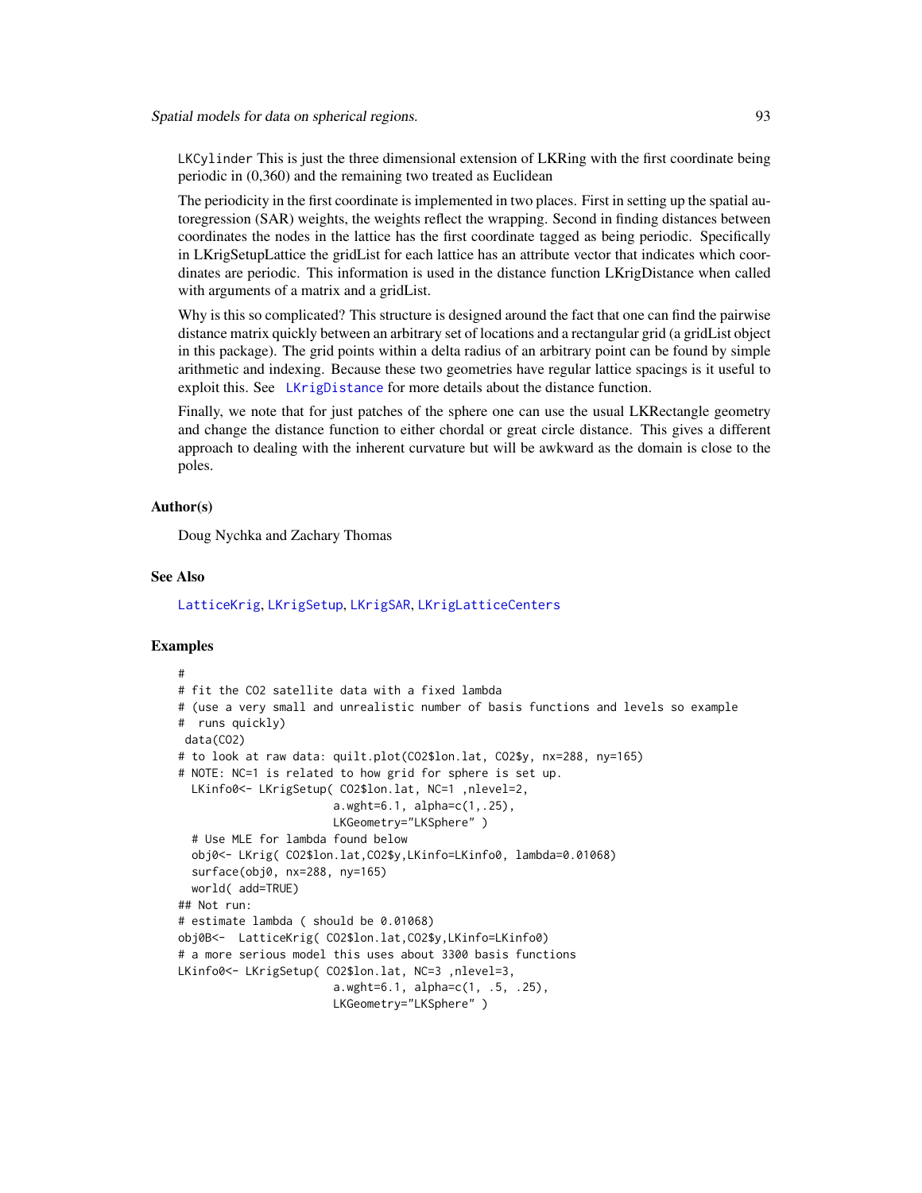LKCylinder This is just the three dimensional extension of LKRing with the first coordinate being periodic in (0,360) and the remaining two treated as Euclidean

The periodicity in the first coordinate is implemented in two places. First in setting up the spatial autoregression (SAR) weights, the weights reflect the wrapping. Second in finding distances between coordinates the nodes in the lattice has the first coordinate tagged as being periodic. Specifically in LKrigSetupLattice the gridList for each lattice has an attribute vector that indicates which coordinates are periodic. This information is used in the distance function LKrigDistance when called with arguments of a matrix and a gridList.

Why is this so complicated? This structure is designed around the fact that one can find the pairwise distance matrix quickly between an arbitrary set of locations and a rectangular grid (a gridList object in this package). The grid points within a delta radius of an arbitrary point can be found by simple arithmetic and indexing. Because these two geometries have regular lattice spacings is it useful to exploit this. See LKrigDistance for more details about the distance function.

Finally, we note that for just patches of the sphere one can use the usual LKRectangle geometry and change the distance function to either chordal or great circle distance. This gives a different approach to dealing with the inherent curvature but will be awkward as the domain is close to the poles.

### Author(s)

Doug Nychka and Zachary Thomas

### See Also

LatticeKrig, LKrigSetup, LKrigSAR, LKrigLatticeCenters

### Examples

```
#
# fit the CO2 satellite data with a fixed lambda
# (use a very small and unrealistic number of basis functions and levels so example
#  runs quickly)
 data(CO2)
# to look at raw data: quilt.plot(CO2$lon.lat, CO2$y, nx=288, ny=165)
# NOTE: NC=1 is related to how grid for sphere is set up.
  LKinfo0<- LKrigSetup( CO2$lon.lat, NC=1 ,nlevel=2,
                       a.wght=6.1, alpha=c(1,.25),
                       LKGeometry="LKSphere" )
  # Use MLE for lambda found below
  obj0<- LKrig( CO2$lon.lat,CO2$y,LKinfo=LKinfo0, lambda=0.01068)
  surface(obj0, nx=288, ny=165)
  world( add=TRUE)
## Not run:
# estimate lambda ( should be 0.01068)
obj0B<-  LatticeKrig( CO2$lon.lat,CO2$y,LKinfo=LKinfo0)
# a more serious model this uses about 3300 basis functions
LKinfo0<- LKrigSetup( CO2$lon.lat, NC=3 ,nlevel=3,
                       a.wght=6.1, alpha=c(1, .5, .25),
                       LKGeometry="LKSphere" )
```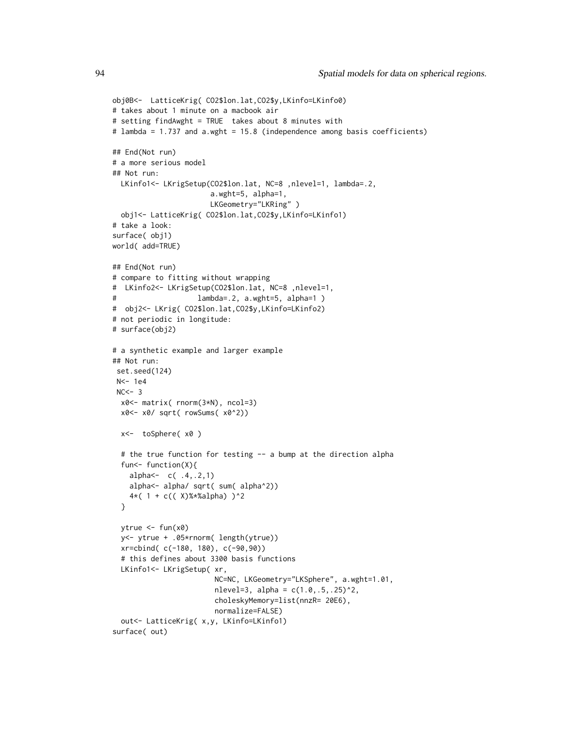```
obj0B<-  LatticeKrig( CO2$lon.lat,CO2$y,LKinfo=LKinfo0)
# takes about 1 minute on a macbook air
# setting findAwght = TRUE  takes about 8 minutes with
# lambda = 1.737 and a.wght = 15.8 (independence among basis coefficients)

## End(Not run)
# a more serious model
## Not run:
  LKinfo1<- LKrigSetup(CO2$lon.lat, NC=8 ,nlevel=1, lambda=.2,
                       a.wght=5, alpha=1,
                       LKGeometry="LKRing" )
  obj1<- LatticeKrig( CO2$lon.lat,CO2$y,LKinfo=LKinfo1)
# take a look:
surface( obj1)
world( add=TRUE)

## End(Not run)
# compare to fitting without wrapping
#  LKinfo2<- LKrigSetup(CO2$lon.lat, NC=8 ,nlevel=1,
#                   lambda=.2, a.wght=5, alpha=1 )
#  obj2<- LKrig( CO2$lon.lat,CO2$y,LKinfo=LKinfo2)
# not periodic in longitude:
# surface(obj2)

# a synthetic example and larger example
## Not run:
 set.seed(124)
 N<- 1e4
 NC<- 3
  x0<- matrix( rnorm(3*N), ncol=3)
  x0<- x0/ sqrt( rowSums( x0^2))

  x<-  toSphere( x0 )

  # the true function for testing -- a bump at the direction alpha
  fun<- function(X){
    alpha<-  c( .4,.2,1)
    alpha<- alpha/ sqrt( sum( alpha^2))
    4*( 1 + c(( X)%*%alpha) )^2
  }

  ytrue <- fun(x0)
  y<- ytrue + .05*rnorm( length(ytrue))
  xr=cbind( c(-180, 180), c(-90,90))
  # this defines about 3300 basis functions
  LKinfo1<- LKrigSetup( xr,
                        NC=NC, LKGeometry="LKSphere", a.wght=1.01,
                        nlevel=3, alpha = c(1.0,.5,.25)^2,
                        choleskyMemory=list(nnzR= 20E6),
                        normalize=FALSE)
  out<- LatticeKrig( x,y, LKinfo=LKinfo1)
surface( out)
```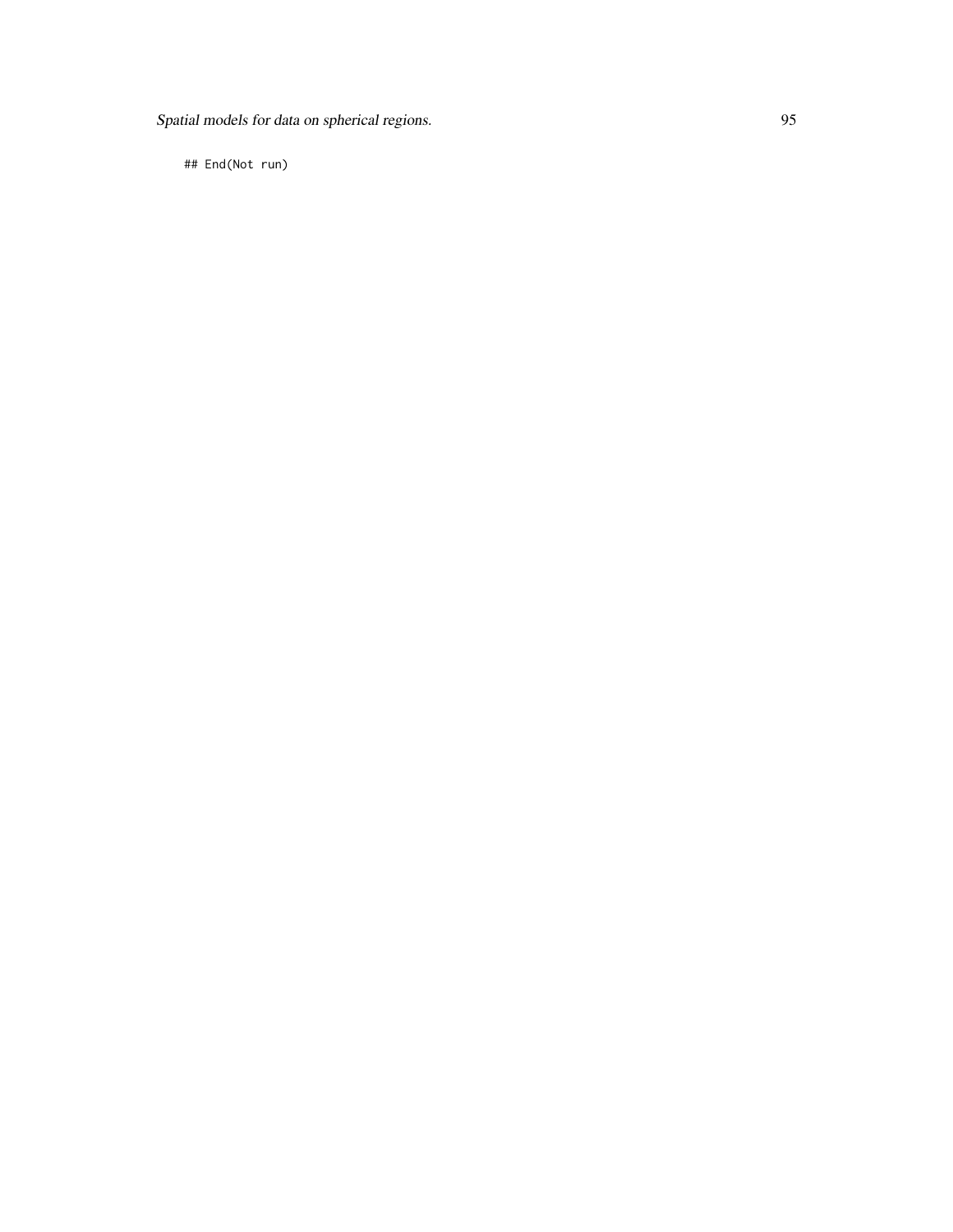```
## End(Not run)
```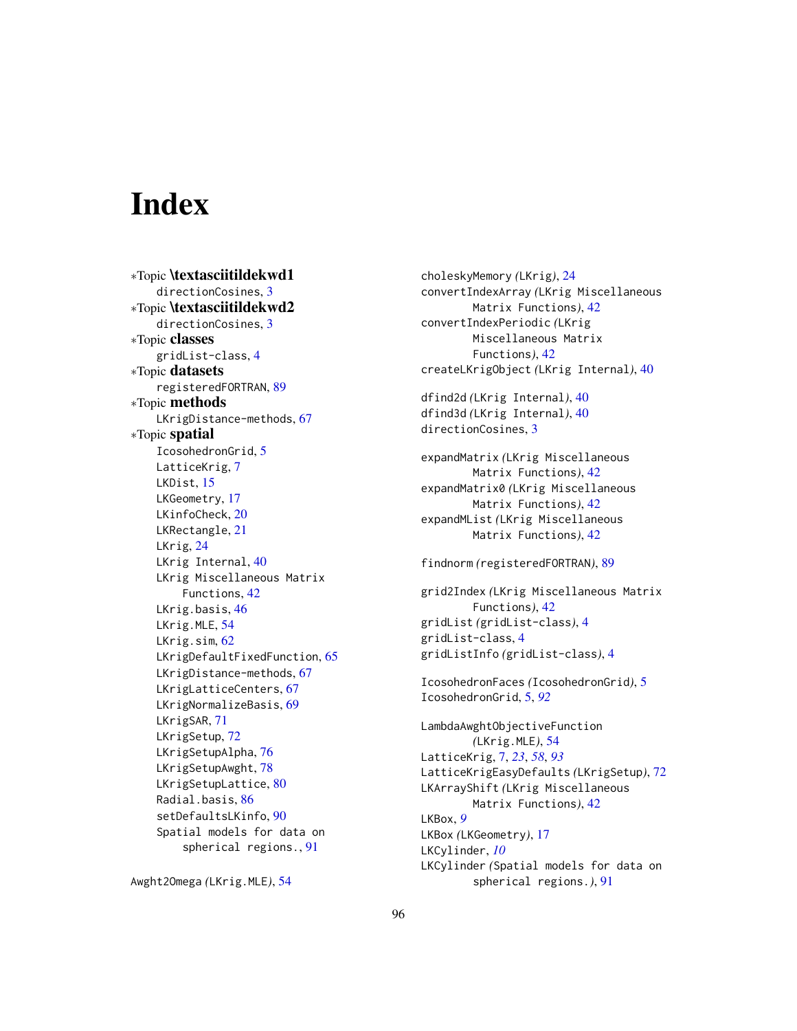# Index

∗Topic **\textasciitildekwd1**
  directionCosines, 3
∗Topic **\textasciitildekwd2**
  directionCosines, 3
∗Topic **classes**
  gridList-class, 4
∗Topic **datasets**
  registeredFORTRAN, 89
∗Topic **methods**
  LKrigDistance-methods, 67
∗Topic **spatial**
  IcosohedronGrid, 5
  LatticeKrig, 7
  LKDist, 15
  LKGeometry, 17
  LKinfoCheck, 20
  LKRectangle, 21
  LKrig, 24
  LKrig Internal, 40
  LKrig Miscellaneous Matrix Functions, 42
  LKrig.basis, 46
  LKrig.MLE, 54
  LKrig.sim, 62
  LKrigDefaultFixedFunction, 65
  LKrigDistance-methods, 67
  LKrigLatticeCenters, 67
  LKrigNormalizeBasis, 69
  LKrigSAR, 71
  LKrigSetup, 72
  LKrigSetupAlpha, 76
  LKrigSetupAwght, 78
  LKrigSetupLattice, 80
  Radial.basis, 86
  setDefaultsLKinfo, 90
  Spatial models for data on spherical regions., 91

Awght2Omega *(LKrig.MLE)*, 54

choleskyMemory *(LKrig)*, 24
convertIndexArray *(LKrig Miscellaneous Matrix Functions)*, 42
convertIndexPeriodic *(LKrig Miscellaneous Matrix Functions)*, 42
createLKrigObject *(LKrig Internal)*, 40

dfind2d *(LKrig Internal)*, 40
dfind3d *(LKrig Internal)*, 40
directionCosines, 3

expandMatrix *(LKrig Miscellaneous Matrix Functions)*, 42
expandMatrix0 *(LKrig Miscellaneous Matrix Functions)*, 42
expandMList *(LKrig Miscellaneous Matrix Functions)*, 42

findnorm *(registeredFORTRAN)*, 89

grid2Index *(LKrig Miscellaneous Matrix Functions)*, 42
gridList *(gridList-class)*, 4
gridList-class, 4
gridListInfo *(gridList-class)*, 4

IcosohedronFaces *(IcosohedronGrid)*, 5
IcosohedronGrid, 5, *92*

LambdaAwghtObjectiveFunction *(LKrig.MLE)*, 54
LatticeKrig, 7, *23*, *58*, *93*
LatticeKrigEasyDefaults *(LKrigSetup)*, 72
LKArrayShift *(LKrig Miscellaneous Matrix Functions)*, 42
LKBox, *9*
LKBox *(LKGeometry)*, 17
LKCylinder, *10*
LKCylinder *(Spatial models for data on spherical regions.)*, 91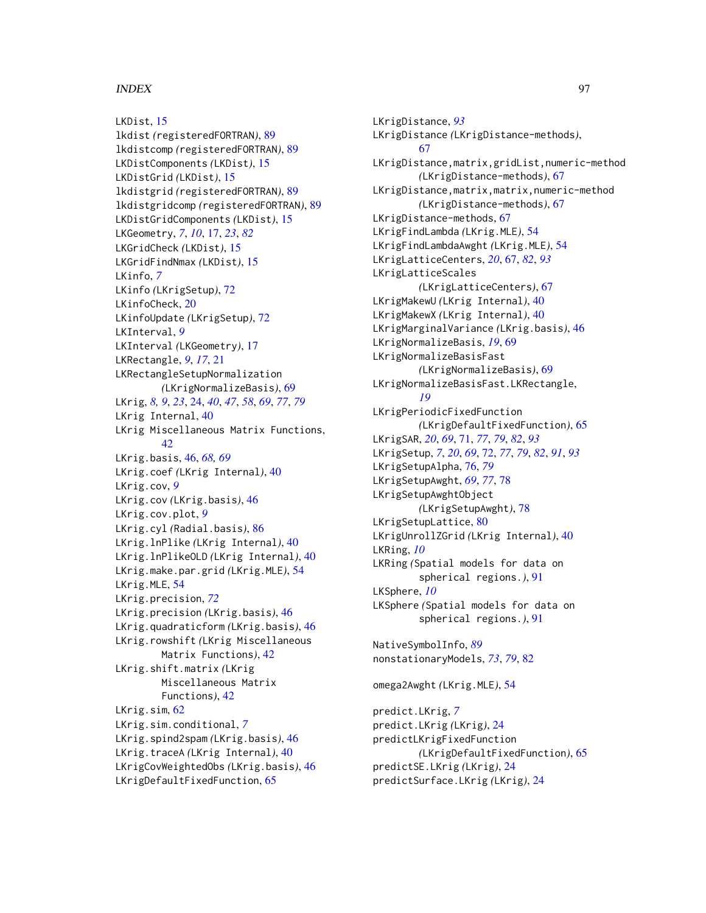LKDist, 15
lkdist *(registeredFORTRAN)*, 89
lkdistcomp *(registeredFORTRAN)*, 89
LKDistComponents *(LKDist)*, 15
LKDistGrid *(LKDist)*, 15
lkdistgrid *(registeredFORTRAN)*, 89
lkdistgridcomp *(registeredFORTRAN)*, 89
LKDistGridComponents *(LKDist)*, 15
LKGeometry, *7*, *10*, 17, *23*, *82*
LKGridCheck *(LKDist)*, 15
LKGridFindNmax *(LKDist)*, 15
LKinfo, *7*
LKinfo *(LKrigSetup)*, 72
LKinfoCheck, 20
LKinfoUpdate *(LKrigSetup)*, 72
LKInterval, *9*
LKInterval *(LKGeometry)*, 17
LKRectangle, *9*, *17*, 21
LKRectangleSetupNormalization *(LKrigNormalizeBasis)*, 69
LKrig, *8, 9*, *23*, 24, *40*, *47*, *58*, *69*, *77*, *79*
LKrig Internal, 40
LKrig Miscellaneous Matrix Functions, 42
LKrig.basis, 46, *68, 69*
LKrig.coef *(LKrig Internal)*, 40
LKrig.cov, *9*
LKrig.cov *(LKrig.basis)*, 46
LKrig.cov.plot, *9*
LKrig.cyl *(Radial.basis)*, 86
LKrig.lnPlike *(LKrig Internal)*, 40
LKrig.lnPlikeOLD *(LKrig Internal)*, 40
LKrig.make.par.grid *(LKrig.MLE)*, 54
LKrig.MLE, 54
LKrig.precision, *72*
LKrig.precision *(LKrig.basis)*, 46
LKrig.quadraticform *(LKrig.basis)*, 46
LKrig.rowshift *(LKrig Miscellaneous Matrix Functions)*, 42
LKrig.shift.matrix *(LKrig Miscellaneous Matrix Functions)*, 42
LKrig.sim, 62
LKrig.sim.conditional, *7*
LKrig.spind2spam *(LKrig.basis)*, 46
LKrig.traceA *(LKrig Internal)*, 40
LKrigCovWeightedObs *(LKrig.basis)*, 46
LKrigDefaultFixedFunction, 65
LKrigDistance, *93*
LKrigDistance *(LKrigDistance-methods)*, 67
LKrigDistance,matrix,gridList,numeric-method *(LKrigDistance-methods)*, 67
LKrigDistance,matrix,matrix,numeric-method *(LKrigDistance-methods)*, 67
LKrigDistance-methods, 67
LKrigFindLambda *(LKrig.MLE)*, 54
LKrigFindLambdaAwght *(LKrig.MLE)*, 54
LKrigLatticeCenters, *20*, 67, *82*, *93*
LKrigLatticeScales *(LKrigLatticeCenters)*, 67
LKrigMakewU *(LKrig Internal)*, 40
LKrigMakewX *(LKrig Internal)*, 40
LKrigMarginalVariance *(LKrig.basis)*, 46
LKrigNormalizeBasis, *19*, 69
LKrigNormalizeBasisFast *(LKrigNormalizeBasis)*, 69
LKrigNormalizeBasisFast.LKRectangle, *19*
LKrigPeriodicFixedFunction *(LKrigDefaultFixedFunction)*, 65
LKrigSAR, *20*, *69*, 71, *77*, *79*, *82*, *93*
LKrigSetup, *7*, *20*, *69*, 72, *77*, *79*, *82*, *91*, *93*
LKrigSetupAlpha, 76, *79*
LKrigSetupAwght, *69*, *77*, 78
LKrigSetupAwghtObject *(LKrigSetupAwght)*, 78
LKrigSetupLattice, 80
LKrigUnrollZGrid *(LKrig Internal)*, 40
LKRing, *10*
LKRing *(Spatial models for data on spherical regions.)*, 91
LKSphere, *10*
LKSphere *(Spatial models for data on spherical regions.)*, 91

NativeSymbolInfo, *89*
nonstationaryModels, *73*, *79*, 82

omega2Awght *(LKrig.MLE)*, 54

predict.LKrig, *7*
predict.LKrig *(LKrig)*, 24
predictLKrigFixedFunction *(LKrigDefaultFixedFunction)*, 65
predictSE.LKrig *(LKrig)*, 24
predictSurface.LKrig *(LKrig)*, 24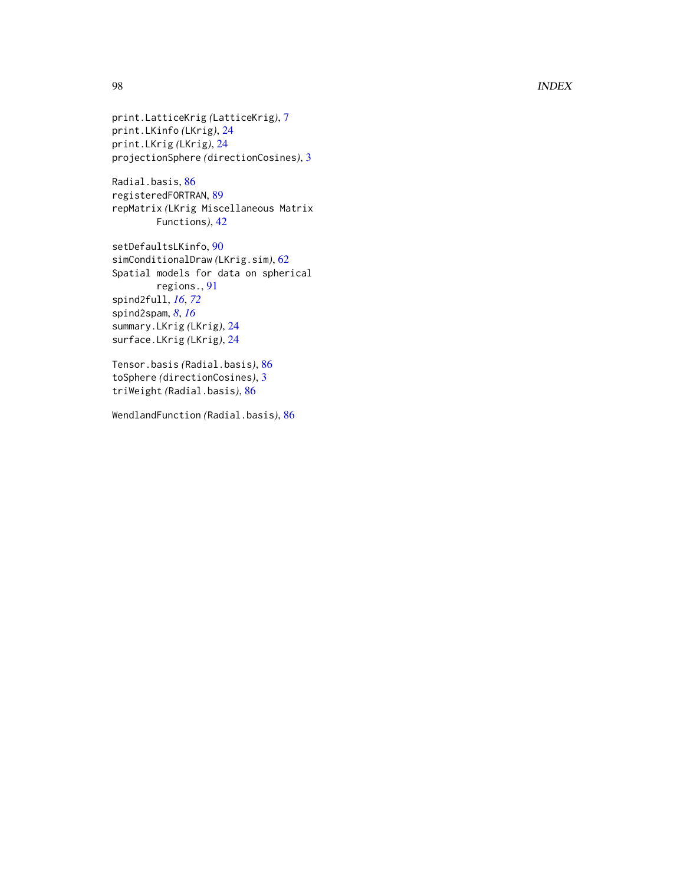print.LatticeKrig *(*LatticeKrig*)*, 7
print.LKinfo *(*LKrig*)*, 24
print.LKrig *(*LKrig*)*, 24
projectionSphere *(*directionCosines*)*, 3

Radial.basis, 86
registeredFORTRAN, 89
repMatrix *(*LKrig Miscellaneous Matrix Functions*)*, 42

setDefaultsLKinfo, 90
simConditionalDraw *(*LKrig.sim*)*, 62
Spatial models for data on spherical regions., 91
spind2full, *16*, *72*
spind2spam, *8*, *16*
summary.LKrig *(*LKrig*)*, 24
surface.LKrig *(*LKrig*)*, 24

Tensor.basis *(*Radial.basis*)*, 86
toSphere *(*directionCosines*)*, 3
triWeight *(*Radial.basis*)*, 86

WendlandFunction *(*Radial.basis*)*, 86